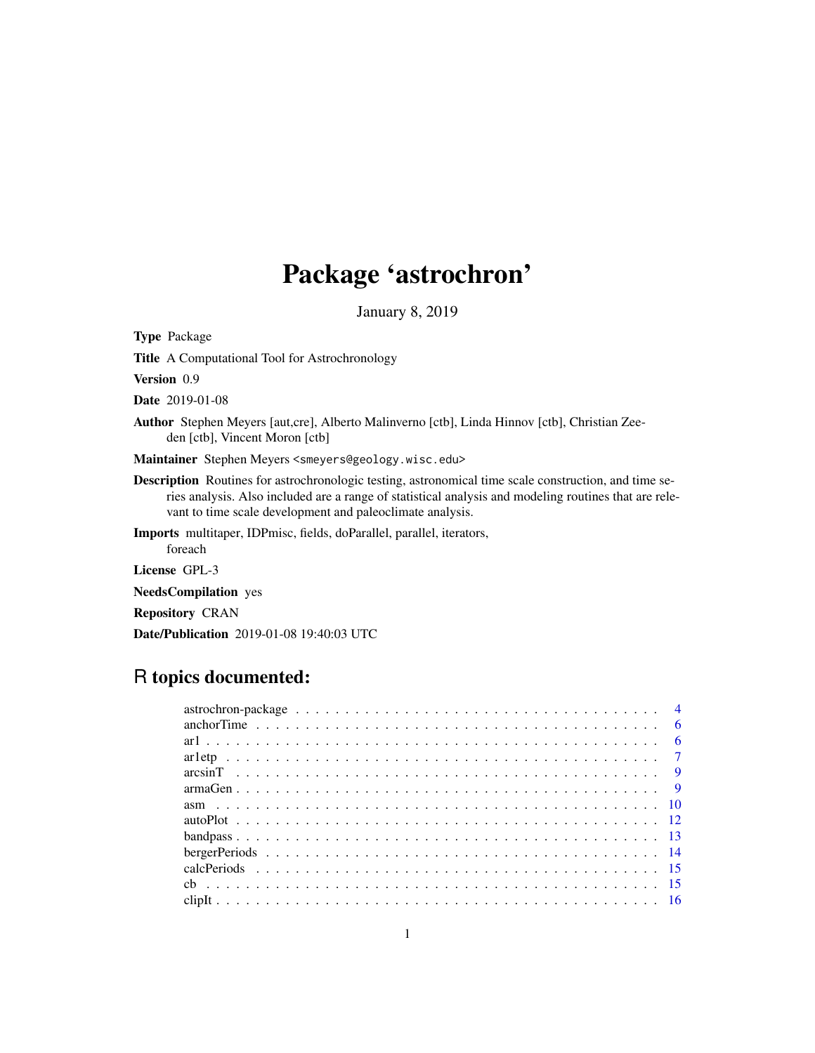# Package 'astrochron'

January 8, 2019

**Type** Package

**Title** A Computational Tool for Astrochronology

**Version** 0.9

**Date** 2019-01-08

**Author** Stephen Meyers [aut,cre], Alberto Malinverno [ctb], Linda Hinnov [ctb], Christian Zeeden [ctb], Vincent Moron [ctb]

**Maintainer** Stephen Meyers <smeyers@geology.wisc.edu>

**Description** Routines for astrochronologic testing, astronomical time scale construction, and time series analysis. Also included are a range of statistical analysis and modeling routines that are relevant to time scale development and paleoclimate analysis.

**Imports** multitaper, IDPmisc, fields, doParallel, parallel, iterators, foreach

**License** GPL-3

**NeedsCompilation** yes

**Repository** CRAN

**Date/Publication** 2019-01-08 19:40:03 UTC

## R topics documented:

- astrochron-package . . . . . . . . . . . . . . . . . . . . . . . . . . . . . . . . . . . . . . 4
- anchorTime . . . . . . . . . . . . . . . . . . . . . . . . . . . . . . . . . . . . . . . . . . 6
- ar1 . . . . . . . . . . . . . . . . . . . . . . . . . . . . . . . . . . . . . . . . . . . . . . . 6
- ar1etp . . . . . . . . . . . . . . . . . . . . . . . . . . . . . . . . . . . . . . . . . . . . . 7
- arcsinT . . . . . . . . . . . . . . . . . . . . . . . . . . . . . . . . . . . . . . . . . . . . 9
- armaGen . . . . . . . . . . . . . . . . . . . . . . . . . . . . . . . . . . . . . . . . . . . . 9
- asm . . . . . . . . . . . . . . . . . . . . . . . . . . . . . . . . . . . . . . . . . . . . . . 10
- autoPlot . . . . . . . . . . . . . . . . . . . . . . . . . . . . . . . . . . . . . . . . . . . 12
- bandpass . . . . . . . . . . . . . . . . . . . . . . . . . . . . . . . . . . . . . . . . . . . 13
- bergerPeriods . . . . . . . . . . . . . . . . . . . . . . . . . . . . . . . . . . . . . . . . 14
- calcPeriods . . . . . . . . . . . . . . . . . . . . . . . . . . . . . . . . . . . . . . . . . 15
- cb . . . . . . . . . . . . . . . . . . . . . . . . . . . . . . . . . . . . . . . . . . . . . . . 15
- clipIt . . . . . . . . . . . . . . . . . . . . . . . . . . . . . . . . . . . . . . . . . . . . . 16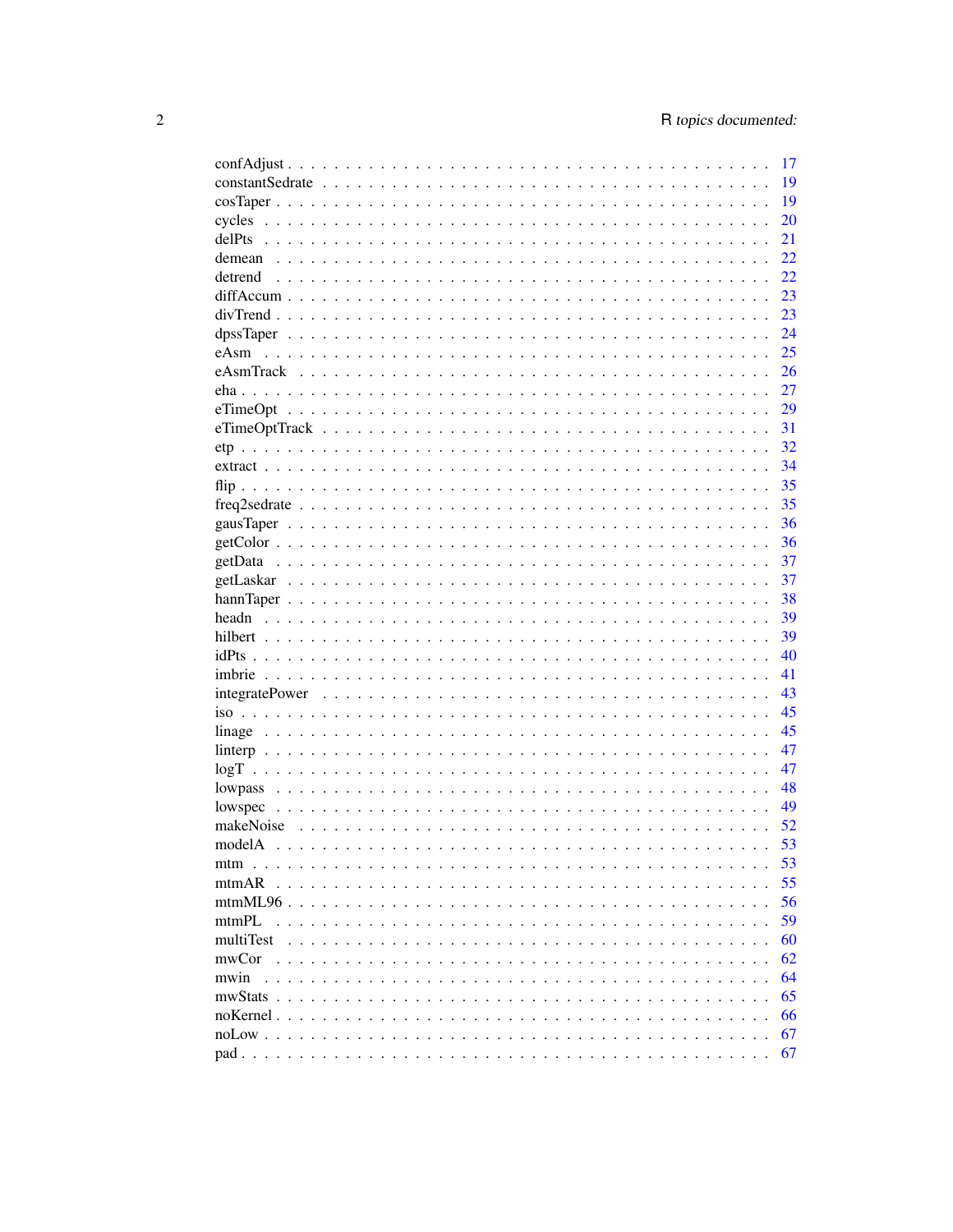confAdjust . . . . . . . . . . . . . . . . . . . . . . . . . . . . . . . . . . . . . . . 17
constantSedrate . . . . . . . . . . . . . . . . . . . . . . . . . . . . . . . . . . . . . 19
cosTaper . . . . . . . . . . . . . . . . . . . . . . . . . . . . . . . . . . . . . . . . 19
cycles . . . . . . . . . . . . . . . . . . . . . . . . . . . . . . . . . . . . . . . . . 20
delPts . . . . . . . . . . . . . . . . . . . . . . . . . . . . . . . . . . . . . . . . . 21
demean . . . . . . . . . . . . . . . . . . . . . . . . . . . . . . . . . . . . . . . . 22
detrend . . . . . . . . . . . . . . . . . . . . . . . . . . . . . . . . . . . . . . . . 22
diffAccum . . . . . . . . . . . . . . . . . . . . . . . . . . . . . . . . . . . . . . . 23
divTrend . . . . . . . . . . . . . . . . . . . . . . . . . . . . . . . . . . . . . . . . 23
dpssTaper . . . . . . . . . . . . . . . . . . . . . . . . . . . . . . . . . . . . . . . 24
eAsm . . . . . . . . . . . . . . . . . . . . . . . . . . . . . . . . . . . . . . . . . . 25
eAsmTrack . . . . . . . . . . . . . . . . . . . . . . . . . . . . . . . . . . . . . . . 26
eha . . . . . . . . . . . . . . . . . . . . . . . . . . . . . . . . . . . . . . . . . . . 27
eTimeOpt . . . . . . . . . . . . . . . . . . . . . . . . . . . . . . . . . . . . . . . . 29
eTimeOptTrack . . . . . . . . . . . . . . . . . . . . . . . . . . . . . . . . . . . . . 31
etp . . . . . . . . . . . . . . . . . . . . . . . . . . . . . . . . . . . . . . . . . . . 32
extract . . . . . . . . . . . . . . . . . . . . . . . . . . . . . . . . . . . . . . . . . 34
flip . . . . . . . . . . . . . . . . . . . . . . . . . . . . . . . . . . . . . . . . . . . 35
freq2sedrate . . . . . . . . . . . . . . . . . . . . . . . . . . . . . . . . . . . . . . 35
gausTaper . . . . . . . . . . . . . . . . . . . . . . . . . . . . . . . . . . . . . . . 36
getColor . . . . . . . . . . . . . . . . . . . . . . . . . . . . . . . . . . . . . . . . 36
getData . . . . . . . . . . . . . . . . . . . . . . . . . . . . . . . . . . . . . . . . 37
getLaskar . . . . . . . . . . . . . . . . . . . . . . . . . . . . . . . . . . . . . . . 37
hannTaper . . . . . . . . . . . . . . . . . . . . . . . . . . . . . . . . . . . . . . . 38
headn . . . . . . . . . . . . . . . . . . . . . . . . . . . . . . . . . . . . . . . . . 39
hilbert . . . . . . . . . . . . . . . . . . . . . . . . . . . . . . . . . . . . . . . . . 39
idPts . . . . . . . . . . . . . . . . . . . . . . . . . . . . . . . . . . . . . . . . . . 40
imbrie . . . . . . . . . . . . . . . . . . . . . . . . . . . . . . . . . . . . . . . . . 41
integratePower . . . . . . . . . . . . . . . . . . . . . . . . . . . . . . . . . . . . . 43
iso . . . . . . . . . . . . . . . . . . . . . . . . . . . . . . . . . . . . . . . . . . . 45
linage . . . . . . . . . . . . . . . . . . . . . . . . . . . . . . . . . . . . . . . . . 45
linterp . . . . . . . . . . . . . . . . . . . . . . . . . . . . . . . . . . . . . . . . . 47
logT . . . . . . . . . . . . . . . . . . . . . . . . . . . . . . . . . . . . . . . . . . 47
lowpass . . . . . . . . . . . . . . . . . . . . . . . . . . . . . . . . . . . . . . . . 48
lowspec . . . . . . . . . . . . . . . . . . . . . . . . . . . . . . . . . . . . . . . . 49
makeNoise . . . . . . . . . . . . . . . . . . . . . . . . . . . . . . . . . . . . . . . 52
modelA . . . . . . . . . . . . . . . . . . . . . . . . . . . . . . . . . . . . . . . . . 53
mtm . . . . . . . . . . . . . . . . . . . . . . . . . . . . . . . . . . . . . . . . . . . 53
mtmAR . . . . . . . . . . . . . . . . . . . . . . . . . . . . . . . . . . . . . . . . . 55
mtmML96 . . . . . . . . . . . . . . . . . . . . . . . . . . . . . . . . . . . . . . . . 56
mtmPL . . . . . . . . . . . . . . . . . . . . . . . . . . . . . . . . . . . . . . . . . 59
multiTest . . . . . . . . . . . . . . . . . . . . . . . . . . . . . . . . . . . . . . . 60
mwCor . . . . . . . . . . . . . . . . . . . . . . . . . . . . . . . . . . . . . . . . . 62
mwin . . . . . . . . . . . . . . . . . . . . . . . . . . . . . . . . . . . . . . . . . . 64
mwStats . . . . . . . . . . . . . . . . . . . . . . . . . . . . . . . . . . . . . . . . 65
noKernel . . . . . . . . . . . . . . . . . . . . . . . . . . . . . . . . . . . . . . . . 66
noLow . . . . . . . . . . . . . . . . . . . . . . . . . . . . . . . . . . . . . . . . . . 67
pad . . . . . . . . . . . . . . . . . . . . . . . . . . . . . . . . . . . . . . . . . . . 67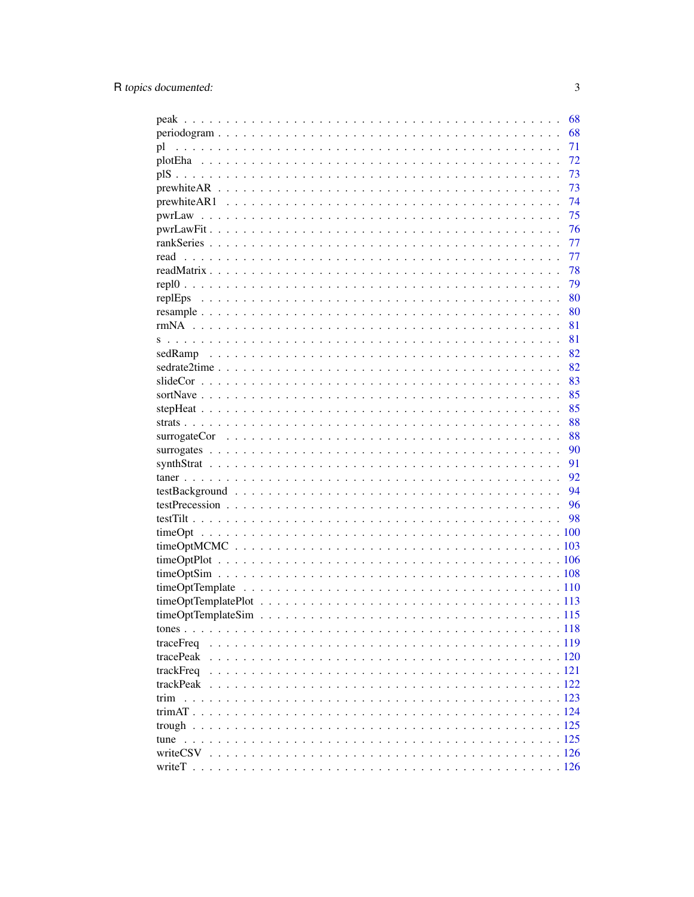| | |
|---|---|
| peak | 68 |
| periodogram | 68 |
| pl | 71 |
| plotEha | 72 |
| plS | 73 |
| prewhiteAR | 73 |
| prewhiteAR1 | 74 |
| pwrLaw | 75 |
| pwrLawFit | 76 |
| rankSeries | 77 |
| read | 77 |
| readMatrix | 78 |
| repl0 | 79 |
| replEps | 80 |
| resample | 80 |
| rmNA | 81 |
| s | 81 |
| sedRamp | 82 |
| sedrate2time | 82 |
| slideCor | 83 |
| sortNave | 85 |
| stepHeat | 85 |
| strats | 88 |
| surrogateCor | 88 |
| surrogates | 90 |
| synthStrat | 91 |
| taner | 92 |
| testBackground | 94 |
| testPrecession | 96 |
| testTilt | 98 |
| timeOpt | 100 |
| timeOptMCMC | 103 |
| timeOptPlot | 106 |
| timeOptSim | 108 |
| timeOptTemplate | 110 |
| timeOptTemplatePlot | 113 |
| timeOptTemplateSim | 115 |
| tones | 118 |
| traceFreq | 119 |
| tracePeak | 120 |
| trackFreq | 121 |
| trackPeak | 122 |
| trim | 123 |
| trimAT | 124 |
| trough | 125 |
| tune | 125 |
| writeCSV | 126 |
| writeT | 126 |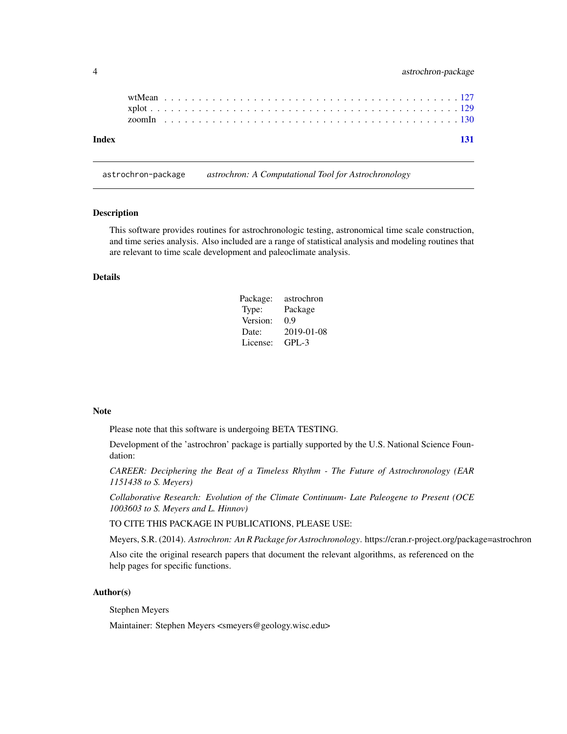| | |
|---|---|
| wtMean | 127 |
| xplot | 129 |
| zoomIn | 130 |

**Index** **131**

---

astrochron-package *astrochron: A Computational Tool for Astrochronology*

---

## Description

This software provides routines for astrochronologic testing, astronomical time scale construction, and time series analysis. Also included are a range of statistical analysis and modeling routines that are relevant to time scale development and paleoclimate analysis.

## Details

| | |
|---|---|
| Package: | astrochron |
| Type: | Package |
| Version: | 0.9 |
| Date: | 2019-01-08 |
| License: | GPL-3 |

## Note

Please note that this software is undergoing BETA TESTING.

Development of the 'astrochron' package is partially supported by the U.S. National Science Foundation:

*CAREER: Deciphering the Beat of a Timeless Rhythm - The Future of Astrochronology (EAR 1151438 to S. Meyers)*

*Collaborative Research: Evolution of the Climate Continuum- Late Paleogene to Present (OCE 1003603 to S. Meyers and L. Hinnov)*

TO CITE THIS PACKAGE IN PUBLICATIONS, PLEASE USE:

Meyers, S.R. (2014). *Astrochron: An R Package for Astrochronology*. https://cran.r-project.org/package=astrochron

Also cite the original research papers that document the relevant algorithms, as referenced on the help pages for specific functions.

## Author(s)

Stephen Meyers

Maintainer: Stephen Meyers <smeyers@geology.wisc.edu>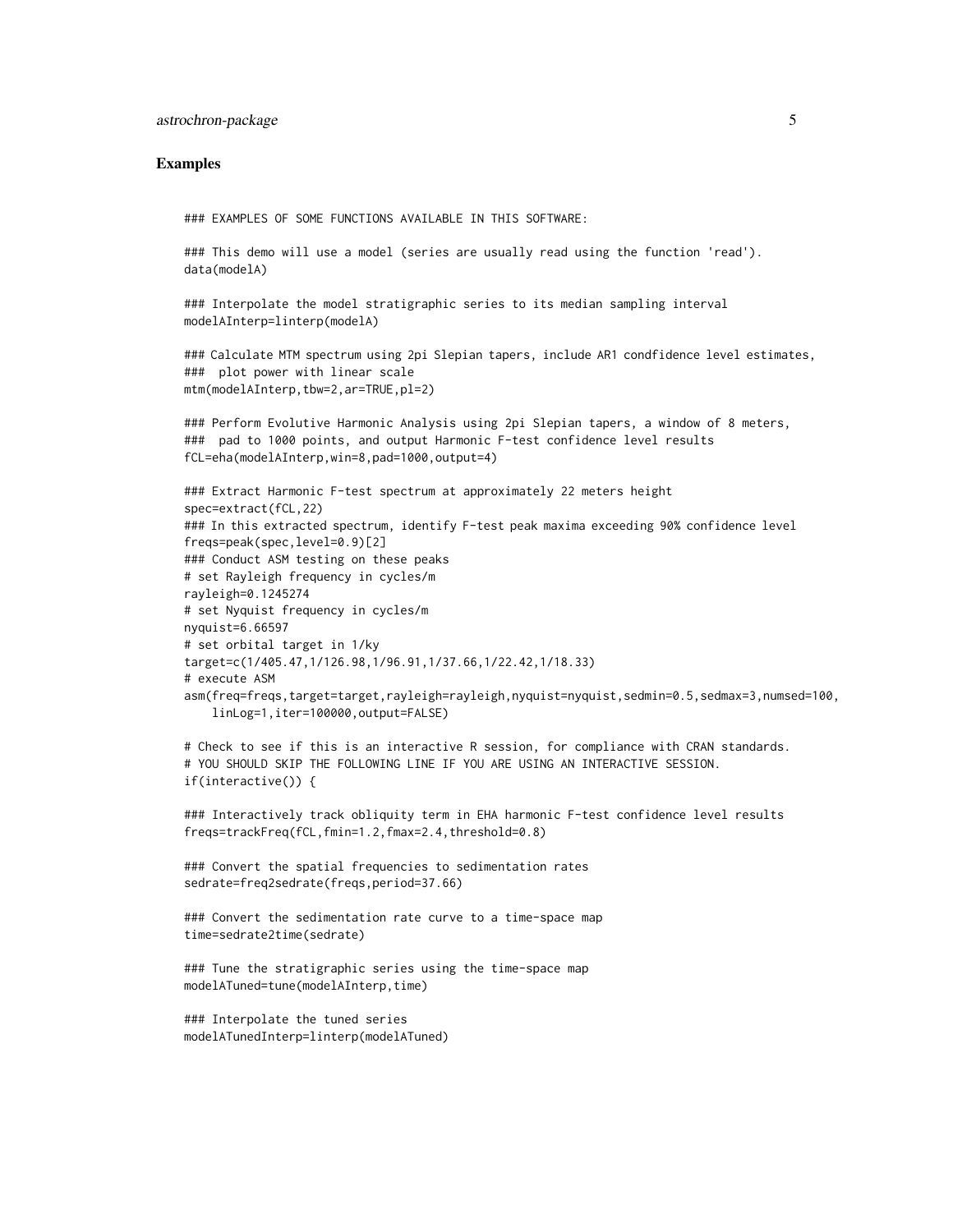## Examples

```
### EXAMPLES OF SOME FUNCTIONS AVAILABLE IN THIS SOFTWARE:

### This demo will use a model (series are usually read using the function 'read').
data(modelA)

### Interpolate the model stratigraphic series to its median sampling interval
modelAInterp=linterp(modelA)

### Calculate MTM spectrum using 2pi Slepian tapers, include AR1 condfidence level estimates,
###  plot power with linear scale
mtm(modelAInterp,tbw=2,ar=TRUE,pl=2)

### Perform Evolutive Harmonic Analysis using 2pi Slepian tapers, a window of 8 meters,
###  pad to 1000 points, and output Harmonic F-test confidence level results
fCL=eha(modelAInterp,win=8,pad=1000,output=4)

### Extract Harmonic F-test spectrum at approximately 22 meters height
spec=extract(fCL,22)
### In this extracted spectrum, identify F-test peak maxima exceeding 90% confidence level
freqs=peak(spec,level=0.9)[2]
### Conduct ASM testing on these peaks
# set Rayleigh frequency in cycles/m
rayleigh=0.1245274
# set Nyquist frequency in cycles/m
nyquist=6.66597
# set orbital target in 1/ky
target=c(1/405.47,1/126.98,1/96.91,1/37.66,1/22.42,1/18.33)
# execute ASM
asm(freq=freqs,target=target,rayleigh=rayleigh,nyquist=nyquist,sedmin=0.5,sedmax=3,numsed=100,
    linLog=1,iter=100000,output=FALSE)

# Check to see if this is an interactive R session, for compliance with CRAN standards.
# YOU SHOULD SKIP THE FOLLOWING LINE IF YOU ARE USING AN INTERACTIVE SESSION.
if(interactive()) {

### Interactively track obliquity term in EHA harmonic F-test confidence level results
freqs=trackFreq(fCL,fmin=1.2,fmax=2.4,threshold=0.8)

### Convert the spatial frequencies to sedimentation rates
sedrate=freq2sedrate(freqs,period=37.66)

### Convert the sedimentation rate curve to a time-space map
time=sedrate2time(sedrate)

### Tune the stratigraphic series using the time-space map
modelATuned=tune(modelAInterp,time)

### Interpolate the tuned series
modelATunedInterp=linterp(modelATuned)
```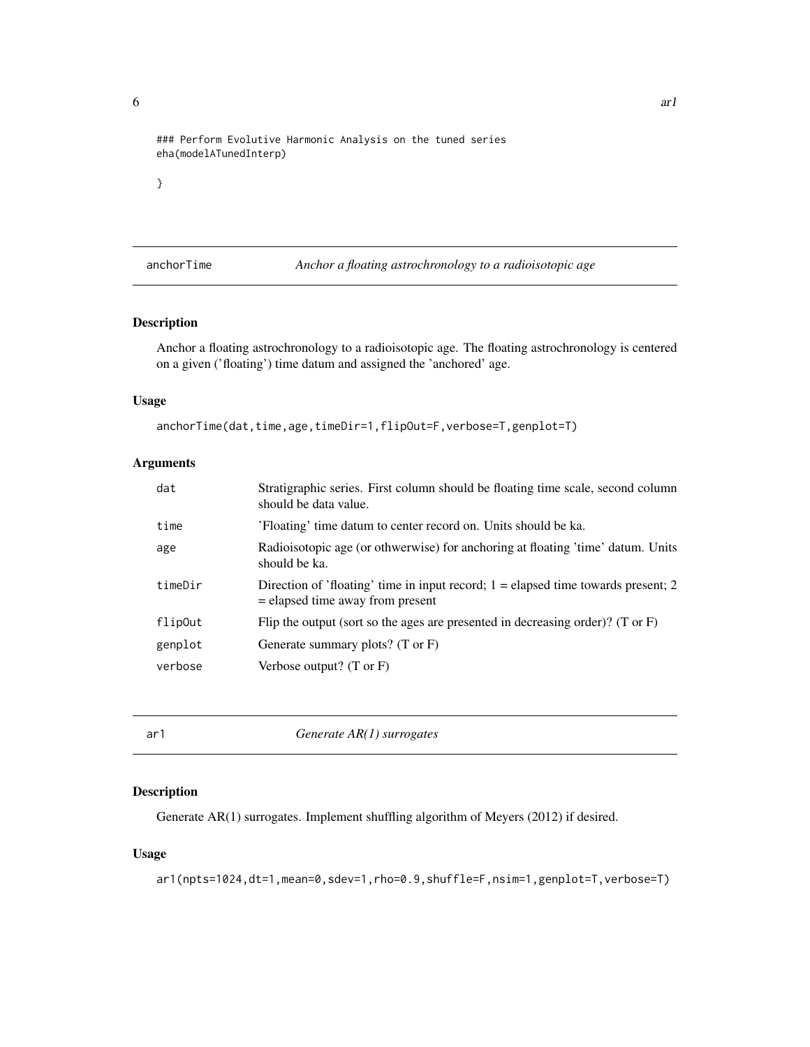```
### Perform Evolutive Harmonic Analysis on the tuned series
eha(modelATunedInterp)

}
```

## anchorTime — *Anchor a floating astrochronology to a radioisotopic age*

### Description

Anchor a floating astrochronology to a radioisotopic age. The floating astrochronology is centered on a given ('floating') time datum and assigned the 'anchored' age.

### Usage

```
anchorTime(dat,time,age,timeDir=1,flipOut=F,verbose=T,genplot=T)
```

### Arguments

| | |
|---|---|
| dat | Stratigraphic series. First column should be floating time scale, second column should be data value. |
| time | 'Floating' time datum to center record on. Units should be ka. |
| age | Radioisotopic age (or othwerwise) for anchoring at floating 'time' datum. Units should be ka. |
| timeDir | Direction of 'floating' time in input record; 1 = elapsed time towards present; 2 = elapsed time away from present |
| flipOut | Flip the output (sort so the ages are presented in decreasing order)? (T or F) |
| genplot | Generate summary plots? (T or F) |
| verbose | Verbose output? (T or F) |

## ar1 — *Generate AR(1) surrogates*

### Description

Generate AR(1) surrogates. Implement shuffling algorithm of Meyers (2012) if desired.

### Usage

```
ar1(npts=1024,dt=1,mean=0,sdev=1,rho=0.9,shuffle=F,nsim=1,genplot=T,verbose=T)
```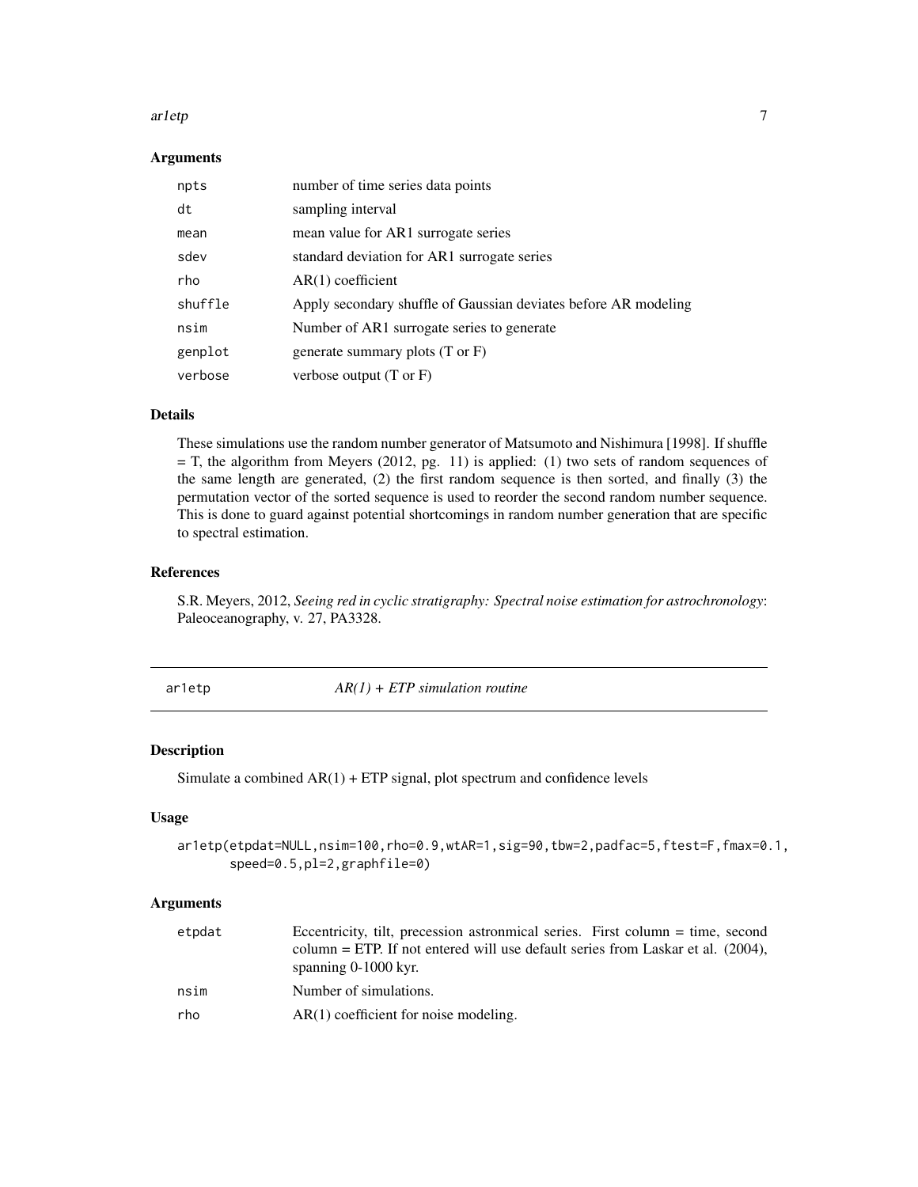### Arguments

| | |
|---|---|
| npts | number of time series data points |
| dt | sampling interval |
| mean | mean value for AR1 surrogate series |
| sdev | standard deviation for AR1 surrogate series |
| rho | AR(1) coefficient |
| shuffle | Apply secondary shuffle of Gaussian deviates before AR modeling |
| nsim | Number of AR1 surrogate series to generate |
| genplot | generate summary plots (T or F) |
| verbose | verbose output (T or F) |

### Details

These simulations use the random number generator of Matsumoto and Nishimura [1998]. If shuffle = T, the algorithm from Meyers (2012, pg. 11) is applied: (1) two sets of random sequences of the same length are generated, (2) the first random sequence is then sorted, and finally (3) the permutation vector of the sorted sequence is used to reorder the second random number sequence. This is done to guard against potential shortcomings in random number generation that are specific to spectral estimation.

### References

S.R. Meyers, 2012, *Seeing red in cyclic stratigraphy: Spectral noise estimation for astrochronology*: Paleoceanography, v. 27, PA3328.

---

## ar1etp — *AR(1) + ETP simulation routine*

### Description

Simulate a combined AR(1) + ETP signal, plot spectrum and confidence levels

### Usage

```
ar1etp(etpdat=NULL,nsim=100,rho=0.9,wtAR=1,sig=90,tbw=2,padfac=5,ftest=F,fmax=0.1,
       speed=0.5,pl=2,graphfile=0)
```

### Arguments

| | |
|---|---|
| etpdat | Eccentricity, tilt, precession astronmical series. First column = time, second column = ETP. If not entered will use default series from Laskar et al. (2004), spanning 0-1000 kyr. |
| nsim | Number of simulations. |
| rho | AR(1) coefficient for noise modeling. |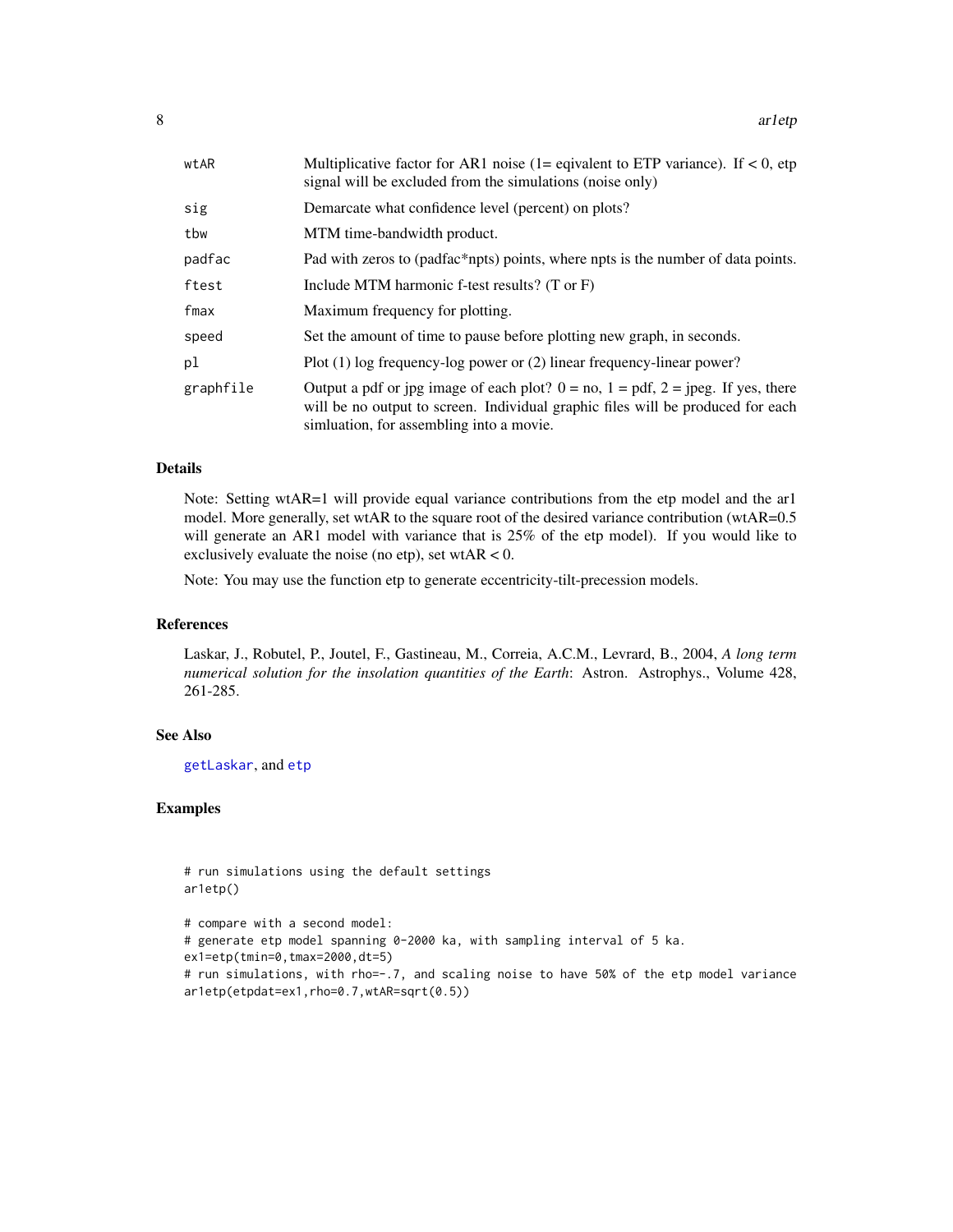| | |
|---|---|
| wtAR | Multiplicative factor for AR1 noise (1= eqivalent to ETP variance). If < 0, etp signal will be excluded from the simulations (noise only) |
| sig | Demarcate what confidence level (percent) on plots? |
| tbw | MTM time-bandwidth product. |
| padfac | Pad with zeros to (padfac*npts) points, where npts is the number of data points. |
| ftest | Include MTM harmonic f-test results? (T or F) |
| fmax | Maximum frequency for plotting. |
| speed | Set the amount of time to pause before plotting new graph, in seconds. |
| pl | Plot (1) log frequency-log power or (2) linear frequency-linear power? |
| graphfile | Output a pdf or jpg image of each plot? 0 = no, 1 = pdf, 2 = jpeg. If yes, there will be no output to screen. Individual graphic files will be produced for each simluation, for assembling into a movie. |

## Details

Note: Setting wtAR=1 will provide equal variance contributions from the etp model and the ar1 model. More generally, set wtAR to the square root of the desired variance contribution (wtAR=0.5 will generate an AR1 model with variance that is 25% of the etp model). If you would like to exclusively evaluate the noise (no etp), set wtAR < 0.

Note: You may use the function etp to generate eccentricity-tilt-precession models.

## References

Laskar, J., Robutel, P., Joutel, F., Gastineau, M., Correia, A.C.M., Levrard, B., 2004, *A long term numerical solution for the insolation quantities of the Earth*: Astron. Astrophys., Volume 428, 261-285.

## See Also

getLaskar, and etp

## Examples

```
# run simulations using the default settings
ar1etp()

# compare with a second model:
# generate etp model spanning 0-2000 ka, with sampling interval of 5 ka.
ex1=etp(tmin=0,tmax=2000,dt=5)
# run simulations, with rho=-.7, and scaling noise to have 50% of the etp model variance
ar1etp(etpdat=ex1,rho=0.7,wtAR=sqrt(0.5))
```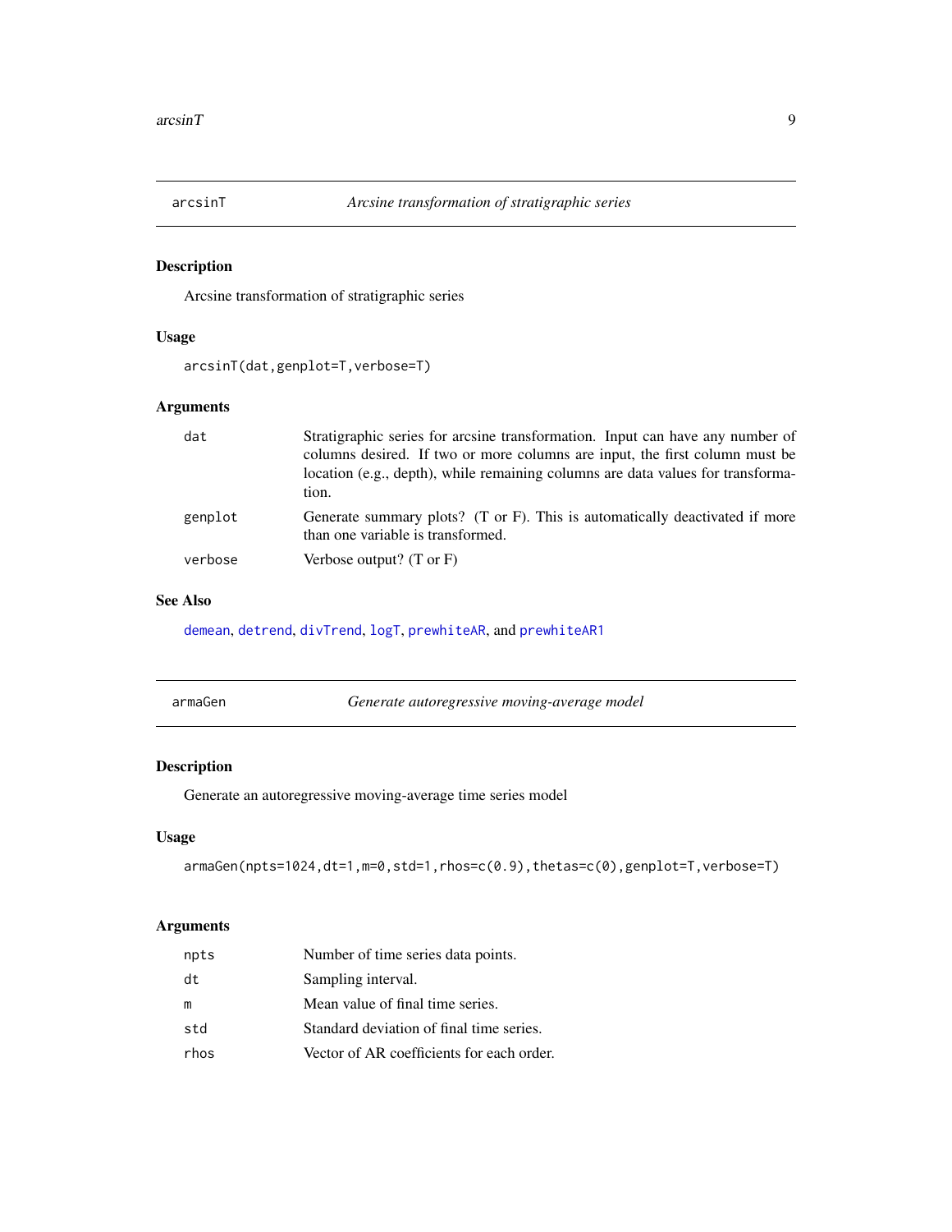## arcsinT — *Arcsine transformation of stratigraphic series*

### Description

Arcsine transformation of stratigraphic series

### Usage

```
arcsinT(dat,genplot=T,verbose=T)
```

### Arguments

| | |
|---|---|
| dat | Stratigraphic series for arcsine transformation. Input can have any number of columns desired. If two or more columns are input, the first column must be location (e.g., depth), while remaining columns are data values for transformation. |
| genplot | Generate summary plots? (T or F). This is automatically deactivated if more than one variable is transformed. |
| verbose | Verbose output? (T or F) |

### See Also

demean, detrend, divTrend, logT, prewhiteAR, and prewhiteAR1

## armaGen — *Generate autoregressive moving-average model*

### Description

Generate an autoregressive moving-average time series model

### Usage

```
armaGen(npts=1024,dt=1,m=0,std=1,rhos=c(0.9),thetas=c(0),genplot=T,verbose=T)
```

### Arguments

| | |
|---|---|
| npts | Number of time series data points. |
| dt | Sampling interval. |
| m | Mean value of final time series. |
| std | Standard deviation of final time series. |
| rhos | Vector of AR coefficients for each order. |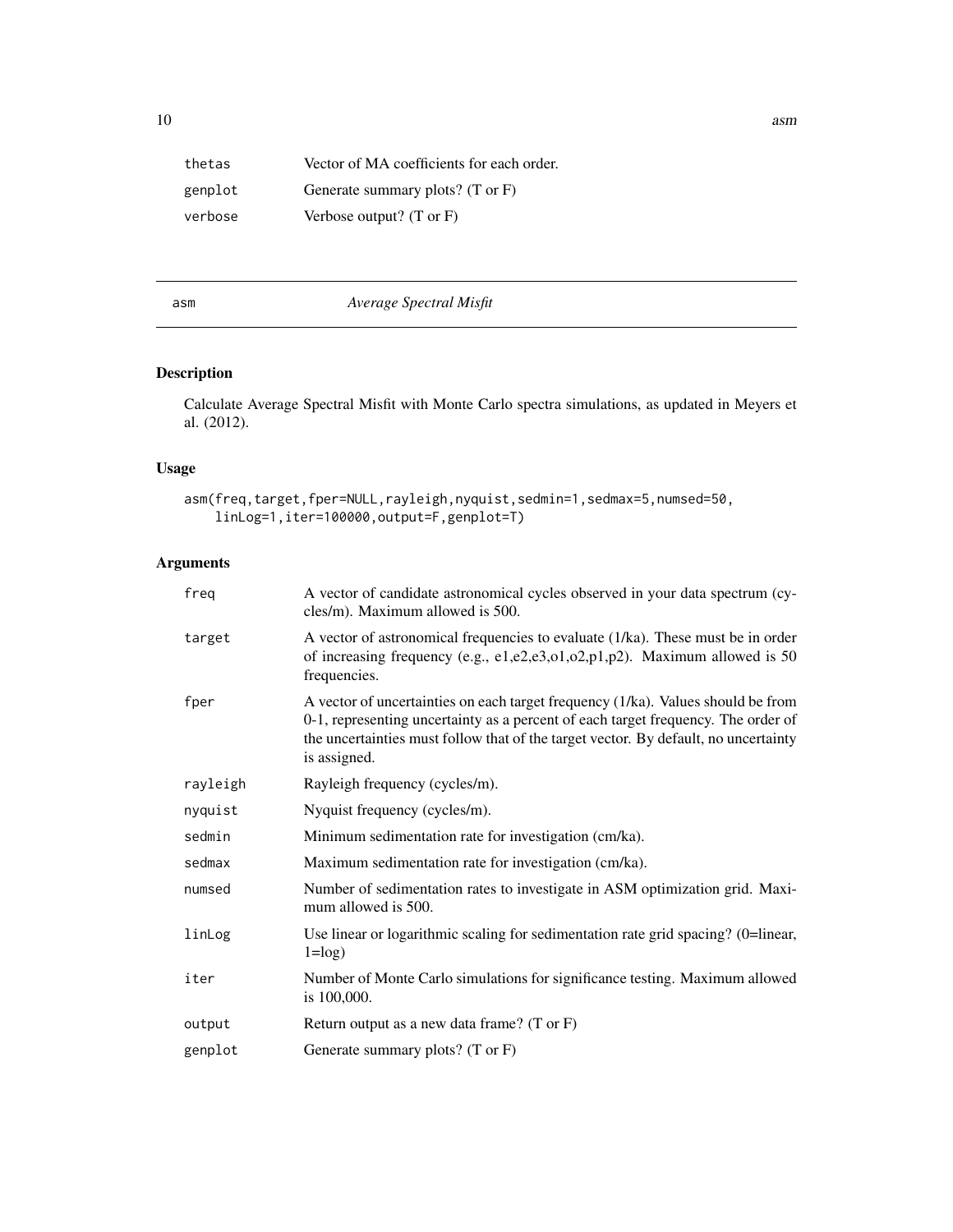| | |
|---|---|
| thetas | Vector of MA coefficients for each order. |
| genplot | Generate summary plots? (T or F) |
| verbose | Verbose output? (T or F) |

---

asm *Average Spectral Misfit*

---

## Description

Calculate Average Spectral Misfit with Monte Carlo spectra simulations, as updated in Meyers et al. (2012).

## Usage

```
asm(freq,target,fper=NULL,rayleigh,nyquist,sedmin=1,sedmax=5,numsed=50,
    linLog=1,iter=100000,output=F,genplot=T)
```

## Arguments

| | |
|---|---|
| freq | A vector of candidate astronomical cycles observed in your data spectrum (cycles/m). Maximum allowed is 500. |
| target | A vector of astronomical frequencies to evaluate (1/ka). These must be in order of increasing frequency (e.g., e1,e2,e3,o1,o2,p1,p2). Maximum allowed is 50 frequencies. |
| fper | A vector of uncertainties on each target frequency (1/ka). Values should be from 0-1, representing uncertainty as a percent of each target frequency. The order of the uncertainties must follow that of the target vector. By default, no uncertainty is assigned. |
| rayleigh | Rayleigh frequency (cycles/m). |
| nyquist | Nyquist frequency (cycles/m). |
| sedmin | Minimum sedimentation rate for investigation (cm/ka). |
| sedmax | Maximum sedimentation rate for investigation (cm/ka). |
| numsed | Number of sedimentation rates to investigate in ASM optimization grid. Maximum allowed is 500. |
| linLog | Use linear or logarithmic scaling for sedimentation rate grid spacing? (0=linear, 1=log) |
| iter | Number of Monte Carlo simulations for significance testing. Maximum allowed is 100,000. |
| output | Return output as a new data frame? (T or F) |
| genplot | Generate summary plots? (T or F) |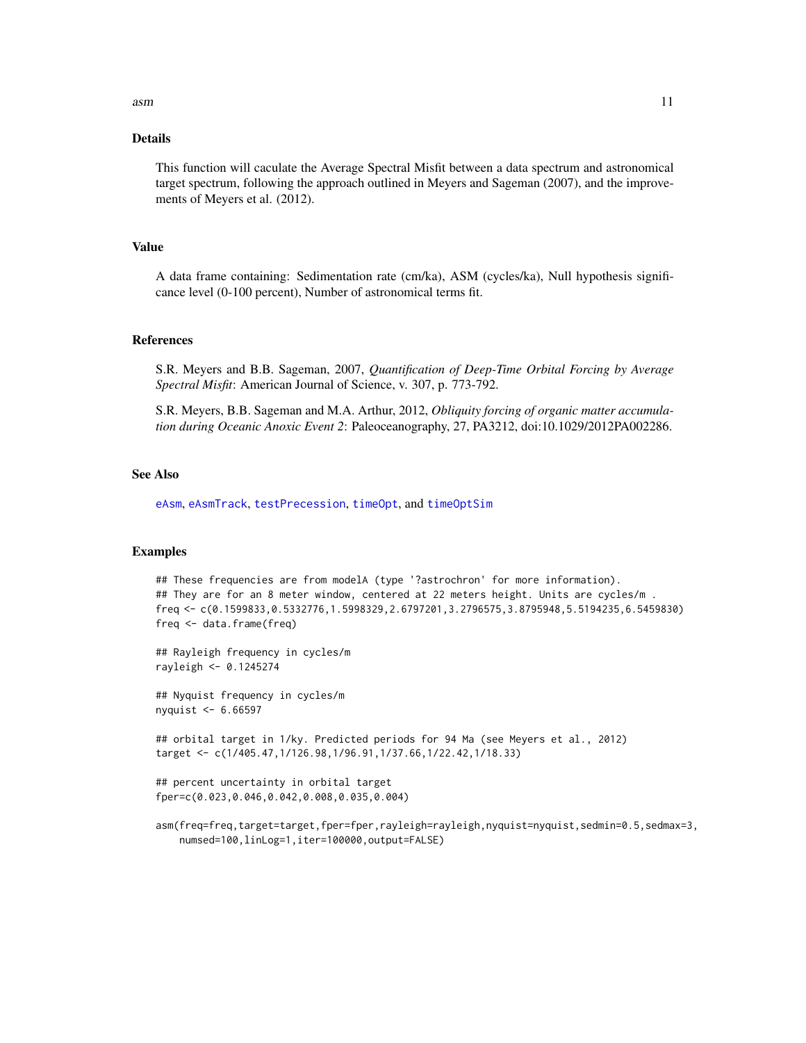## Details

This function will caculate the Average Spectral Misfit between a data spectrum and astronomical target spectrum, following the approach outlined in Meyers and Sageman (2007), and the improvements of Meyers et al. (2012).

## Value

A data frame containing: Sedimentation rate (cm/ka), ASM (cycles/ka), Null hypothesis significance level (0-100 percent), Number of astronomical terms fit.

## References

S.R. Meyers and B.B. Sageman, 2007, *Quantification of Deep-Time Orbital Forcing by Average Spectral Misfit*: American Journal of Science, v. 307, p. 773-792.

S.R. Meyers, B.B. Sageman and M.A. Arthur, 2012, *Obliquity forcing of organic matter accumulation during Oceanic Anoxic Event 2*: Paleoceanography, 27, PA3212, doi:10.1029/2012PA002286.

## See Also

eAsm, eAsmTrack, testPrecession, timeOpt, and timeOptSim

## Examples

```
## These frequencies are from modelA (type '?astrochron' for more information).
## They are for an 8 meter window, centered at 22 meters height. Units are cycles/m .
freq <- c(0.1599833,0.5332776,1.5998329,2.6797201,3.2796575,3.8795948,5.5194235,6.5459830)
freq <- data.frame(freq)

## Rayleigh frequency in cycles/m
rayleigh <- 0.1245274

## Nyquist frequency in cycles/m
nyquist <- 6.66597

## orbital target in 1/ky. Predicted periods for 94 Ma (see Meyers et al., 2012)
target <- c(1/405.47,1/126.98,1/96.91,1/37.66,1/22.42,1/18.33)

## percent uncertainty in orbital target
fper=c(0.023,0.046,0.042,0.008,0.035,0.004)

asm(freq=freq,target=target,fper=fper,rayleigh=rayleigh,nyquist=nyquist,sedmin=0.5,sedmax=3,
    numsed=100,linLog=1,iter=100000,output=FALSE)
```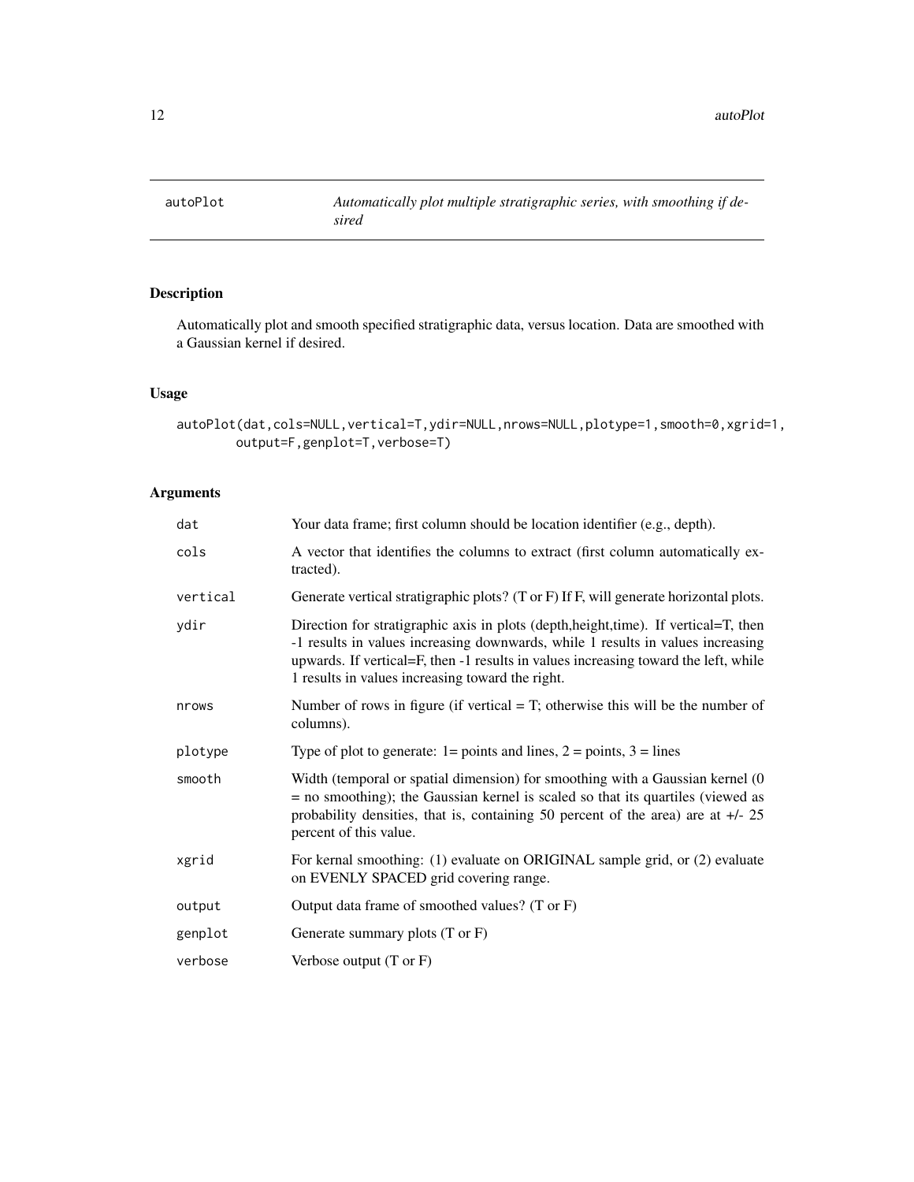autoPlot *Automatically plot multiple stratigraphic series, with smoothing if desired*

## Description

Automatically plot and smooth specified stratigraphic data, versus location. Data are smoothed with a Gaussian kernel if desired.

## Usage

```
autoPlot(dat,cols=NULL,vertical=T,ydir=NULL,nrows=NULL,plotype=1,smooth=0,xgrid=1,
        output=F,genplot=T,verbose=T)
```

## Arguments

| | |
|---|---|
| dat | Your data frame; first column should be location identifier (e.g., depth). |
| cols | A vector that identifies the columns to extract (first column automatically extracted). |
| vertical | Generate vertical stratigraphic plots? (T or F) If F, will generate horizontal plots. |
| ydir | Direction for stratigraphic axis in plots (depth,height,time). If vertical=T, then -1 results in values increasing downwards, while 1 results in values increasing upwards. If vertical=F, then -1 results in values increasing toward the left, while 1 results in values increasing toward the right. |
| nrows | Number of rows in figure (if vertical = T; otherwise this will be the number of columns). |
| plotype | Type of plot to generate: 1= points and lines, 2 = points, 3 = lines |
| smooth | Width (temporal or spatial dimension) for smoothing with a Gaussian kernel (0 = no smoothing); the Gaussian kernel is scaled so that its quartiles (viewed as probability densities, that is, containing 50 percent of the area) are at +/- 25 percent of this value. |
| xgrid | For kernal smoothing: (1) evaluate on ORIGINAL sample grid, or (2) evaluate on EVENLY SPACED grid covering range. |
| output | Output data frame of smoothed values? (T or F) |
| genplot | Generate summary plots (T or F) |
| verbose | Verbose output (T or F) |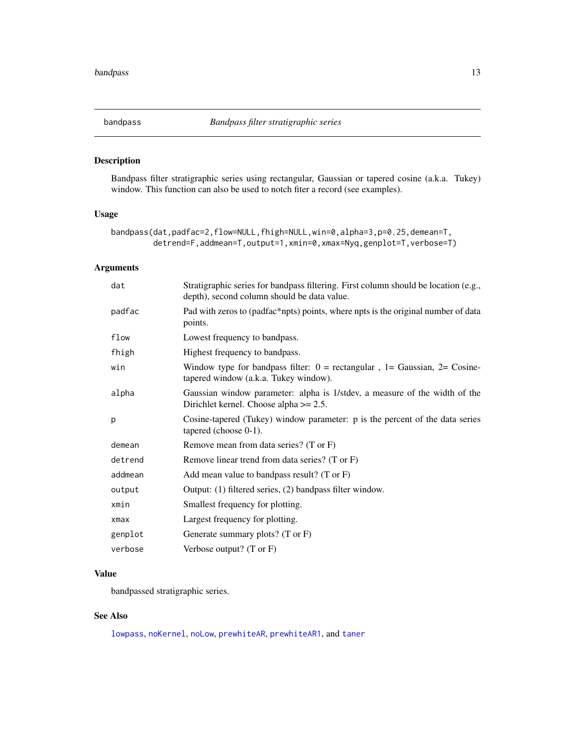## bandpass — *Bandpass filter stratigraphic series*

### Description

Bandpass filter stratigraphic series using rectangular, Gaussian or tapered cosine (a.k.a. Tukey) window. This function can also be used to notch fiter a record (see examples).

### Usage

```
bandpass(dat,padfac=2,flow=NULL,fhigh=NULL,win=0,alpha=3,p=0.25,demean=T,
         detrend=F,addmean=T,output=1,xmin=0,xmax=Nyq,genplot=T,verbose=T)
```

### Arguments

| Argument | Description |
| --- | --- |
| `dat` | Stratigraphic series for bandpass filtering. First column should be location (e.g., depth), second column should be data value. |
| `padfac` | Pad with zeros to (padfac*npts) points, where npts is the original number of data points. |
| `flow` | Lowest frequency to bandpass. |
| `fhigh` | Highest frequency to bandpass. |
| `win` | Window type for bandpass filter: 0 = rectangular , 1= Gaussian, 2= Cosine-tapered window (a.k.a. Tukey window). |
| `alpha` | Gaussian window parameter: alpha is 1/stdev, a measure of the width of the Dirichlet kernel. Choose alpha >= 2.5. |
| `p` | Cosine-tapered (Tukey) window parameter: p is the percent of the data series tapered (choose 0-1). |
| `demean` | Remove mean from data series? (T or F) |
| `detrend` | Remove linear trend from data series? (T or F) |
| `addmean` | Add mean value to bandpass result? (T or F) |
| `output` | Output: (1) filtered series, (2) bandpass filter window. |
| `xmin` | Smallest frequency for plotting. |
| `xmax` | Largest frequency for plotting. |
| `genplot` | Generate summary plots? (T or F) |
| `verbose` | Verbose output? (T or F) |

### Value

bandpassed stratigraphic series.

### See Also

`lowpass`, `noKernel`, `noLow`, `prewhiteAR`, `prewhiteAR1`, and `taner`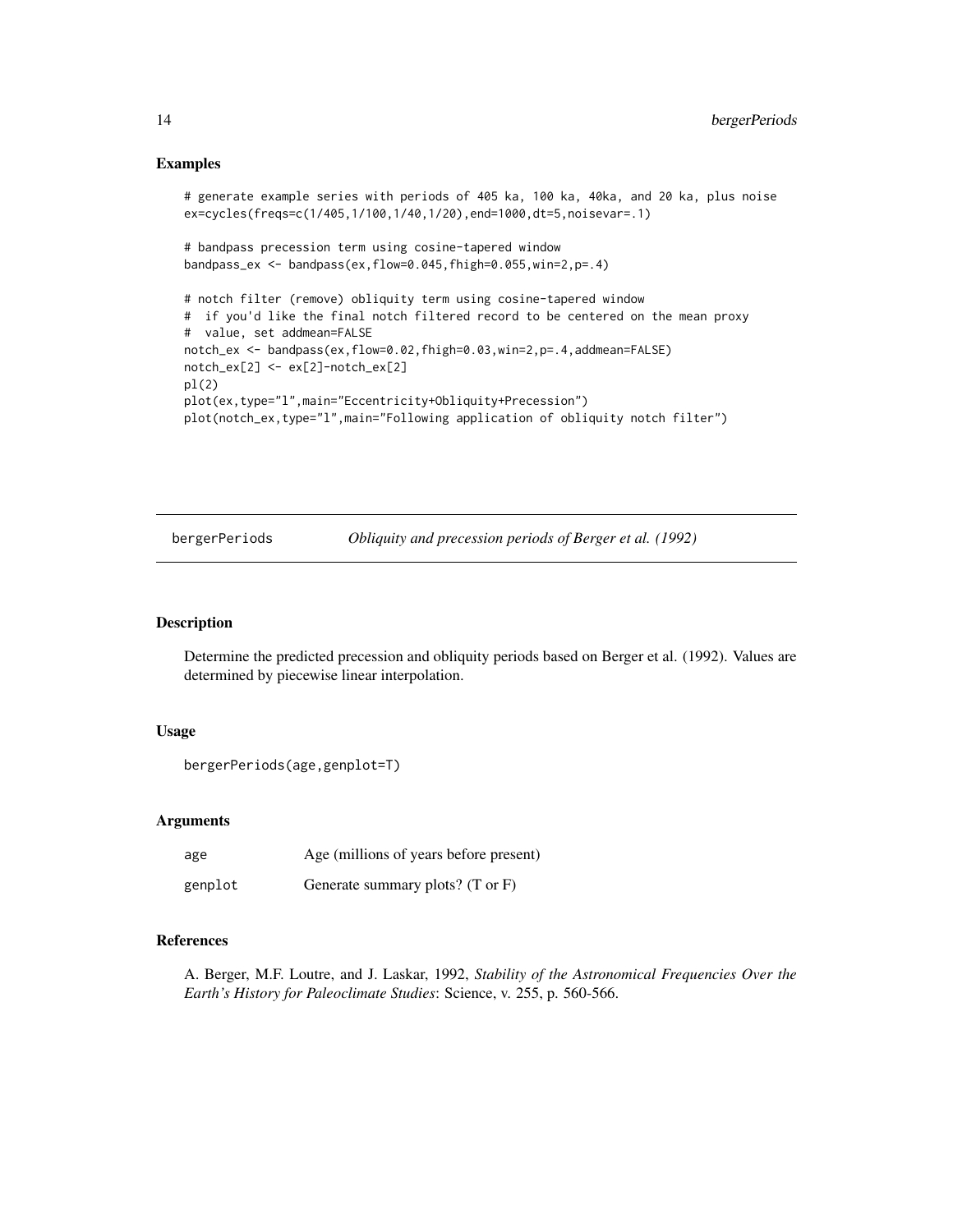## Examples

```
# generate example series with periods of 405 ka, 100 ka, 40ka, and 20 ka, plus noise
ex=cycles(freqs=c(1/405,1/100,1/40,1/20),end=1000,dt=5,noisevar=.1)

# bandpass precession term using cosine-tapered window
bandpass_ex <- bandpass(ex,flow=0.045,fhigh=0.055,win=2,p=.4)

# notch filter (remove) obliquity term using cosine-tapered window
#  if you'd like the final notch filtered record to be centered on the mean proxy
#  value, set addmean=FALSE
notch_ex <- bandpass(ex,flow=0.02,fhigh=0.03,win=2,p=.4,addmean=FALSE)
notch_ex[2] <- ex[2]-notch_ex[2]
pl(2)
plot(ex,type="l",main="Eccentricity+Obliquity+Precession")
plot(notch_ex,type="l",main="Following application of obliquity notch filter")
```

---

# bergerPeriods — *Obliquity and precession periods of Berger et al. (1992)*

## Description

Determine the predicted precession and obliquity periods based on Berger et al. (1992). Values are determined by piecewise linear interpolation.

## Usage

```
bergerPeriods(age,genplot=T)
```

## Arguments

| | |
|---|---|
| age | Age (millions of years before present) |
| genplot | Generate summary plots? (T or F) |

## References

A. Berger, M.F. Loutre, and J. Laskar, 1992, *Stability of the Astronomical Frequencies Over the Earth's History for Paleoclimate Studies*: Science, v. 255, p. 560-566.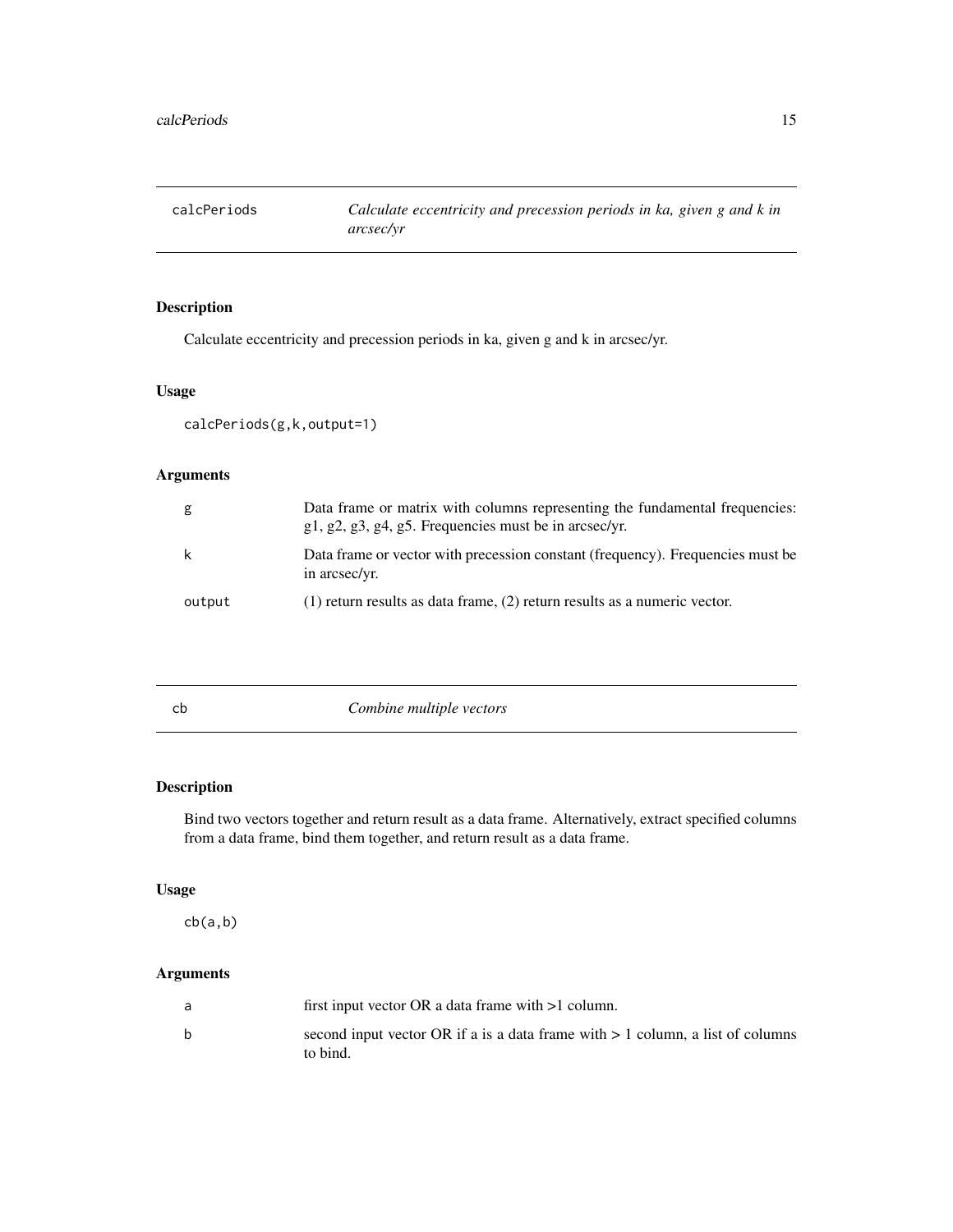## calcPeriods — *Calculate eccentricity and precession periods in ka, given g and k in arcsec/yr*

### Description

Calculate eccentricity and precession periods in ka, given g and k in arcsec/yr.

### Usage

```
calcPeriods(g,k,output=1)
```

### Arguments

| | |
|---|---|
| g | Data frame or matrix with columns representing the fundamental frequencies: g1, g2, g3, g4, g5. Frequencies must be in arcsec/yr. |
| k | Data frame or vector with precession constant (frequency). Frequencies must be in arcsec/yr. |
| output | (1) return results as data frame, (2) return results as a numeric vector. |

## cb — *Combine multiple vectors*

### Description

Bind two vectors together and return result as a data frame. Alternatively, extract specified columns from a data frame, bind them together, and return result as a data frame.

### Usage

```
cb(a,b)
```

### Arguments

| | |
|---|---|
| a | first input vector OR a data frame with >1 column. |
| b | second input vector OR if a is a data frame with > 1 column, a list of columns to bind. |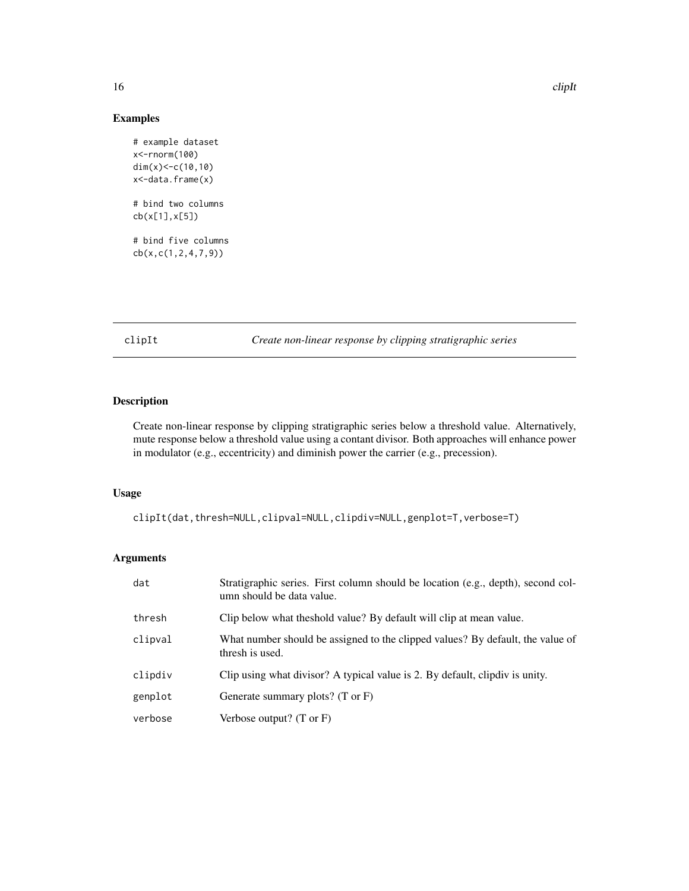## Examples

```
# example dataset
x<-rnorm(100)
dim(x)<-c(10,10)
x<-data.frame(x)

# bind two columns
cb(x[1],x[5])

# bind five columns
cb(x,c(1,2,4,7,9))
```

---

# clipIt *Create non-linear response by clipping stratigraphic series*

## Description

Create non-linear response by clipping stratigraphic series below a threshold value. Alternatively, mute response below a threshold value using a contant divisor. Both approaches will enhance power in modulator (e.g., eccentricity) and diminish power the carrier (e.g., precession).

## Usage

```
clipIt(dat,thresh=NULL,clipval=NULL,clipdiv=NULL,genplot=T,verbose=T)
```

## Arguments

| | |
|---|---|
| dat | Stratigraphic series. First column should be location (e.g., depth), second column should be data value. |
| thresh | Clip below what theshold value? By default will clip at mean value. |
| clipval | What number should be assigned to the clipped values? By default, the value of thresh is used. |
| clipdiv | Clip using what divisor? A typical value is 2. By default, clipdiv is unity. |
| genplot | Generate summary plots? (T or F) |
| verbose | Verbose output? (T or F) |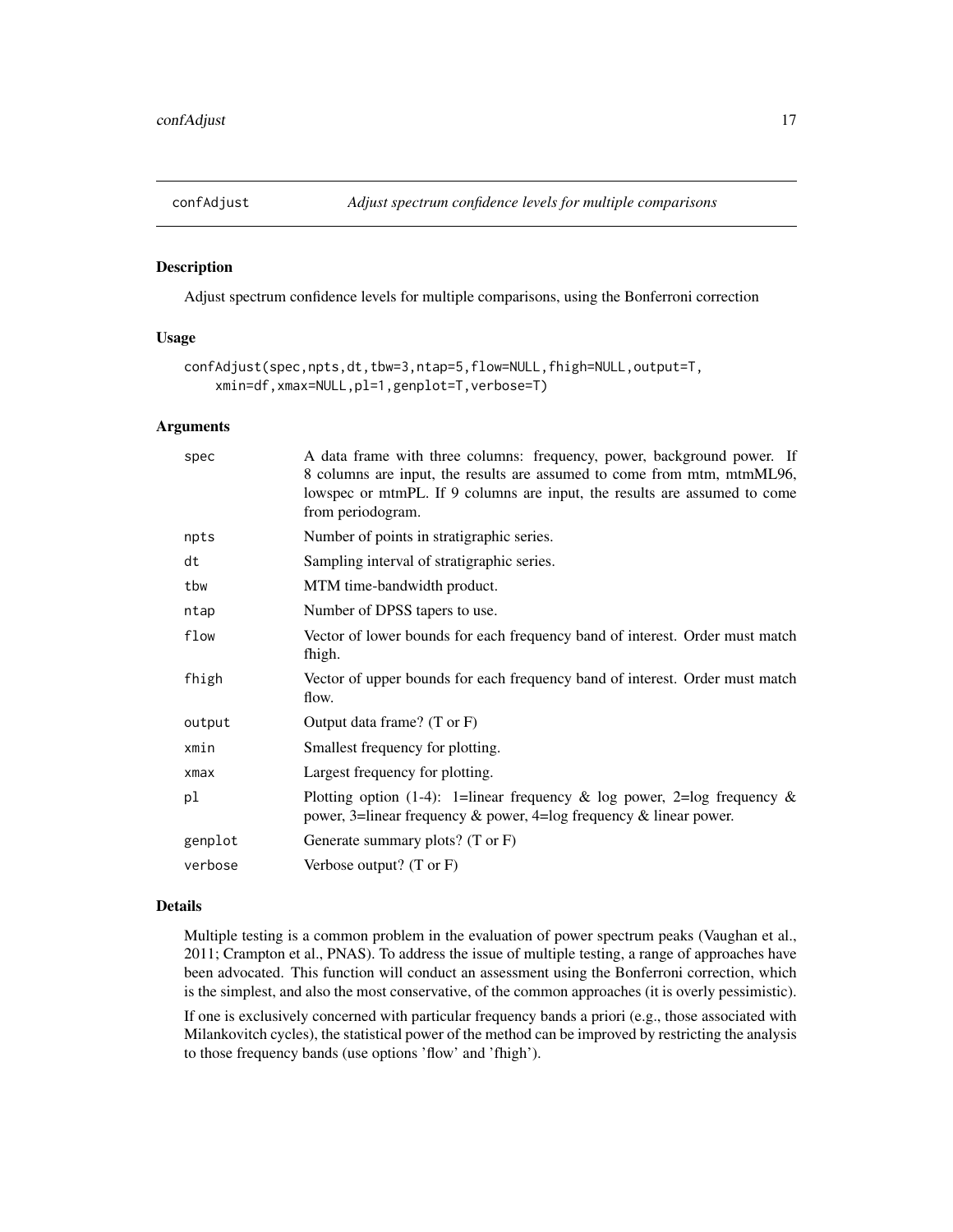## confAdjust — *Adjust spectrum confidence levels for multiple comparisons*

### Description

Adjust spectrum confidence levels for multiple comparisons, using the Bonferroni correction

### Usage

```
confAdjust(spec,npts,dt,tbw=3,ntap=5,flow=NULL,fhigh=NULL,output=T,
    xmin=df,xmax=NULL,pl=1,genplot=T,verbose=T)
```

### Arguments

| | |
|---|---|
| spec | A data frame with three columns: frequency, power, background power. If 8 columns are input, the results are assumed to come from mtm, mtmML96, lowspec or mtmPL. If 9 columns are input, the results are assumed to come from periodogram. |
| npts | Number of points in stratigraphic series. |
| dt | Sampling interval of stratigraphic series. |
| tbw | MTM time-bandwidth product. |
| ntap | Number of DPSS tapers to use. |
| flow | Vector of lower bounds for each frequency band of interest. Order must match fhigh. |
| fhigh | Vector of upper bounds for each frequency band of interest. Order must match flow. |
| output | Output data frame? (T or F) |
| xmin | Smallest frequency for plotting. |
| xmax | Largest frequency for plotting. |
| pl | Plotting option (1-4): 1=linear frequency & log power, 2=log frequency & power, 3=linear frequency & power, 4=log frequency & linear power. |
| genplot | Generate summary plots? (T or F) |
| verbose | Verbose output? (T or F) |

### Details

Multiple testing is a common problem in the evaluation of power spectrum peaks (Vaughan et al., 2011; Crampton et al., PNAS). To address the issue of multiple testing, a range of approaches have been advocated. This function will conduct an assessment using the Bonferroni correction, which is the simplest, and also the most conservative, of the common approaches (it is overly pessimistic).

If one is exclusively concerned with particular frequency bands a priori (e.g., those associated with Milankovitch cycles), the statistical power of the method can be improved by restricting the analysis to those frequency bands (use options 'flow' and 'fhigh').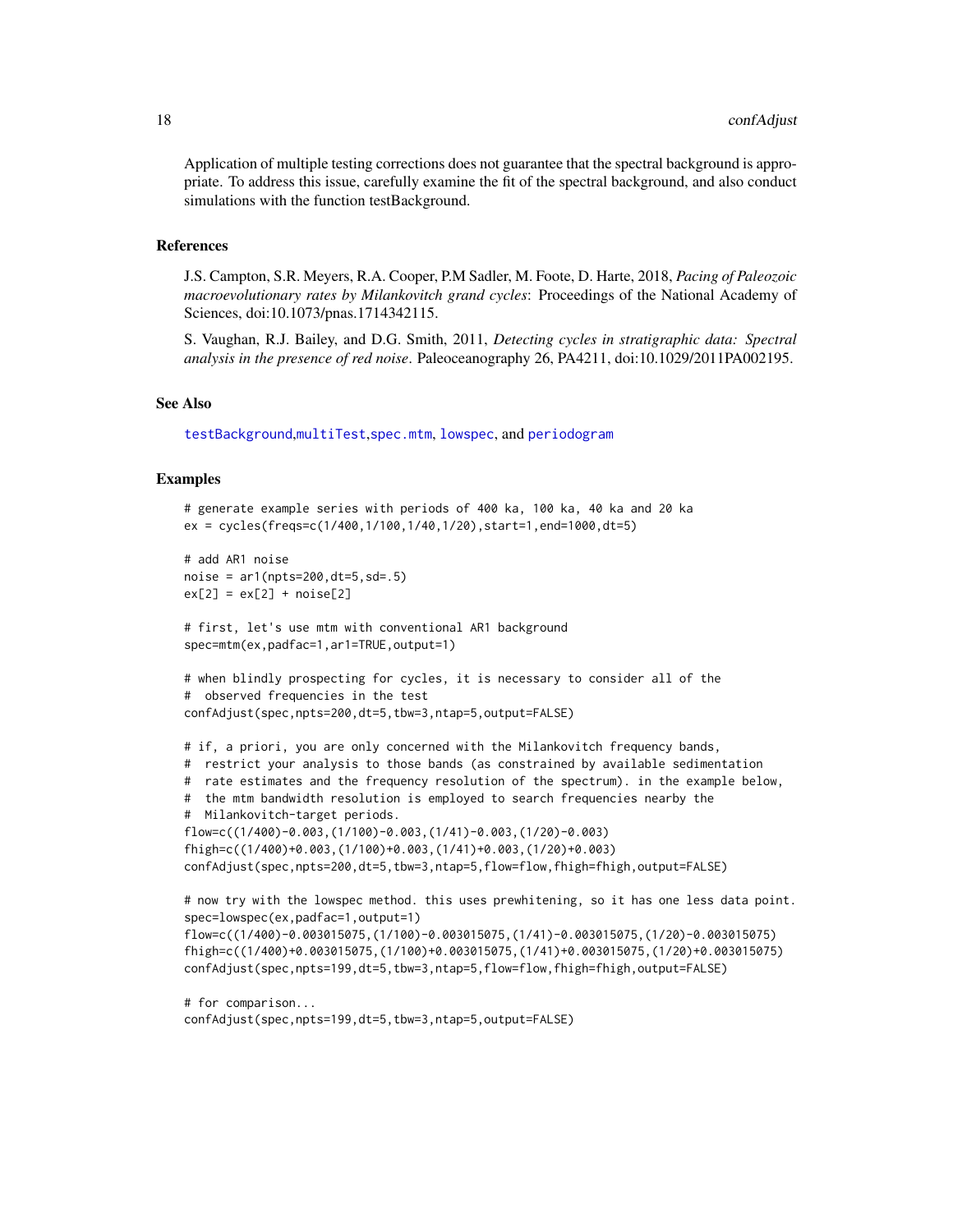Application of multiple testing corrections does not guarantee that the spectral background is appropriate. To address this issue, carefully examine the fit of the spectral background, and also conduct simulations with the function testBackground.

### References

J.S. Campton, S.R. Meyers, R.A. Cooper, P.M Sadler, M. Foote, D. Harte, 2018, *Pacing of Paleozoic macroevolutionary rates by Milankovitch grand cycles*: Proceedings of the National Academy of Sciences, doi:10.1073/pnas.1714342115.

S. Vaughan, R.J. Bailey, and D.G. Smith, 2011, *Detecting cycles in stratigraphic data: Spectral analysis in the presence of red noise*. Paleoceanography 26, PA4211, doi:10.1029/2011PA002195.

### See Also

testBackground,multiTest,spec.mtm, lowspec, and periodogram

### Examples

```
# generate example series with periods of 400 ka, 100 ka, 40 ka and 20 ka
ex = cycles(freqs=c(1/400,1/100,1/40,1/20),start=1,end=1000,dt=5)

# add AR1 noise
noise = ar1(npts=200,dt=5,sd=.5)
ex[2] = ex[2] + noise[2]

# first, let's use mtm with conventional AR1 background
spec=mtm(ex,padfac=1,ar1=TRUE,output=1)

# when blindly prospecting for cycles, it is necessary to consider all of the
#  observed frequencies in the test
confAdjust(spec,npts=200,dt=5,tbw=3,ntap=5,output=FALSE)

# if, a priori, you are only concerned with the Milankovitch frequency bands,
#  restrict your analysis to those bands (as constrained by available sedimentation
#  rate estimates and the frequency resolution of the spectrum). in the example below,
#  the mtm bandwidth resolution is employed to search frequencies nearby the
#  Milankovitch-target periods.
flow=c((1/400)-0.003,(1/100)-0.003,(1/41)-0.003,(1/20)-0.003)
fhigh=c((1/400)+0.003,(1/100)+0.003,(1/41)+0.003,(1/20)+0.003)
confAdjust(spec,npts=200,dt=5,tbw=3,ntap=5,flow=flow,fhigh=fhigh,output=FALSE)

# now try with the lowspec method. this uses prewhitening, so it has one less data point.
spec=lowspec(ex,padfac=1,output=1)
flow=c((1/400)-0.003015075,(1/100)-0.003015075,(1/41)-0.003015075,(1/20)-0.003015075)
fhigh=c((1/400)+0.003015075,(1/100)+0.003015075,(1/41)+0.003015075,(1/20)+0.003015075)
confAdjust(spec,npts=199,dt=5,tbw=3,ntap=5,flow=flow,fhigh=fhigh,output=FALSE)

# for comparison...
confAdjust(spec,npts=199,dt=5,tbw=3,ntap=5,output=FALSE)
```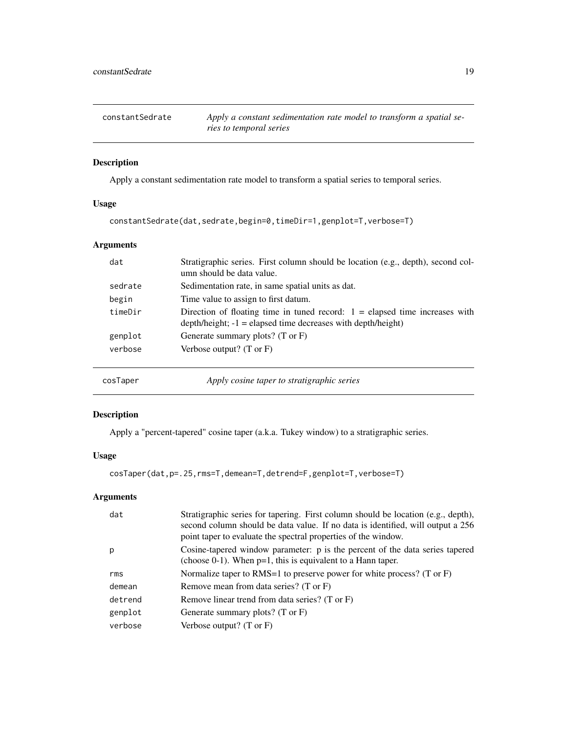## constantSedrate — *Apply a constant sedimentation rate model to transform a spatial series to temporal series*

### Description

Apply a constant sedimentation rate model to transform a spatial series to temporal series.

### Usage

```
constantSedrate(dat,sedrate,begin=0,timeDir=1,genplot=T,verbose=T)
```

### Arguments

| | |
|---|---|
| dat | Stratigraphic series. First column should be location (e.g., depth), second column should be data value. |
| sedrate | Sedimentation rate, in same spatial units as dat. |
| begin | Time value to assign to first datum. |
| timeDir | Direction of floating time in tuned record: 1 = elapsed time increases with depth/height; -1 = elapsed time decreases with depth/height) |
| genplot | Generate summary plots? (T or F) |
| verbose | Verbose output? (T or F) |

## cosTaper — *Apply cosine taper to stratigraphic series*

### Description

Apply a "percent-tapered" cosine taper (a.k.a. Tukey window) to a stratigraphic series.

### Usage

```
cosTaper(dat,p=.25,rms=T,demean=T,detrend=F,genplot=T,verbose=T)
```

### Arguments

| | |
|---|---|
| dat | Stratigraphic series for tapering. First column should be location (e.g., depth), second column should be data value. If no data is identified, will output a 256 point taper to evaluate the spectral properties of the window. |
| p | Cosine-tapered window parameter: p is the percent of the data series tapered (choose 0-1). When p=1, this is equivalent to a Hann taper. |
| rms | Normalize taper to RMS=1 to preserve power for white process? (T or F) |
| demean | Remove mean from data series? (T or F) |
| detrend | Remove linear trend from data series? (T or F) |
| genplot | Generate summary plots? (T or F) |
| verbose | Verbose output? (T or F) |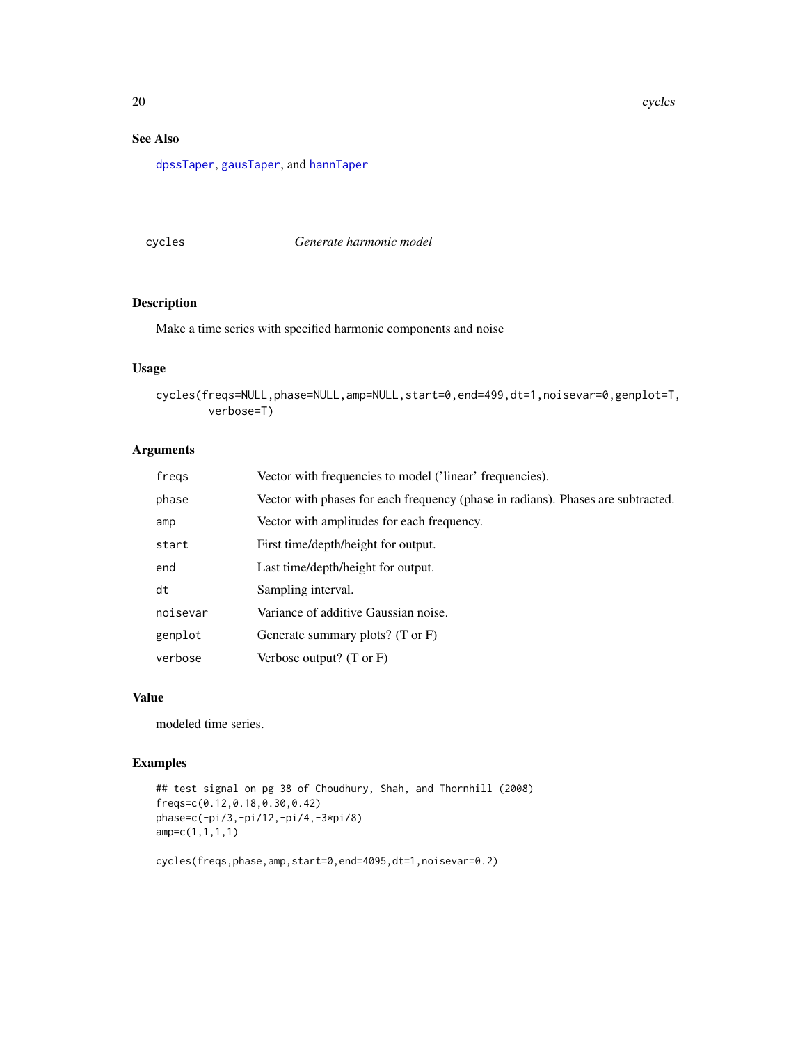## See Also

dpssTaper, gausTaper, and hannTaper

---

# cycles — *Generate harmonic model*

## Description

Make a time series with specified harmonic components and noise

## Usage

```
cycles(freqs=NULL,phase=NULL,amp=NULL,start=0,end=499,dt=1,noisevar=0,genplot=T,
       verbose=T)
```

## Arguments

| | |
|---|---|
| freqs | Vector with frequencies to model ('linear' frequencies). |
| phase | Vector with phases for each frequency (phase in radians). Phases are subtracted. |
| amp | Vector with amplitudes for each frequency. |
| start | First time/depth/height for output. |
| end | Last time/depth/height for output. |
| dt | Sampling interval. |
| noisevar | Variance of additive Gaussian noise. |
| genplot | Generate summary plots? (T or F) |
| verbose | Verbose output? (T or F) |

## Value

modeled time series.

## Examples

```
## test signal on pg 38 of Choudhury, Shah, and Thornhill (2008)
freqs=c(0.12,0.18,0.30,0.42)
phase=c(-pi/3,-pi/12,-pi/4,-3*pi/8)
amp=c(1,1,1,1)

cycles(freqs,phase,amp,start=0,end=4095,dt=1,noisevar=0.2)
```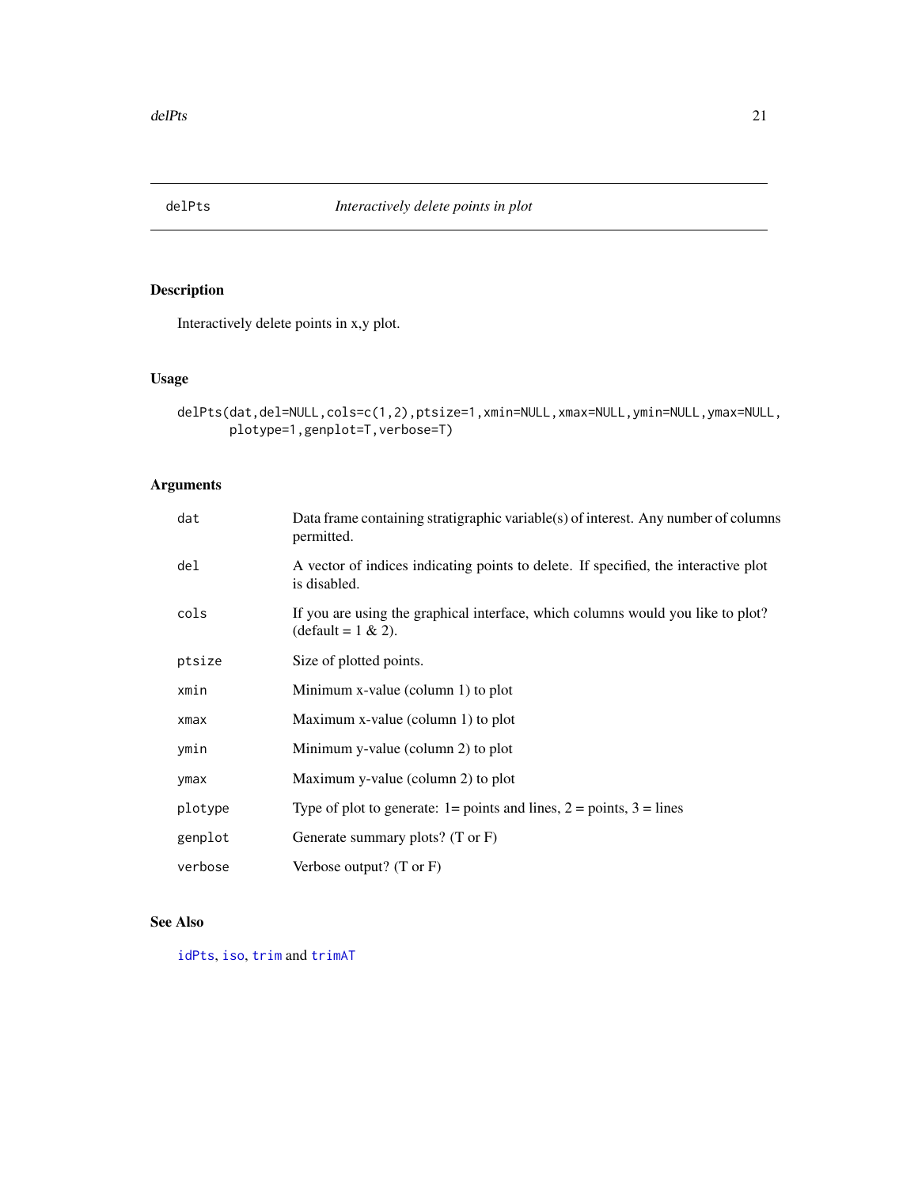## delPts — *Interactively delete points in plot*

### Description

Interactively delete points in x,y plot.

### Usage

```
delPts(dat,del=NULL,cols=c(1,2),ptsize=1,xmin=NULL,xmax=NULL,ymin=NULL,ymax=NULL,
       plotype=1,genplot=T,verbose=T)
```

### Arguments

| Argument | Description |
|---|---|
| `dat` | Data frame containing stratigraphic variable(s) of interest. Any number of columns permitted. |
| `del` | A vector of indices indicating points to delete. If specified, the interactive plot is disabled. |
| `cols` | If you are using the graphical interface, which columns would you like to plot? (default = 1 & 2). |
| `ptsize` | Size of plotted points. |
| `xmin` | Minimum x-value (column 1) to plot |
| `xmax` | Maximum x-value (column 1) to plot |
| `ymin` | Minimum y-value (column 2) to plot |
| `ymax` | Maximum y-value (column 2) to plot |
| `plotype` | Type of plot to generate: 1= points and lines, 2 = points, 3 = lines |
| `genplot` | Generate summary plots? (T or F) |
| `verbose` | Verbose output? (T or F) |

### See Also

`idPts`, `iso`, `trim` and `trimAT`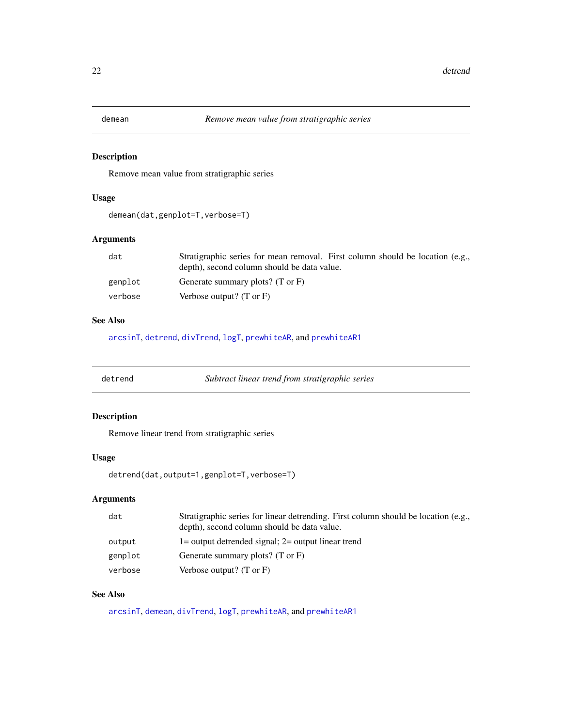## demean — *Remove mean value from stratigraphic series*

### Description

Remove mean value from stratigraphic series

### Usage

```
demean(dat,genplot=T,verbose=T)
```

### Arguments

| | |
|---|---|
| `dat` | Stratigraphic series for mean removal. First column should be location (e.g., depth), second column should be data value. |
| `genplot` | Generate summary plots? (T or F) |
| `verbose` | Verbose output? (T or F) |

### See Also

`arcsinT`, `detrend`, `divTrend`, `logT`, `prewhiteAR`, and `prewhiteAR1`

## detrend — *Subtract linear trend from stratigraphic series*

### Description

Remove linear trend from stratigraphic series

### Usage

```
detrend(dat,output=1,genplot=T,verbose=T)
```

### Arguments

| | |
|---|---|
| `dat` | Stratigraphic series for linear detrending. First column should be location (e.g., depth), second column should be data value. |
| `output` | 1= output detrended signal; 2= output linear trend |
| `genplot` | Generate summary plots? (T or F) |
| `verbose` | Verbose output? (T or F) |

### See Also

`arcsinT`, `demean`, `divTrend`, `logT`, `prewhiteAR`, and `prewhiteAR1`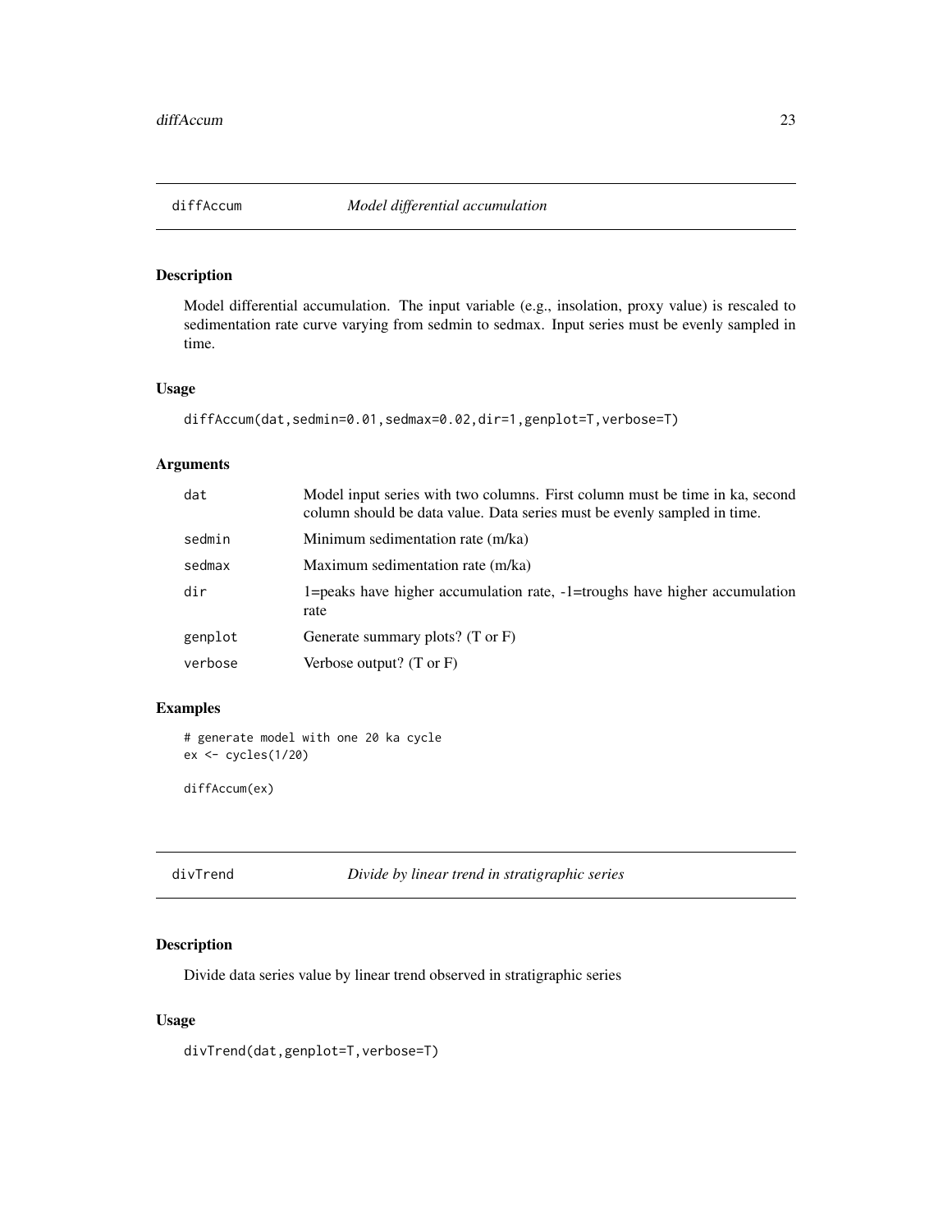## diffAccum *Model differential accumulation*

### Description

Model differential accumulation. The input variable (e.g., insolation, proxy value) is rescaled to sedimentation rate curve varying from sedmin to sedmax. Input series must be evenly sampled in time.

### Usage

```
diffAccum(dat,sedmin=0.01,sedmax=0.02,dir=1,genplot=T,verbose=T)
```

### Arguments

| | |
|---|---|
| dat | Model input series with two columns. First column must be time in ka, second column should be data value. Data series must be evenly sampled in time. |
| sedmin | Minimum sedimentation rate (m/ka) |
| sedmax | Maximum sedimentation rate (m/ka) |
| dir | 1=peaks have higher accumulation rate, -1=troughs have higher accumulation rate |
| genplot | Generate summary plots? (T or F) |
| verbose | Verbose output? (T or F) |

### Examples

```
# generate model with one 20 ka cycle
ex <- cycles(1/20)

diffAccum(ex)
```

## divTrend *Divide by linear trend in stratigraphic series*

### Description

Divide data series value by linear trend observed in stratigraphic series

### Usage

```
divTrend(dat,genplot=T,verbose=T)
```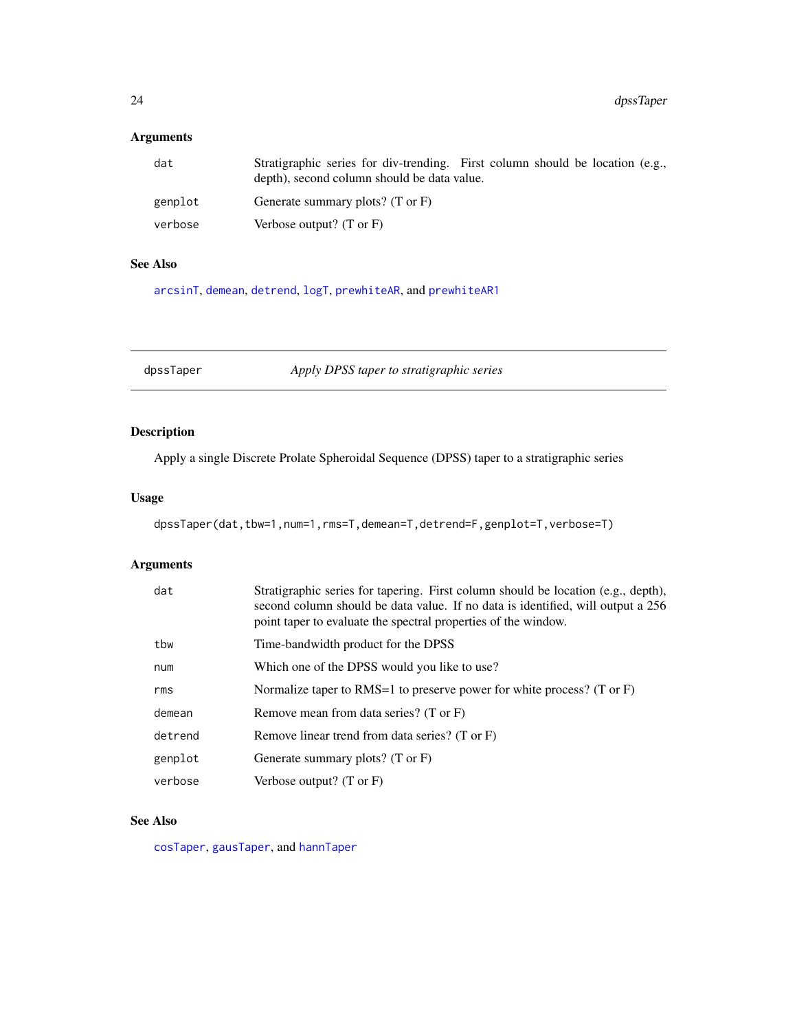## Arguments

| | |
|---|---|
| dat | Stratigraphic series for div-trending. First column should be location (e.g., depth), second column should be data value. |
| genplot | Generate summary plots? (T or F) |
| verbose | Verbose output? (T or F) |

## See Also

arcsinT, demean, detrend, logT, prewhiteAR, and prewhiteAR1

---

# dpssTaper — *Apply DPSS taper to stratigraphic series*

## Description

Apply a single Discrete Prolate Spheroidal Sequence (DPSS) taper to a stratigraphic series

## Usage

```
dpssTaper(dat,tbw=1,num=1,rms=T,demean=T,detrend=F,genplot=T,verbose=T)
```

## Arguments

| | |
|---|---|
| dat | Stratigraphic series for tapering. First column should be location (e.g., depth), second column should be data value. If no data is identified, will output a 256 point taper to evaluate the spectral properties of the window. |
| tbw | Time-bandwidth product for the DPSS |
| num | Which one of the DPSS would you like to use? |
| rms | Normalize taper to RMS=1 to preserve power for white process? (T or F) |
| demean | Remove mean from data series? (T or F) |
| detrend | Remove linear trend from data series? (T or F) |
| genplot | Generate summary plots? (T or F) |
| verbose | Verbose output? (T or F) |

## See Also

cosTaper, gausTaper, and hannTaper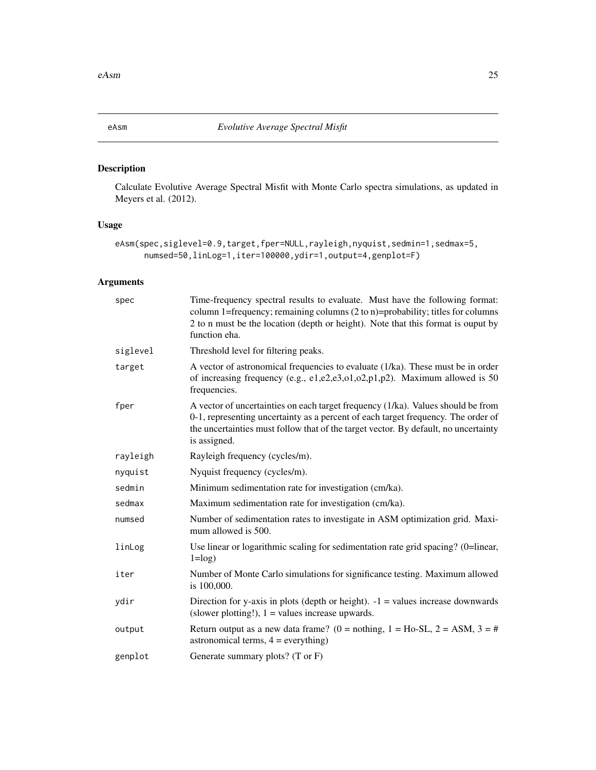# eAsm — *Evolutive Average Spectral Misfit*

## Description

Calculate Evolutive Average Spectral Misfit with Monte Carlo spectra simulations, as updated in Meyers et al. (2012).

## Usage

```
eAsm(spec,siglevel=0.9,target,fper=NULL,rayleigh,nyquist,sedmin=1,sedmax=5,
     numsed=50,linLog=1,iter=100000,ydir=1,output=4,genplot=F)
```

## Arguments

| Argument | Description |
| --- | --- |
| spec | Time-frequency spectral results to evaluate. Must have the following format: column 1=frequency; remaining columns (2 to n)=probability; titles for columns 2 to n must be the location (depth or height). Note that this format is ouput by function eha. |
| siglevel | Threshold level for filtering peaks. |
| target | A vector of astronomical frequencies to evaluate (1/ka). These must be in order of increasing frequency (e.g., e1,e2,e3,o1,o2,p1,p2). Maximum allowed is 50 frequencies. |
| fper | A vector of uncertainties on each target frequency (1/ka). Values should be from 0-1, representing uncertainty as a percent of each target frequency. The order of the uncertainties must follow that of the target vector. By default, no uncertainty is assigned. |
| rayleigh | Rayleigh frequency (cycles/m). |
| nyquist | Nyquist frequency (cycles/m). |
| sedmin | Minimum sedimentation rate for investigation (cm/ka). |
| sedmax | Maximum sedimentation rate for investigation (cm/ka). |
| numsed | Number of sedimentation rates to investigate in ASM optimization grid. Maximum allowed is 500. |
| linLog | Use linear or logarithmic scaling for sedimentation rate grid spacing? (0=linear, 1=log) |
| iter | Number of Monte Carlo simulations for significance testing. Maximum allowed is 100,000. |
| ydir | Direction for y-axis in plots (depth or height). -1 = values increase downwards (slower plotting!), 1 = values increase upwards. |
| output | Return output as a new data frame? (0 = nothing, 1 = Ho-SL, 2 = ASM, 3 = # astronomical terms, 4 = everything) |
| genplot | Generate summary plots? (T or F) |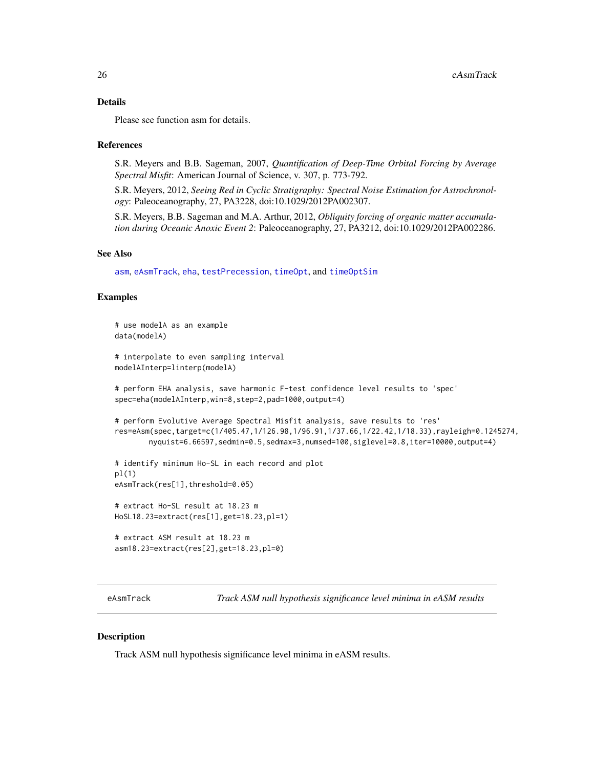## Details

Please see function asm for details.

## References

S.R. Meyers and B.B. Sageman, 2007, *Quantification of Deep-Time Orbital Forcing by Average Spectral Misfit*: American Journal of Science, v. 307, p. 773-792.

S.R. Meyers, 2012, *Seeing Red in Cyclic Stratigraphy: Spectral Noise Estimation for Astrochronology*: Paleoceanography, 27, PA3228, doi:10.1029/2012PA002307.

S.R. Meyers, B.B. Sageman and M.A. Arthur, 2012, *Obliquity forcing of organic matter accumulation during Oceanic Anoxic Event 2*: Paleoceanography, 27, PA3212, doi:10.1029/2012PA002286.

## See Also

asm, eAsmTrack, eha, testPrecession, timeOpt, and timeOptSim

## Examples

```
# use modelA as an example
data(modelA)

# interpolate to even sampling interval
modelAInterp=linterp(modelA)

# perform EHA analysis, save harmonic F-test confidence level results to 'spec'
spec=eha(modelAInterp,win=8,step=2,pad=1000,output=4)

# perform Evolutive Average Spectral Misfit analysis, save results to 'res'
res=eAsm(spec,target=c(1/405.47,1/126.98,1/96.91,1/37.66,1/22.42,1/18.33),rayleigh=0.1245274,
        nyquist=6.66597,sedmin=0.5,sedmax=3,numsed=100,siglevel=0.8,iter=10000,output=4)

# identify minimum Ho-SL in each record and plot
pl(1)
eAsmTrack(res[1],threshold=0.05)

# extract Ho-SL result at 18.23 m
HoSL18.23=extract(res[1],get=18.23,pl=1)

# extract ASM result at 18.23 m
asm18.23=extract(res[2],get=18.23,pl=0)
```

---

# eAsmTrack — *Track ASM null hypothesis significance level minima in eASM results*

## Description

Track ASM null hypothesis significance level minima in eASM results.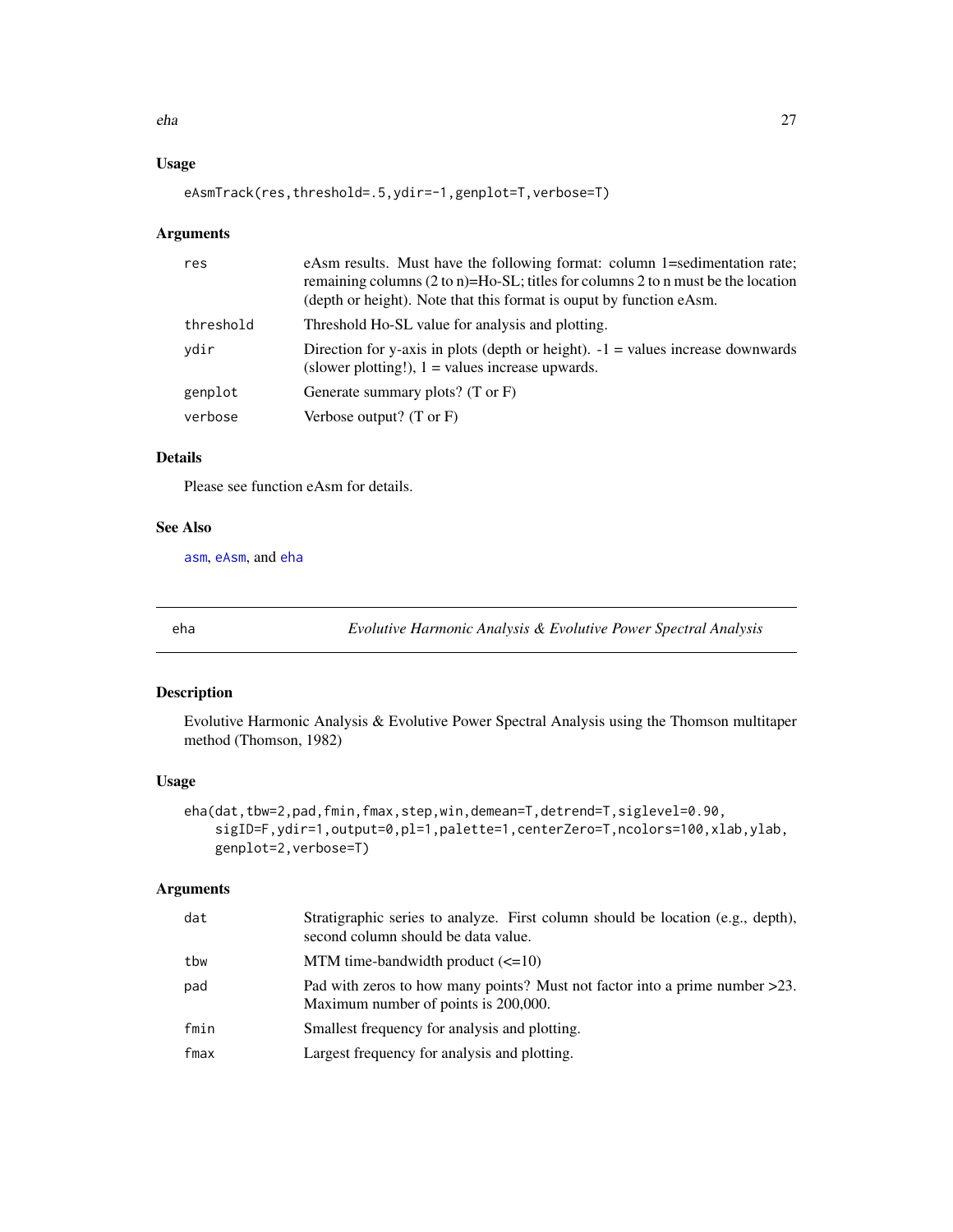## Usage

```
eAsmTrack(res,threshold=.5,ydir=-1,genplot=T,verbose=T)
```

## Arguments

| | |
|---|---|
| res | eAsm results. Must have the following format: column 1=sedimentation rate; remaining columns (2 to n)=Ho-SL; titles for columns 2 to n must be the location (depth or height). Note that this format is ouput by function eAsm. |
| threshold | Threshold Ho-SL value for analysis and plotting. |
| ydir | Direction for y-axis in plots (depth or height). -1 = values increase downwards (slower plotting!), 1 = values increase upwards. |
| genplot | Generate summary plots? (T or F) |
| verbose | Verbose output? (T or F) |

## Details

Please see function eAsm for details.

## See Also

asm, eAsm, and eha

---

# eha — *Evolutive Harmonic Analysis & Evolutive Power Spectral Analysis*

## Description

Evolutive Harmonic Analysis & Evolutive Power Spectral Analysis using the Thomson multitaper method (Thomson, 1982)

## Usage

```
eha(dat,tbw=2,pad,fmin,fmax,step,win,demean=T,detrend=T,siglevel=0.90,
    sigID=F,ydir=1,output=0,pl=1,palette=1,centerZero=T,ncolors=100,xlab,ylab,
    genplot=2,verbose=T)
```

## Arguments

| | |
|---|---|
| dat | Stratigraphic series to analyze. First column should be location (e.g., depth), second column should be data value. |
| tbw | MTM time-bandwidth product (<=10) |
| pad | Pad with zeros to how many points? Must not factor into a prime number >23. Maximum number of points is 200,000. |
| fmin | Smallest frequency for analysis and plotting. |
| fmax | Largest frequency for analysis and plotting. |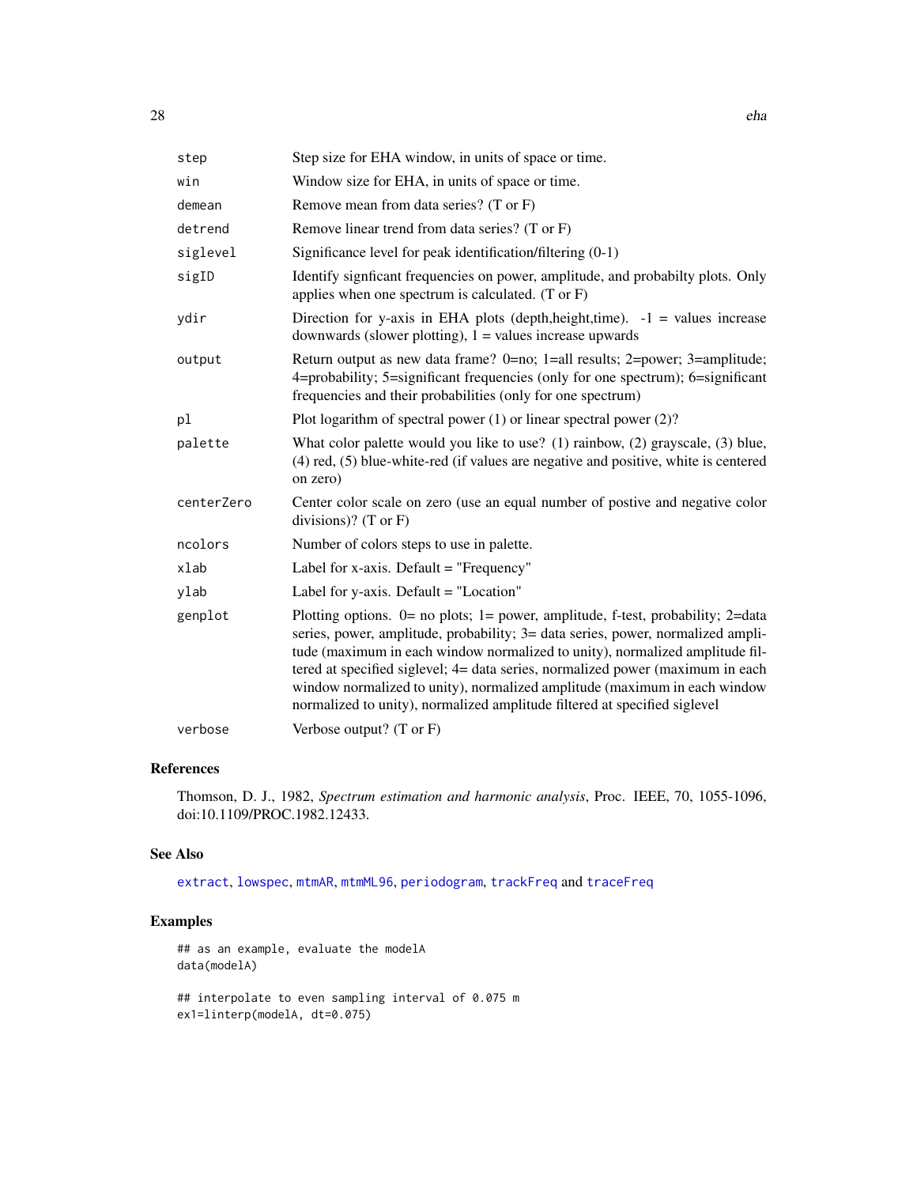| | |
|---|---|
| step | Step size for EHA window, in units of space or time. |
| win | Window size for EHA, in units of space or time. |
| demean | Remove mean from data series? (T or F) |
| detrend | Remove linear trend from data series? (T or F) |
| siglevel | Significance level for peak identification/filtering (0-1) |
| sigID | Identify signficant frequencies on power, amplitude, and probabilty plots. Only applies when one spectrum is calculated. (T or F) |
| ydir | Direction for y-axis in EHA plots (depth,height,time). -1 = values increase downwards (slower plotting), 1 = values increase upwards |
| output | Return output as new data frame? 0=no; 1=all results; 2=power; 3=amplitude; 4=probability; 5=significant frequencies (only for one spectrum); 6=significant frequencies and their probabilities (only for one spectrum) |
| pl | Plot logarithm of spectral power (1) or linear spectral power (2)? |
| palette | What color palette would you like to use? (1) rainbow, (2) grayscale, (3) blue, (4) red, (5) blue-white-red (if values are negative and positive, white is centered on zero) |
| centerZero | Center color scale on zero (use an equal number of postive and negative color divisions)? (T or F) |
| ncolors | Number of colors steps to use in palette. |
| xlab | Label for x-axis. Default = "Frequency" |
| ylab | Label for y-axis. Default = "Location" |
| genplot | Plotting options. 0= no plots; 1= power, amplitude, f-test, probability; 2=data series, power, amplitude, probability; 3= data series, power, normalized amplitude (maximum in each window normalized to unity), normalized amplitude filtered at specified siglevel; 4= data series, normalized power (maximum in each window normalized to unity), normalized amplitude (maximum in each window normalized to unity), normalized amplitude filtered at specified siglevel |
| verbose | Verbose output? (T or F) |

## References

Thomson, D. J., 1982, *Spectrum estimation and harmonic analysis*, Proc. IEEE, 70, 1055-1096, doi:10.1109/PROC.1982.12433.

## See Also

extract, lowspec, mtmAR, mtmML96, periodogram, trackFreq and traceFreq

## Examples

```
## as an example, evaluate the modelA
data(modelA)

## interpolate to even sampling interval of 0.075 m
ex1=linterp(modelA, dt=0.075)
```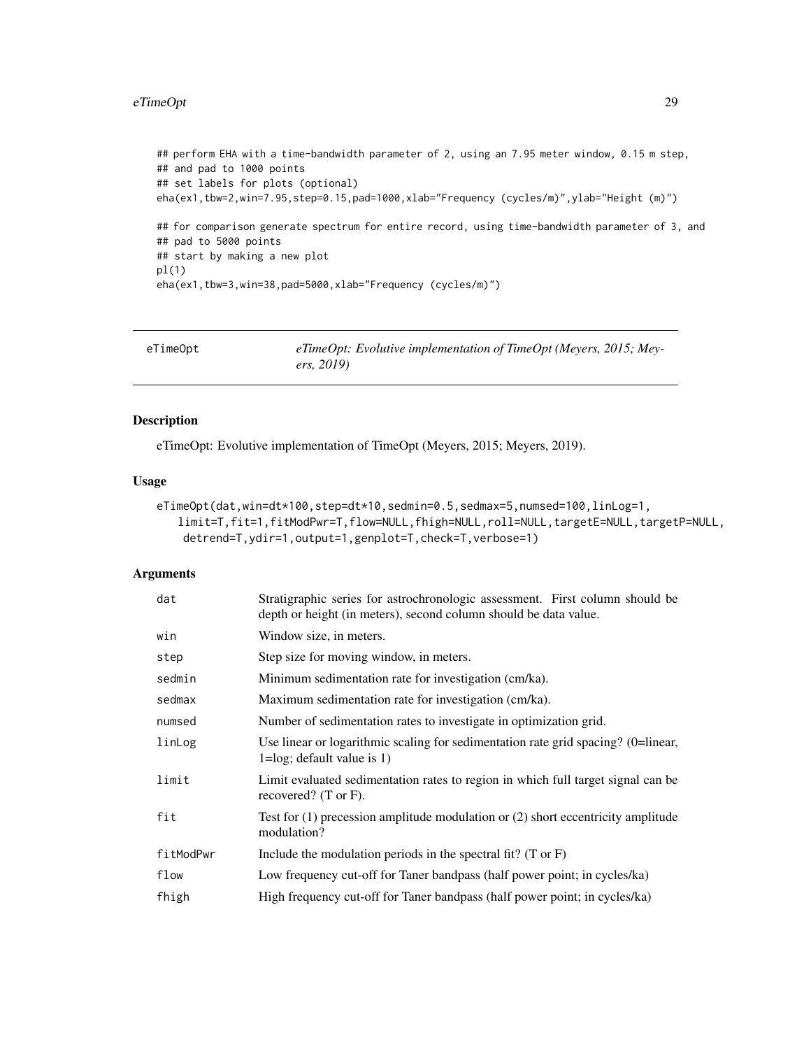```
## perform EHA with a time-bandwidth parameter of 2, using an 7.95 meter window, 0.15 m step,
## and pad to 1000 points
## set labels for plots (optional)
eha(ex1,tbw=2,win=7.95,step=0.15,pad=1000,xlab="Frequency (cycles/m)",ylab="Height (m)")

## for comparison generate spectrum for entire record, using time-bandwidth parameter of 3, and
## pad to 5000 points
## start by making a new plot
pl(1)
eha(ex1,tbw=3,win=38,pad=5000,xlab="Frequency (cycles/m)")
```

---

`eTimeOpt` — *eTimeOpt: Evolutive implementation of TimeOpt (Meyers, 2015; Meyers, 2019)*

---

## Description

eTimeOpt: Evolutive implementation of TimeOpt (Meyers, 2015; Meyers, 2019).

## Usage

```
eTimeOpt(dat,win=dt*100,step=dt*10,sedmin=0.5,sedmax=5,numsed=100,linLog=1,
    limit=T,fit=1,fitModPwr=T,flow=NULL,fhigh=NULL,roll=NULL,targetE=NULL,targetP=NULL,
     detrend=T,ydir=1,output=1,genplot=T,check=T,verbose=1)
```

## Arguments

| | |
|---|---|
| `dat` | Stratigraphic series for astrochronologic assessment. First column should be depth or height (in meters), second column should be data value. |
| `win` | Window size, in meters. |
| `step` | Step size for moving window, in meters. |
| `sedmin` | Minimum sedimentation rate for investigation (cm/ka). |
| `sedmax` | Maximum sedimentation rate for investigation (cm/ka). |
| `numsed` | Number of sedimentation rates to investigate in optimization grid. |
| `linLog` | Use linear or logarithmic scaling for sedimentation rate grid spacing? (0=linear, 1=log; default value is 1) |
| `limit` | Limit evaluated sedimentation rates to region in which full target signal can be recovered? (T or F). |
| `fit` | Test for (1) precession amplitude modulation or (2) short eccentricity amplitude modulation? |
| `fitModPwr` | Include the modulation periods in the spectral fit? (T or F) |
| `flow` | Low frequency cut-off for Taner bandpass (half power point; in cycles/ka) |
| `fhigh` | High frequency cut-off for Taner bandpass (half power point; in cycles/ka) |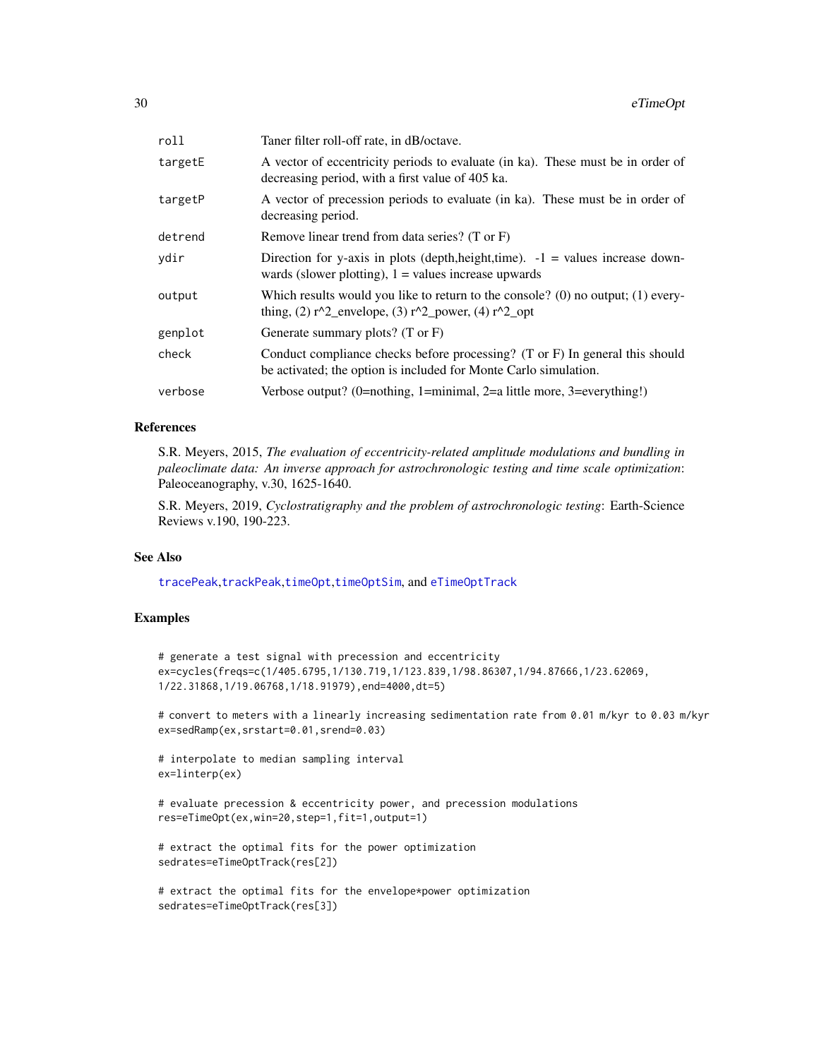| | |
|---|---|
| roll | Taner filter roll-off rate, in dB/octave. |
| targetE | A vector of eccentricity periods to evaluate (in ka). These must be in order of decreasing period, with a first value of 405 ka. |
| targetP | A vector of precession periods to evaluate (in ka). These must be in order of decreasing period. |
| detrend | Remove linear trend from data series? (T or F) |
| ydir | Direction for y-axis in plots (depth,height,time). -1 = values increase downwards (slower plotting), 1 = values increase upwards |
| output | Which results would you like to return to the console? (0) no output; (1) everything, (2) r^2_envelope, (3) r^2_power, (4) r^2_opt |
| genplot | Generate summary plots? (T or F) |
| check | Conduct compliance checks before processing? (T or F) In general this should be activated; the option is included for Monte Carlo simulation. |
| verbose | Verbose output? (0=nothing, 1=minimal, 2=a little more, 3=everything!) |

## References

S.R. Meyers, 2015, *The evaluation of eccentricity-related amplitude modulations and bundling in paleoclimate data: An inverse approach for astrochronologic testing and time scale optimization*: Paleoceanography, v.30, 1625-1640.

S.R. Meyers, 2019, *Cyclostratigraphy and the problem of astrochronologic testing*: Earth-Science Reviews v.190, 190-223.

## See Also

tracePeak,trackPeak,timeOpt,timeOptSim, and eTimeOptTrack

## Examples

```
# generate a test signal with precession and eccentricity
ex=cycles(freqs=c(1/405.6795,1/130.719,1/123.839,1/98.86307,1/94.87666,1/23.62069,
1/22.31868,1/19.06768,1/18.91979),end=4000,dt=5)

# convert to meters with a linearly increasing sedimentation rate from 0.01 m/kyr to 0.03 m/kyr
ex=sedRamp(ex,srstart=0.01,srend=0.03)

# interpolate to median sampling interval
ex=linterp(ex)

# evaluate precession & eccentricity power, and precession modulations
res=eTimeOpt(ex,win=20,step=1,fit=1,output=1)

# extract the optimal fits for the power optimization
sedrates=eTimeOptTrack(res[2])

# extract the optimal fits for the envelope*power optimization
sedrates=eTimeOptTrack(res[3])
```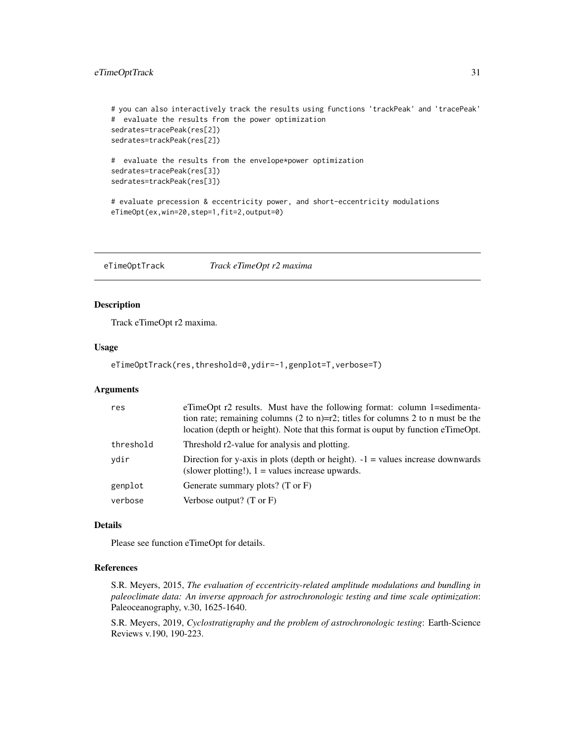```
# you can also interactively track the results using functions 'trackPeak' and 'tracePeak'
#  evaluate the results from the power optimization
sedrates=tracePeak(res[2])
sedrates=trackPeak(res[2])

#  evaluate the results from the envelope*power optimization
sedrates=tracePeak(res[3])
sedrates=trackPeak(res[3])

# evaluate precession & eccentricity power, and short-eccentricity modulations
eTimeOpt(ex,win=20,step=1,fit=2,output=0)
```

---

# eTimeOptTrack    *Track eTimeOpt r2 maxima*

## Description

Track eTimeOpt r2 maxima.

## Usage

```
eTimeOptTrack(res,threshold=0,ydir=-1,genplot=T,verbose=T)
```

## Arguments

| | |
|---|---|
| res | eTimeOpt r2 results. Must have the following format: column 1=sedimentation rate; remaining columns (2 to n)=r2; titles for columns 2 to n must be the location (depth or height). Note that this format is ouput by function eTimeOpt. |
| threshold | Threshold r2-value for analysis and plotting. |
| ydir | Direction for y-axis in plots (depth or height). -1 = values increase downwards (slower plotting!), 1 = values increase upwards. |
| genplot | Generate summary plots? (T or F) |
| verbose | Verbose output? (T or F) |

## Details

Please see function eTimeOpt for details.

## References

S.R. Meyers, 2015, *The evaluation of eccentricity-related amplitude modulations and bundling in paleoclimate data: An inverse approach for astrochronologic testing and time scale optimization*: Paleoceanography, v.30, 1625-1640.

S.R. Meyers, 2019, *Cyclostratigraphy and the problem of astrochronologic testing*: Earth-Science Reviews v.190, 190-223.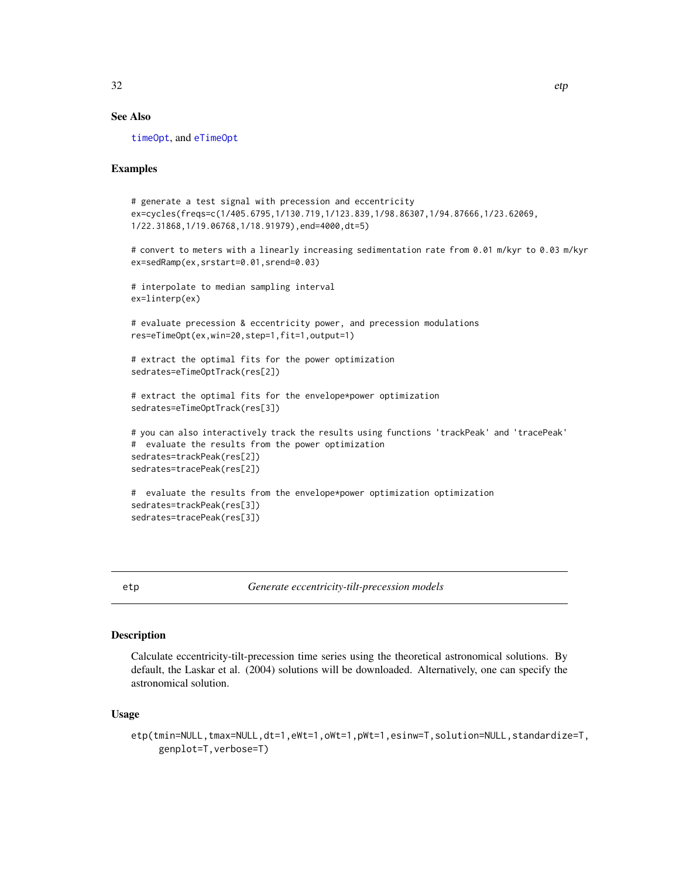## See Also

timeOpt, and eTimeOpt

## Examples

```
# generate a test signal with precession and eccentricity
ex=cycles(freqs=c(1/405.6795,1/130.719,1/123.839,1/98.86307,1/94.87666,1/23.62069,
1/22.31868,1/19.06768,1/18.91979),end=4000,dt=5)

# convert to meters with a linearly increasing sedimentation rate from 0.01 m/kyr to 0.03 m/kyr
ex=sedRamp(ex,srstart=0.01,srend=0.03)

# interpolate to median sampling interval
ex=linterp(ex)

# evaluate precession & eccentricity power, and precession modulations
res=eTimeOpt(ex,win=20,step=1,fit=1,output=1)

# extract the optimal fits for the power optimization
sedrates=eTimeOptTrack(res[2])

# extract the optimal fits for the envelope*power optimization
sedrates=eTimeOptTrack(res[3])

# you can also interactively track the results using functions 'trackPeak' and 'tracePeak'
#  evaluate the results from the power optimization
sedrates=trackPeak(res[2])
sedrates=tracePeak(res[2])

#  evaluate the results from the envelope*power optimization optimization
sedrates=trackPeak(res[3])
sedrates=tracePeak(res[3])
```

---

# etp — *Generate eccentricity-tilt-precession models*

## Description

Calculate eccentricity-tilt-precession time series using the theoretical astronomical solutions. By default, the Laskar et al. (2004) solutions will be downloaded. Alternatively, one can specify the astronomical solution.

## Usage

```
etp(tmin=NULL,tmax=NULL,dt=1,eWt=1,oWt=1,pWt=1,esinw=T,solution=NULL,standardize=T,
     genplot=T,verbose=T)
```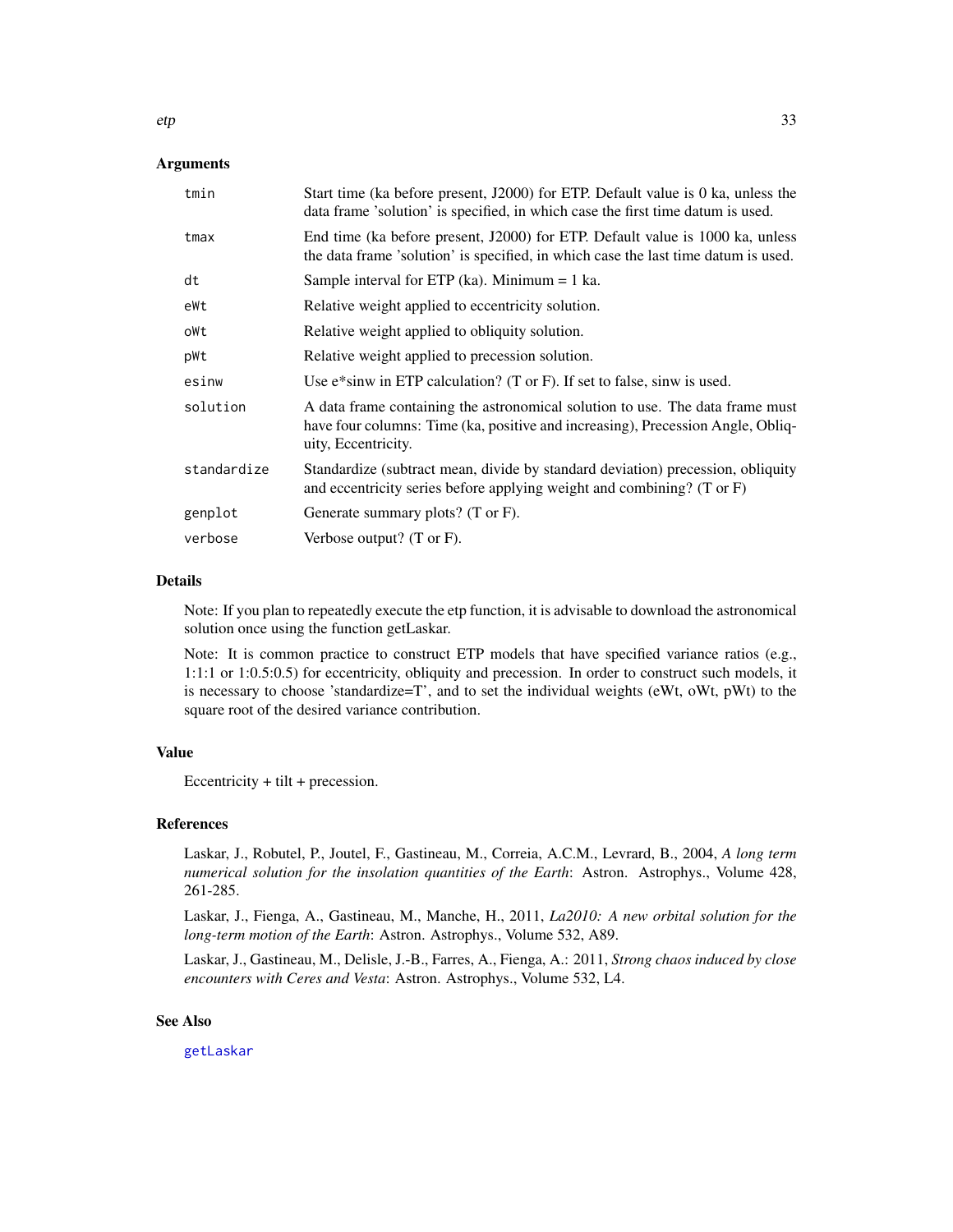## Arguments

| | |
|---|---|
| `tmin` | Start time (ka before present, J2000) for ETP. Default value is 0 ka, unless the data frame 'solution' is specified, in which case the first time datum is used. |
| `tmax` | End time (ka before present, J2000) for ETP. Default value is 1000 ka, unless the data frame 'solution' is specified, in which case the last time datum is used. |
| `dt` | Sample interval for ETP (ka). Minimum = 1 ka. |
| `eWt` | Relative weight applied to eccentricity solution. |
| `oWt` | Relative weight applied to obliquity solution. |
| `pWt` | Relative weight applied to precession solution. |
| `esinw` | Use e*sinw in ETP calculation? (T or F). If set to false, sinw is used. |
| `solution` | A data frame containing the astronomical solution to use. The data frame must have four columns: Time (ka, positive and increasing), Precession Angle, Obliquity, Eccentricity. |
| `standardize` | Standardize (subtract mean, divide by standard deviation) precession, obliquity and eccentricity series before applying weight and combining? (T or F) |
| `genplot` | Generate summary plots? (T or F). |
| `verbose` | Verbose output? (T or F). |

## Details

Note: If you plan to repeatedly execute the etp function, it is advisable to download the astronomical solution once using the function getLaskar.

Note: It is common practice to construct ETP models that have specified variance ratios (e.g., 1:1:1 or 1:0.5:0.5) for eccentricity, obliquity and precession. In order to construct such models, it is necessary to choose 'standardize=T', and to set the individual weights (eWt, oWt, pWt) to the square root of the desired variance contribution.

## Value

Eccentricity + tilt + precession.

## References

Laskar, J., Robutel, P., Joutel, F., Gastineau, M., Correia, A.C.M., Levrard, B., 2004, *A long term numerical solution for the insolation quantities of the Earth*: Astron. Astrophys., Volume 428, 261-285.

Laskar, J., Fienga, A., Gastineau, M., Manche, H., 2011, *La2010: A new orbital solution for the long-term motion of the Earth*: Astron. Astrophys., Volume 532, A89.

Laskar, J., Gastineau, M., Delisle, J.-B., Farres, A., Fienga, A.: 2011, *Strong chaos induced by close encounters with Ceres and Vesta*: Astron. Astrophys., Volume 532, L4.

## See Also

`getLaskar`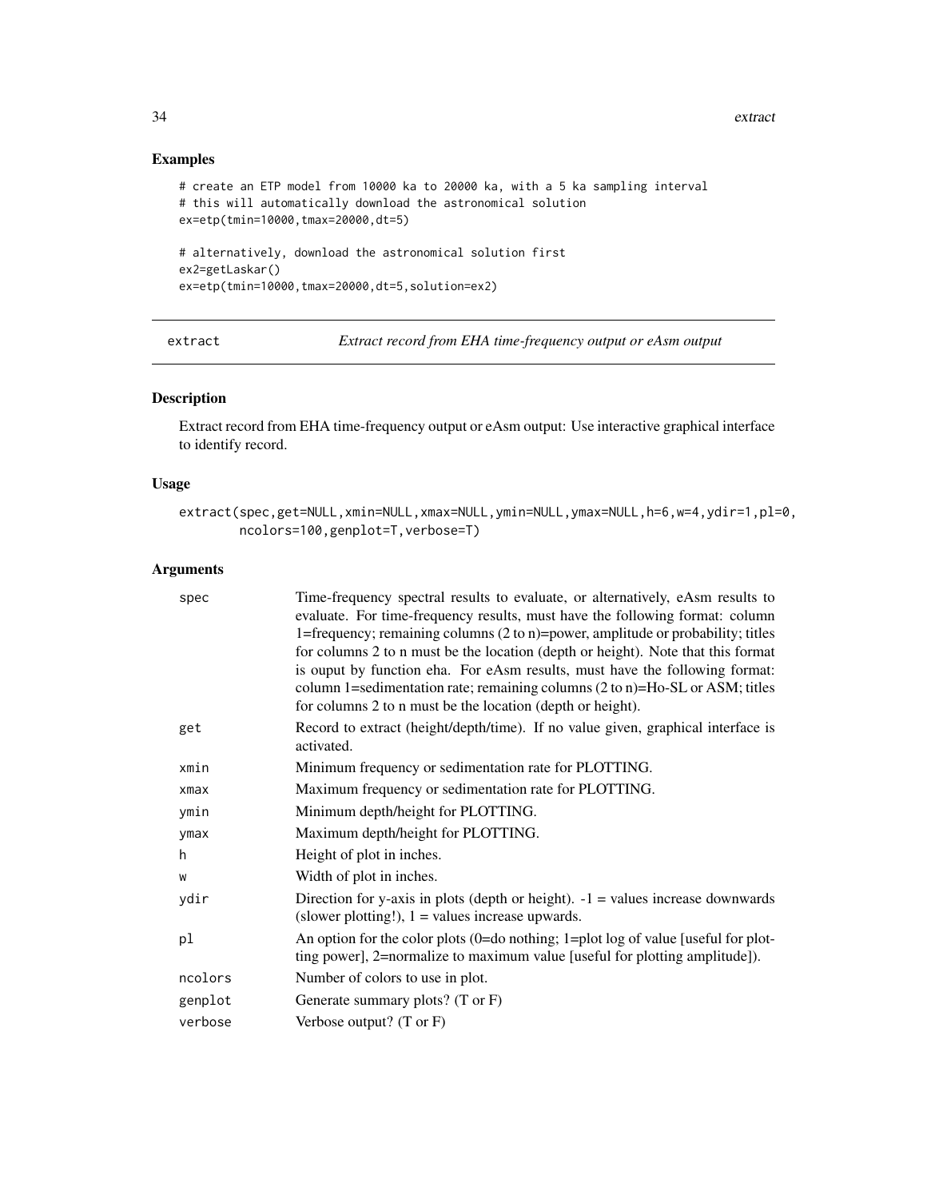## Examples

```
# create an ETP model from 10000 ka to 20000 ka, with a 5 ka sampling interval
# this will automatically download the astronomical solution
ex=etp(tmin=10000,tmax=20000,dt=5)

# alternatively, download the astronomical solution first
ex2=getLaskar()
ex=etp(tmin=10000,tmax=20000,dt=5,solution=ex2)
```

---

# extract — *Extract record from EHA time-frequency output or eAsm output*

---

## Description

Extract record from EHA time-frequency output or eAsm output: Use interactive graphical interface to identify record.

## Usage

```
extract(spec,get=NULL,xmin=NULL,xmax=NULL,ymin=NULL,ymax=NULL,h=6,w=4,ydir=1,pl=0,
        ncolors=100,genplot=T,verbose=T)
```

## Arguments

| | |
|---|---|
| spec | Time-frequency spectral results to evaluate, or alternatively, eAsm results to evaluate. For time-frequency results, must have the following format: column 1=frequency; remaining columns (2 to n)=power, amplitude or probability; titles for columns 2 to n must be the location (depth or height). Note that this format is ouput by function eha. For eAsm results, must have the following format: column 1=sedimentation rate; remaining columns (2 to n)=Ho-SL or ASM; titles for columns 2 to n must be the location (depth or height). |
| get | Record to extract (height/depth/time). If no value given, graphical interface is activated. |
| xmin | Minimum frequency or sedimentation rate for PLOTTING. |
| xmax | Maximum frequency or sedimentation rate for PLOTTING. |
| ymin | Minimum depth/height for PLOTTING. |
| ymax | Maximum depth/height for PLOTTING. |
| h | Height of plot in inches. |
| w | Width of plot in inches. |
| ydir | Direction for y-axis in plots (depth or height). -1 = values increase downwards (slower plotting!), 1 = values increase upwards. |
| pl | An option for the color plots (0=do nothing; 1=plot log of value [useful for plotting power], 2=normalize to maximum value [useful for plotting amplitude]). |
| ncolors | Number of colors to use in plot. |
| genplot | Generate summary plots? (T or F) |
| verbose | Verbose output? (T or F) |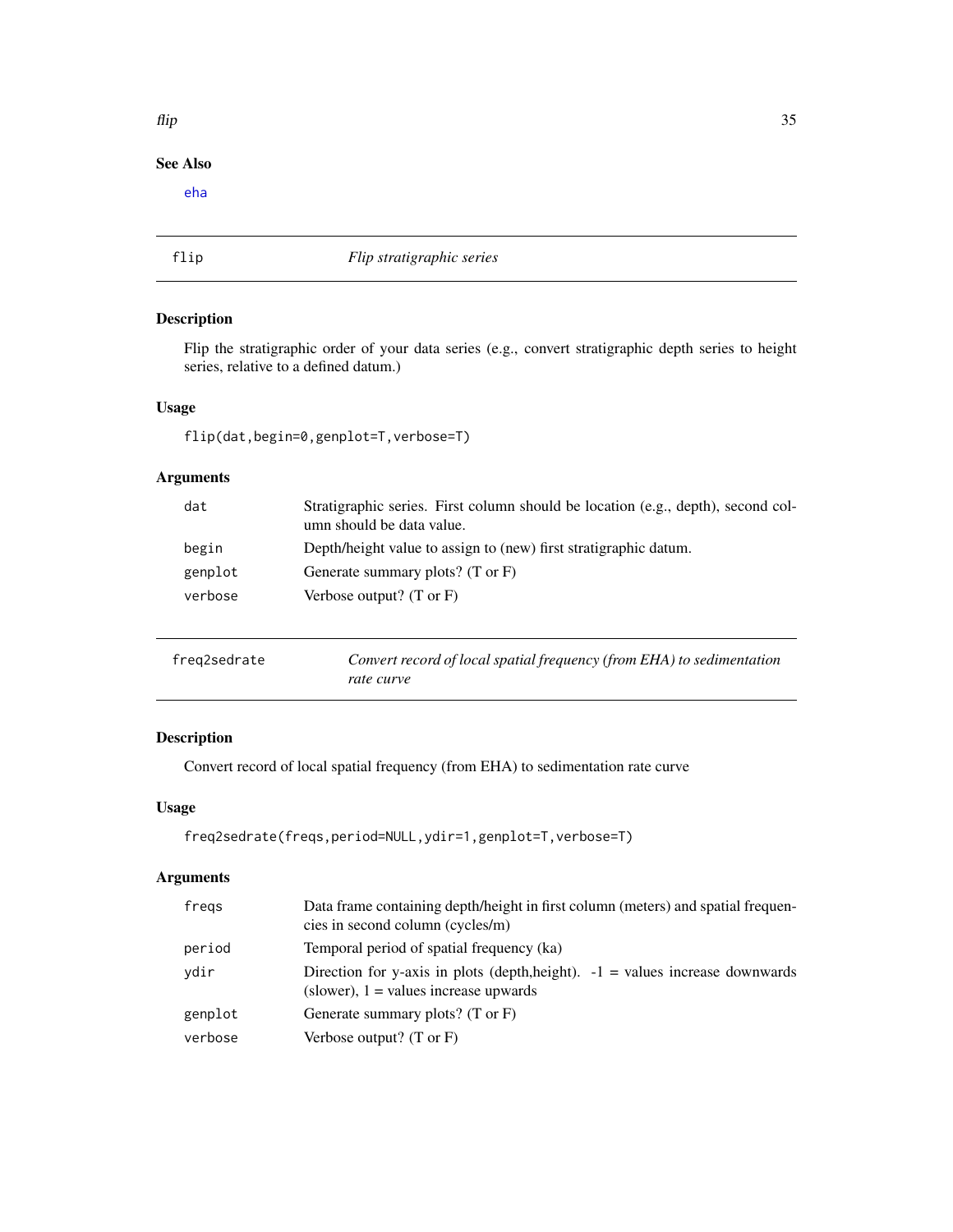### See Also

eha

## flip — *Flip stratigraphic series*

### Description

Flip the stratigraphic order of your data series (e.g., convert stratigraphic depth series to height series, relative to a defined datum.)

### Usage

```
flip(dat,begin=0,genplot=T,verbose=T)
```

### Arguments

| | |
|---|---|
| dat | Stratigraphic series. First column should be location (e.g., depth), second column should be data value. |
| begin | Depth/height value to assign to (new) first stratigraphic datum. |
| genplot | Generate summary plots? (T or F) |
| verbose | Verbose output? (T or F) |

## freq2sedrate — *Convert record of local spatial frequency (from EHA) to sedimentation rate curve*

### Description

Convert record of local spatial frequency (from EHA) to sedimentation rate curve

### Usage

```
freq2sedrate(freqs,period=NULL,ydir=1,genplot=T,verbose=T)
```

### Arguments

| | |
|---|---|
| freqs | Data frame containing depth/height in first column (meters) and spatial frequencies in second column (cycles/m) |
| period | Temporal period of spatial frequency (ka) |
| ydir | Direction for y-axis in plots (depth,height). -1 = values increase downwards (slower), 1 = values increase upwards |
| genplot | Generate summary plots? (T or F) |
| verbose | Verbose output? (T or F) |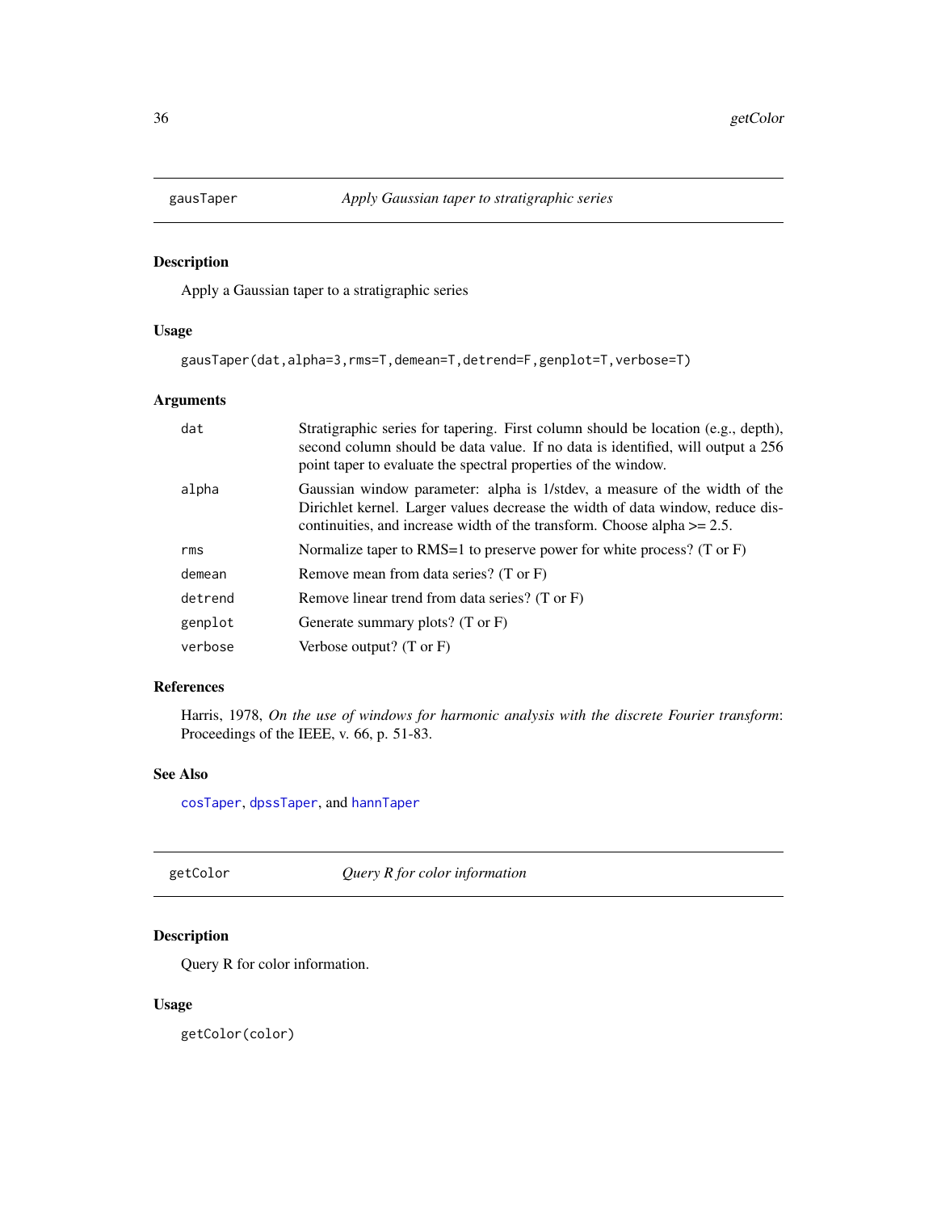## gausTaper *Apply Gaussian taper to stratigraphic series*

### Description

Apply a Gaussian taper to a stratigraphic series

### Usage

```
gausTaper(dat,alpha=3,rms=T,demean=T,detrend=F,genplot=T,verbose=T)
```

### Arguments

| | |
|---|---|
| dat | Stratigraphic series for tapering. First column should be location (e.g., depth), second column should be data value. If no data is identified, will output a 256 point taper to evaluate the spectral properties of the window. |
| alpha | Gaussian window parameter: alpha is 1/stdev, a measure of the width of the Dirichlet kernel. Larger values decrease the width of data window, reduce discontinuities, and increase width of the transform. Choose alpha >= 2.5. |
| rms | Normalize taper to RMS=1 to preserve power for white process? (T or F) |
| demean | Remove mean from data series? (T or F) |
| detrend | Remove linear trend from data series? (T or F) |
| genplot | Generate summary plots? (T or F) |
| verbose | Verbose output? (T or F) |

### References

Harris, 1978, *On the use of windows for harmonic analysis with the discrete Fourier transform*: Proceedings of the IEEE, v. 66, p. 51-83.

### See Also

cosTaper, dpssTaper, and hannTaper

## getColor *Query R for color information*

### Description

Query R for color information.

### Usage

```
getColor(color)
```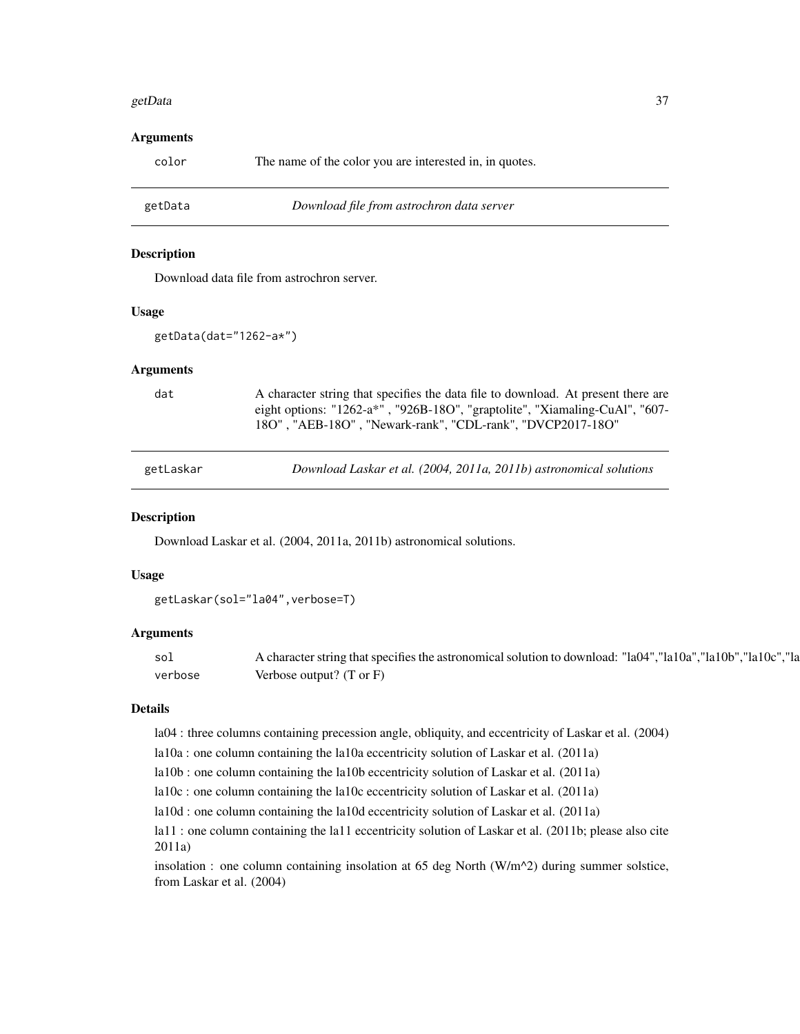### Arguments

| | |
|---|---|
| color | The name of the color you are interested in, in quotes. |

---

## getData — *Download file from astrochron data server*

### Description

Download data file from astrochron server.

### Usage

```
getData(dat="1262-a*")
```

### Arguments

| | |
|---|---|
| dat | A character string that specifies the data file to download. At present there are eight options: "1262-a*" , "926B-18O", "graptolite", "Xiamaling-CuAl", "607-18O" , "AEB-18O" , "Newark-rank", "CDL-rank", "DVCP2017-18O" |

---

## getLaskar — *Download Laskar et al. (2004, 2011a, 2011b) astronomical solutions*

### Description

Download Laskar et al. (2004, 2011a, 2011b) astronomical solutions.

### Usage

```
getLaskar(sol="la04",verbose=T)
```

### Arguments

| | |
|---|---|
| sol | A character string that specifies the astronomical solution to download: "la04","la10a","la10b","la10c","la |
| verbose | Verbose output? (T or F) |

### Details

la04 : three columns containing precession angle, obliquity, and eccentricity of Laskar et al. (2004)

la10a : one column containing the la10a eccentricity solution of Laskar et al. (2011a)

la10b : one column containing the la10b eccentricity solution of Laskar et al. (2011a)

la10c : one column containing the la10c eccentricity solution of Laskar et al. (2011a)

la10d : one column containing the la10d eccentricity solution of Laskar et al. (2011a)

la11 : one column containing the la11 eccentricity solution of Laskar et al. (2011b; please also cite 2011a)

insolation : one column containing insolation at 65 deg North (W/m^2) during summer solstice, from Laskar et al. (2004)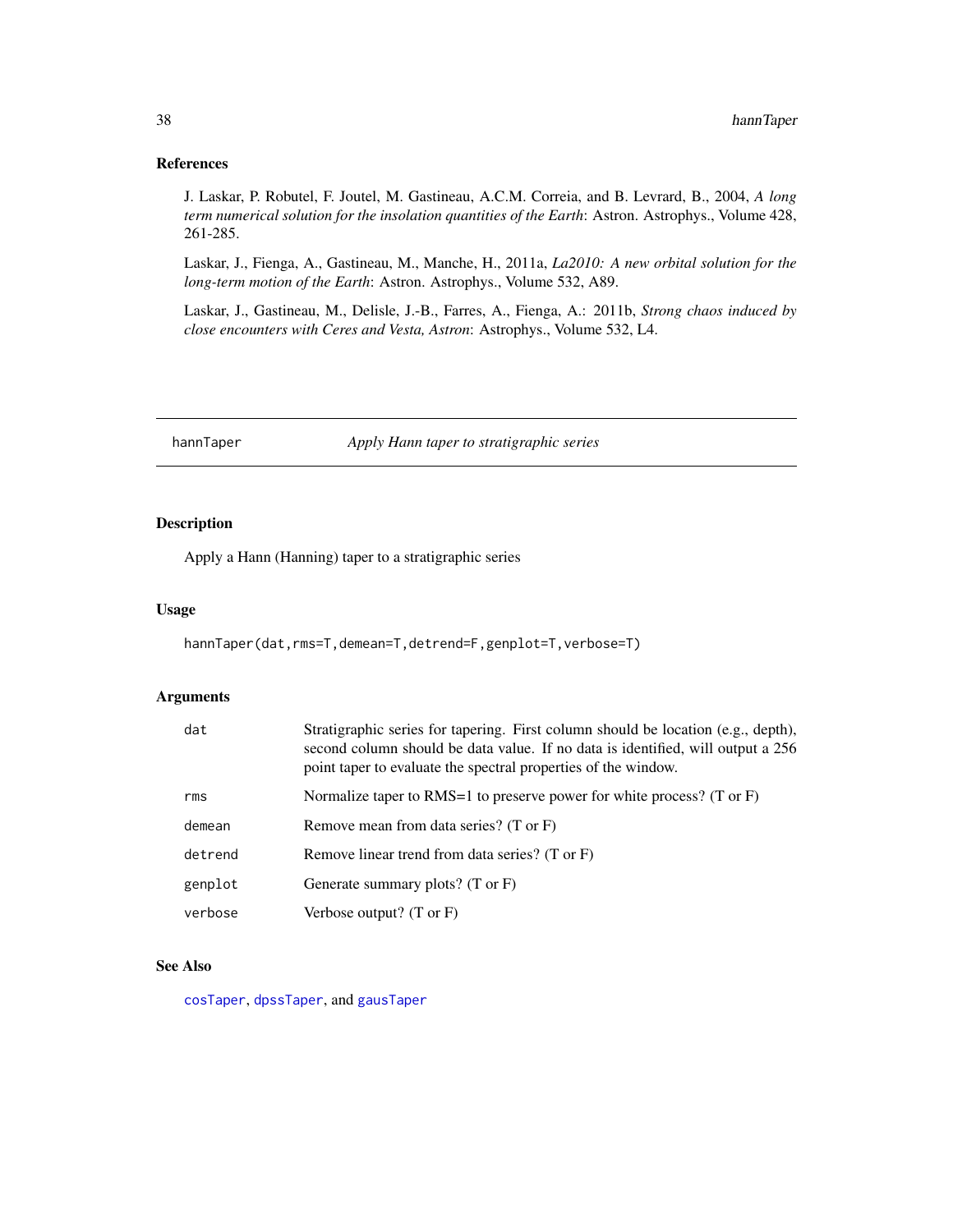### References

J. Laskar, P. Robutel, F. Joutel, M. Gastineau, A.C.M. Correia, and B. Levrard, B., 2004, *A long term numerical solution for the insolation quantities of the Earth*: Astron. Astrophys., Volume 428, 261-285.

Laskar, J., Fienga, A., Gastineau, M., Manche, H., 2011a, *La2010: A new orbital solution for the long-term motion of the Earth*: Astron. Astrophys., Volume 532, A89.

Laskar, J., Gastineau, M., Delisle, J.-B., Farres, A., Fienga, A.: 2011b, *Strong chaos induced by close encounters with Ceres and Vesta, Astron*: Astrophys., Volume 532, L4.

---

## hannTaper — *Apply Hann taper to stratigraphic series*

### Description

Apply a Hann (Hanning) taper to a stratigraphic series

### Usage

```
hannTaper(dat,rms=T,demean=T,detrend=F,genplot=T,verbose=T)
```

### Arguments

| Argument | Description |
|---|---|
| dat | Stratigraphic series for tapering. First column should be location (e.g., depth), second column should be data value. If no data is identified, will output a 256 point taper to evaluate the spectral properties of the window. |
| rms | Normalize taper to RMS=1 to preserve power for white process? (T or F) |
| demean | Remove mean from data series? (T or F) |
| detrend | Remove linear trend from data series? (T or F) |
| genplot | Generate summary plots? (T or F) |
| verbose | Verbose output? (T or F) |

### See Also

cosTaper, dpssTaper, and gausTaper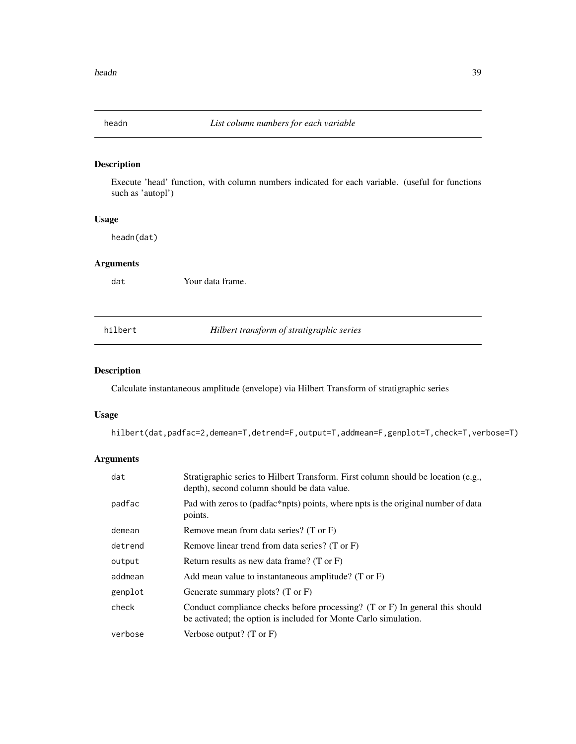## headn — *List column numbers for each variable*

### Description

Execute 'head' function, with column numbers indicated for each variable. (useful for functions such as 'autopl')

### Usage

```
headn(dat)
```

### Arguments

| | |
|---|---|
| dat | Your data frame. |

## hilbert — *Hilbert transform of stratigraphic series*

### Description

Calculate instantaneous amplitude (envelope) via Hilbert Transform of stratigraphic series

### Usage

```
hilbert(dat,padfac=2,demean=T,detrend=F,output=T,addmean=F,genplot=T,check=T,verbose=T)
```

### Arguments

| | |
|---|---|
| dat | Stratigraphic series to Hilbert Transform. First column should be location (e.g., depth), second column should be data value. |
| padfac | Pad with zeros to (padfac*npts) points, where npts is the original number of data points. |
| demean | Remove mean from data series? (T or F) |
| detrend | Remove linear trend from data series? (T or F) |
| output | Return results as new data frame? (T or F) |
| addmean | Add mean value to instantaneous amplitude? (T or F) |
| genplot | Generate summary plots? (T or F) |
| check | Conduct compliance checks before processing? (T or F) In general this should be activated; the option is included for Monte Carlo simulation. |
| verbose | Verbose output? (T or F) |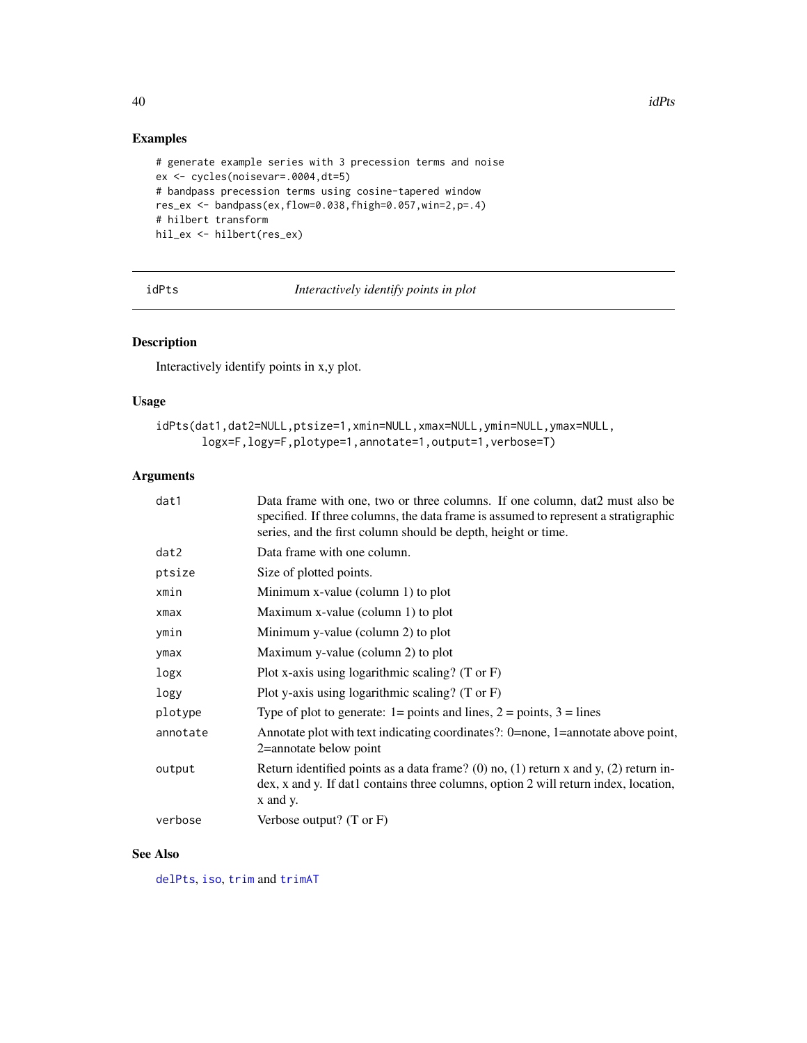## Examples

```
# generate example series with 3 precession terms and noise
ex <- cycles(noisevar=.0004,dt=5)
# bandpass precession terms using cosine-tapered window
res_ex <- bandpass(ex,flow=0.038,fhigh=0.057,win=2,p=.4)
# hilbert transform
hil_ex <- hilbert(res_ex)
```

---

# idPts — *Interactively identify points in plot*

---

## Description

Interactively identify points in x,y plot.

## Usage

```
idPts(dat1,dat2=NULL,ptsize=1,xmin=NULL,xmax=NULL,ymin=NULL,ymax=NULL,
      logx=F,logy=F,plotype=1,annotate=1,output=1,verbose=T)
```

## Arguments

| | |
|---|---|
| `dat1` | Data frame with one, two or three columns. If one column, dat2 must also be specified. If three columns, the data frame is assumed to represent a stratigraphic series, and the first column should be depth, height or time. |
| `dat2` | Data frame with one column. |
| `ptsize` | Size of plotted points. |
| `xmin` | Minimum x-value (column 1) to plot |
| `xmax` | Maximum x-value (column 1) to plot |
| `ymin` | Minimum y-value (column 2) to plot |
| `ymax` | Maximum y-value (column 2) to plot |
| `logx` | Plot x-axis using logarithmic scaling? (T or F) |
| `logy` | Plot y-axis using logarithmic scaling? (T or F) |
| `plotype` | Type of plot to generate: 1= points and lines, 2 = points, 3 = lines |
| `annotate` | Annotate plot with text indicating coordinates?: 0=none, 1=annotate above point, 2=annotate below point |
| `output` | Return identified points as a data frame? (0) no, (1) return x and y, (2) return index, x and y. If dat1 contains three columns, option 2 will return index, location, x and y. |
| `verbose` | Verbose output? (T or F) |

## See Also

delPts, iso, trim and trimAT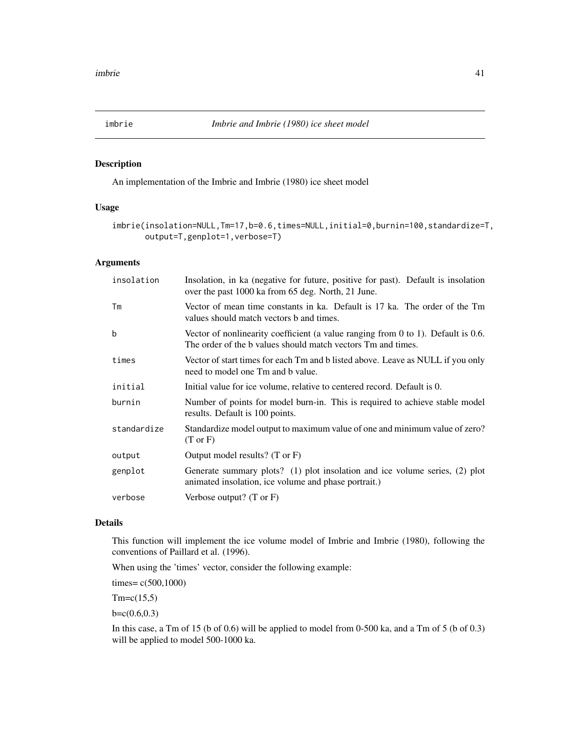# imbrie *Imbrie and Imbrie (1980) ice sheet model*

## Description

An implementation of the Imbrie and Imbrie (1980) ice sheet model

## Usage

```
imbrie(insolation=NULL,Tm=17,b=0.6,times=NULL,initial=0,burnin=100,standardize=T,
       output=T,genplot=1,verbose=T)
```

## Arguments

| | |
|---|---|
| insolation | Insolation, in ka (negative for future, positive for past). Default is insolation over the past 1000 ka from 65 deg. North, 21 June. |
| Tm | Vector of mean time constants in ka. Default is 17 ka. The order of the Tm values should match vectors b and times. |
| b | Vector of nonlinearity coefficient (a value ranging from 0 to 1). Default is 0.6. The order of the b values should match vectors Tm and times. |
| times | Vector of start times for each Tm and b listed above. Leave as NULL if you only need to model one Tm and b value. |
| initial | Initial value for ice volume, relative to centered record. Default is 0. |
| burnin | Number of points for model burn-in. This is required to achieve stable model results. Default is 100 points. |
| standardize | Standardize model output to maximum value of one and minimum value of zero? (T or F) |
| output | Output model results? (T or F) |
| genplot | Generate summary plots? (1) plot insolation and ice volume series, (2) plot animated insolation, ice volume and phase portrait.) |
| verbose | Verbose output? (T or F) |

## Details

This function will implement the ice volume model of Imbrie and Imbrie (1980), following the conventions of Paillard et al. (1996).

When using the 'times' vector, consider the following example:

times= c(500,1000)

Tm=c(15,5)

b=c(0.6,0.3)

In this case, a Tm of 15 (b of 0.6) will be applied to model from 0-500 ka, and a Tm of 5 (b of 0.3) will be applied to model 500-1000 ka.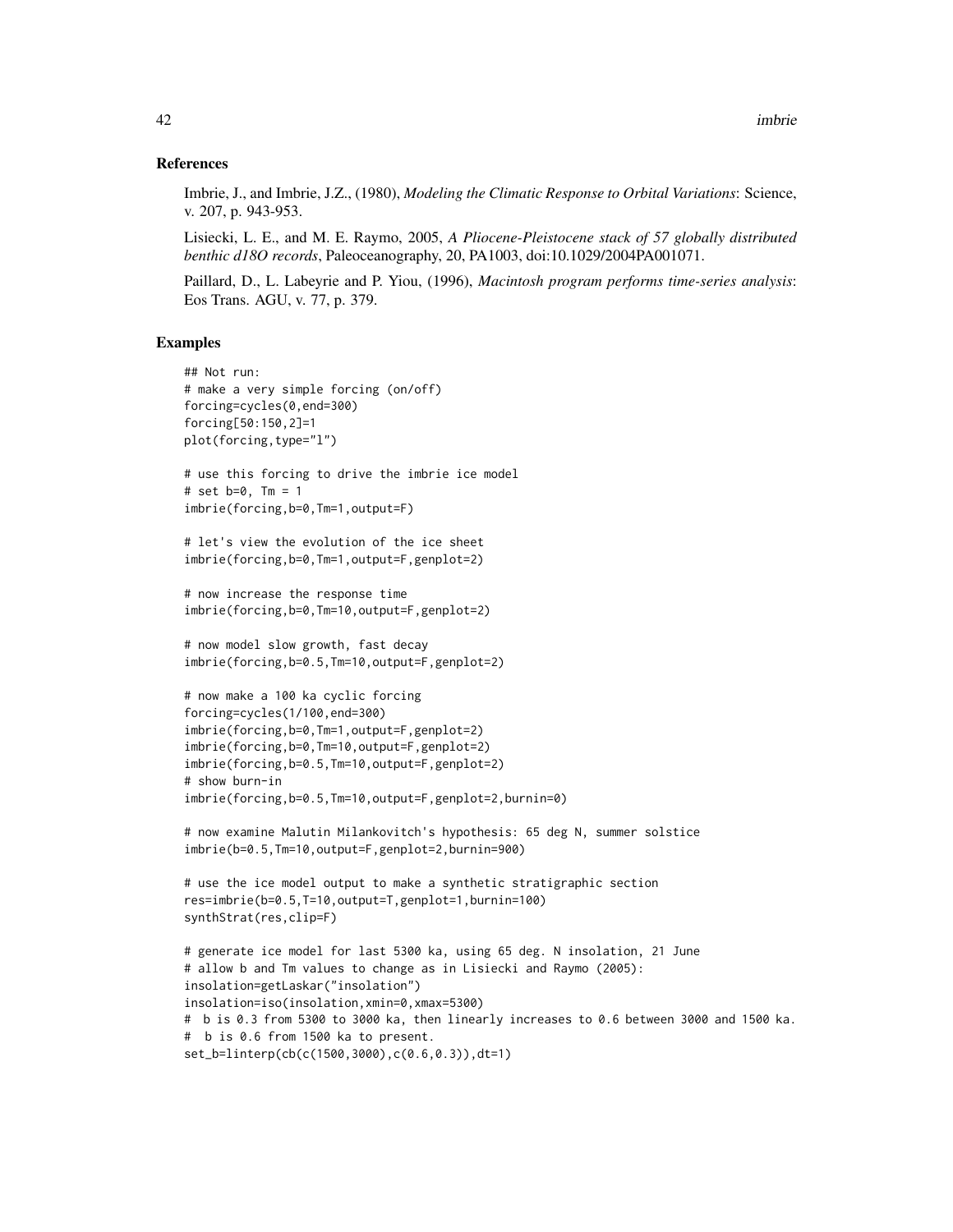## References

Imbrie, J., and Imbrie, J.Z., (1980), *Modeling the Climatic Response to Orbital Variations*: Science, v. 207, p. 943-953.

Lisiecki, L. E., and M. E. Raymo, 2005, *A Pliocene-Pleistocene stack of 57 globally distributed benthic d18O records*, Paleoceanography, 20, PA1003, doi:10.1029/2004PA001071.

Paillard, D., L. Labeyrie and P. Yiou, (1996), *Macintosh program performs time-series analysis*: Eos Trans. AGU, v. 77, p. 379.

## Examples

```
## Not run:
# make a very simple forcing (on/off)
forcing=cycles(0,end=300)
forcing[50:150,2]=1
plot(forcing,type="l")

# use this forcing to drive the imbrie ice model
# set b=0, Tm = 1
imbrie(forcing,b=0,Tm=1,output=F)

# let's view the evolution of the ice sheet
imbrie(forcing,b=0,Tm=1,output=F,genplot=2)

# now increase the response time
imbrie(forcing,b=0,Tm=10,output=F,genplot=2)

# now model slow growth, fast decay
imbrie(forcing,b=0.5,Tm=10,output=F,genplot=2)

# now make a 100 ka cyclic forcing
forcing=cycles(1/100,end=300)
imbrie(forcing,b=0,Tm=1,output=F,genplot=2)
imbrie(forcing,b=0,Tm=10,output=F,genplot=2)
imbrie(forcing,b=0.5,Tm=10,output=F,genplot=2)
# show burn-in
imbrie(forcing,b=0.5,Tm=10,output=F,genplot=2,burnin=0)

# now examine Malutin Milankovitch's hypothesis: 65 deg N, summer solstice
imbrie(b=0.5,Tm=10,output=F,genplot=2,burnin=900)

# use the ice model output to make a synthetic stratigraphic section
res=imbrie(b=0.5,T=10,output=T,genplot=1,burnin=100)
synthStrat(res,clip=F)

# generate ice model for last 5300 ka, using 65 deg. N insolation, 21 June
# allow b and Tm values to change as in Lisiecki and Raymo (2005):
insolation=getLaskar("insolation")
insolation=iso(insolation,xmin=0,xmax=5300)
#  b is 0.3 from 5300 to 3000 ka, then linearly increases to 0.6 between 3000 and 1500 ka.
#  b is 0.6 from 1500 ka to present.
set_b=linterp(cb(c(1500,3000),c(0.6,0.3)),dt=1)
```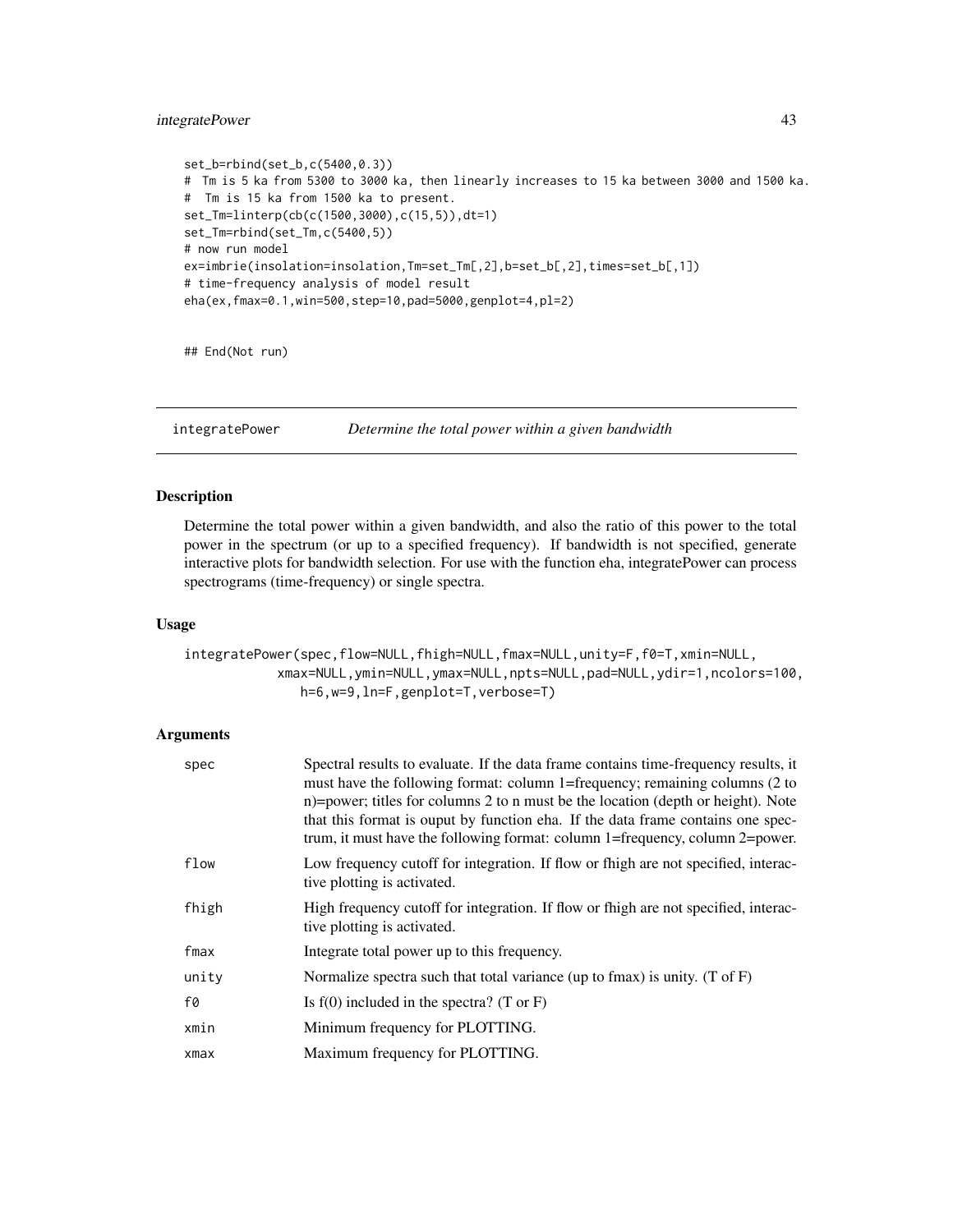```
set_b=rbind(set_b,c(5400,0.3))
#  Tm is 5 ka from 5300 to 3000 ka, then linearly increases to 15 ka between 3000 and 1500 ka.
#  Tm is 15 ka from 1500 ka to present.
set_Tm=linterp(cb(c(1500,3000),c(15,5)),dt=1)
set_Tm=rbind(set_Tm,c(5400,5))
# now run model
ex=imbrie(insolation=insolation,Tm=set_Tm[,2],b=set_b[,2],times=set_b[,1])
# time-frequency analysis of model result
eha(ex,fmax=0.1,win=500,step=10,pad=5000,genplot=4,pl=2)


## End(Not run)
```

## integratePower — *Determine the total power within a given bandwidth*

### Description

Determine the total power within a given bandwidth, and also the ratio of this power to the total power in the spectrum (or up to a specified frequency). If bandwidth is not specified, generate interactive plots for bandwidth selection. For use with the function eha, integratePower can process spectrograms (time-frequency) or single spectra.

### Usage

```
integratePower(spec,flow=NULL,fhigh=NULL,fmax=NULL,unity=F,f0=T,xmin=NULL,
           xmax=NULL,ymin=NULL,ymax=NULL,npts=NULL,pad=NULL,ydir=1,ncolors=100,
              h=6,w=9,ln=F,genplot=T,verbose=T)
```

### Arguments

| | |
|---|---|
| spec | Spectral results to evaluate. If the data frame contains time-frequency results, it must have the following format: column 1=frequency; remaining columns (2 to n)=power; titles for columns 2 to n must be the location (depth or height). Note that this format is ouput by function eha. If the data frame contains one spectrum, it must have the following format: column 1=frequency, column 2=power. |
| flow | Low frequency cutoff for integration. If flow or fhigh are not specified, interactive plotting is activated. |
| fhigh | High frequency cutoff for integration. If flow or fhigh are not specified, interactive plotting is activated. |
| fmax | Integrate total power up to this frequency. |
| unity | Normalize spectra such that total variance (up to fmax) is unity. (T of F) |
| f0 | Is f(0) included in the spectra? (T or F) |
| xmin | Minimum frequency for PLOTTING. |
| xmax | Maximum frequency for PLOTTING. |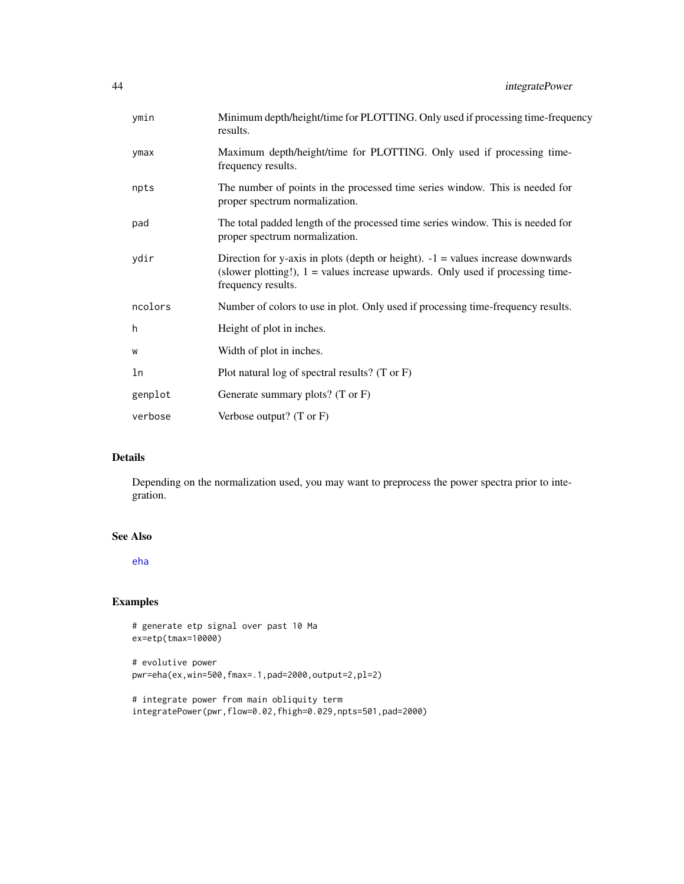| | |
|---|---|
| ymin | Minimum depth/height/time for PLOTTING. Only used if processing time-frequency results. |
| ymax | Maximum depth/height/time for PLOTTING. Only used if processing time-frequency results. |
| npts | The number of points in the processed time series window. This is needed for proper spectrum normalization. |
| pad | The total padded length of the processed time series window. This is needed for proper spectrum normalization. |
| ydir | Direction for y-axis in plots (depth or height). -1 = values increase downwards (slower plotting!), 1 = values increase upwards. Only used if processing time-frequency results. |
| ncolors | Number of colors to use in plot. Only used if processing time-frequency results. |
| h | Height of plot in inches. |
| w | Width of plot in inches. |
| ln | Plot natural log of spectral results? (T or F) |
| genplot | Generate summary plots? (T or F) |
| verbose | Verbose output? (T or F) |

## Details

Depending on the normalization used, you may want to preprocess the power spectra prior to integration.

## See Also

eha

## Examples

```
# generate etp signal over past 10 Ma
ex=etp(tmax=10000)

# evolutive power
pwr=eha(ex,win=500,fmax=.1,pad=2000,output=2,pl=2)

# integrate power from main obliquity term
integratePower(pwr,flow=0.02,fhigh=0.029,npts=501,pad=2000)
```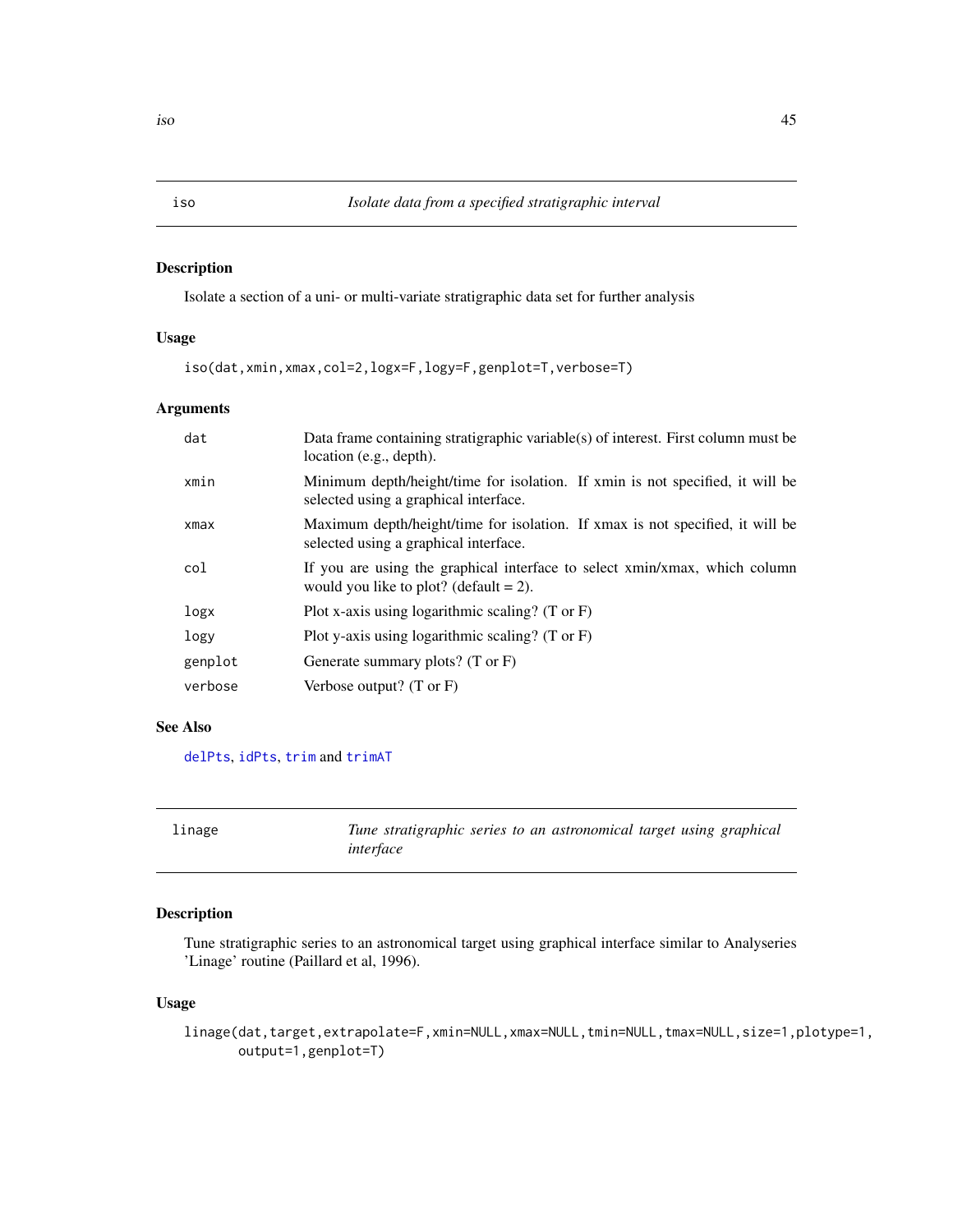## iso — *Isolate data from a specified stratigraphic interval*

### Description

Isolate a section of a uni- or multi-variate stratigraphic data set for further analysis

### Usage

```
iso(dat,xmin,xmax,col=2,logx=F,logy=F,genplot=T,verbose=T)
```

### Arguments

| | |
|---|---|
| dat | Data frame containing stratigraphic variable(s) of interest. First column must be location (e.g., depth). |
| xmin | Minimum depth/height/time for isolation. If xmin is not specified, it will be selected using a graphical interface. |
| xmax | Maximum depth/height/time for isolation. If xmax is not specified, it will be selected using a graphical interface. |
| col | If you are using the graphical interface to select xmin/xmax, which column would you like to plot? (default = 2). |
| logx | Plot x-axis using logarithmic scaling? (T or F) |
| logy | Plot y-axis using logarithmic scaling? (T or F) |
| genplot | Generate summary plots? (T or F) |
| verbose | Verbose output? (T or F) |

### See Also

delPts, idPts, trim and trimAT

## linage — *Tune stratigraphic series to an astronomical target using graphical interface*

### Description

Tune stratigraphic series to an astronomical target using graphical interface similar to Analyseries 'Linage' routine (Paillard et al, 1996).

### Usage

```
linage(dat,target,extrapolate=F,xmin=NULL,xmax=NULL,tmin=NULL,tmax=NULL,size=1,plotype=1,
       output=1,genplot=T)
```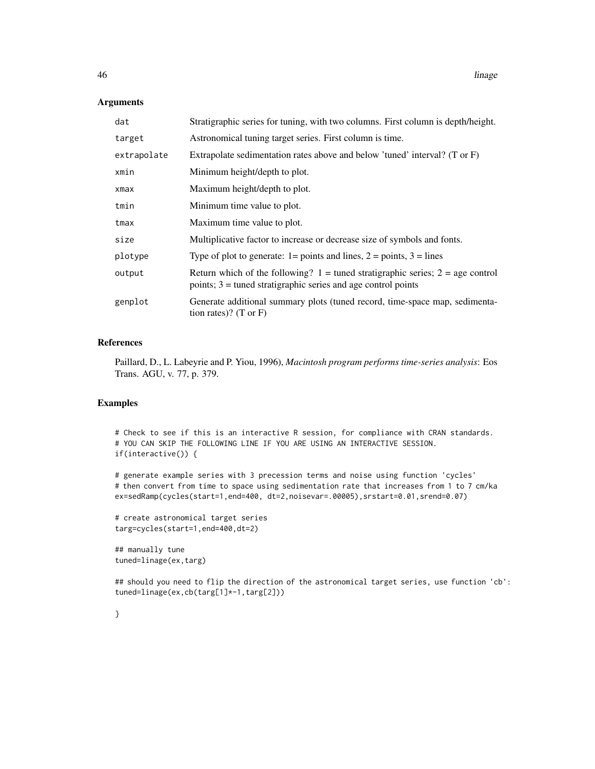## Arguments

| | |
|---|---|
| dat | Stratigraphic series for tuning, with two columns. First column is depth/height. |
| target | Astronomical tuning target series. First column is time. |
| extrapolate | Extrapolate sedimentation rates above and below 'tuned' interval? (T or F) |
| xmin | Minimum height/depth to plot. |
| xmax | Maximum height/depth to plot. |
| tmin | Minimum time value to plot. |
| tmax | Maximum time value to plot. |
| size | Multiplicative factor to increase or decrease size of symbols and fonts. |
| plotype | Type of plot to generate: 1= points and lines, 2 = points, 3 = lines |
| output | Return which of the following? 1 = tuned stratigraphic series; 2 = age control points; 3 = tuned stratigraphic series and age control points |
| genplot | Generate additional summary plots (tuned record, time-space map, sedimentation rates)? (T or F) |

## References

Paillard, D., L. Labeyrie and P. Yiou, 1996), *Macintosh program performs time-series analysis*: Eos Trans. AGU, v. 77, p. 379.

## Examples

```
# Check to see if this is an interactive R session, for compliance with CRAN standards.
# YOU CAN SKIP THE FOLLOWING LINE IF YOU ARE USING AN INTERACTIVE SESSION.
if(interactive()) {

# generate example series with 3 precession terms and noise using function 'cycles'
# then convert from time to space using sedimentation rate that increases from 1 to 7 cm/ka
ex=sedRamp(cycles(start=1,end=400, dt=2,noisevar=.00005),srstart=0.01,srend=0.07)

# create astronomical target series
targ=cycles(start=1,end=400,dt=2)

## manually tune
tuned=linage(ex,targ)

## should you need to flip the direction of the astronomical target series, use function 'cb':
tuned=linage(ex,cb(targ[1]*-1,targ[2]))

}
```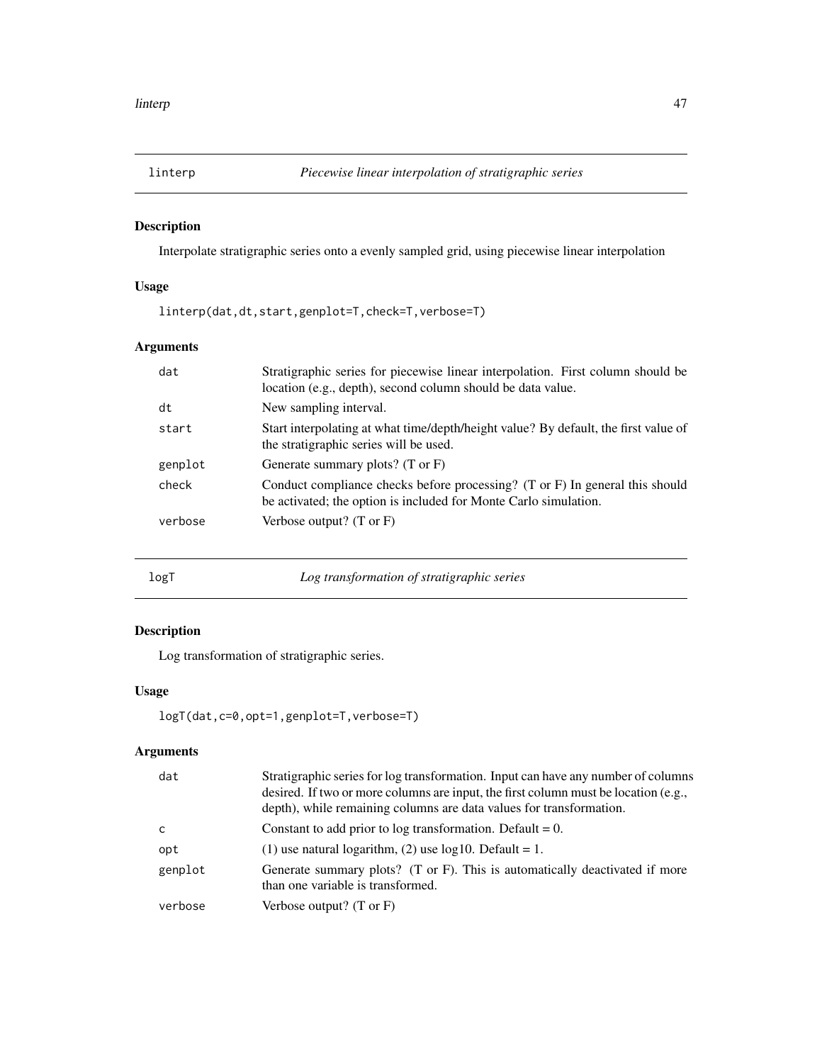## linterp — *Piecewise linear interpolation of stratigraphic series*

### Description

Interpolate stratigraphic series onto a evenly sampled grid, using piecewise linear interpolation

### Usage

```
linterp(dat,dt,start,genplot=T,check=T,verbose=T)
```

### Arguments

| | |
|---|---|
| dat | Stratigraphic series for piecewise linear interpolation. First column should be location (e.g., depth), second column should be data value. |
| dt | New sampling interval. |
| start | Start interpolating at what time/depth/height value? By default, the first value of the stratigraphic series will be used. |
| genplot | Generate summary plots? (T or F) |
| check | Conduct compliance checks before processing? (T or F) In general this should be activated; the option is included for Monte Carlo simulation. |
| verbose | Verbose output? (T or F) |

## logT — *Log transformation of stratigraphic series*

### Description

Log transformation of stratigraphic series.

### Usage

```
logT(dat,c=0,opt=1,genplot=T,verbose=T)
```

### Arguments

| | |
|---|---|
| dat | Stratigraphic series for log transformation. Input can have any number of columns desired. If two or more columns are input, the first column must be location (e.g., depth), while remaining columns are data values for transformation. |
| c | Constant to add prior to log transformation. Default = 0. |
| opt | (1) use natural logarithm, (2) use log10. Default = 1. |
| genplot | Generate summary plots? (T or F). This is automatically deactivated if more than one variable is transformed. |
| verbose | Verbose output? (T or F) |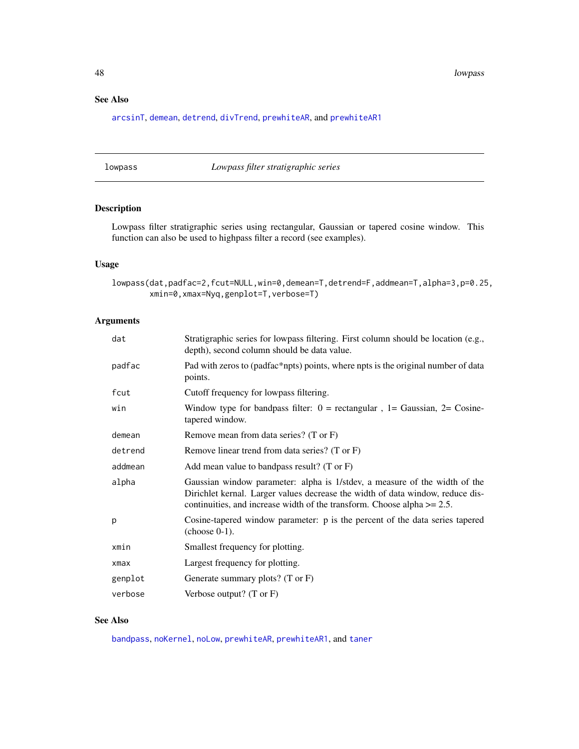## See Also

arcsinT, demean, detrend, divTrend, prewhiteAR, and prewhiteAR1

---

## lowpass — *Lowpass filter stratigraphic series*

### Description

Lowpass filter stratigraphic series using rectangular, Gaussian or tapered cosine window. This function can also be used to highpass filter a record (see examples).

### Usage

```
lowpass(dat,padfac=2,fcut=NULL,win=0,demean=T,detrend=F,addmean=T,alpha=3,p=0.25,
        xmin=0,xmax=Nyq,genplot=T,verbose=T)
```

### Arguments

| Argument | Description |
|---|---|
| dat | Stratigraphic series for lowpass filtering. First column should be location (e.g., depth), second column should be data value. |
| padfac | Pad with zeros to (padfac*npts) points, where npts is the original number of data points. |
| fcut | Cutoff frequency for lowpass filtering. |
| win | Window type for bandpass filter: 0 = rectangular , 1= Gaussian, 2= Cosine-tapered window. |
| demean | Remove mean from data series? (T or F) |
| detrend | Remove linear trend from data series? (T or F) |
| addmean | Add mean value to bandpass result? (T or F) |
| alpha | Gaussian window parameter: alpha is 1/stdev, a measure of the width of the Dirichlet kernal. Larger values decrease the width of data window, reduce discontinuities, and increase width of the transform. Choose alpha >= 2.5. |
| p | Cosine-tapered window parameter: p is the percent of the data series tapered (choose 0-1). |
| xmin | Smallest frequency for plotting. |
| xmax | Largest frequency for plotting. |
| genplot | Generate summary plots? (T or F) |
| verbose | Verbose output? (T or F) |

### See Also

bandpass, noKernel, noLow, prewhiteAR, prewhiteAR1, and taner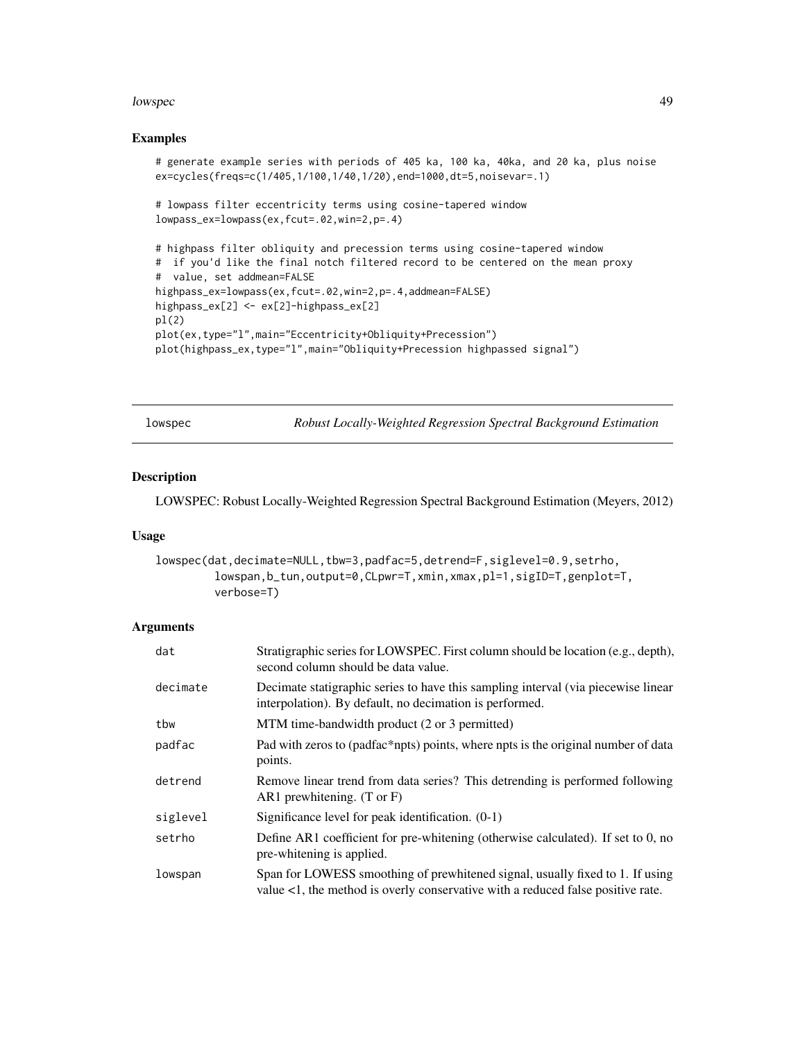## Examples

```
# generate example series with periods of 405 ka, 100 ka, 40ka, and 20 ka, plus noise
ex=cycles(freqs=c(1/405,1/100,1/40,1/20),end=1000,dt=5,noisevar=.1)

# lowpass filter eccentricity terms using cosine-tapered window
lowpass_ex=lowpass(ex,fcut=.02,win=2,p=.4)

# highpass filter obliquity and precession terms using cosine-tapered window
#  if you'd like the final notch filtered record to be centered on the mean proxy
#  value, set addmean=FALSE
highpass_ex=lowpass(ex,fcut=.02,win=2,p=.4,addmean=FALSE)
highpass_ex[2] <- ex[2]-highpass_ex[2]
pl(2)
plot(ex,type="l",main="Eccentricity+Obliquity+Precession")
plot(highpass_ex,type="l",main="Obliquity+Precession highpassed signal")
```

---

# lowspec — *Robust Locally-Weighted Regression Spectral Background Estimation*

## Description

LOWSPEC: Robust Locally-Weighted Regression Spectral Background Estimation (Meyers, 2012)

## Usage

```
lowspec(dat,decimate=NULL,tbw=3,padfac=5,detrend=F,siglevel=0.9,setrho,
        lowspan,b_tun,output=0,CLpwr=T,xmin,xmax,pl=1,sigID=T,genplot=T,
        verbose=T)
```

## Arguments

| | |
|---|---|
| dat | Stratigraphic series for LOWSPEC. First column should be location (e.g., depth), second column should be data value. |
| decimate | Decimate statigraphic series to have this sampling interval (via piecewise linear interpolation). By default, no decimation is performed. |
| tbw | MTM time-bandwidth product (2 or 3 permitted) |
| padfac | Pad with zeros to (padfac*npts) points, where npts is the original number of data points. |
| detrend | Remove linear trend from data series? This detrending is performed following AR1 prewhitening. (T or F) |
| siglevel | Significance level for peak identification. (0-1) |
| setrho | Define AR1 coefficient for pre-whitening (otherwise calculated). If set to 0, no pre-whitening is applied. |
| lowspan | Span for LOWESS smoothing of prewhitened signal, usually fixed to 1. If using value <1, the method is overly conservative with a reduced false positive rate. |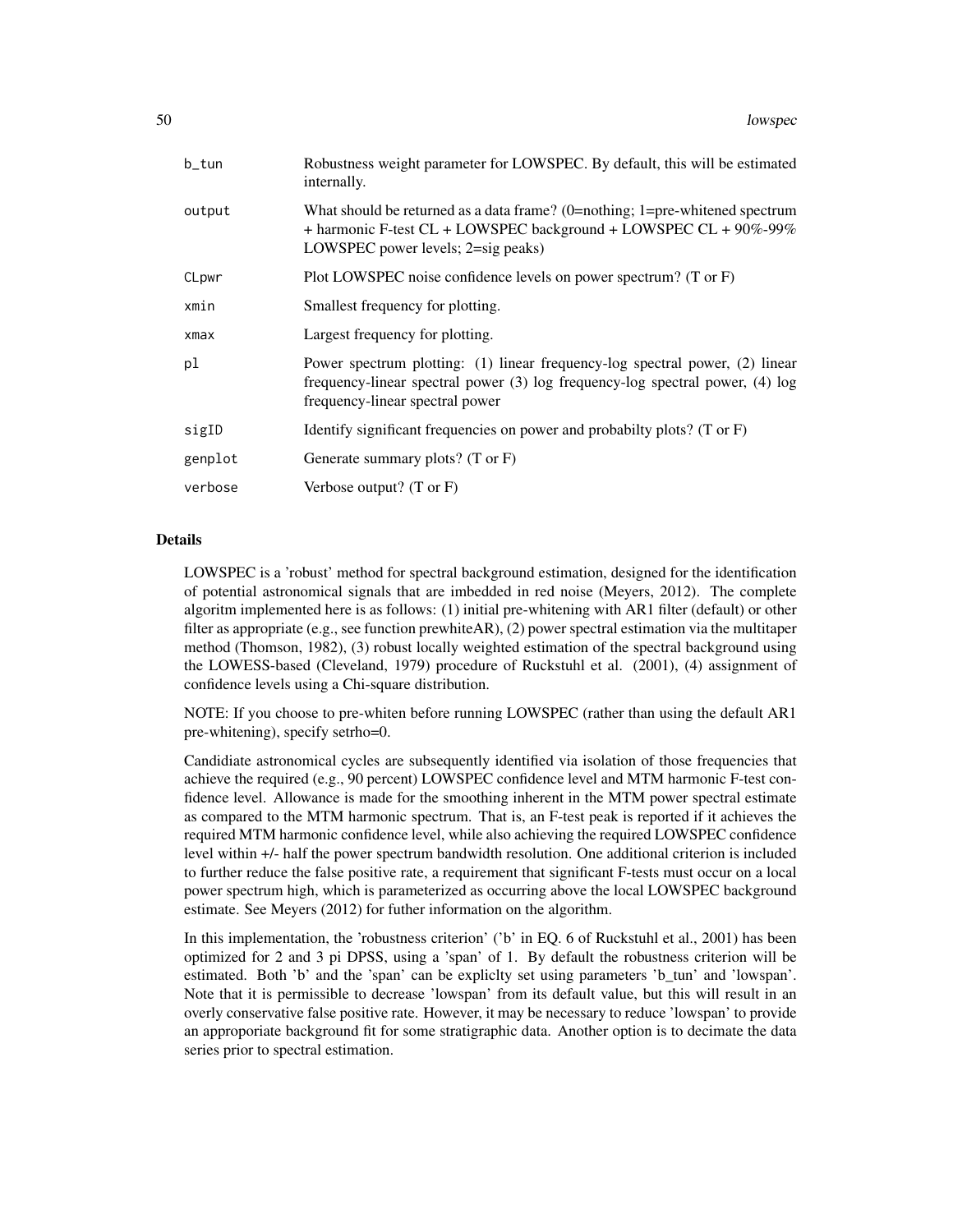| | |
|---|---|
| b_tun | Robustness weight parameter for LOWSPEC. By default, this will be estimated internally. |
| output | What should be returned as a data frame? (0=nothing; 1=pre-whitened spectrum + harmonic F-test CL + LOWSPEC background + LOWSPEC CL + 90%-99% LOWSPEC power levels; 2=sig peaks) |
| CLpwr | Plot LOWSPEC noise confidence levels on power spectrum? (T or F) |
| xmin | Smallest frequency for plotting. |
| xmax | Largest frequency for plotting. |
| pl | Power spectrum plotting: (1) linear frequency-log spectral power, (2) linear frequency-linear spectral power (3) log frequency-log spectral power, (4) log frequency-linear spectral power |
| sigID | Identify significant frequencies on power and probabilty plots? (T or F) |
| genplot | Generate summary plots? (T or F) |
| verbose | Verbose output? (T or F) |

## Details

LOWSPEC is a 'robust' method for spectral background estimation, designed for the identification of potential astronomical signals that are imbedded in red noise (Meyers, 2012). The complete algoritm implemented here is as follows: (1) initial pre-whitening with AR1 filter (default) or other filter as appropriate (e.g., see function prewhiteAR), (2) power spectral estimation via the multitaper method (Thomson, 1982), (3) robust locally weighted estimation of the spectral background using the LOWESS-based (Cleveland, 1979) procedure of Ruckstuhl et al. (2001), (4) assignment of confidence levels using a Chi-square distribution.

NOTE: If you choose to pre-whiten before running LOWSPEC (rather than using the default AR1 pre-whitening), specify setrho=0.

Candidiate astronomical cycles are subsequently identified via isolation of those frequencies that achieve the required (e.g., 90 percent) LOWSPEC confidence level and MTM harmonic F-test confidence level. Allowance is made for the smoothing inherent in the MTM power spectral estimate as compared to the MTM harmonic spectrum. That is, an F-test peak is reported if it achieves the required MTM harmonic confidence level, while also achieving the required LOWSPEC confidence level within +/- half the power spectrum bandwidth resolution. One additional criterion is included to further reduce the false positive rate, a requirement that significant F-tests must occur on a local power spectrum high, which is parameterized as occurring above the local LOWSPEC background estimate. See Meyers (2012) for futher information on the algorithm.

In this implementation, the 'robustness criterion' ('b' in EQ. 6 of Ruckstuhl et al., 2001) has been optimized for 2 and 3 pi DPSS, using a 'span' of 1. By default the robustness criterion will be estimated. Both 'b' and the 'span' can be expliclty set using parameters 'b_tun' and 'lowspan'. Note that it is permissible to decrease 'lowspan' from its default value, but this will result in an overly conservative false positive rate. However, it may be necessary to reduce 'lowspan' to provide an approporiate background fit for some stratigraphic data. Another option is to decimate the data series prior to spectral estimation.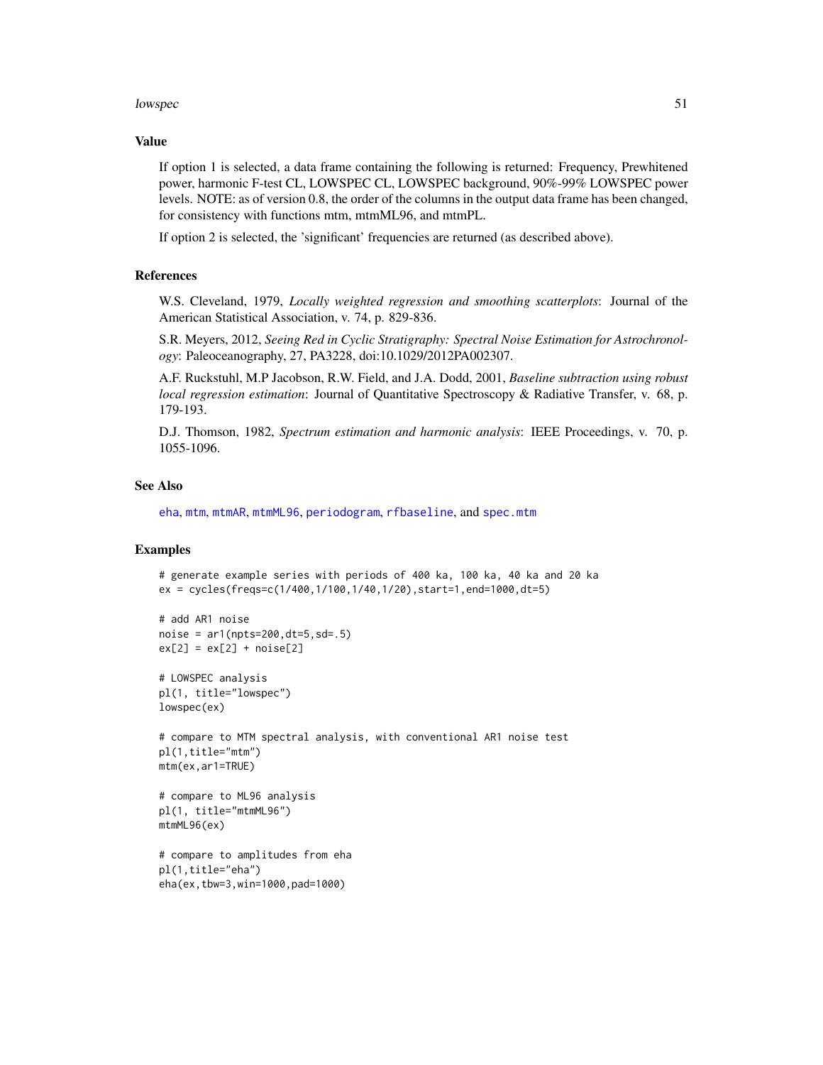## Value

If option 1 is selected, a data frame containing the following is returned: Frequency, Prewhitened power, harmonic F-test CL, LOWSPEC CL, LOWSPEC background, 90%-99% LOWSPEC power levels. NOTE: as of version 0.8, the order of the columns in the output data frame has been changed, for consistency with functions mtm, mtmML96, and mtmPL.

If option 2 is selected, the 'significant' frequencies are returned (as described above).

## References

W.S. Cleveland, 1979, *Locally weighted regression and smoothing scatterplots*: Journal of the American Statistical Association, v. 74, p. 829-836.

S.R. Meyers, 2012, *Seeing Red in Cyclic Stratigraphy: Spectral Noise Estimation for Astrochronology*: Paleoceanography, 27, PA3228, doi:10.1029/2012PA002307.

A.F. Ruckstuhl, M.P Jacobson, R.W. Field, and J.A. Dodd, 2001, *Baseline subtraction using robust local regression estimation*: Journal of Quantitative Spectroscopy & Radiative Transfer, v. 68, p. 179-193.

D.J. Thomson, 1982, *Spectrum estimation and harmonic analysis*: IEEE Proceedings, v. 70, p. 1055-1096.

## See Also

eha, mtm, mtmAR, mtmML96, periodogram, rfbaseline, and spec.mtm

## Examples

```
# generate example series with periods of 400 ka, 100 ka, 40 ka and 20 ka
ex = cycles(freqs=c(1/400,1/100,1/40,1/20),start=1,end=1000,dt=5)

# add AR1 noise
noise = ar1(npts=200,dt=5,sd=.5)
ex[2] = ex[2] + noise[2]

# LOWSPEC analysis
pl(1, title="lowspec")
lowspec(ex)

# compare to MTM spectral analysis, with conventional AR1 noise test
pl(1,title="mtm")
mtm(ex,ar1=TRUE)

# compare to ML96 analysis
pl(1, title="mtmML96")
mtmML96(ex)

# compare to amplitudes from eha
pl(1,title="eha")
eha(ex,tbw=3,win=1000,pad=1000)
```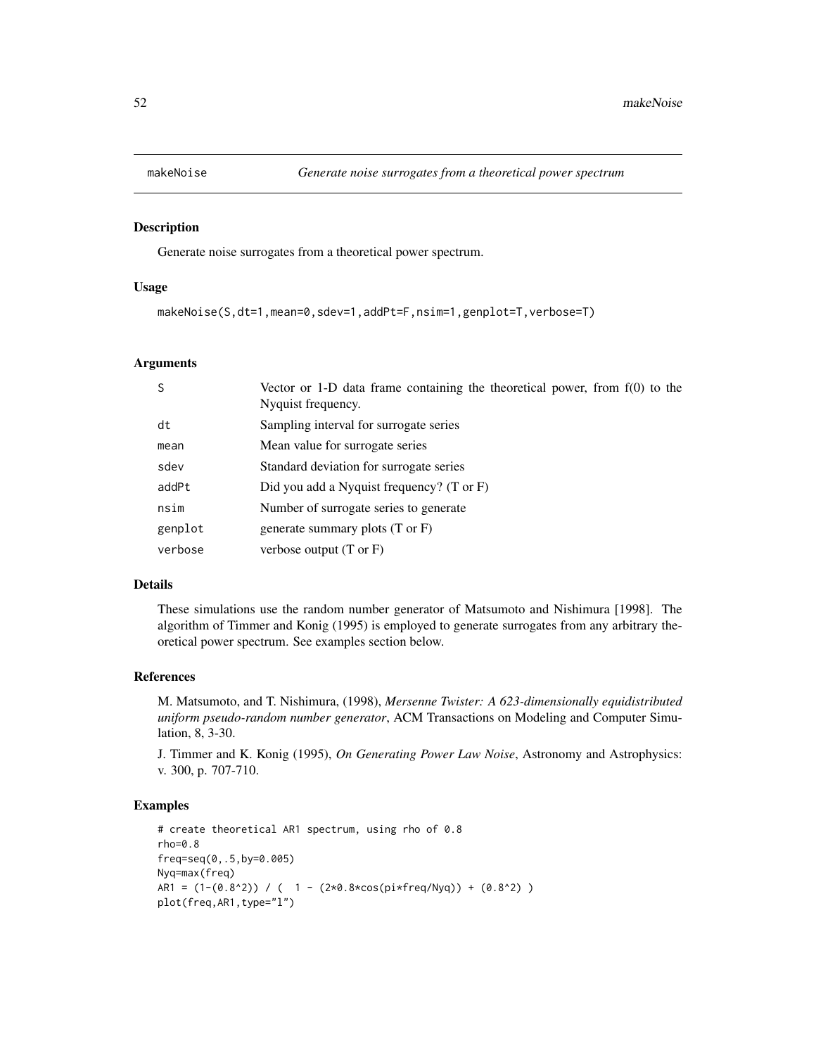# makeNoise — *Generate noise surrogates from a theoretical power spectrum*

## Description

Generate noise surrogates from a theoretical power spectrum.

## Usage

```
makeNoise(S,dt=1,mean=0,sdev=1,addPt=F,nsim=1,genplot=T,verbose=T)
```

## Arguments

| | |
|---|---|
| S | Vector or 1-D data frame containing the theoretical power, from f(0) to the Nyquist frequency. |
| dt | Sampling interval for surrogate series |
| mean | Mean value for surrogate series |
| sdev | Standard deviation for surrogate series |
| addPt | Did you add a Nyquist frequency? (T or F) |
| nsim | Number of surrogate series to generate |
| genplot | generate summary plots (T or F) |
| verbose | verbose output (T or F) |

## Details

These simulations use the random number generator of Matsumoto and Nishimura [1998]. The algorithm of Timmer and Konig (1995) is employed to generate surrogates from any arbitrary theoretical power spectrum. See examples section below.

## References

M. Matsumoto, and T. Nishimura, (1998), *Mersenne Twister: A 623-dimensionally equidistributed uniform pseudo-random number generator*, ACM Transactions on Modeling and Computer Simulation, 8, 3-30.

J. Timmer and K. Konig (1995), *On Generating Power Law Noise*, Astronomy and Astrophysics: v. 300, p. 707-710.

## Examples

```
# create theoretical AR1 spectrum, using rho of 0.8
rho=0.8
freq=seq(0,.5,by=0.005)
Nyq=max(freq)
AR1 = (1-(0.8^2)) / (  1 - (2*0.8*cos(pi*freq/Nyq)) + (0.8^2) )
plot(freq,AR1,type="l")
```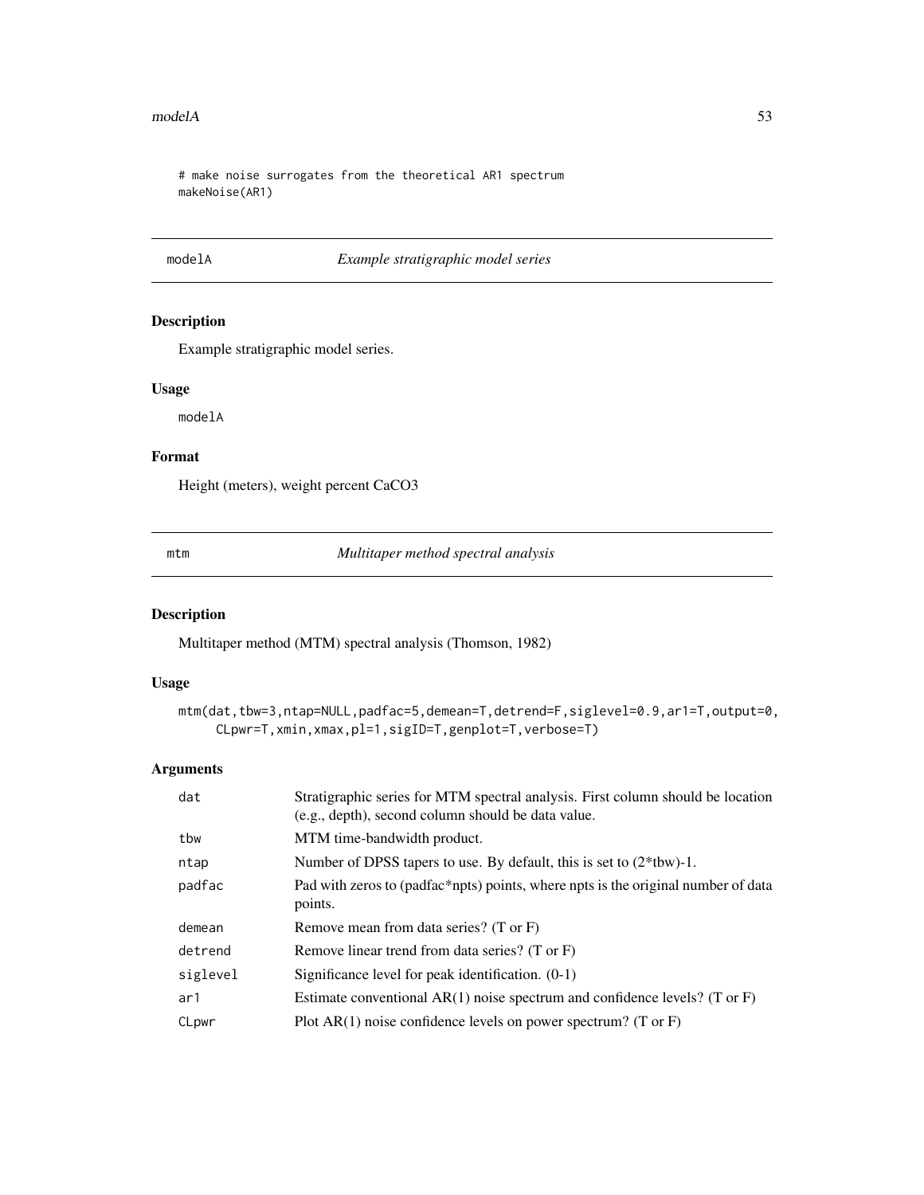```
# make noise surrogates from the theoretical AR1 spectrum
makeNoise(AR1)
```

## modelA — *Example stratigraphic model series*

### Description

Example stratigraphic model series.

### Usage

```
modelA
```

### Format

Height (meters), weight percent CaCO3

## mtm — *Multitaper method spectral analysis*

### Description

Multitaper method (MTM) spectral analysis (Thomson, 1982)

### Usage

```
mtm(dat,tbw=3,ntap=NULL,padfac=5,demean=T,detrend=F,siglevel=0.9,ar1=T,output=0,
     CLpwr=T,xmin,xmax,pl=1,sigID=T,genplot=T,verbose=T)
```

### Arguments

| | |
|---|---|
| dat | Stratigraphic series for MTM spectral analysis. First column should be location (e.g., depth), second column should be data value. |
| tbw | MTM time-bandwidth product. |
| ntap | Number of DPSS tapers to use. By default, this is set to (2*tbw)-1. |
| padfac | Pad with zeros to (padfac*npts) points, where npts is the original number of data points. |
| demean | Remove mean from data series? (T or F) |
| detrend | Remove linear trend from data series? (T or F) |
| siglevel | Significance level for peak identification. (0-1) |
| ar1 | Estimate conventional AR(1) noise spectrum and confidence levels? (T or F) |
| CLpwr | Plot AR(1) noise confidence levels on power spectrum? (T or F) |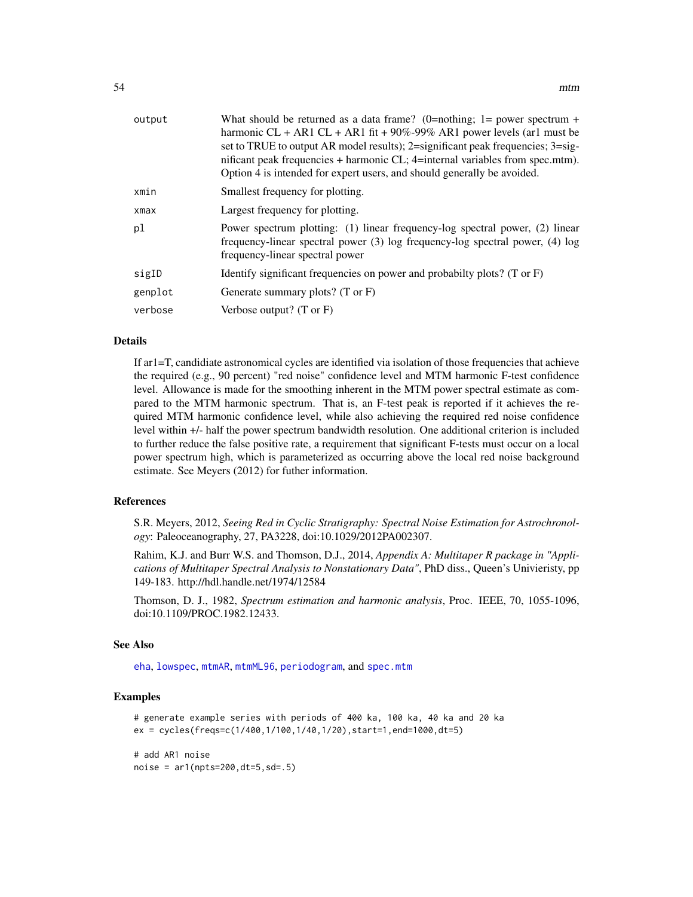| | |
|---|---|
| output | What should be returned as a data frame? (0=nothing; 1= power spectrum + harmonic CL + AR1 CL + AR1 fit + 90%-99% AR1 power levels (ar1 must be set to TRUE to output AR model results); 2=significant peak frequencies; 3=significant peak frequencies + harmonic CL; 4=internal variables from spec.mtm). Option 4 is intended for expert users, and should generally be avoided. |
| xmin | Smallest frequency for plotting. |
| xmax | Largest frequency for plotting. |
| pl | Power spectrum plotting: (1) linear frequency-log spectral power, (2) linear frequency-linear spectral power (3) log frequency-log spectral power, (4) log frequency-linear spectral power |
| sigID | Identify significant frequencies on power and probabilty plots? (T or F) |
| genplot | Generate summary plots? (T or F) |
| verbose | Verbose output? (T or F) |

## Details

If ar1=T, candidiate astronomical cycles are identified via isolation of those frequencies that achieve the required (e.g., 90 percent) "red noise" confidence level and MTM harmonic F-test confidence level. Allowance is made for the smoothing inherent in the MTM power spectral estimate as compared to the MTM harmonic spectrum. That is, an F-test peak is reported if it achieves the required MTM harmonic confidence level, while also achieving the required red noise confidence level within +/- half the power spectrum bandwidth resolution. One additional criterion is included to further reduce the false positive rate, a requirement that significant F-tests must occur on a local power spectrum high, which is parameterized as occurring above the local red noise background estimate. See Meyers (2012) for futher information.

## References

S.R. Meyers, 2012, *Seeing Red in Cyclic Stratigraphy: Spectral Noise Estimation for Astrochronology*: Paleoceanography, 27, PA3228, doi:10.1029/2012PA002307.

Rahim, K.J. and Burr W.S. and Thomson, D.J., 2014, *Appendix A: Multitaper R package in "Applications of Multitaper Spectral Analysis to Nonstationary Data"*, PhD diss., Queen's Univieristy, pp 149-183. http://hdl.handle.net/1974/12584

Thomson, D. J., 1982, *Spectrum estimation and harmonic analysis*, Proc. IEEE, 70, 1055-1096, doi:10.1109/PROC.1982.12433.

## See Also

eha, lowspec, mtmAR, mtmML96, periodogram, and spec.mtm

## Examples

```
# generate example series with periods of 400 ka, 100 ka, 40 ka and 20 ka
ex = cycles(freqs=c(1/400,1/100,1/40,1/20),start=1,end=1000,dt=5)

# add AR1 noise
noise = ar1(npts=200,dt=5,sd=.5)
```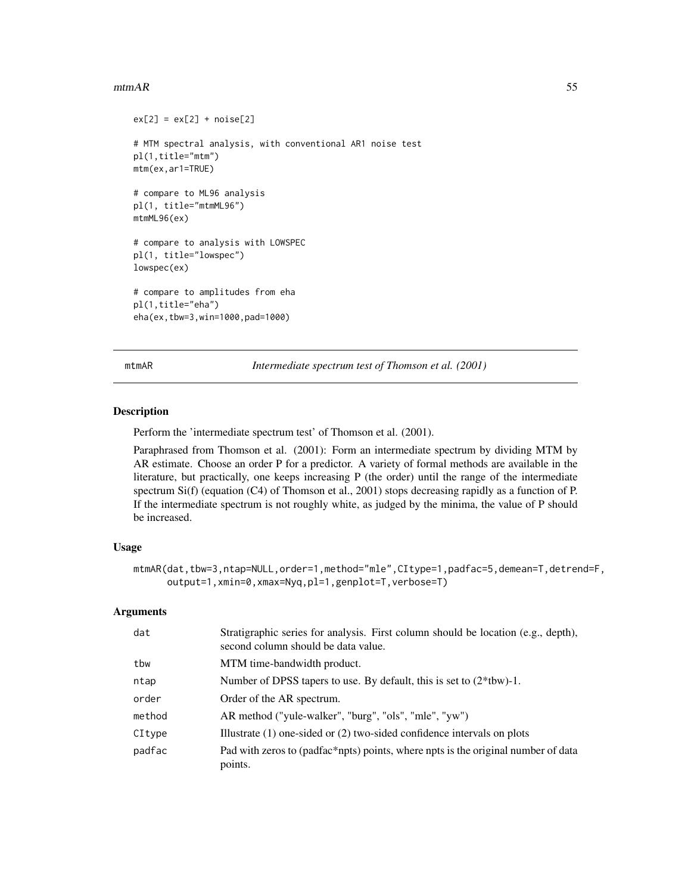```
ex[2] = ex[2] + noise[2]

# MTM spectral analysis, with conventional AR1 noise test
pl(1,title="mtm")
mtm(ex,ar1=TRUE)

# compare to ML96 analysis
pl(1, title="mtmML96")
mtmML96(ex)

# compare to analysis with LOWSPEC
pl(1, title="lowspec")
lowspec(ex)

# compare to amplitudes from eha
pl(1,title="eha")
eha(ex,tbw=3,win=1000,pad=1000)
```

---

## mtmAR — *Intermediate spectrum test of Thomson et al. (2001)*

### Description

Perform the 'intermediate spectrum test' of Thomson et al. (2001).

Paraphrased from Thomson et al. (2001): Form an intermediate spectrum by dividing MTM by AR estimate. Choose an order P for a predictor. A variety of formal methods are available in the literature, but practically, one keeps increasing P (the order) until the range of the intermediate spectrum Si(f) (equation (C4) of Thomson et al., 2001) stops decreasing rapidly as a function of P. If the intermediate spectrum is not roughly white, as judged by the minima, the value of P should be increased.

### Usage

```
mtmAR(dat,tbw=3,ntap=NULL,order=1,method="mle",CItype=1,padfac=5,demean=T,detrend=F,
      output=1,xmin=0,xmax=Nyq,pl=1,genplot=T,verbose=T)
```

### Arguments

| | |
|---|---|
| dat | Stratigraphic series for analysis. First column should be location (e.g., depth), second column should be data value. |
| tbw | MTM time-bandwidth product. |
| ntap | Number of DPSS tapers to use. By default, this is set to (2*tbw)-1. |
| order | Order of the AR spectrum. |
| method | AR method ("yule-walker", "burg", "ols", "mle", "yw") |
| CItype | Illustrate (1) one-sided or (2) two-sided confidence intervals on plots |
| padfac | Pad with zeros to (padfac*npts) points, where npts is the original number of data points. |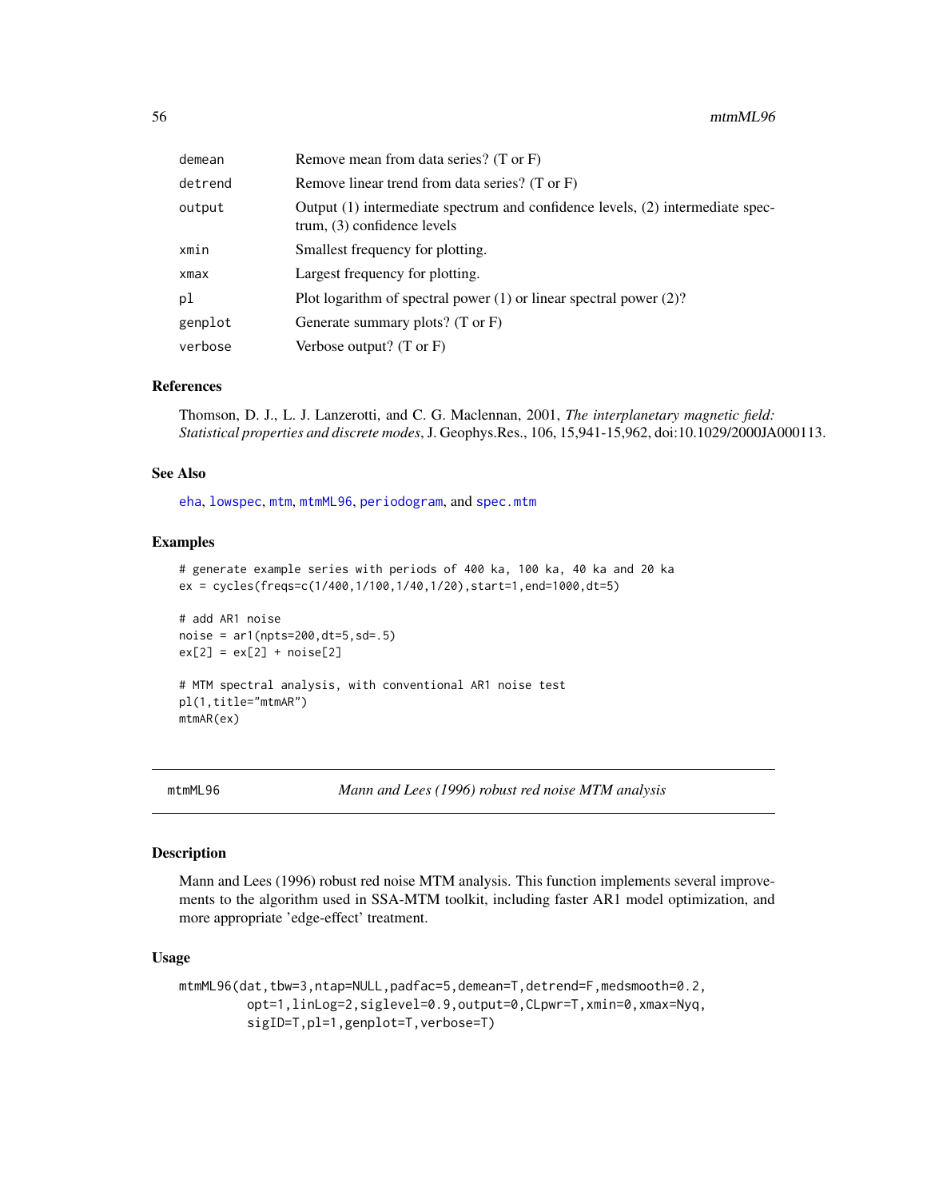| | |
|---|---|
| demean | Remove mean from data series? (T or F) |
| detrend | Remove linear trend from data series? (T or F) |
| output | Output (1) intermediate spectrum and confidence levels, (2) intermediate spectrum, (3) confidence levels |
| xmin | Smallest frequency for plotting. |
| xmax | Largest frequency for plotting. |
| pl | Plot logarithm of spectral power (1) or linear spectral power (2)? |
| genplot | Generate summary plots? (T or F) |
| verbose | Verbose output? (T or F) |

### References

Thomson, D. J., L. J. Lanzerotti, and C. G. Maclennan, 2001, *The interplanetary magnetic field: Statistical properties and discrete modes*, J. Geophys.Res., 106, 15,941-15,962, doi:10.1029/2000JA000113.

### See Also

eha, lowspec, mtm, mtmML96, periodogram, and spec.mtm

### Examples

```
# generate example series with periods of 400 ka, 100 ka, 40 ka and 20 ka
ex = cycles(freqs=c(1/400,1/100,1/40,1/20),start=1,end=1000,dt=5)

# add AR1 noise
noise = ar1(npts=200,dt=5,sd=.5)
ex[2] = ex[2] + noise[2]

# MTM spectral analysis, with conventional AR1 noise test
pl(1,title="mtmAR")
mtmAR(ex)
```

## mtmML96 — *Mann and Lees (1996) robust red noise MTM analysis*

### Description

Mann and Lees (1996) robust red noise MTM analysis. This function implements several improvements to the algorithm used in SSA-MTM toolkit, including faster AR1 model optimization, and more appropriate 'edge-effect' treatment.

### Usage

```
mtmML96(dat,tbw=3,ntap=NULL,padfac=5,demean=T,detrend=F,medsmooth=0.2,
        opt=1,linLog=2,siglevel=0.9,output=0,CLpwr=T,xmin=0,xmax=Nyq,
        sigID=T,pl=1,genplot=T,verbose=T)
```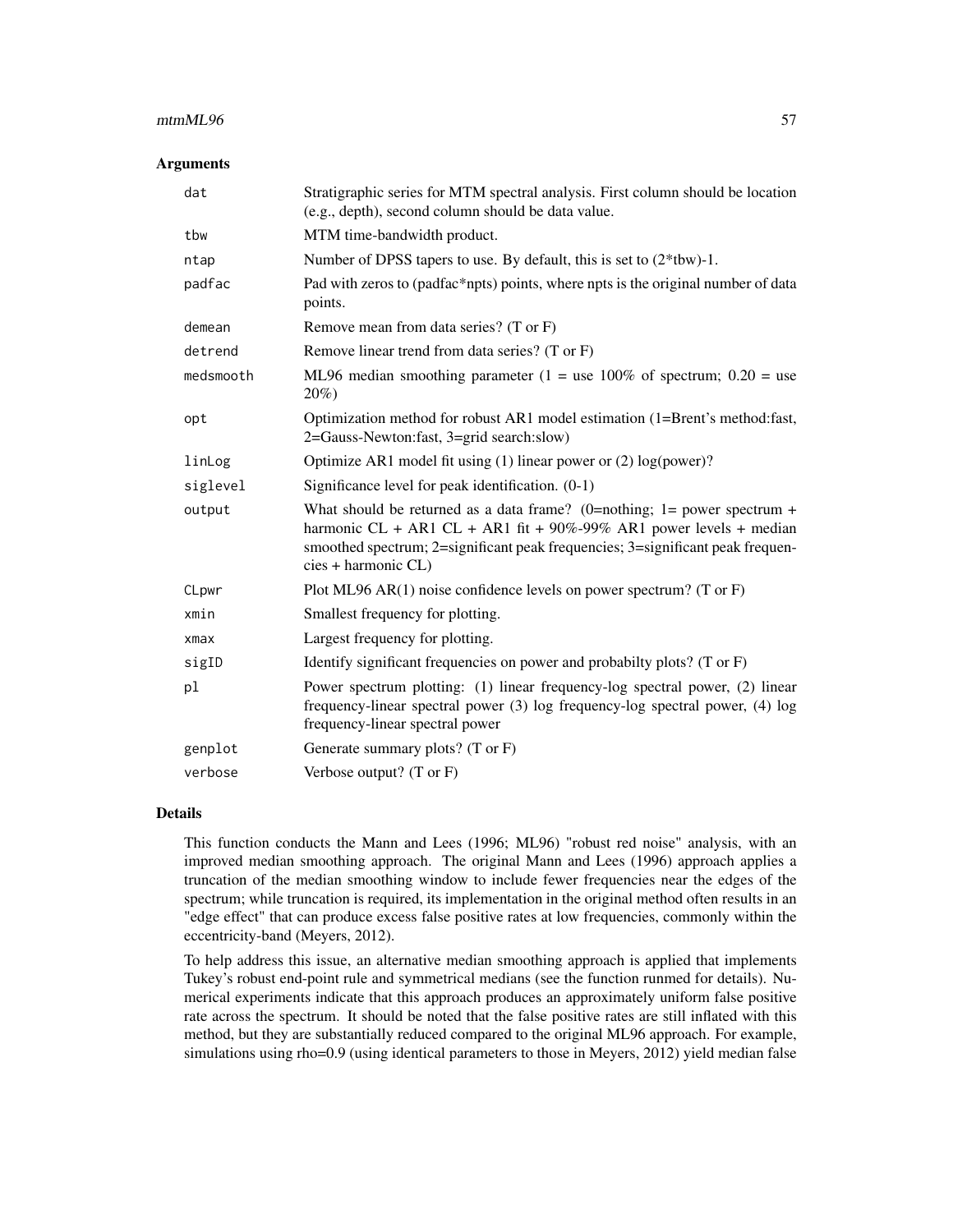## Arguments

| | |
|---|---|
| dat | Stratigraphic series for MTM spectral analysis. First column should be location (e.g., depth), second column should be data value. |
| tbw | MTM time-bandwidth product. |
| ntap | Number of DPSS tapers to use. By default, this is set to (2*tbw)-1. |
| padfac | Pad with zeros to (padfac*npts) points, where npts is the original number of data points. |
| demean | Remove mean from data series? (T or F) |
| detrend | Remove linear trend from data series? (T or F) |
| medsmooth | ML96 median smoothing parameter (1 = use 100% of spectrum; 0.20 = use 20%) |
| opt | Optimization method for robust AR1 model estimation (1=Brent's method:fast, 2=Gauss-Newton:fast, 3=grid search:slow) |
| linLog | Optimize AR1 model fit using (1) linear power or (2) log(power)? |
| siglevel | Significance level for peak identification. (0-1) |
| output | What should be returned as a data frame? (0=nothing; 1= power spectrum + harmonic CL + AR1 CL + AR1 fit + 90%-99% AR1 power levels + median smoothed spectrum; 2=significant peak frequencies; 3=significant peak frequencies + harmonic CL) |
| CLpwr | Plot ML96 AR(1) noise confidence levels on power spectrum? (T or F) |
| xmin | Smallest frequency for plotting. |
| xmax | Largest frequency for plotting. |
| sigID | Identify significant frequencies on power and probabilty plots? (T or F) |
| pl | Power spectrum plotting: (1) linear frequency-log spectral power, (2) linear frequency-linear spectral power (3) log frequency-log spectral power, (4) log frequency-linear spectral power |
| genplot | Generate summary plots? (T or F) |
| verbose | Verbose output? (T or F) |

## Details

This function conducts the Mann and Lees (1996; ML96) "robust red noise" analysis, with an improved median smoothing approach. The original Mann and Lees (1996) approach applies a truncation of the median smoothing window to include fewer frequencies near the edges of the spectrum; while truncation is required, its implementation in the original method often results in an "edge effect" that can produce excess false positive rates at low frequencies, commonly within the eccentricity-band (Meyers, 2012).

To help address this issue, an alternative median smoothing approach is applied that implements Tukey's robust end-point rule and symmetrical medians (see the function runmed for details). Numerical experiments indicate that this approach produces an approximately uniform false positive rate across the spectrum. It should be noted that the false positive rates are still inflated with this method, but they are substantially reduced compared to the original ML96 approach. For example, simulations using rho=0.9 (using identical parameters to those in Meyers, 2012) yield median false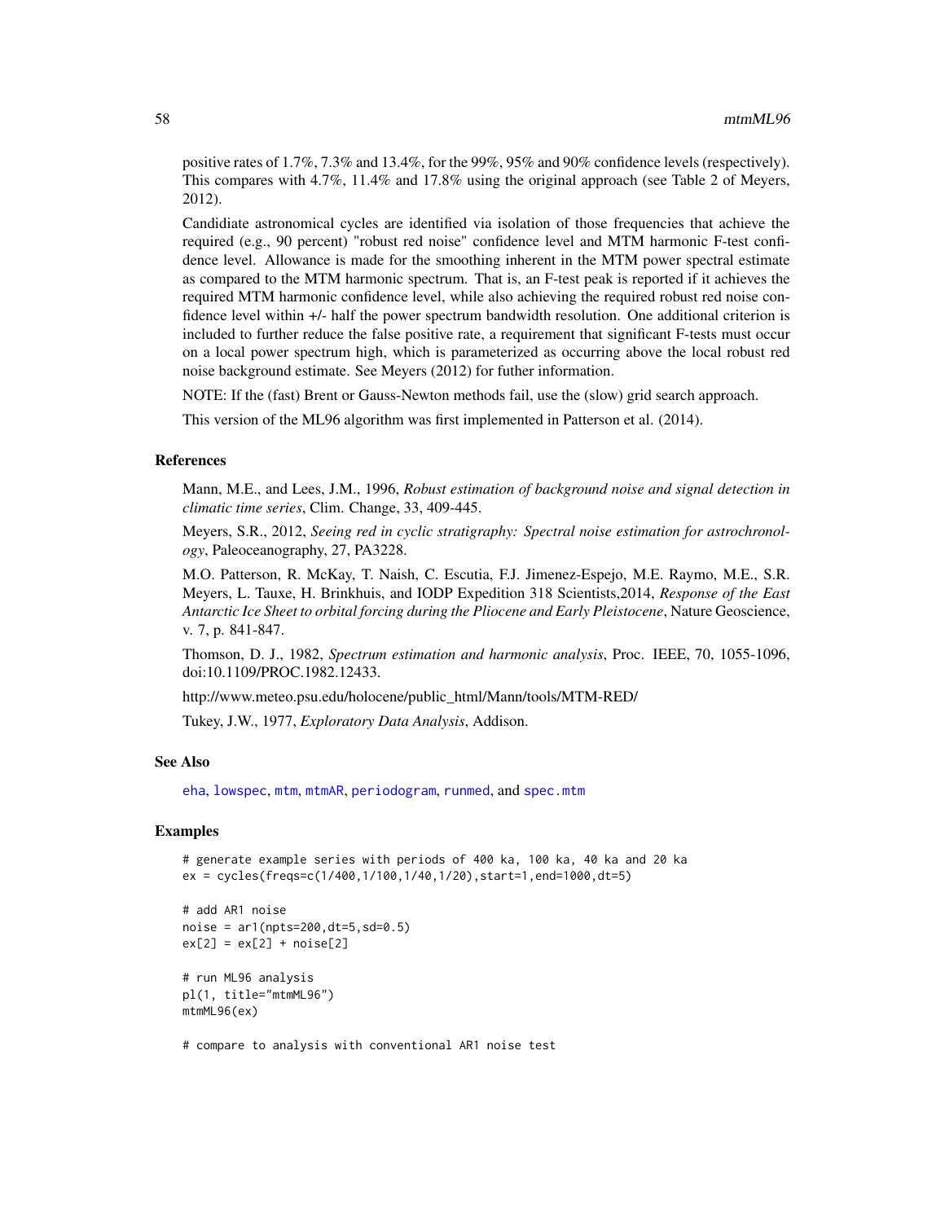positive rates of 1.7%, 7.3% and 13.4%, for the 99%, 95% and 90% confidence levels (respectively). This compares with 4.7%, 11.4% and 17.8% using the original approach (see Table 2 of Meyers, 2012).

Candidiate astronomical cycles are identified via isolation of those frequencies that achieve the required (e.g., 90 percent) "robust red noise" confidence level and MTM harmonic F-test confidence level. Allowance is made for the smoothing inherent in the MTM power spectral estimate as compared to the MTM harmonic spectrum. That is, an F-test peak is reported if it achieves the required MTM harmonic confidence level, while also achieving the required robust red noise confidence level within +/- half the power spectrum bandwidth resolution. One additional criterion is included to further reduce the false positive rate, a requirement that significant F-tests must occur on a local power spectrum high, which is parameterized as occurring above the local robust red noise background estimate. See Meyers (2012) for futher information.

NOTE: If the (fast) Brent or Gauss-Newton methods fail, use the (slow) grid search approach.

This version of the ML96 algorithm was first implemented in Patterson et al. (2014).

### References

Mann, M.E., and Lees, J.M., 1996, *Robust estimation of background noise and signal detection in climatic time series*, Clim. Change, 33, 409-445.

Meyers, S.R., 2012, *Seeing red in cyclic stratigraphy: Spectral noise estimation for astrochronology*, Paleoceanography, 27, PA3228.

M.O. Patterson, R. McKay, T. Naish, C. Escutia, F.J. Jimenez-Espejo, M.E. Raymo, M.E., S.R. Meyers, L. Tauxe, H. Brinkhuis, and IODP Expedition 318 Scientists,2014, *Response of the East Antarctic Ice Sheet to orbital forcing during the Pliocene and Early Pleistocene*, Nature Geoscience, v. 7, p. 841-847.

Thomson, D. J., 1982, *Spectrum estimation and harmonic analysis*, Proc. IEEE, 70, 1055-1096, doi:10.1109/PROC.1982.12433.

http://www.meteo.psu.edu/holocene/public_html/Mann/tools/MTM-RED/

Tukey, J.W., 1977, *Exploratory Data Analysis*, Addison.

### See Also

eha, lowspec, mtm, mtmAR, periodogram, runmed, and spec.mtm

### Examples

```
# generate example series with periods of 400 ka, 100 ka, 40 ka and 20 ka
ex = cycles(freqs=c(1/400,1/100,1/40,1/20),start=1,end=1000,dt=5)

# add AR1 noise
noise = ar1(npts=200,dt=5,sd=0.5)
ex[2] = ex[2] + noise[2]

# run ML96 analysis
pl(1, title="mtmML96")
mtmML96(ex)

# compare to analysis with conventional AR1 noise test
```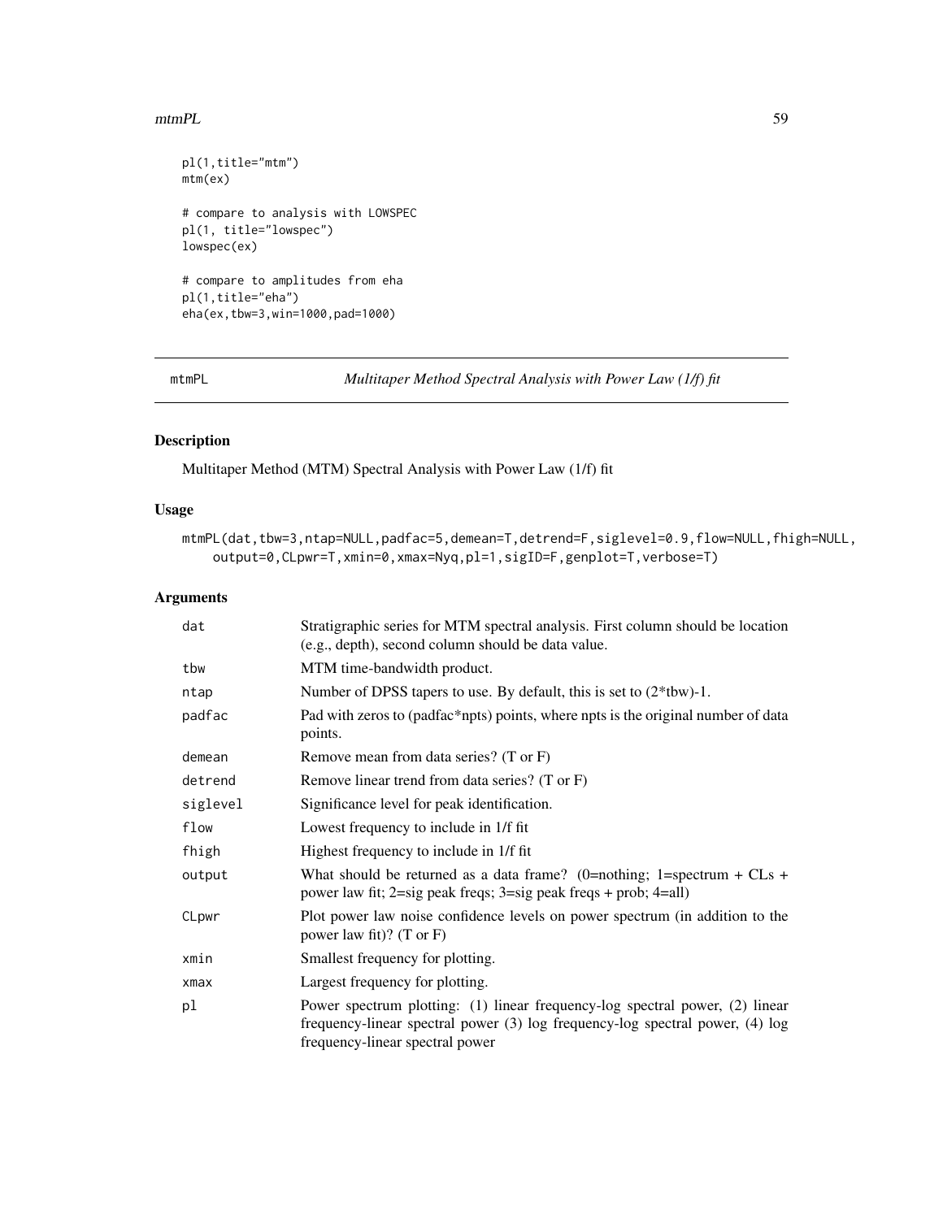```
pl(1,title="mtm")
mtm(ex)

# compare to analysis with LOWSPEC
pl(1, title="lowspec")
lowspec(ex)

# compare to amplitudes from eha
pl(1,title="eha")
eha(ex,tbw=3,win=1000,pad=1000)
```

## mtmPL — *Multitaper Method Spectral Analysis with Power Law (1/f) fit*

### Description

Multitaper Method (MTM) Spectral Analysis with Power Law (1/f) fit

### Usage

```
mtmPL(dat,tbw=3,ntap=NULL,padfac=5,demean=T,detrend=F,siglevel=0.9,flow=NULL,fhigh=NULL,
    output=0,CLpwr=T,xmin=0,xmax=Nyq,pl=1,sigID=F,genplot=T,verbose=T)
```

### Arguments

| | |
|---|---|
| dat | Stratigraphic series for MTM spectral analysis. First column should be location (e.g., depth), second column should be data value. |
| tbw | MTM time-bandwidth product. |
| ntap | Number of DPSS tapers to use. By default, this is set to (2*tbw)-1. |
| padfac | Pad with zeros to (padfac*npts) points, where npts is the original number of data points. |
| demean | Remove mean from data series? (T or F) |
| detrend | Remove linear trend from data series? (T or F) |
| siglevel | Significance level for peak identification. |
| flow | Lowest frequency to include in 1/f fit |
| fhigh | Highest frequency to include in 1/f fit |
| output | What should be returned as a data frame? (0=nothing; 1=spectrum + CLs + power law fit; 2=sig peak freqs; 3=sig peak freqs + prob; 4=all) |
| CLpwr | Plot power law noise confidence levels on power spectrum (in addition to the power law fit)? (T or F) |
| xmin | Smallest frequency for plotting. |
| xmax | Largest frequency for plotting. |
| pl | Power spectrum plotting: (1) linear frequency-log spectral power, (2) linear frequency-linear spectral power (3) log frequency-log spectral power, (4) log frequency-linear spectral power |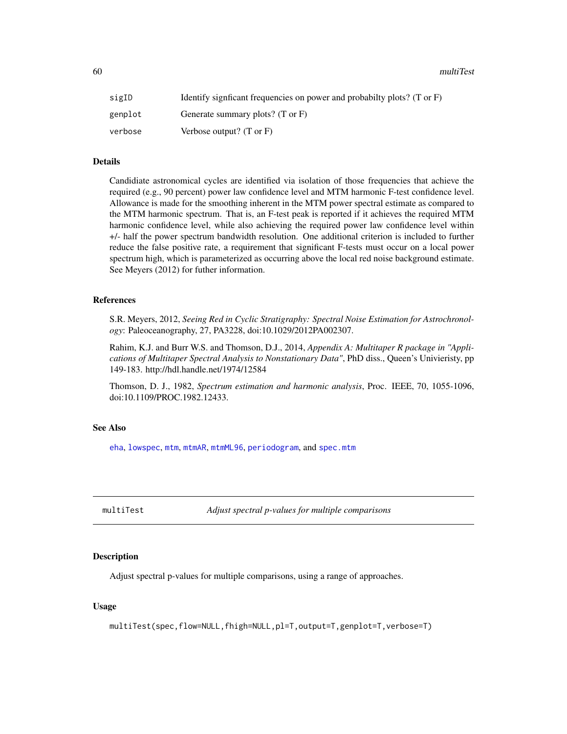| | |
|---|---|
| sigID | Identify signficant frequencies on power and probabilty plots? (T or F) |
| genplot | Generate summary plots? (T or F) |
| verbose | Verbose output? (T or F) |

### Details

Candidiate astronomical cycles are identified via isolation of those frequencies that achieve the required (e.g., 90 percent) power law confidence level and MTM harmonic F-test confidence level. Allowance is made for the smoothing inherent in the MTM power spectral estimate as compared to the MTM harmonic spectrum. That is, an F-test peak is reported if it achieves the required MTM harmonic confidence level, while also achieving the required power law confidence level within +/- half the power spectrum bandwidth resolution. One additional criterion is included to further reduce the false positive rate, a requirement that significant F-tests must occur on a local power spectrum high, which is parameterized as occurring above the local red noise background estimate. See Meyers (2012) for futher information.

### References

S.R. Meyers, 2012, *Seeing Red in Cyclic Stratigraphy: Spectral Noise Estimation for Astrochronology*: Paleoceanography, 27, PA3228, doi:10.1029/2012PA002307.

Rahim, K.J. and Burr W.S. and Thomson, D.J., 2014, *Appendix A: Multitaper R package in "Applications of Multitaper Spectral Analysis to Nonstationary Data"*, PhD diss., Queen's Univieristy, pp 149-183. http://hdl.handle.net/1974/12584

Thomson, D. J., 1982, *Spectrum estimation and harmonic analysis*, Proc. IEEE, 70, 1055-1096, doi:10.1109/PROC.1982.12433.

### See Also

eha, lowspec, mtm, mtmAR, mtmML96, periodogram, and spec.mtm

---

## multiTest — *Adjust spectral p-values for multiple comparisons*

### Description

Adjust spectral p-values for multiple comparisons, using a range of approaches.

### Usage

```
multiTest(spec,flow=NULL,fhigh=NULL,pl=T,output=T,genplot=T,verbose=T)
```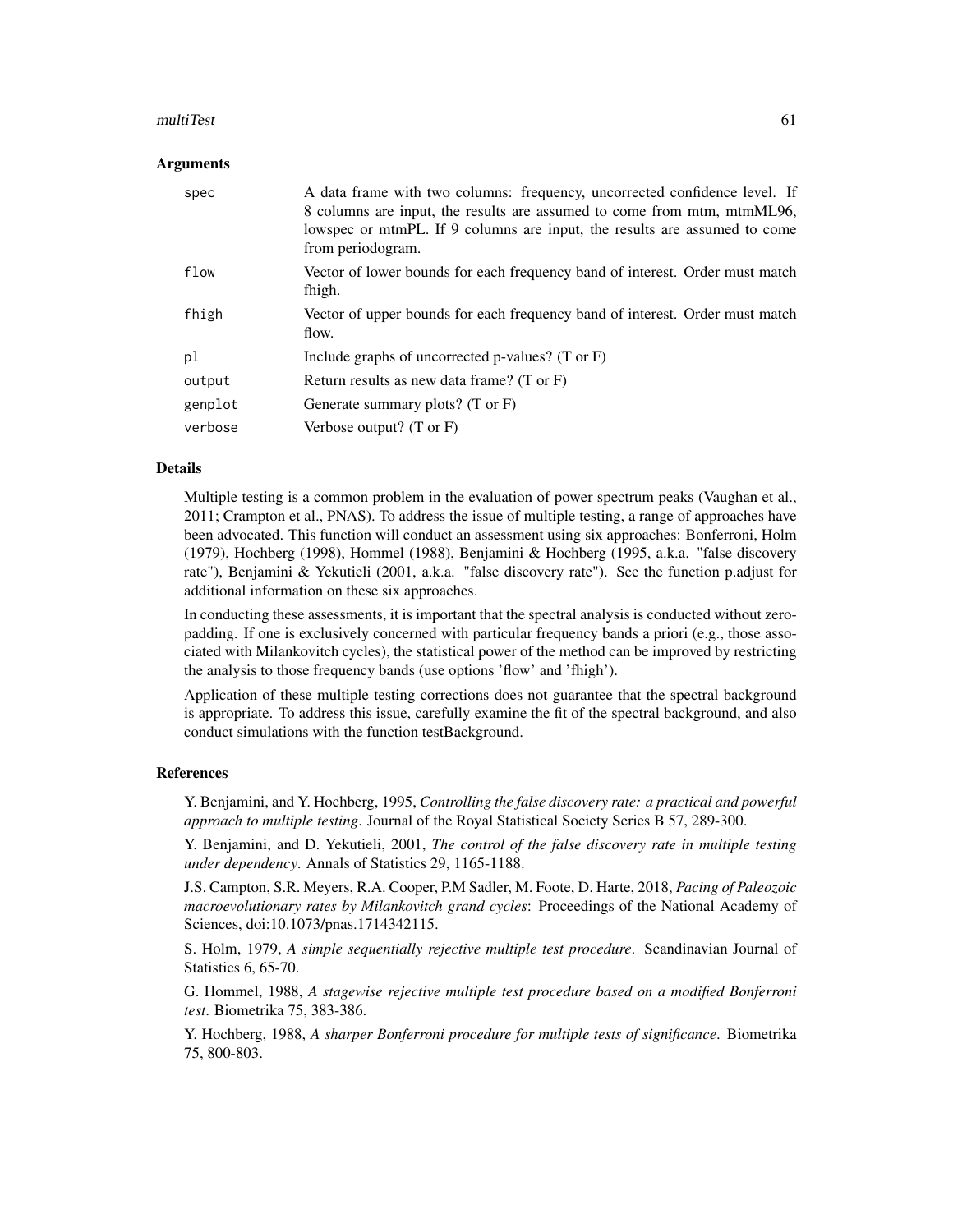## Arguments

| | |
|---|---|
| spec | A data frame with two columns: frequency, uncorrected confidence level. If 8 columns are input, the results are assumed to come from mtm, mtmML96, lowspec or mtmPL. If 9 columns are input, the results are assumed to come from periodogram. |
| flow | Vector of lower bounds for each frequency band of interest. Order must match fhigh. |
| fhigh | Vector of upper bounds for each frequency band of interest. Order must match flow. |
| pl | Include graphs of uncorrected p-values? (T or F) |
| output | Return results as new data frame? (T or F) |
| genplot | Generate summary plots? (T or F) |
| verbose | Verbose output? (T or F) |

## Details

Multiple testing is a common problem in the evaluation of power spectrum peaks (Vaughan et al., 2011; Crampton et al., PNAS). To address the issue of multiple testing, a range of approaches have been advocated. This function will conduct an assessment using six approaches: Bonferroni, Holm (1979), Hochberg (1998), Hommel (1988), Benjamini & Hochberg (1995, a.k.a. "false discovery rate"), Benjamini & Yekutieli (2001, a.k.a. "false discovery rate"). See the function p.adjust for additional information on these six approaches.

In conducting these assessments, it is important that the spectral analysis is conducted without zero-padding. If one is exclusively concerned with particular frequency bands a priori (e.g., those associated with Milankovitch cycles), the statistical power of the method can be improved by restricting the analysis to those frequency bands (use options 'flow' and 'fhigh').

Application of these multiple testing corrections does not guarantee that the spectral background is appropriate. To address this issue, carefully examine the fit of the spectral background, and also conduct simulations with the function testBackground.

## References

Y. Benjamini, and Y. Hochberg, 1995, *Controlling the false discovery rate: a practical and powerful approach to multiple testing*. Journal of the Royal Statistical Society Series B 57, 289-300.

Y. Benjamini, and D. Yekutieli, 2001, *The control of the false discovery rate in multiple testing under dependency*. Annals of Statistics 29, 1165-1188.

J.S. Campton, S.R. Meyers, R.A. Cooper, P.M Sadler, M. Foote, D. Harte, 2018, *Pacing of Paleozoic macroevolutionary rates by Milankovitch grand cycles*: Proceedings of the National Academy of Sciences, doi:10.1073/pnas.1714342115.

S. Holm, 1979, *A simple sequentially rejective multiple test procedure*. Scandinavian Journal of Statistics 6, 65-70.

G. Hommel, 1988, *A stagewise rejective multiple test procedure based on a modified Bonferroni test*. Biometrika 75, 383-386.

Y. Hochberg, 1988, *A sharper Bonferroni procedure for multiple tests of significance*. Biometrika 75, 800-803.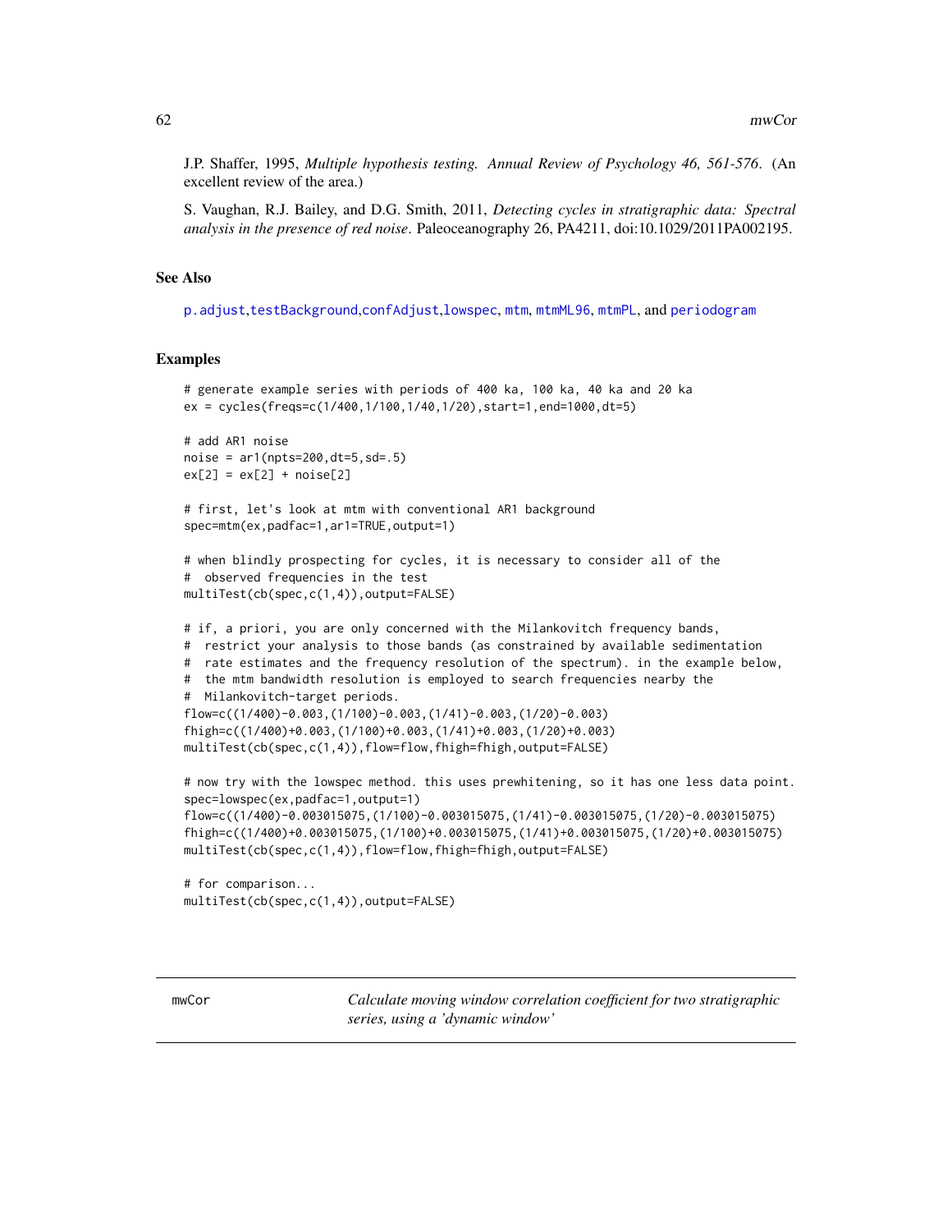J.P. Shaffer, 1995, *Multiple hypothesis testing. Annual Review of Psychology 46, 561-576*. (An excellent review of the area.)

S. Vaughan, R.J. Bailey, and D.G. Smith, 2011, *Detecting cycles in stratigraphic data: Spectral analysis in the presence of red noise*. Paleoceanography 26, PA4211, doi:10.1029/2011PA002195.

### See Also

p.adjust,testBackground,confAdjust,lowspec, mtm, mtmML96, mtmPL, and periodogram

### Examples

```
# generate example series with periods of 400 ka, 100 ka, 40 ka and 20 ka
ex = cycles(freqs=c(1/400,1/100,1/40,1/20),start=1,end=1000,dt=5)

# add AR1 noise
noise = ar1(npts=200,dt=5,sd=.5)
ex[2] = ex[2] + noise[2]

# first, let's look at mtm with conventional AR1 background
spec=mtm(ex,padfac=1,ar1=TRUE,output=1)

# when blindly prospecting for cycles, it is necessary to consider all of the
#  observed frequencies in the test
multiTest(cb(spec,c(1,4)),output=FALSE)

# if, a priori, you are only concerned with the Milankovitch frequency bands,
#  restrict your analysis to those bands (as constrained by available sedimentation
#  rate estimates and the frequency resolution of the spectrum). in the example below,
#  the mtm bandwidth resolution is employed to search frequencies nearby the
#  Milankovitch-target periods.
flow=c((1/400)-0.003,(1/100)-0.003,(1/41)-0.003,(1/20)-0.003)
fhigh=c((1/400)+0.003,(1/100)+0.003,(1/41)+0.003,(1/20)+0.003)
multiTest(cb(spec,c(1,4)),flow=flow,fhigh=fhigh,output=FALSE)

# now try with the lowspec method. this uses prewhitening, so it has one less data point.
spec=lowspec(ex,padfac=1,output=1)
flow=c((1/400)-0.003015075,(1/100)-0.003015075,(1/41)-0.003015075,(1/20)-0.003015075)
fhigh=c((1/400)+0.003015075,(1/100)+0.003015075,(1/41)+0.003015075,(1/20)+0.003015075)
multiTest(cb(spec,c(1,4)),flow=flow,fhigh=fhigh,output=FALSE)

# for comparison...
multiTest(cb(spec,c(1,4)),output=FALSE)
```

---

## mwCor — *Calculate moving window correlation coefficient for two stratigraphic series, using a 'dynamic window'*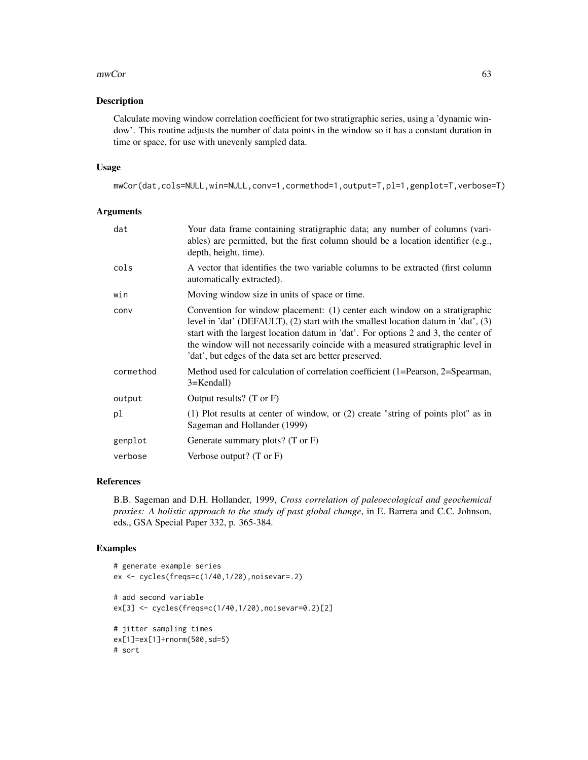## Description

Calculate moving window correlation coefficient for two stratigraphic series, using a 'dynamic window'. This routine adjusts the number of data points in the window so it has a constant duration in time or space, for use with unevenly sampled data.

## Usage

```
mwCor(dat,cols=NULL,win=NULL,conv=1,cormethod=1,output=T,pl=1,genplot=T,verbose=T)
```

## Arguments

| | |
|---|---|
| dat | Your data frame containing stratigraphic data; any number of columns (variables) are permitted, but the first column should be a location identifier (e.g., depth, height, time). |
| cols | A vector that identifies the two variable columns to be extracted (first column automatically extracted). |
| win | Moving window size in units of space or time. |
| conv | Convention for window placement: (1) center each window on a stratigraphic level in 'dat' (DEFAULT), (2) start with the smallest location datum in 'dat', (3) start with the largest location datum in 'dat'. For options 2 and 3, the center of the window will not necessarily coincide with a measured stratigraphic level in 'dat', but edges of the data set are better preserved. |
| cormethod | Method used for calculation of correlation coefficient (1=Pearson, 2=Spearman, 3=Kendall) |
| output | Output results? (T or F) |
| pl | (1) Plot results at center of window, or (2) create "string of points plot" as in Sageman and Hollander (1999) |
| genplot | Generate summary plots? (T or F) |
| verbose | Verbose output? (T or F) |

## References

B.B. Sageman and D.H. Hollander, 1999, *Cross correlation of paleoecological and geochemical proxies: A holistic approach to the study of past global change*, in E. Barrera and C.C. Johnson, eds., GSA Special Paper 332, p. 365-384.

## Examples

```
# generate example series
ex <- cycles(freqs=c(1/40,1/20),noisevar=.2)

# add second variable
ex[3] <- cycles(freqs=c(1/40,1/20),noisevar=0.2)[2]

# jitter sampling times
ex[1]=ex[1]+rnorm(500,sd=5)
# sort
```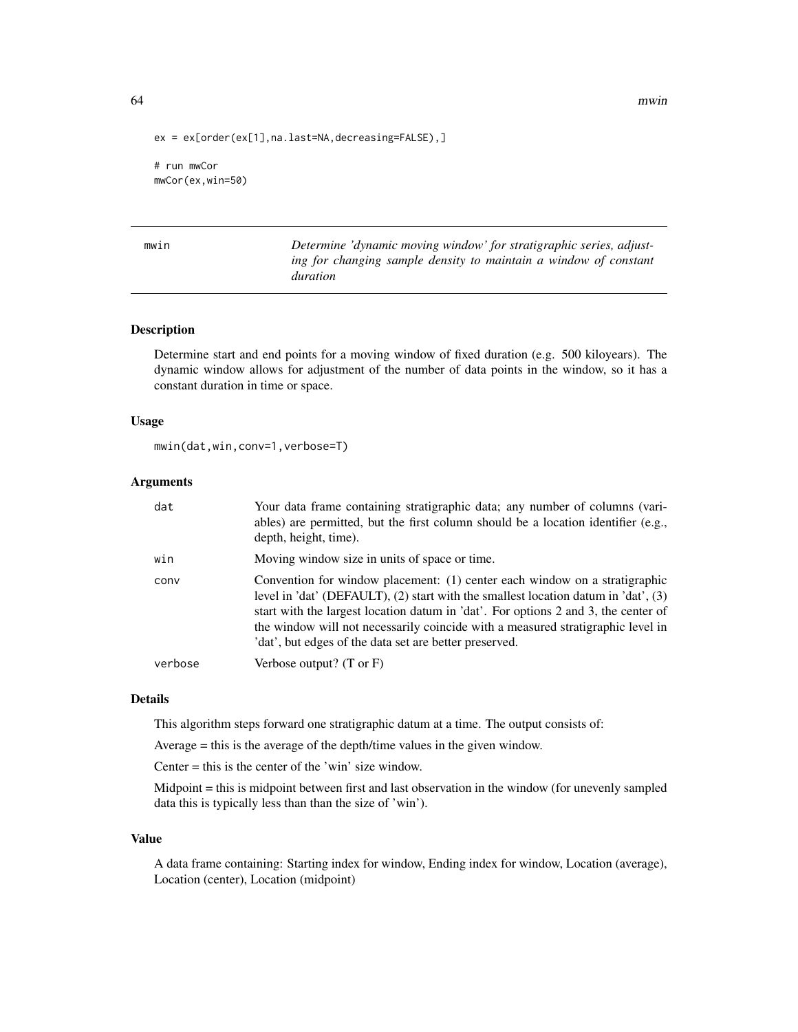```
ex = ex[order(ex[1],na.last=NA,decreasing=FALSE),]

# run mwCor
mwCor(ex,win=50)
```

---

## mwin — *Determine 'dynamic moving window' for stratigraphic series, adjusting for changing sample density to maintain a window of constant duration*

---

### Description

Determine start and end points for a moving window of fixed duration (e.g. 500 kiloyears). The dynamic window allows for adjustment of the number of data points in the window, so it has a constant duration in time or space.

### Usage

```
mwin(dat,win,conv=1,verbose=T)
```

### Arguments

| | |
|---|---|
| dat | Your data frame containing stratigraphic data; any number of columns (variables) are permitted, but the first column should be a location identifier (e.g., depth, height, time). |
| win | Moving window size in units of space or time. |
| conv | Convention for window placement: (1) center each window on a stratigraphic level in 'dat' (DEFAULT), (2) start with the smallest location datum in 'dat', (3) start with the largest location datum in 'dat'. For options 2 and 3, the center of the window will not necessarily coincide with a measured stratigraphic level in 'dat', but edges of the data set are better preserved. |
| verbose | Verbose output? (T or F) |

### Details

This algorithm steps forward one stratigraphic datum at a time. The output consists of:

Average = this is the average of the depth/time values in the given window.

Center = this is the center of the 'win' size window.

Midpoint = this is midpoint between first and last observation in the window (for unevenly sampled data this is typically less than than the size of 'win').

### Value

A data frame containing: Starting index for window, Ending index for window, Location (average), Location (center), Location (midpoint)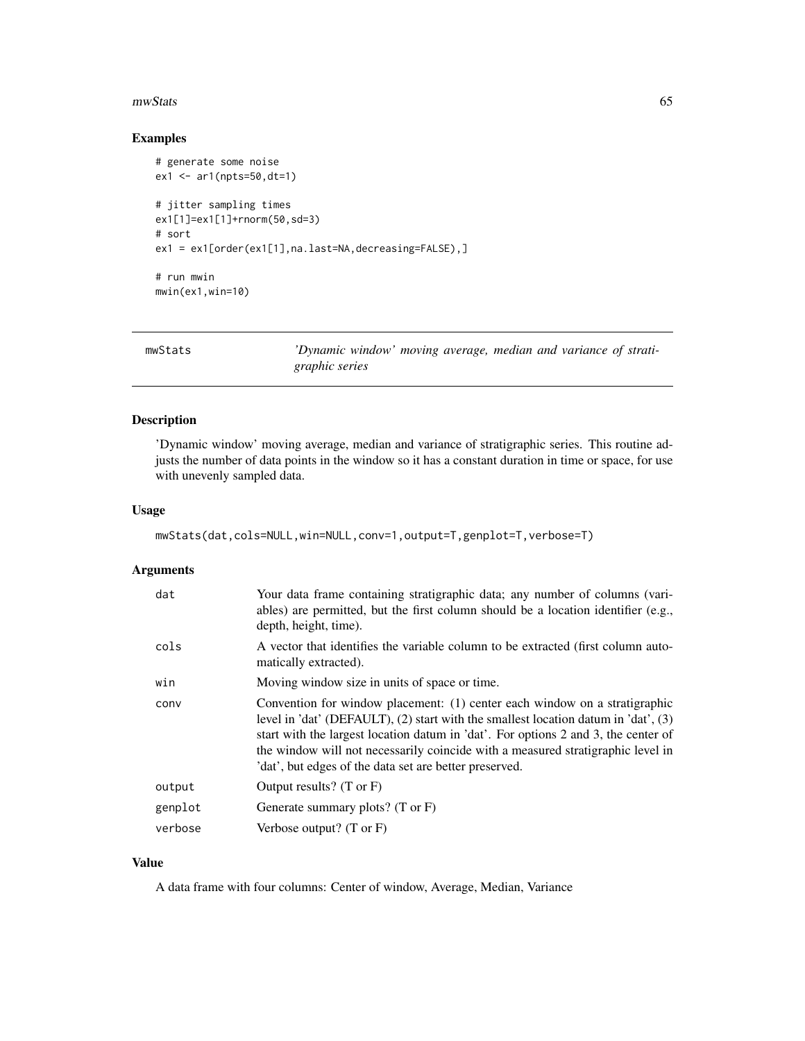### Examples

```
# generate some noise
ex1 <- ar1(npts=50,dt=1)

# jitter sampling times
ex1[1]=ex1[1]+rnorm(50,sd=3)
# sort
ex1 = ex1[order(ex1[1],na.last=NA,decreasing=FALSE),]

# run mwin
mwin(ex1,win=10)
```

---

## mwStats — *'Dynamic window' moving average, median and variance of stratigraphic series*

---

### Description

'Dynamic window' moving average, median and variance of stratigraphic series. This routine adjusts the number of data points in the window so it has a constant duration in time or space, for use with unevenly sampled data.

### Usage

```
mwStats(dat,cols=NULL,win=NULL,conv=1,output=T,genplot=T,verbose=T)
```

### Arguments

| | |
|---|---|
| dat | Your data frame containing stratigraphic data; any number of columns (variables) are permitted, but the first column should be a location identifier (e.g., depth, height, time). |
| cols | A vector that identifies the variable column to be extracted (first column automatically extracted). |
| win | Moving window size in units of space or time. |
| conv | Convention for window placement: (1) center each window on a stratigraphic level in 'dat' (DEFAULT), (2) start with the smallest location datum in 'dat', (3) start with the largest location datum in 'dat'. For options 2 and 3, the center of the window will not necessarily coincide with a measured stratigraphic level in 'dat', but edges of the data set are better preserved. |
| output | Output results? (T or F) |
| genplot | Generate summary plots? (T or F) |
| verbose | Verbose output? (T or F) |

### Value

A data frame with four columns: Center of window, Average, Median, Variance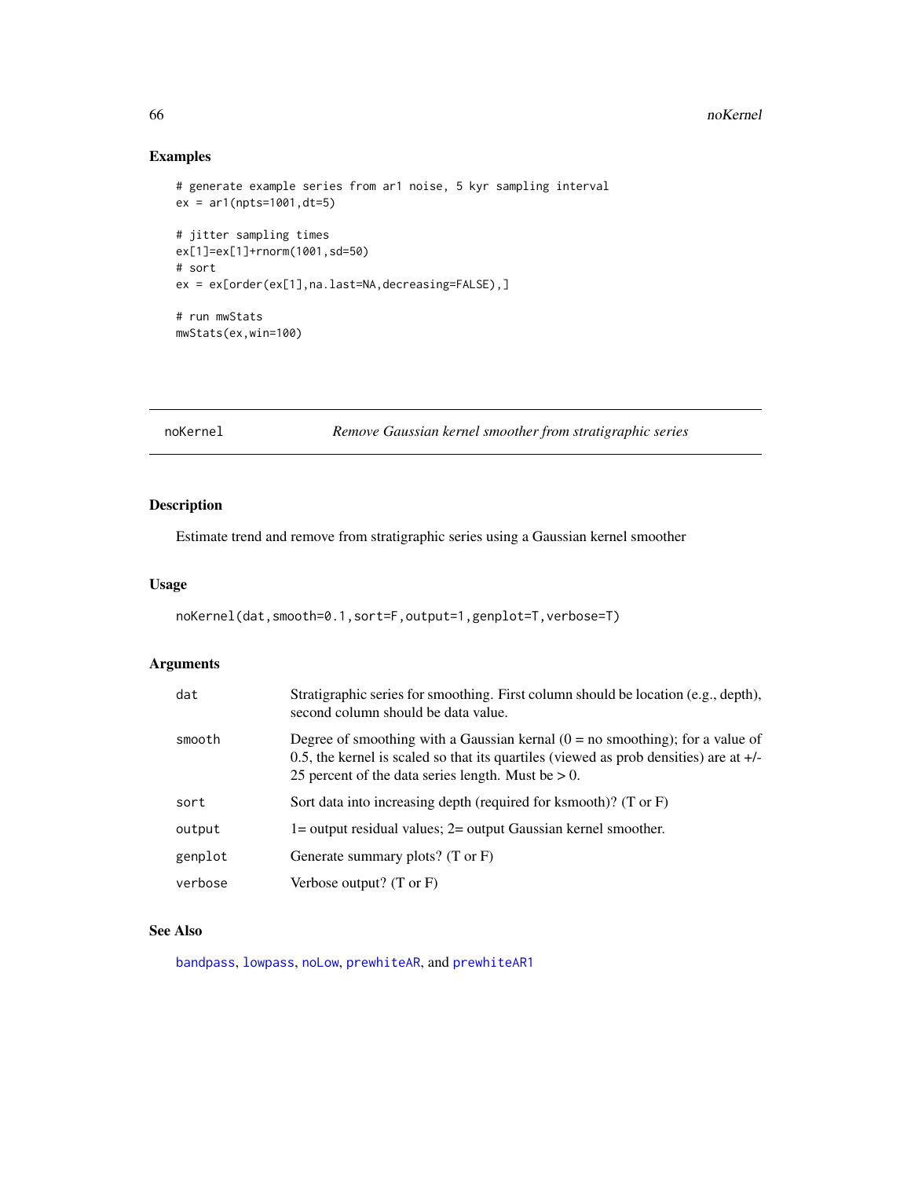## Examples

```
# generate example series from ar1 noise, 5 kyr sampling interval
ex = ar1(npts=1001,dt=5)

# jitter sampling times
ex[1]=ex[1]+rnorm(1001,sd=50)
# sort
ex = ex[order(ex[1],na.last=NA,decreasing=FALSE),]

# run mwStats
mwStats(ex,win=100)
```

---

noKernel *Remove Gaussian kernel smoother from stratigraphic series*

---

## Description

Estimate trend and remove from stratigraphic series using a Gaussian kernel smoother

## Usage

```
noKernel(dat,smooth=0.1,sort=F,output=1,genplot=T,verbose=T)
```

## Arguments

| | |
|---|---|
| dat | Stratigraphic series for smoothing. First column should be location (e.g., depth), second column should be data value. |
| smooth | Degree of smoothing with a Gaussian kernal (0 = no smoothing); for a value of 0.5, the kernel is scaled so that its quartiles (viewed as prob densities) are at +/- 25 percent of the data series length. Must be > 0. |
| sort | Sort data into increasing depth (required for ksmooth)? (T or F) |
| output | 1= output residual values; 2= output Gaussian kernel smoother. |
| genplot | Generate summary plots? (T or F) |
| verbose | Verbose output? (T or F) |

## See Also

bandpass, lowpass, noLow, prewhiteAR, and prewhiteAR1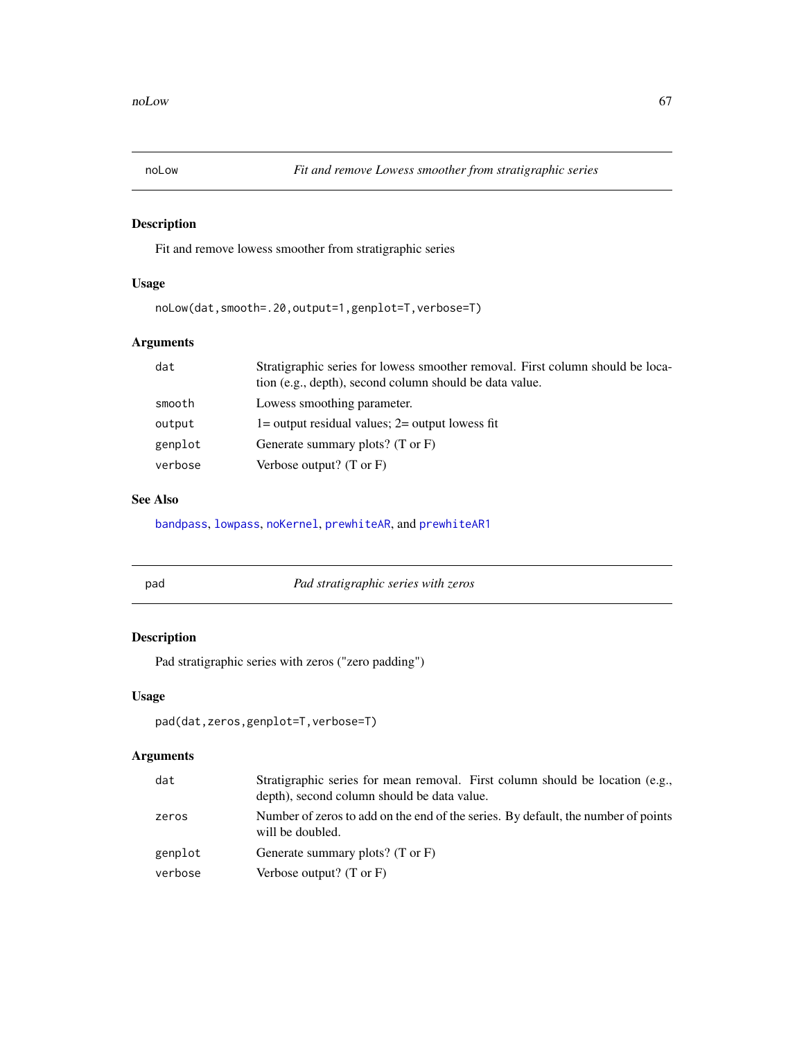## noLow — *Fit and remove Lowess smoother from stratigraphic series*

### Description

Fit and remove lowess smoother from stratigraphic series

### Usage

```
noLow(dat,smooth=.20,output=1,genplot=T,verbose=T)
```

### Arguments

| Argument | Description |
|---|---|
| `dat` | Stratigraphic series for lowess smoother removal. First column should be location (e.g., depth), second column should be data value. |
| `smooth` | Lowess smoothing parameter. |
| `output` | 1= output residual values; 2= output lowess fit |
| `genplot` | Generate summary plots? (T or F) |
| `verbose` | Verbose output? (T or F) |

### See Also

`bandpass`, `lowpass`, `noKernel`, `prewhiteAR`, and `prewhiteAR1`

## pad — *Pad stratigraphic series with zeros*

### Description

Pad stratigraphic series with zeros ("zero padding")

### Usage

```
pad(dat,zeros,genplot=T,verbose=T)
```

### Arguments

| Argument | Description |
|---|---|
| `dat` | Stratigraphic series for mean removal. First column should be location (e.g., depth), second column should be data value. |
| `zeros` | Number of zeros to add on the end of the series. By default, the number of points will be doubled. |
| `genplot` | Generate summary plots? (T or F) |
| `verbose` | Verbose output? (T or F) |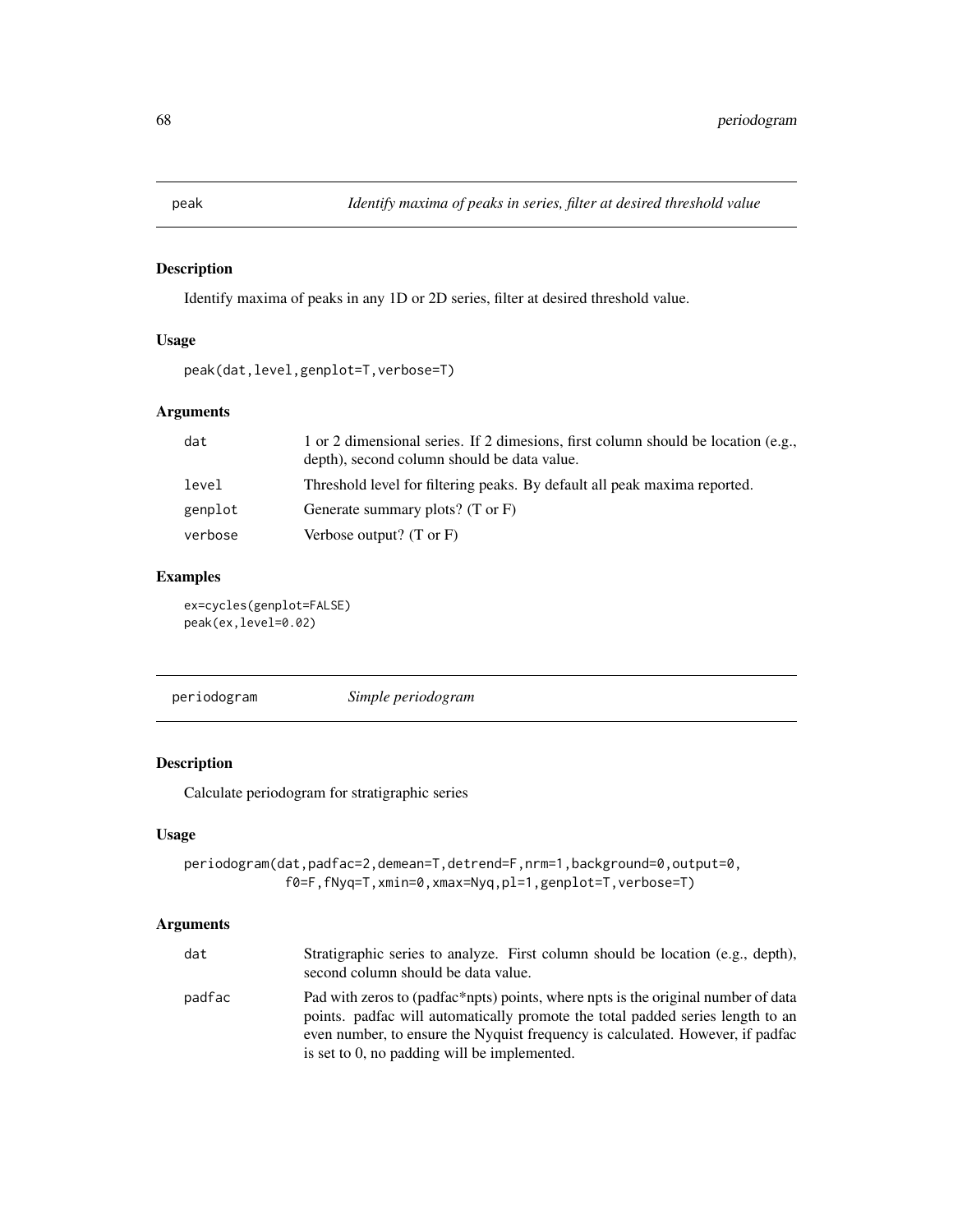## peak — *Identify maxima of peaks in series, filter at desired threshold value*

### Description

Identify maxima of peaks in any 1D or 2D series, filter at desired threshold value.

### Usage

```
peak(dat,level,genplot=T,verbose=T)
```

### Arguments

| | |
|---|---|
| dat | 1 or 2 dimensional series. If 2 dimesions, first column should be location (e.g., depth), second column should be data value. |
| level | Threshold level for filtering peaks. By default all peak maxima reported. |
| genplot | Generate summary plots? (T or F) |
| verbose | Verbose output? (T or F) |

### Examples

```
ex=cycles(genplot=FALSE)
peak(ex,level=0.02)
```

## periodogram — *Simple periodogram*

### Description

Calculate periodogram for stratigraphic series

### Usage

```
periodogram(dat,padfac=2,demean=T,detrend=F,nrm=1,background=0,output=0,
            f0=F,fNyq=T,xmin=0,xmax=Nyq,pl=1,genplot=T,verbose=T)
```

### Arguments

| | |
|---|---|
| dat | Stratigraphic series to analyze. First column should be location (e.g., depth), second column should be data value. |
| padfac | Pad with zeros to (padfac*npts) points, where npts is the original number of data points. padfac will automatically promote the total padded series length to an even number, to ensure the Nyquist frequency is calculated. However, if padfac is set to 0, no padding will be implemented. |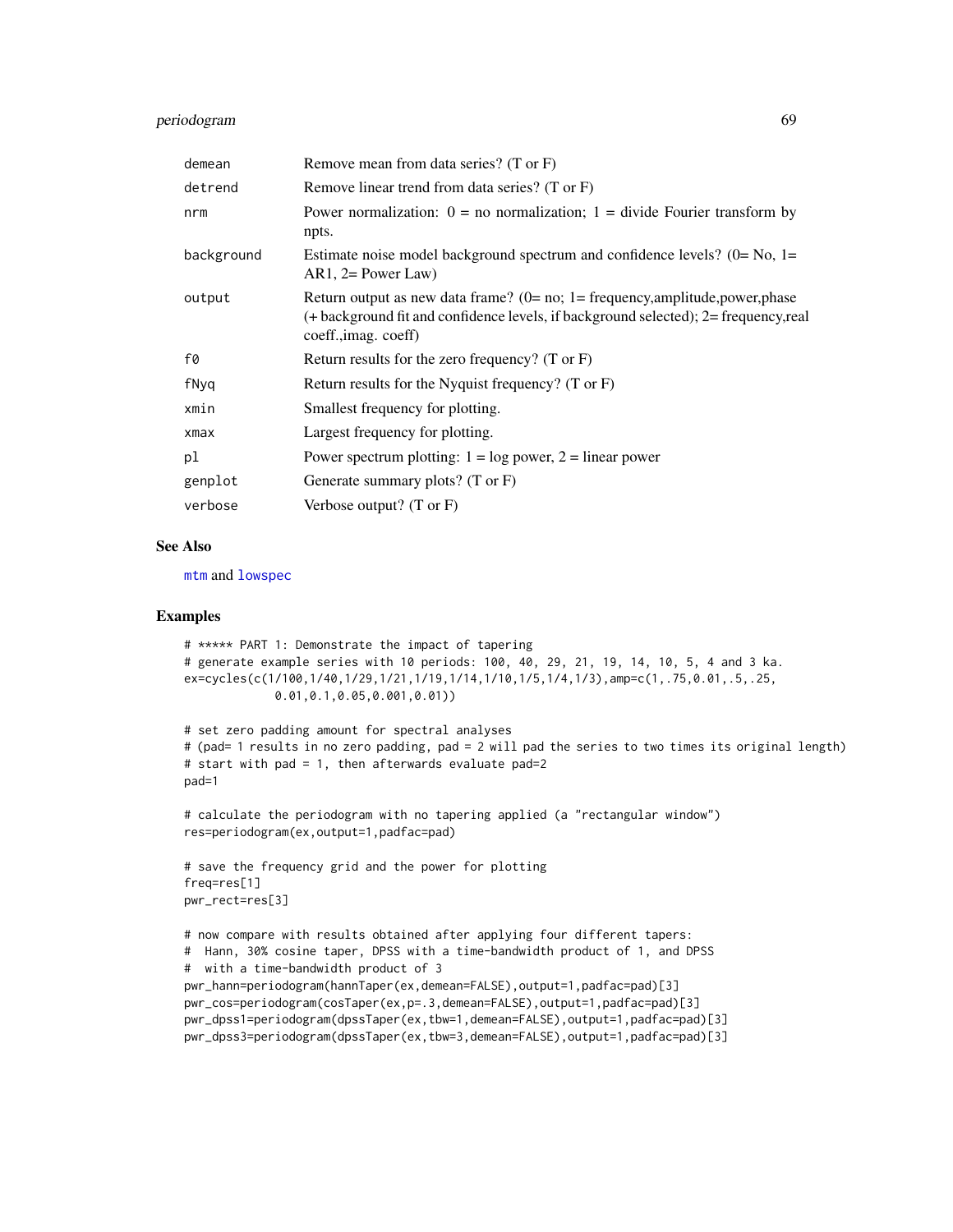| | |
|---|---|
| demean | Remove mean from data series? (T or F) |
| detrend | Remove linear trend from data series? (T or F) |
| nrm | Power normalization: 0 = no normalization; 1 = divide Fourier transform by npts. |
| background | Estimate noise model background spectrum and confidence levels? (0= No, 1= AR1, 2= Power Law) |
| output | Return output as new data frame? (0= no; 1= frequency,amplitude,power,phase (+ background fit and confidence levels, if background selected); 2= frequency,real coeff.,imag. coeff) |
| f0 | Return results for the zero frequency? (T or F) |
| fNyq | Return results for the Nyquist frequency? (T or F) |
| xmin | Smallest frequency for plotting. |
| xmax | Largest frequency for plotting. |
| pl | Power spectrum plotting: 1 = log power, 2 = linear power |
| genplot | Generate summary plots? (T or F) |
| verbose | Verbose output? (T or F) |

## See Also

mtm and lowspec

## Examples

```
# ***** PART 1: Demonstrate the impact of tapering
# generate example series with 10 periods: 100, 40, 29, 21, 19, 14, 10, 5, 4 and 3 ka.
ex=cycles(c(1/100,1/40,1/29,1/21,1/19,1/14,1/10,1/5,1/4,1/3),amp=c(1,.75,0.01,.5,.25,
           0.01,0.1,0.05,0.001,0.01))

# set zero padding amount for spectral analyses
# (pad= 1 results in no zero padding, pad = 2 will pad the series to two times its original length)
# start with pad = 1, then afterwards evaluate pad=2
pad=1

# calculate the periodogram with no tapering applied (a "rectangular window")
res=periodogram(ex,output=1,padfac=pad)

# save the frequency grid and the power for plotting
freq=res[1]
pwr_rect=res[3]

# now compare with results obtained after applying four different tapers:
#  Hann, 30% cosine taper, DPSS with a time-bandwidth product of 1, and DPSS
#  with a time-bandwidth product of 3
pwr_hann=periodogram(hannTaper(ex,demean=FALSE),output=1,padfac=pad)[3]
pwr_cos=periodogram(cosTaper(ex,p=.3,demean=FALSE),output=1,padfac=pad)[3]
pwr_dpss1=periodogram(dpssTaper(ex,tbw=1,demean=FALSE),output=1,padfac=pad)[3]
pwr_dpss3=periodogram(dpssTaper(ex,tbw=3,demean=FALSE),output=1,padfac=pad)[3]
```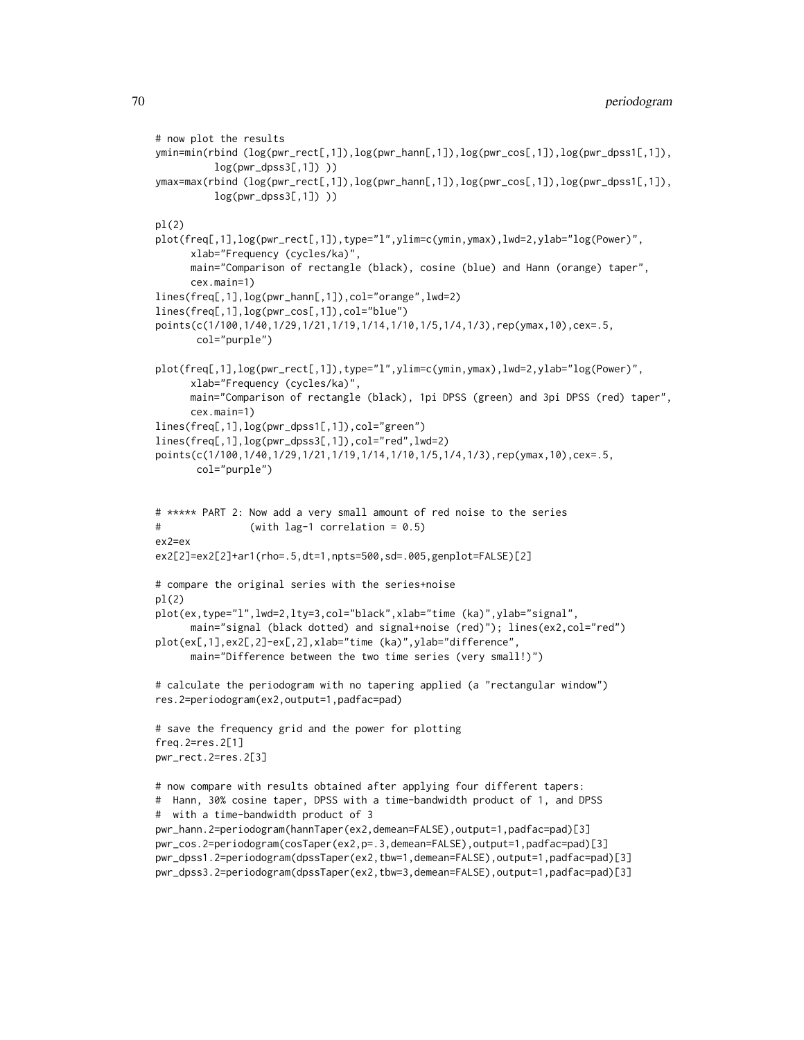```
# now plot the results
ymin=min(rbind (log(pwr_rect[,1]),log(pwr_hann[,1]),log(pwr_cos[,1]),log(pwr_dpss1[,1]),
          log(pwr_dpss3[,1]) ))
ymax=max(rbind (log(pwr_rect[,1]),log(pwr_hann[,1]),log(pwr_cos[,1]),log(pwr_dpss1[,1]),
          log(pwr_dpss3[,1]) ))

pl(2)
plot(freq[,1],log(pwr_rect[,1]),type="l",ylim=c(ymin,ymax),lwd=2,ylab="log(Power)",
      xlab="Frequency (cycles/ka)",
      main="Comparison of rectangle (black), cosine (blue) and Hann (orange) taper",
      cex.main=1)
lines(freq[,1],log(pwr_hann[,1]),col="orange",lwd=2)
lines(freq[,1],log(pwr_cos[,1]),col="blue")
points(c(1/100,1/40,1/29,1/21,1/19,1/14,1/10,1/5,1/4,1/3),rep(ymax,10),cex=.5,
       col="purple")

plot(freq[,1],log(pwr_rect[,1]),type="l",ylim=c(ymin,ymax),lwd=2,ylab="log(Power)",
      xlab="Frequency (cycles/ka)",
      main="Comparison of rectangle (black), 1pi DPSS (green) and 3pi DPSS (red) taper",
      cex.main=1)
lines(freq[,1],log(pwr_dpss1[,1]),col="green")
lines(freq[,1],log(pwr_dpss3[,1]),col="red",lwd=2)
points(c(1/100,1/40,1/29,1/21,1/19,1/14,1/10,1/5,1/4,1/3),rep(ymax,10),cex=.5,
       col="purple")


# ***** PART 2: Now add a very small amount of red noise to the series
#               (with lag-1 correlation = 0.5)
ex2=ex
ex2[2]=ex2[2]+ar1(rho=.5,dt=1,npts=500,sd=.005,genplot=FALSE)[2]

# compare the original series with the series+noise
pl(2)
plot(ex,type="l",lwd=2,lty=3,col="black",xlab="time (ka)",ylab="signal",
      main="signal (black dotted) and signal+noise (red)"); lines(ex2,col="red")
plot(ex[,1],ex2[,2]-ex[,2],xlab="time (ka)",ylab="difference",
      main="Difference between the two time series (very small!)")

# calculate the periodogram with no tapering applied (a "rectangular window")
res.2=periodogram(ex2,output=1,padfac=pad)

# save the frequency grid and the power for plotting
freq.2=res.2[1]
pwr_rect.2=res.2[3]

# now compare with results obtained after applying four different tapers:
#  Hann, 30% cosine taper, DPSS with a time-bandwidth product of 1, and DPSS
#  with a time-bandwidth product of 3
pwr_hann.2=periodogram(hannTaper(ex2,demean=FALSE),output=1,padfac=pad)[3]
pwr_cos.2=periodogram(cosTaper(ex2,p=.3,demean=FALSE),output=1,padfac=pad)[3]
pwr_dpss1.2=periodogram(dpssTaper(ex2,tbw=1,demean=FALSE),output=1,padfac=pad)[3]
pwr_dpss3.2=periodogram(dpssTaper(ex2,tbw=3,demean=FALSE),output=1,padfac=pad)[3]
```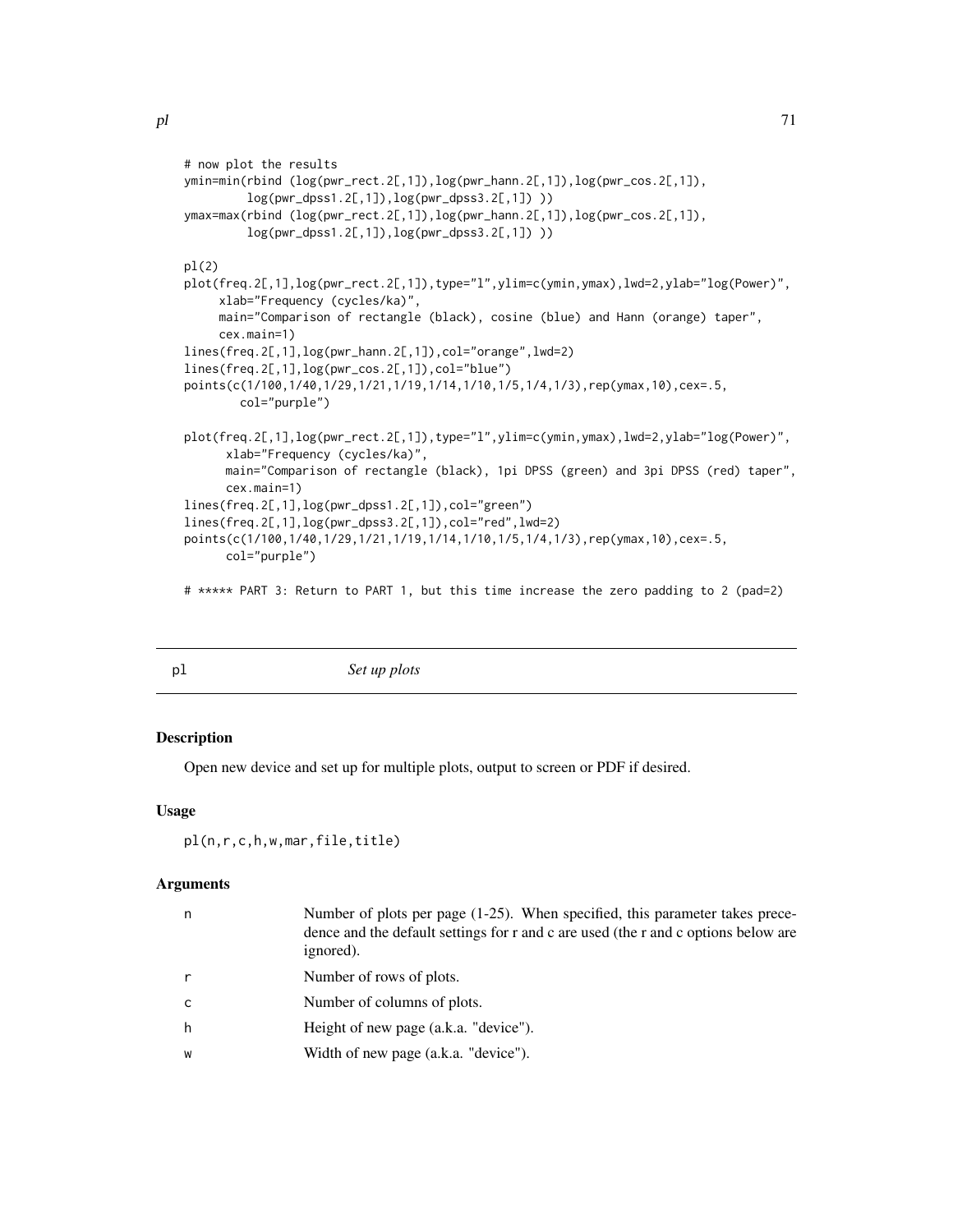```
# now plot the results
ymin=min(rbind (log(pwr_rect.2[,1]),log(pwr_hann.2[,1]),log(pwr_cos.2[,1]),
         log(pwr_dpss1.2[,1]),log(pwr_dpss3.2[,1]) ))
ymax=max(rbind (log(pwr_rect.2[,1]),log(pwr_hann.2[,1]),log(pwr_cos.2[,1]),
         log(pwr_dpss1.2[,1]),log(pwr_dpss3.2[,1]) ))

pl(2)
plot(freq.2[,1],log(pwr_rect.2[,1]),type="l",ylim=c(ymin,ymax),lwd=2,ylab="log(Power)",
     xlab="Frequency (cycles/ka)",
     main="Comparison of rectangle (black), cosine (blue) and Hann (orange) taper",
     cex.main=1)
lines(freq.2[,1],log(pwr_hann.2[,1]),col="orange",lwd=2)
lines(freq.2[,1],log(pwr_cos.2[,1]),col="blue")
points(c(1/100,1/40,1/29,1/21,1/19,1/14,1/10,1/5,1/4,1/3),rep(ymax,10),cex=.5,
       col="purple")

plot(freq.2[,1],log(pwr_rect.2[,1]),type="l",ylim=c(ymin,ymax),lwd=2,ylab="log(Power)",
      xlab="Frequency (cycles/ka)",
      main="Comparison of rectangle (black), 1pi DPSS (green) and 3pi DPSS (red) taper",
      cex.main=1)
lines(freq.2[,1],log(pwr_dpss1.2[,1]),col="green")
lines(freq.2[,1],log(pwr_dpss3.2[,1]),col="red",lwd=2)
points(c(1/100,1/40,1/29,1/21,1/19,1/14,1/10,1/5,1/4,1/3),rep(ymax,10),cex=.5,
      col="purple")

# ***** PART 3: Return to PART 1, but this time increase the zero padding to 2 (pad=2)
```

## pl — *Set up plots*

### Description

Open new device and set up for multiple plots, output to screen or PDF if desired.

### Usage

```
pl(n,r,c,h,w,mar,file,title)
```

### Arguments

| | |
|---|---|
| n | Number of plots per page (1-25). When specified, this parameter takes precedence and the default settings for r and c are used (the r and c options below are ignored). |
| r | Number of rows of plots. |
| c | Number of columns of plots. |
| h | Height of new page (a.k.a. "device"). |
| w | Width of new page (a.k.a. "device"). |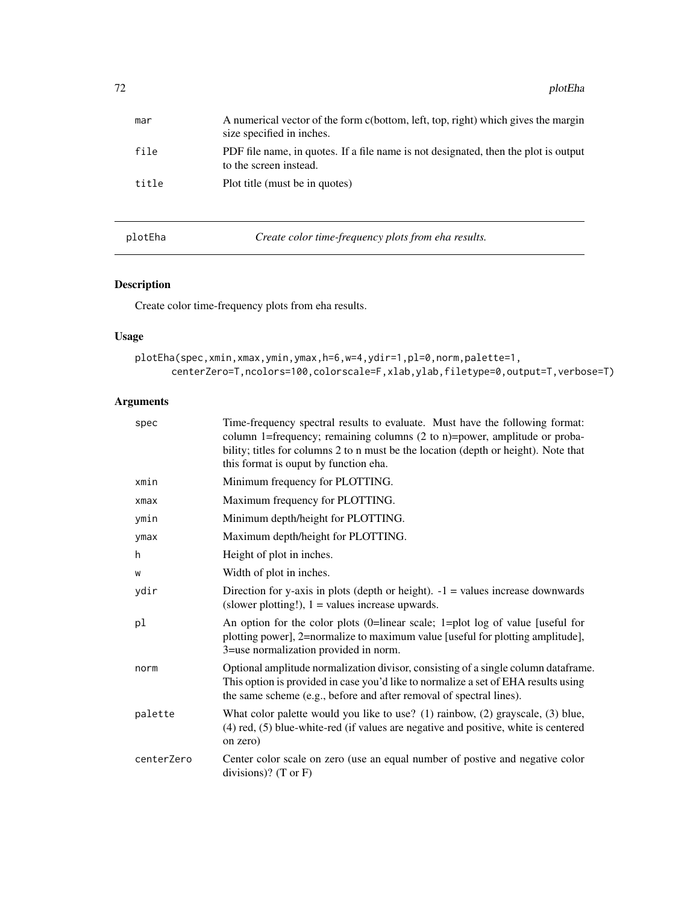| | |
|---|---|
| mar | A numerical vector of the form c(bottom, left, top, right) which gives the margin size specified in inches. |
| file | PDF file name, in quotes. If a file name is not designated, then the plot is output to the screen instead. |
| title | Plot title (must be in quotes) |

---

plotEha *Create color time-frequency plots from eha results.*

---

## Description

Create color time-frequency plots from eha results.

## Usage

```
plotEha(spec,xmin,xmax,ymin,ymax,h=6,w=4,ydir=1,pl=0,norm,palette=1,
      centerZero=T,ncolors=100,colorscale=F,xlab,ylab,filetype=0,output=T,verbose=T)
```

## Arguments

| | |
|---|---|
| spec | Time-frequency spectral results to evaluate. Must have the following format: column 1=frequency; remaining columns (2 to n)=power, amplitude or probability; titles for columns 2 to n must be the location (depth or height). Note that this format is ouput by function eha. |
| xmin | Minimum frequency for PLOTTING. |
| xmax | Maximum frequency for PLOTTING. |
| ymin | Minimum depth/height for PLOTTING. |
| ymax | Maximum depth/height for PLOTTING. |
| h | Height of plot in inches. |
| w | Width of plot in inches. |
| ydir | Direction for y-axis in plots (depth or height). -1 = values increase downwards (slower plotting!), 1 = values increase upwards. |
| pl | An option for the color plots (0=linear scale; 1=plot log of value [useful for plotting power], 2=normalize to maximum value [useful for plotting amplitude], 3=use normalization provided in norm. |
| norm | Optional amplitude normalization divisor, consisting of a single column dataframe. This option is provided in case you'd like to normalize a set of EHA results using the same scheme (e.g., before and after removal of spectral lines). |
| palette | What color palette would you like to use? (1) rainbow, (2) grayscale, (3) blue, (4) red, (5) blue-white-red (if values are negative and positive, white is centered on zero) |
| centerZero | Center color scale on zero (use an equal number of postive and negative color divisions)? (T or F) |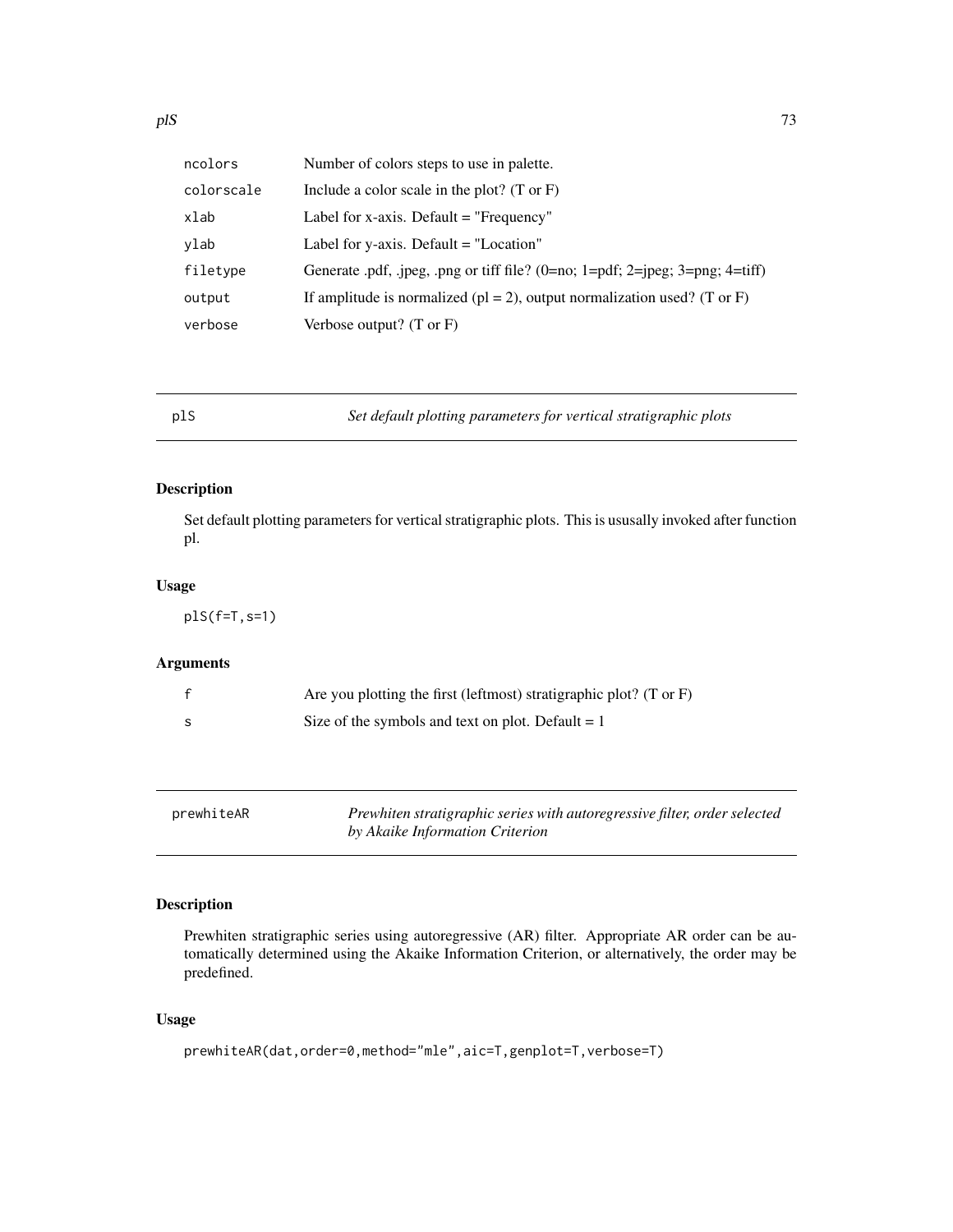| | |
|---|---|
| ncolors | Number of colors steps to use in palette. |
| colorscale | Include a color scale in the plot? (T or F) |
| xlab | Label for x-axis. Default = "Frequency" |
| ylab | Label for y-axis. Default = "Location" |
| filetype | Generate .pdf, .jpeg, .png or tiff file? (0=no; 1=pdf; 2=jpeg; 3=png; 4=tiff) |
| output | If amplitude is normalized (pl = 2), output normalization used? (T or F) |
| verbose | Verbose output? (T or F) |

---

## plS — *Set default plotting parameters for vertical stratigraphic plots*

### Description

Set default plotting parameters for vertical stratigraphic plots. This is ususally invoked after function pl.

### Usage

```
plS(f=T,s=1)
```

### Arguments

| | |
|---|---|
| f | Are you plotting the first (leftmost) stratigraphic plot? (T or F) |
| s | Size of the symbols and text on plot. Default = 1 |

---

## prewhiteAR — *Prewhiten stratigraphic series with autoregressive filter, order selected by Akaike Information Criterion*

### Description

Prewhiten stratigraphic series using autoregressive (AR) filter. Appropriate AR order can be automatically determined using the Akaike Information Criterion, or alternatively, the order may be predefined.

### Usage

```
prewhiteAR(dat,order=0,method="mle",aic=T,genplot=T,verbose=T)
```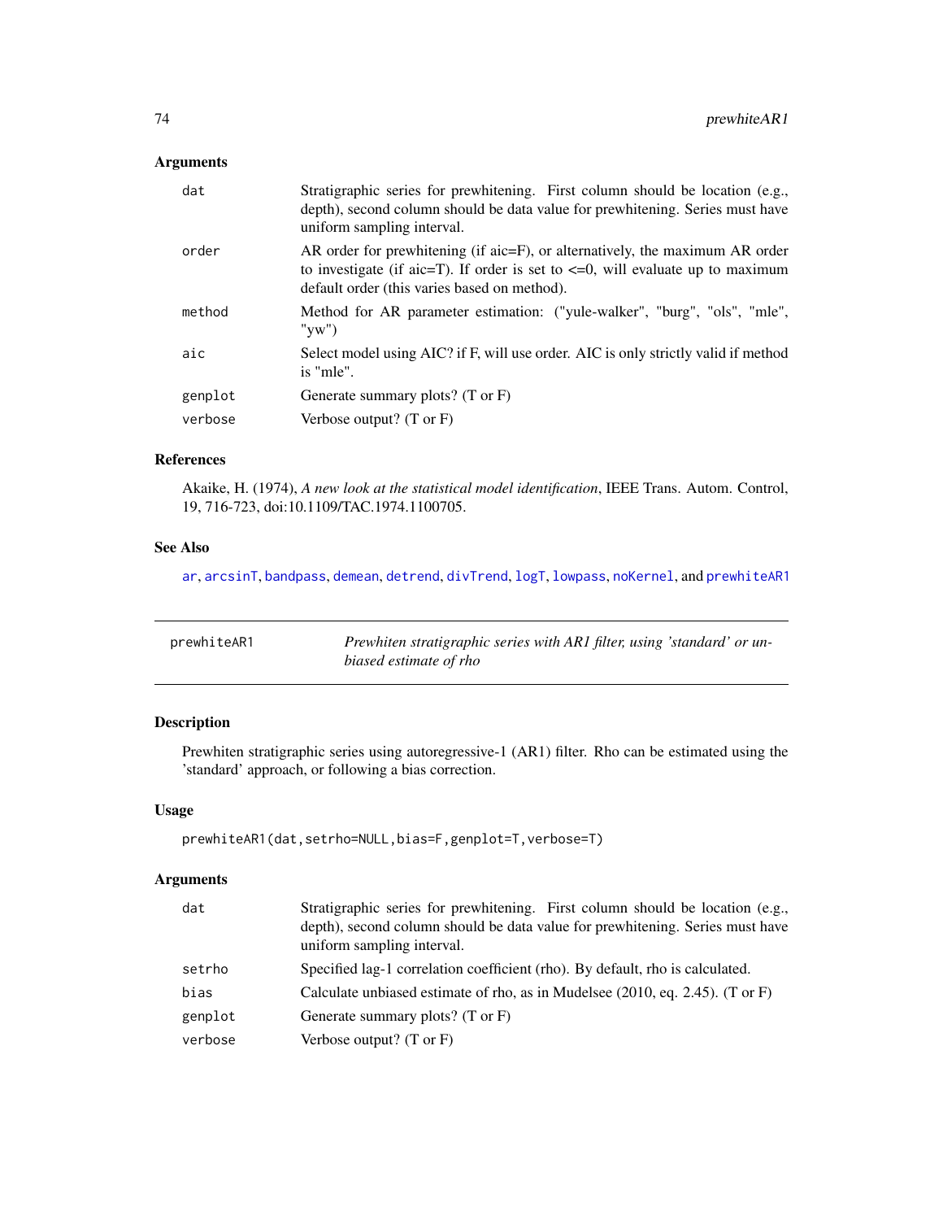### Arguments

| | |
|---|---|
| dat | Stratigraphic series for prewhitening. First column should be location (e.g., depth), second column should be data value for prewhitening. Series must have uniform sampling interval. |
| order | AR order for prewhitening (if aic=F), or alternatively, the maximum AR order to investigate (if aic=T). If order is set to <=0, will evaluate up to maximum default order (this varies based on method). |
| method | Method for AR parameter estimation: ("yule-walker", "burg", "ols", "mle", "yw") |
| aic | Select model using AIC? if F, will use order. AIC is only strictly valid if method is "mle". |
| genplot | Generate summary plots? (T or F) |
| verbose | Verbose output? (T or F) |

### References

Akaike, H. (1974), *A new look at the statistical model identification*, IEEE Trans. Autom. Control, 19, 716-723, doi:10.1109/TAC.1974.1100705.

### See Also

ar, arcsinT, bandpass, demean, detrend, divTrend, logT, lowpass, noKernel, and prewhiteAR1

---

## prewhiteAR1 — *Prewhiten stratigraphic series with AR1 filter, using 'standard' or unbiased estimate of rho*

### Description

Prewhiten stratigraphic series using autoregressive-1 (AR1) filter. Rho can be estimated using the 'standard' approach, or following a bias correction.

### Usage

```
prewhiteAR1(dat,setrho=NULL,bias=F,genplot=T,verbose=T)
```

### Arguments

| | |
|---|---|
| dat | Stratigraphic series for prewhitening. First column should be location (e.g., depth), second column should be data value for prewhitening. Series must have uniform sampling interval. |
| setrho | Specified lag-1 correlation coefficient (rho). By default, rho is calculated. |
| bias | Calculate unbiased estimate of rho, as in Mudelsee (2010, eq. 2.45). (T or F) |
| genplot | Generate summary plots? (T or F) |
| verbose | Verbose output? (T or F) |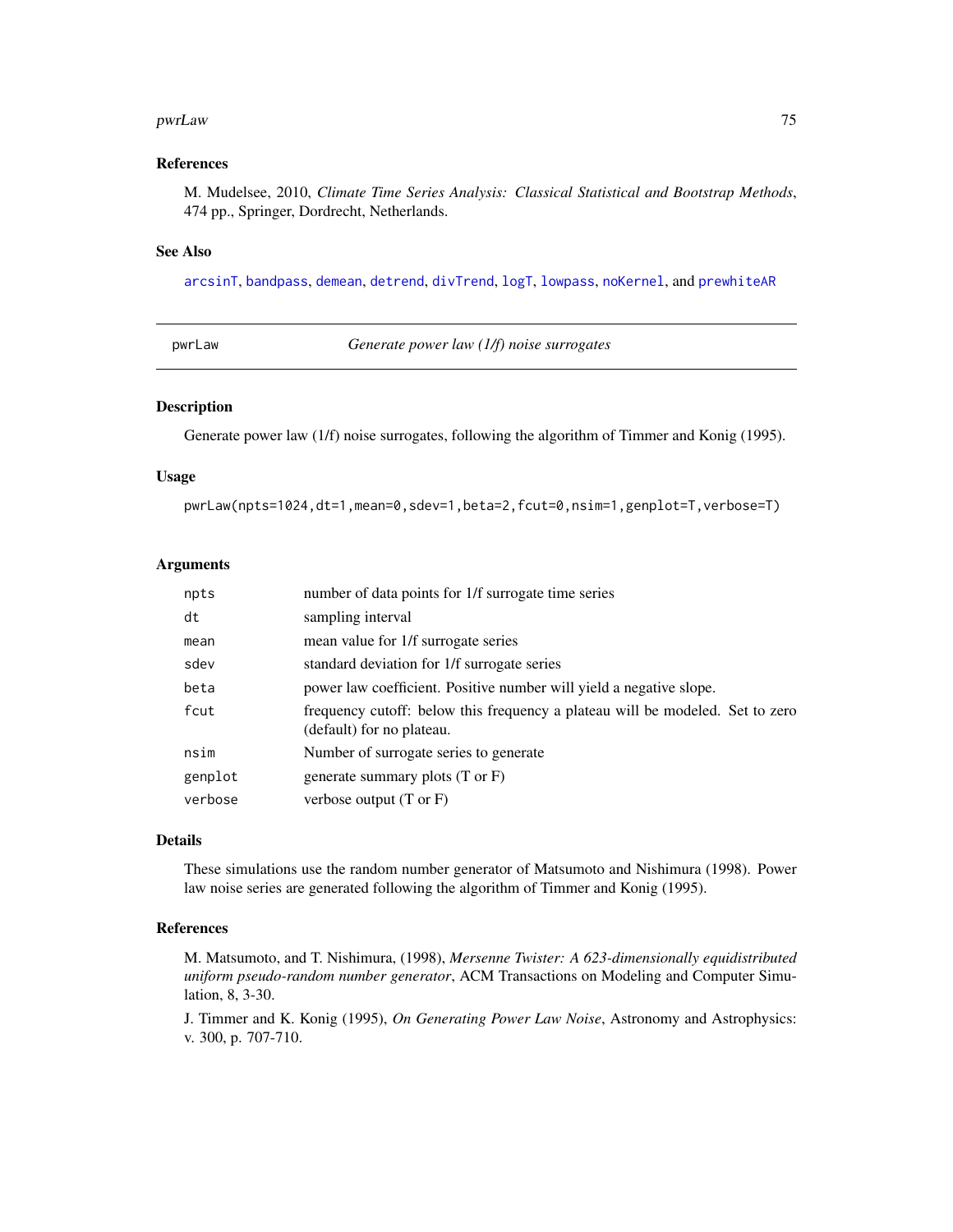## References

M. Mudelsee, 2010, *Climate Time Series Analysis: Classical Statistical and Bootstrap Methods*, 474 pp., Springer, Dordrecht, Netherlands.

## See Also

arcsinT, bandpass, demean, detrend, divTrend, logT, lowpass, noKernel, and prewhiteAR

---

# pwrLaw — *Generate power law (1/f) noise surrogates*

## Description

Generate power law (1/f) noise surrogates, following the algorithm of Timmer and Konig (1995).

## Usage

```
pwrLaw(npts=1024,dt=1,mean=0,sdev=1,beta=2,fcut=0,nsim=1,genplot=T,verbose=T)
```

## Arguments

| | |
|---|---|
| npts | number of data points for 1/f surrogate time series |
| dt | sampling interval |
| mean | mean value for 1/f surrogate series |
| sdev | standard deviation for 1/f surrogate series |
| beta | power law coefficient. Positive number will yield a negative slope. |
| fcut | frequency cutoff: below this frequency a plateau will be modeled. Set to zero (default) for no plateau. |
| nsim | Number of surrogate series to generate |
| genplot | generate summary plots (T or F) |
| verbose | verbose output (T or F) |

## Details

These simulations use the random number generator of Matsumoto and Nishimura (1998). Power law noise series are generated following the algorithm of Timmer and Konig (1995).

## References

M. Matsumoto, and T. Nishimura, (1998), *Mersenne Twister: A 623-dimensionally equidistributed uniform pseudo-random number generator*, ACM Transactions on Modeling and Computer Simulation, 8, 3-30.

J. Timmer and K. Konig (1995), *On Generating Power Law Noise*, Astronomy and Astrophysics: v. 300, p. 707-710.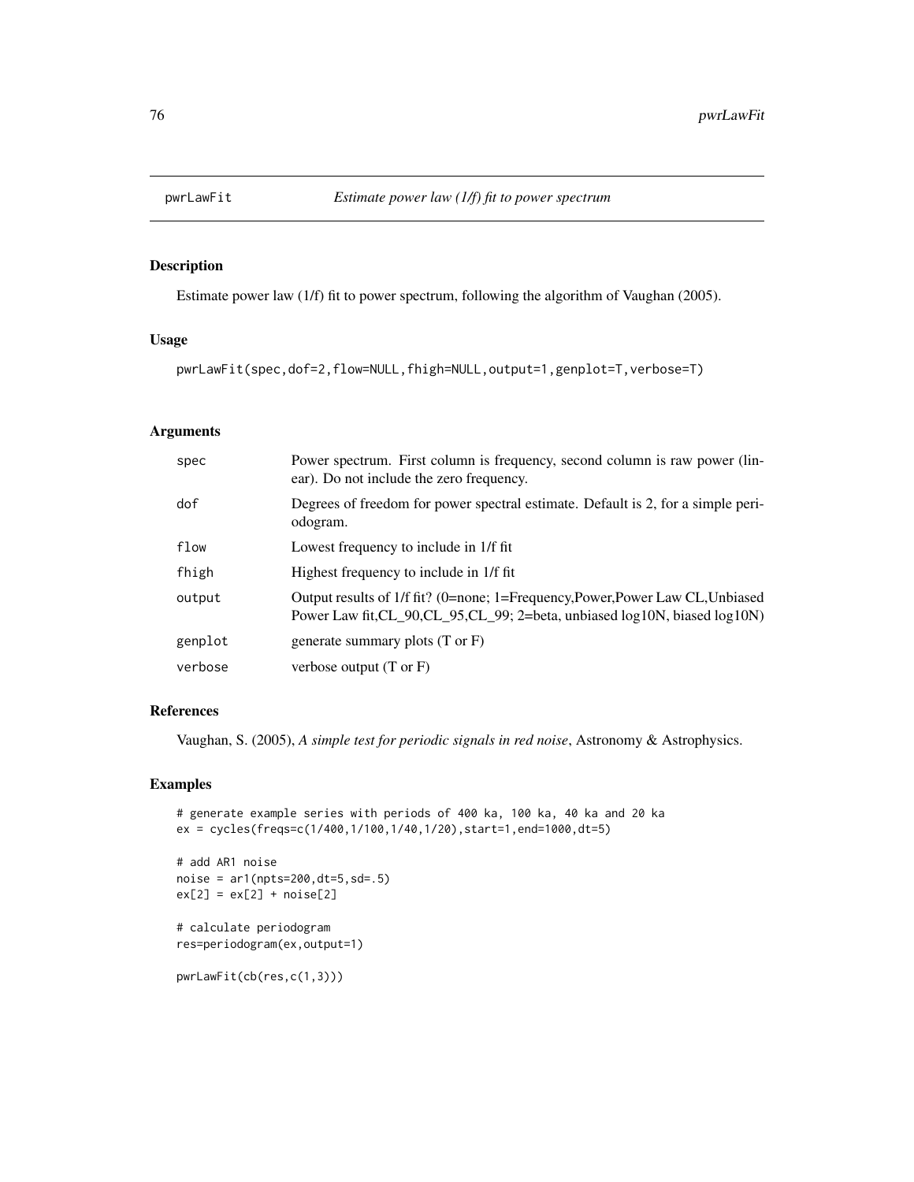## pwrLawFit *Estimate power law (1/f) fit to power spectrum*

### Description

Estimate power law (1/f) fit to power spectrum, following the algorithm of Vaughan (2005).

### Usage

```
pwrLawFit(spec,dof=2,flow=NULL,fhigh=NULL,output=1,genplot=T,verbose=T)
```

### Arguments

| | |
|---|---|
| spec | Power spectrum. First column is frequency, second column is raw power (linear). Do not include the zero frequency. |
| dof | Degrees of freedom for power spectral estimate. Default is 2, for a simple periodogram. |
| flow | Lowest frequency to include in 1/f fit |
| fhigh | Highest frequency to include in 1/f fit |
| output | Output results of 1/f fit? (0=none; 1=Frequency,Power,Power Law CL,Unbiased Power Law fit,CL_90,CL_95,CL_99; 2=beta, unbiased log10N, biased log10N) |
| genplot | generate summary plots (T or F) |
| verbose | verbose output (T or F) |

### References

Vaughan, S. (2005), *A simple test for periodic signals in red noise*, Astronomy & Astrophysics.

### Examples

```
# generate example series with periods of 400 ka, 100 ka, 40 ka and 20 ka
ex = cycles(freqs=c(1/400,1/100,1/40,1/20),start=1,end=1000,dt=5)

# add AR1 noise
noise = ar1(npts=200,dt=5,sd=.5)
ex[2] = ex[2] + noise[2]

# calculate periodogram
res=periodogram(ex,output=1)

pwrLawFit(cb(res,c(1,3)))
```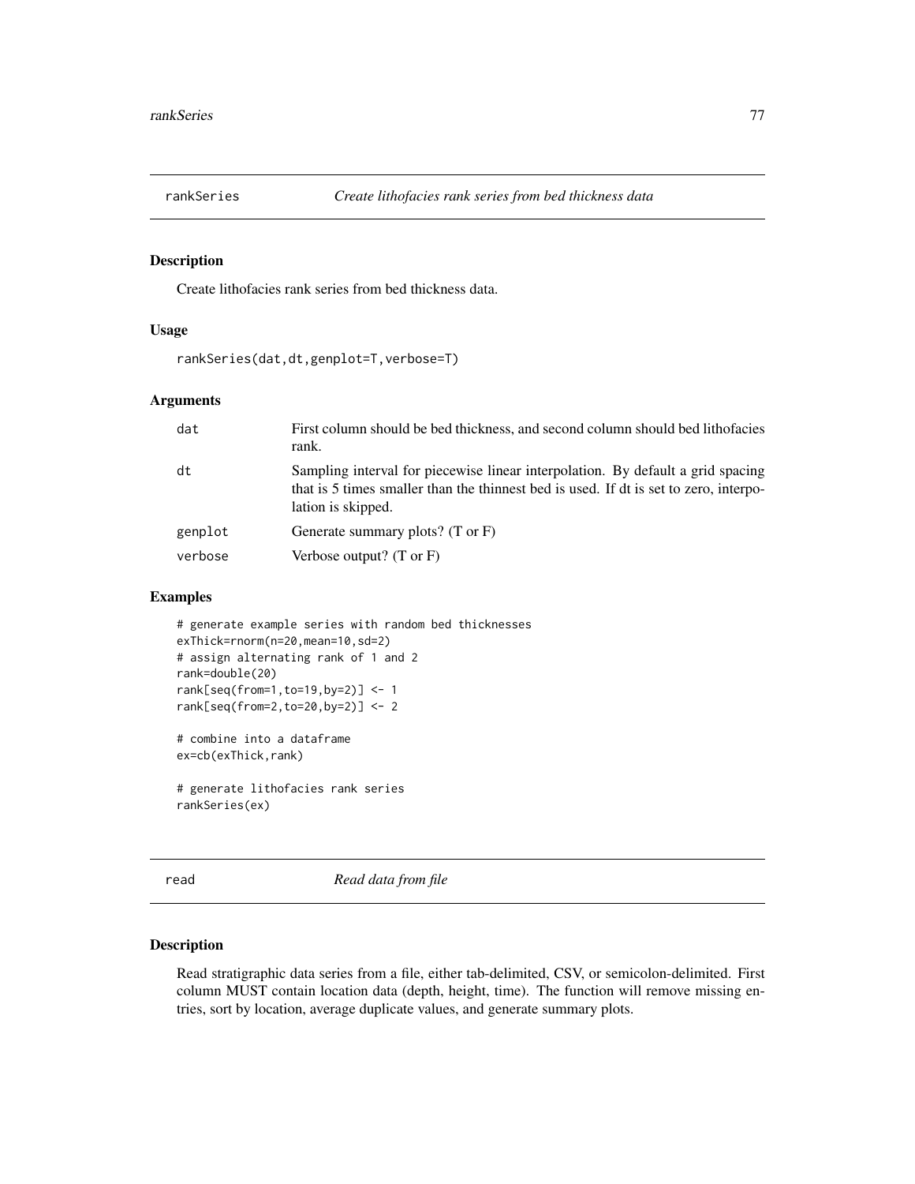## rankSeries *Create lithofacies rank series from bed thickness data*

### Description

Create lithofacies rank series from bed thickness data.

### Usage

```
rankSeries(dat,dt,genplot=T,verbose=T)
```

### Arguments

| | |
|---|---|
| dat | First column should be bed thickness, and second column should bed lithofacies rank. |
| dt | Sampling interval for piecewise linear interpolation. By default a grid spacing that is 5 times smaller than the thinnest bed is used. If dt is set to zero, interpolation is skipped. |
| genplot | Generate summary plots? (T or F) |
| verbose | Verbose output? (T or F) |

### Examples

```
# generate example series with random bed thicknesses
exThick=rnorm(n=20,mean=10,sd=2)
# assign alternating rank of 1 and 2
rank=double(20)
rank[seq(from=1,to=19,by=2)] <- 1
rank[seq(from=2,to=20,by=2)] <- 2

# combine into a dataframe
ex=cb(exThick,rank)

# generate lithofacies rank series
rankSeries(ex)
```

## read *Read data from file*

### Description

Read stratigraphic data series from a file, either tab-delimited, CSV, or semicolon-delimited. First column MUST contain location data (depth, height, time). The function will remove missing entries, sort by location, average duplicate values, and generate summary plots.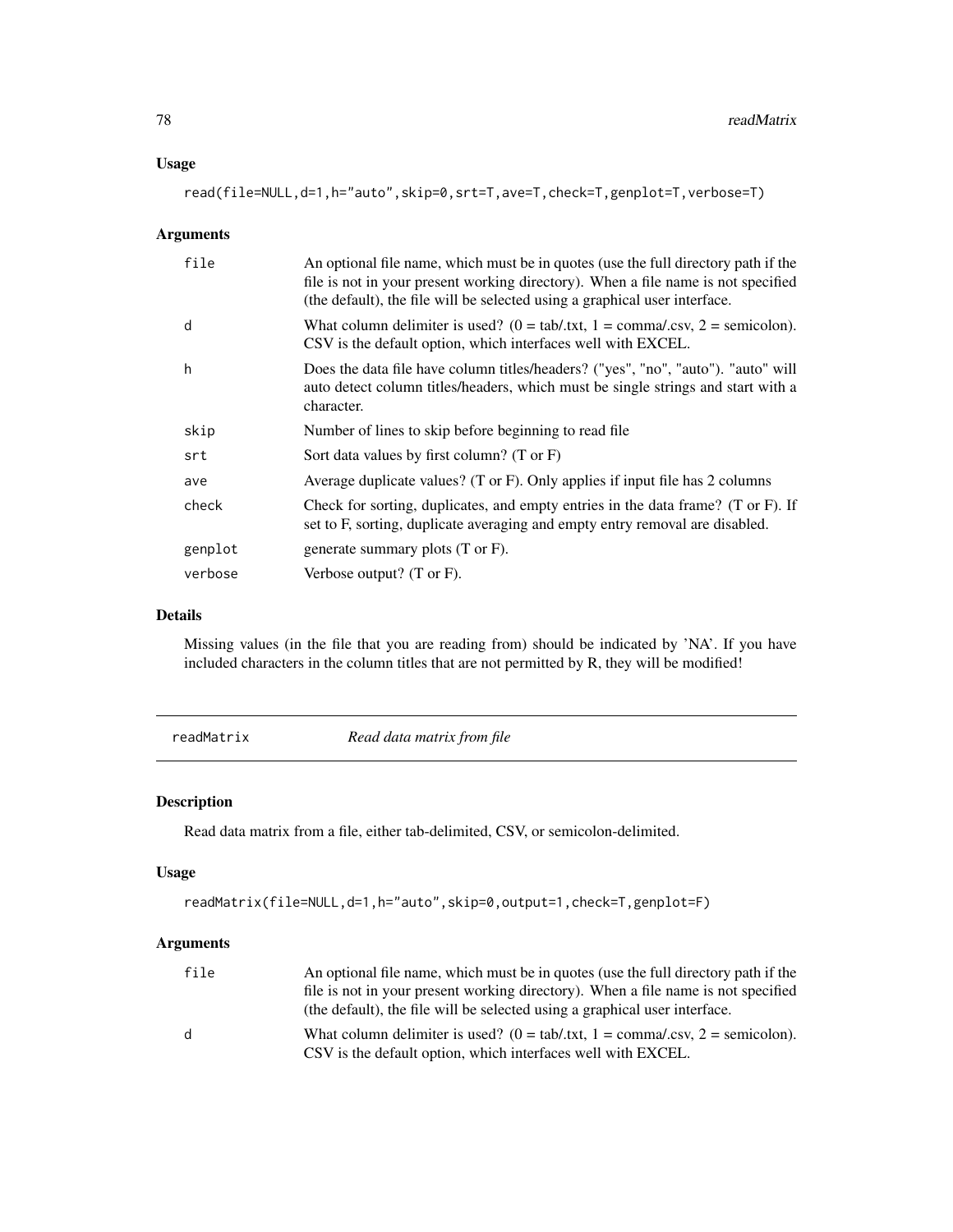## Usage

```
read(file=NULL,d=1,h="auto",skip=0,srt=T,ave=T,check=T,genplot=T,verbose=T)
```

## Arguments

| | |
|---|---|
| file | An optional file name, which must be in quotes (use the full directory path if the file is not in your present working directory). When a file name is not specified (the default), the file will be selected using a graphical user interface. |
| d | What column delimiter is used? (0 = tab/.txt, 1 = comma/.csv, 2 = semicolon). CSV is the default option, which interfaces well with EXCEL. |
| h | Does the data file have column titles/headers? ("yes", "no", "auto"). "auto" will auto detect column titles/headers, which must be single strings and start with a character. |
| skip | Number of lines to skip before beginning to read file |
| srt | Sort data values by first column? (T or F) |
| ave | Average duplicate values? (T or F). Only applies if input file has 2 columns |
| check | Check for sorting, duplicates, and empty entries in the data frame? (T or F). If set to F, sorting, duplicate averaging and empty entry removal are disabled. |
| genplot | generate summary plots (T or F). |
| verbose | Verbose output? (T or F). |

## Details

Missing values (in the file that you are reading from) should be indicated by 'NA'. If you have included characters in the column titles that are not permitted by R, they will be modified!

---

# readMatrix — *Read data matrix from file*

---

## Description

Read data matrix from a file, either tab-delimited, CSV, or semicolon-delimited.

## Usage

```
readMatrix(file=NULL,d=1,h="auto",skip=0,output=1,check=T,genplot=F)
```

## Arguments

| | |
|---|---|
| file | An optional file name, which must be in quotes (use the full directory path if the file is not in your present working directory). When a file name is not specified (the default), the file will be selected using a graphical user interface. |
| d | What column delimiter is used? (0 = tab/.txt, 1 = comma/.csv, 2 = semicolon). CSV is the default option, which interfaces well with EXCEL. |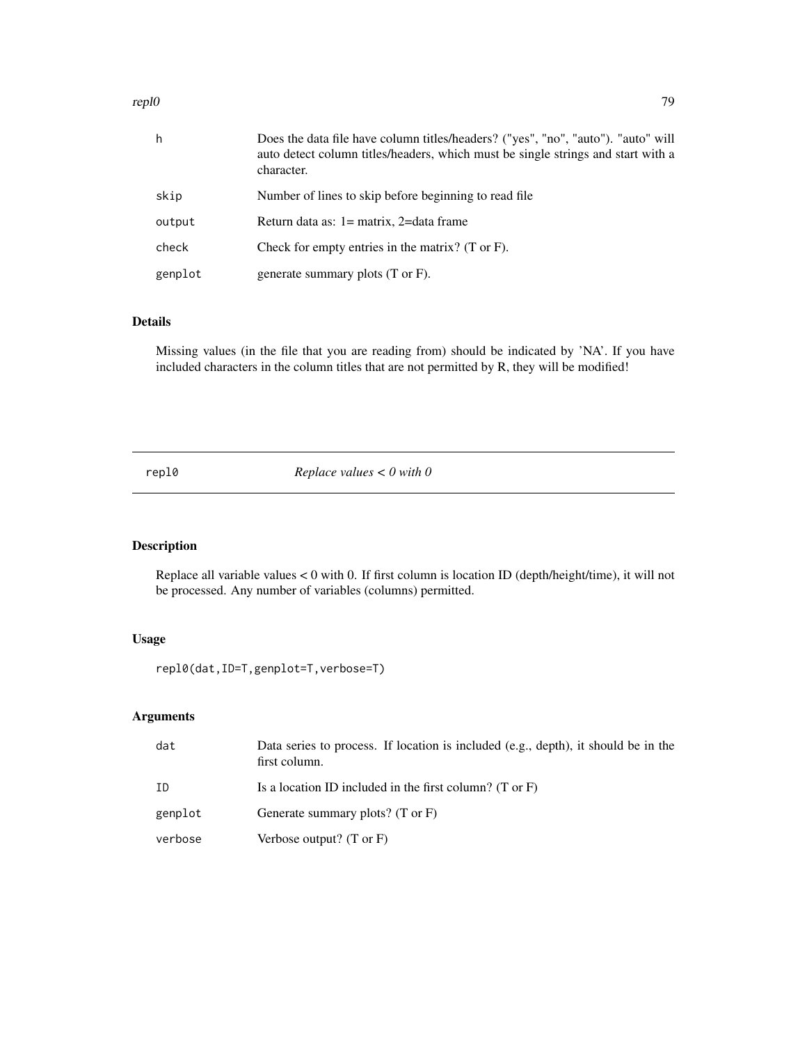| | |
|---|---|
| h | Does the data file have column titles/headers? ("yes", "no", "auto"). "auto" will auto detect column titles/headers, which must be single strings and start with a character. |
| skip | Number of lines to skip before beginning to read file |
| output | Return data as: 1= matrix, 2=data frame |
| check | Check for empty entries in the matrix? (T or F). |
| genplot | generate summary plots (T or F). |

### Details

Missing values (in the file that you are reading from) should be indicated by 'NA'. If you have included characters in the column titles that are not permitted by R, they will be modified!

---

## repl0 — *Replace values < 0 with 0*

---

### Description

Replace all variable values < 0 with 0. If first column is location ID (depth/height/time), it will not be processed. Any number of variables (columns) permitted.

### Usage

```
repl0(dat,ID=T,genplot=T,verbose=T)
```

### Arguments

| | |
|---|---|
| dat | Data series to process. If location is included (e.g., depth), it should be in the first column. |
| ID | Is a location ID included in the first column? (T or F) |
| genplot | Generate summary plots? (T or F) |
| verbose | Verbose output? (T or F) |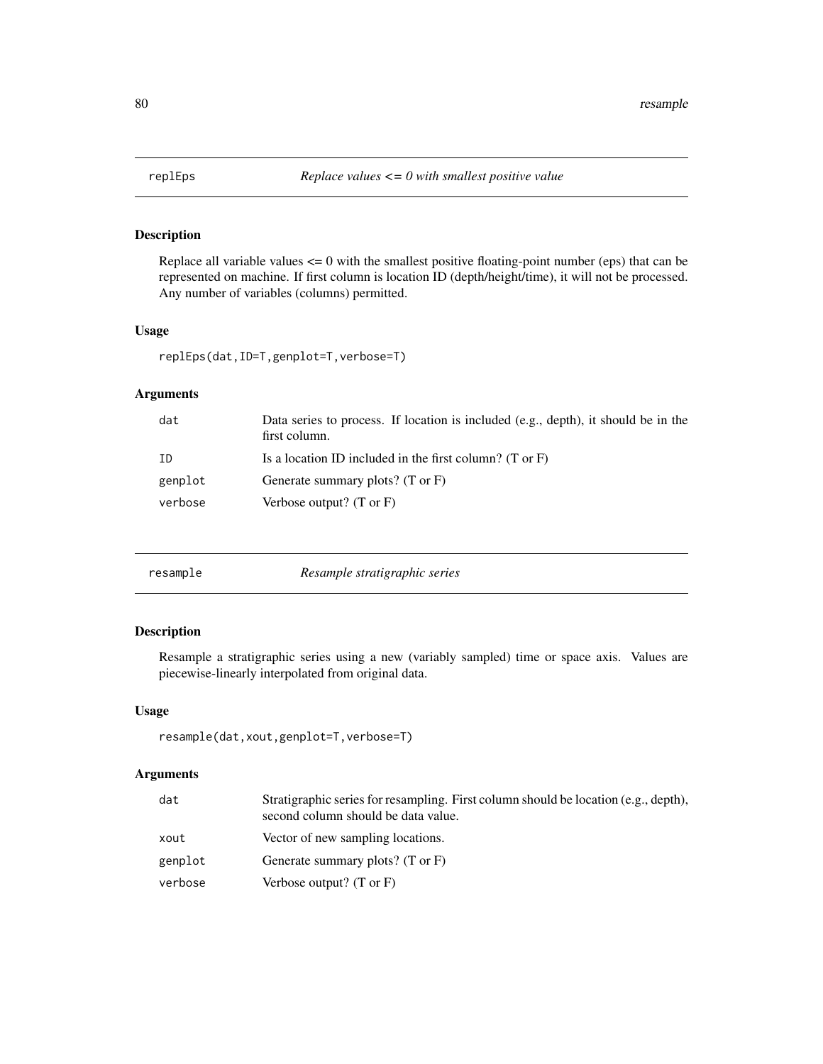## replEps *Replace values <= 0 with smallest positive value*

### Description

Replace all variable values <= 0 with the smallest positive floating-point number (eps) that can be represented on machine. If first column is location ID (depth/height/time), it will not be processed. Any number of variables (columns) permitted.

### Usage

```
replEps(dat,ID=T,genplot=T,verbose=T)
```

### Arguments

| | |
|---|---|
| dat | Data series to process. If location is included (e.g., depth), it should be in the first column. |
| ID | Is a location ID included in the first column? (T or F) |
| genplot | Generate summary plots? (T or F) |
| verbose | Verbose output? (T or F) |

## resample *Resample stratigraphic series*

### Description

Resample a stratigraphic series using a new (variably sampled) time or space axis. Values are piecewise-linearly interpolated from original data.

### Usage

```
resample(dat,xout,genplot=T,verbose=T)
```

### Arguments

| | |
|---|---|
| dat | Stratigraphic series for resampling. First column should be location (e.g., depth), second column should be data value. |
| xout | Vector of new sampling locations. |
| genplot | Generate summary plots? (T or F) |
| verbose | Verbose output? (T or F) |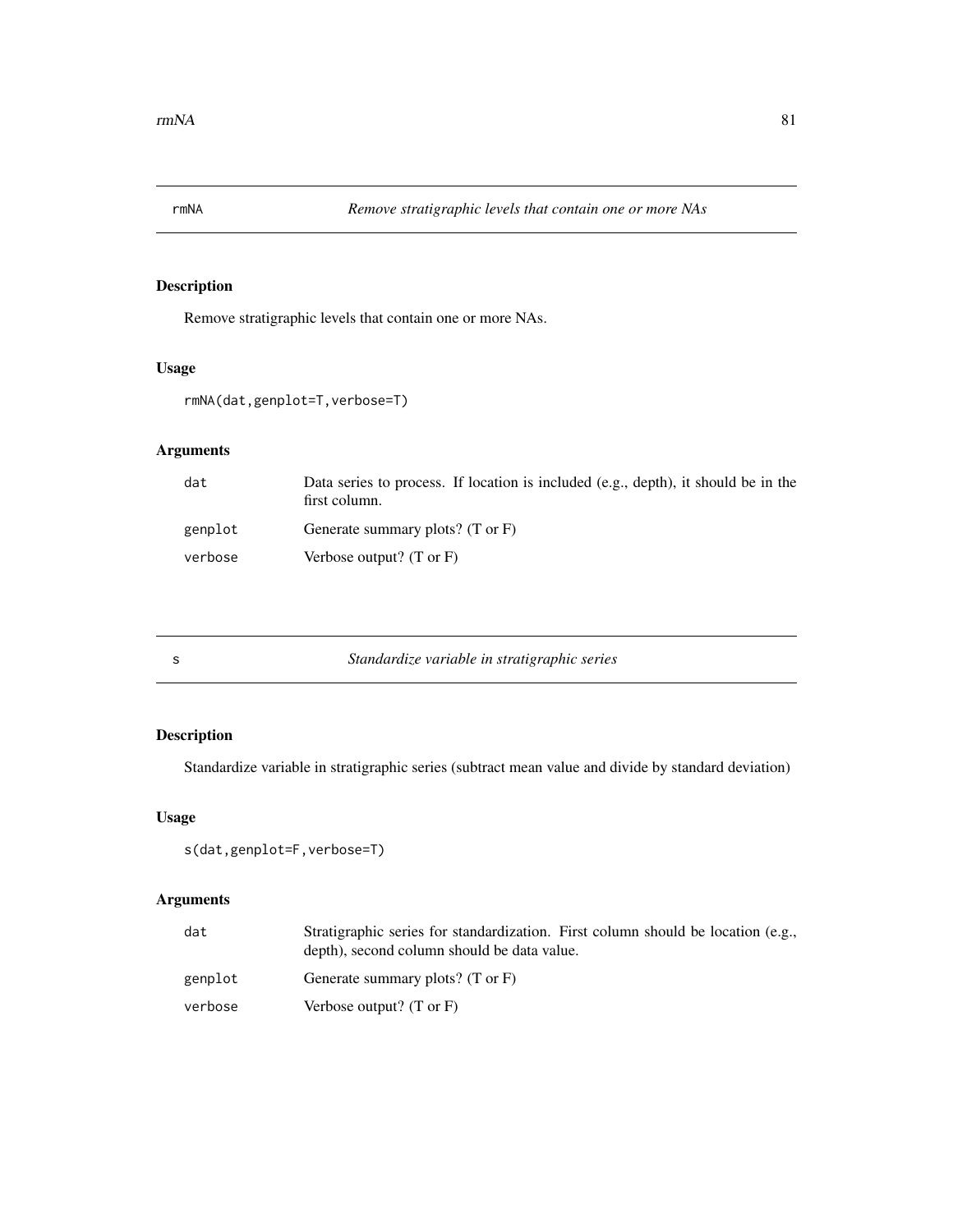## rmNA *Remove stratigraphic levels that contain one or more NAs*

### Description

Remove stratigraphic levels that contain one or more NAs.

### Usage

```
rmNA(dat,genplot=T,verbose=T)
```

### Arguments

| | |
|---|---|
| dat | Data series to process. If location is included (e.g., depth), it should be in the first column. |
| genplot | Generate summary plots? (T or F) |
| verbose | Verbose output? (T or F) |

## s *Standardize variable in stratigraphic series*

### Description

Standardize variable in stratigraphic series (subtract mean value and divide by standard deviation)

### Usage

```
s(dat,genplot=F,verbose=T)
```

### Arguments

| | |
|---|---|
| dat | Stratigraphic series for standardization. First column should be location (e.g., depth), second column should be data value. |
| genplot | Generate summary plots? (T or F) |
| verbose | Verbose output? (T or F) |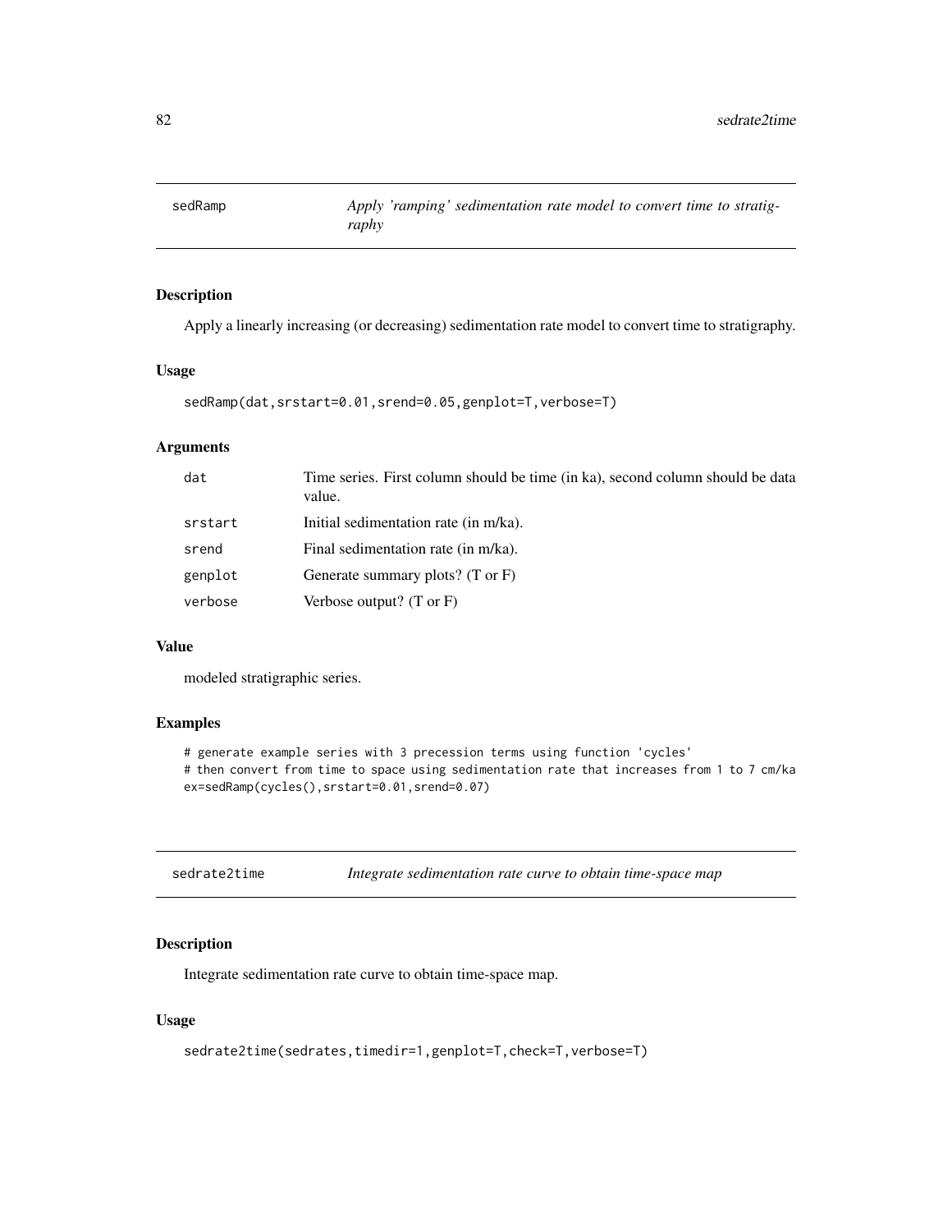## sedRamp — *Apply 'ramping' sedimentation rate model to convert time to stratigraphy*

### Description

Apply a linearly increasing (or decreasing) sedimentation rate model to convert time to stratigraphy.

### Usage

```
sedRamp(dat,srstart=0.01,srend=0.05,genplot=T,verbose=T)
```

### Arguments

| | |
|---|---|
| `dat` | Time series. First column should be time (in ka), second column should be data value. |
| `srstart` | Initial sedimentation rate (in m/ka). |
| `srend` | Final sedimentation rate (in m/ka). |
| `genplot` | Generate summary plots? (T or F) |
| `verbose` | Verbose output? (T or F) |

### Value

modeled stratigraphic series.

### Examples

```
# generate example series with 3 precession terms using function 'cycles'
# then convert from time to space using sedimentation rate that increases from 1 to 7 cm/ka
ex=sedRamp(cycles(),srstart=0.01,srend=0.07)
```

## sedrate2time — *Integrate sedimentation rate curve to obtain time-space map*

### Description

Integrate sedimentation rate curve to obtain time-space map.

### Usage

```
sedrate2time(sedrates,timedir=1,genplot=T,check=T,verbose=T)
```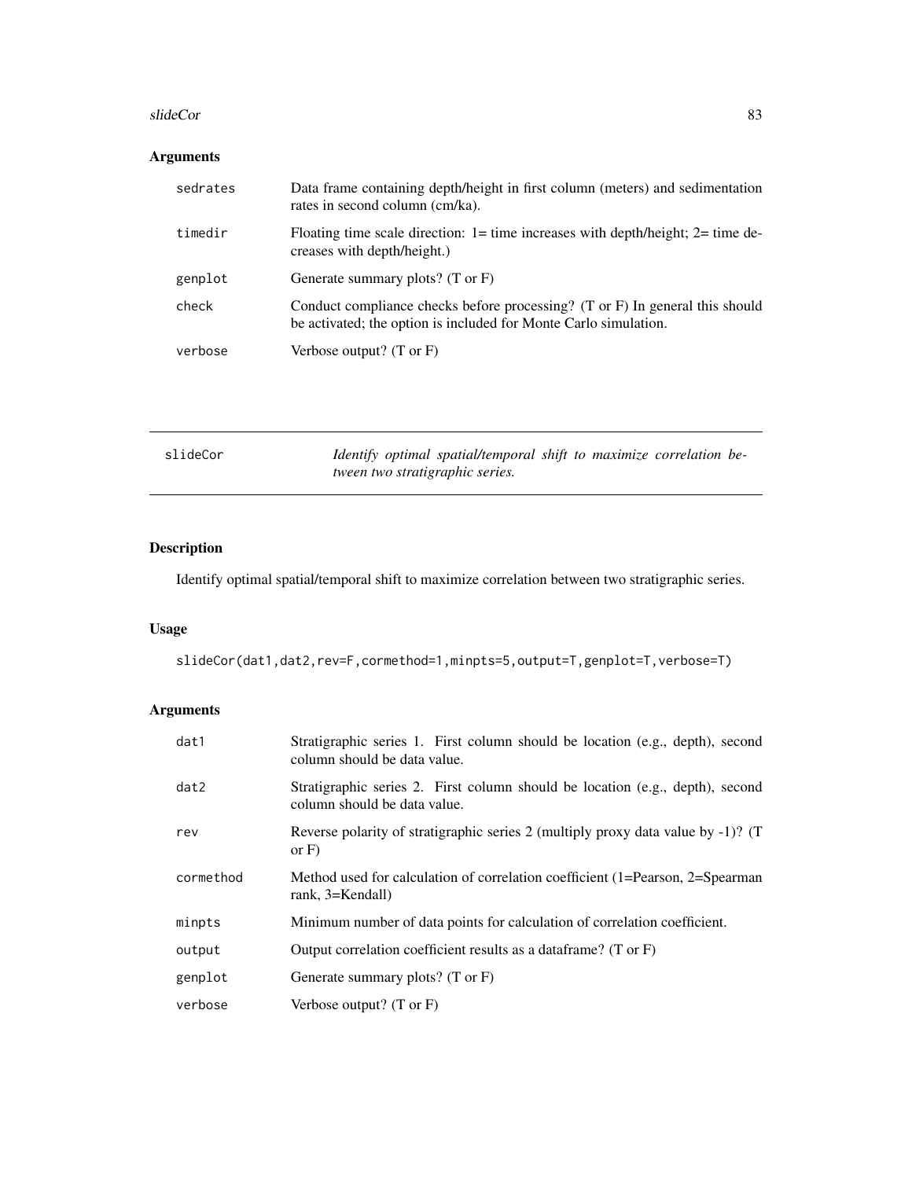## Arguments

| | |
|---|---|
| sedrates | Data frame containing depth/height in first column (meters) and sedimentation rates in second column (cm/ka). |
| timedir | Floating time scale direction: 1= time increases with depth/height; 2= time decreases with depth/height.) |
| genplot | Generate summary plots? (T or F) |
| check | Conduct compliance checks before processing? (T or F) In general this should be activated; the option is included for Monte Carlo simulation. |
| verbose | Verbose output? (T or F) |

---

## slideCor — *Identify optimal spatial/temporal shift to maximize correlation between two stratigraphic series.*

### Description

Identify optimal spatial/temporal shift to maximize correlation between two stratigraphic series.

### Usage

```
slideCor(dat1,dat2,rev=F,cormethod=1,minpts=5,output=T,genplot=T,verbose=T)
```

### Arguments

| | |
|---|---|
| dat1 | Stratigraphic series 1. First column should be location (e.g., depth), second column should be data value. |
| dat2 | Stratigraphic series 2. First column should be location (e.g., depth), second column should be data value. |
| rev | Reverse polarity of stratigraphic series 2 (multiply proxy data value by -1)? (T or F) |
| cormethod | Method used for calculation of correlation coefficient (1=Pearson, 2=Spearman rank, 3=Kendall) |
| minpts | Minimum number of data points for calculation of correlation coefficient. |
| output | Output correlation coefficient results as a dataframe? (T or F) |
| genplot | Generate summary plots? (T or F) |
| verbose | Verbose output? (T or F) |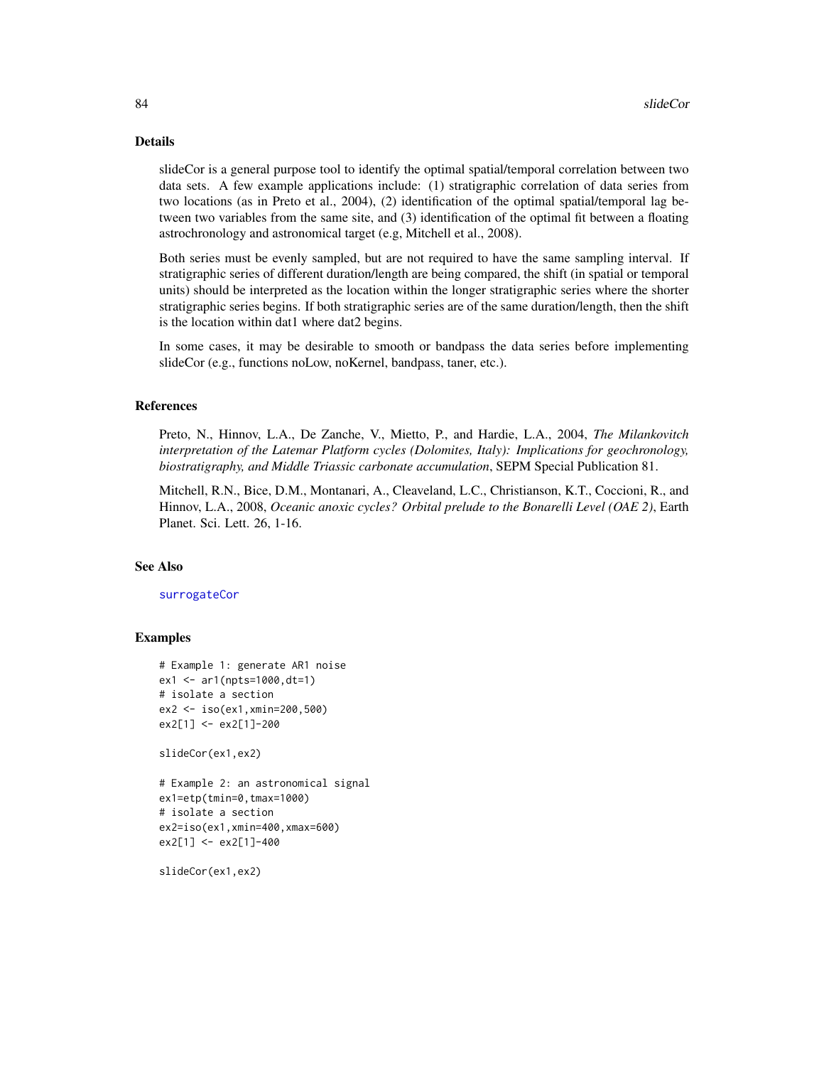## Details

slideCor is a general purpose tool to identify the optimal spatial/temporal correlation between two data sets. A few example applications include: (1) stratigraphic correlation of data series from two locations (as in Preto et al., 2004), (2) identification of the optimal spatial/temporal lag between two variables from the same site, and (3) identification of the optimal fit between a floating astrochronology and astronomical target (e.g, Mitchell et al., 2008).

Both series must be evenly sampled, but are not required to have the same sampling interval. If stratigraphic series of different duration/length are being compared, the shift (in spatial or temporal units) should be interpreted as the location within the longer stratigraphic series where the shorter stratigraphic series begins. If both stratigraphic series are of the same duration/length, then the shift is the location within dat1 where dat2 begins.

In some cases, it may be desirable to smooth or bandpass the data series before implementing slideCor (e.g., functions noLow, noKernel, bandpass, taner, etc.).

## References

Preto, N., Hinnov, L.A., De Zanche, V., Mietto, P., and Hardie, L.A., 2004, *The Milankovitch interpretation of the Latemar Platform cycles (Dolomites, Italy): Implications for geochronology, biostratigraphy, and Middle Triassic carbonate accumulation*, SEPM Special Publication 81.

Mitchell, R.N., Bice, D.M., Montanari, A., Cleaveland, L.C., Christianson, K.T., Coccioni, R., and Hinnov, L.A., 2008, *Oceanic anoxic cycles? Orbital prelude to the Bonarelli Level (OAE 2)*, Earth Planet. Sci. Lett. 26, 1-16.

## See Also

surrogateCor

## Examples

```
# Example 1: generate AR1 noise
ex1 <- ar1(npts=1000,dt=1)
# isolate a section
ex2 <- iso(ex1,xmin=200,500)
ex2[1] <- ex2[1]-200

slideCor(ex1,ex2)

# Example 2: an astronomical signal
ex1=etp(tmin=0,tmax=1000)
# isolate a section
ex2=iso(ex1,xmin=400,xmax=600)
ex2[1] <- ex2[1]-400

slideCor(ex1,ex2)
```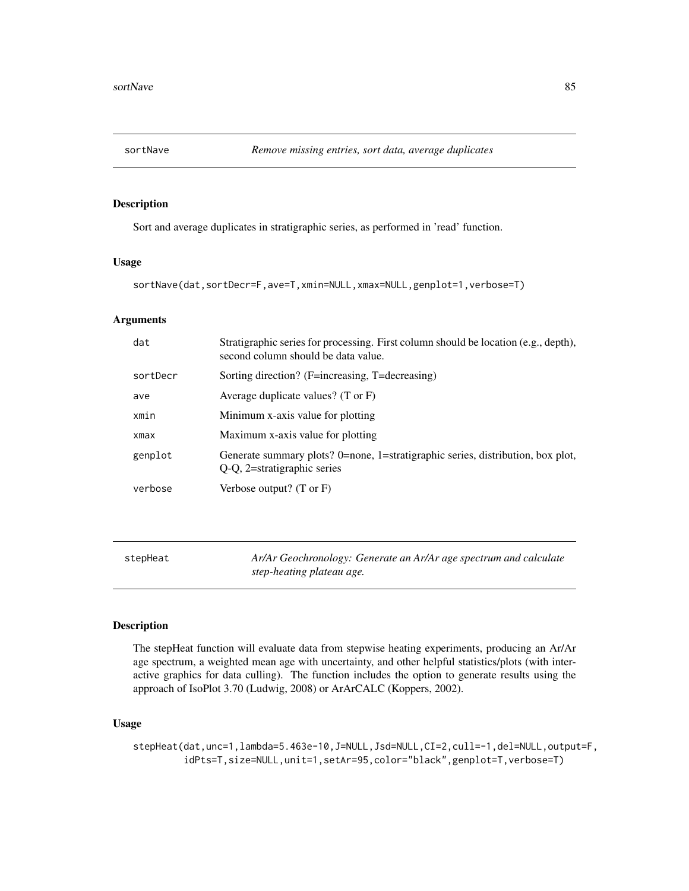## sortNave — *Remove missing entries, sort data, average duplicates*

### Description

Sort and average duplicates in stratigraphic series, as performed in 'read' function.

### Usage

```
sortNave(dat,sortDecr=F,ave=T,xmin=NULL,xmax=NULL,genplot=1,verbose=T)
```

### Arguments

| | |
|---|---|
| `dat` | Stratigraphic series for processing. First column should be location (e.g., depth), second column should be data value. |
| `sortDecr` | Sorting direction? (F=increasing, T=decreasing) |
| `ave` | Average duplicate values? (T or F) |
| `xmin` | Minimum x-axis value for plotting |
| `xmax` | Maximum x-axis value for plotting |
| `genplot` | Generate summary plots? 0=none, 1=stratigraphic series, distribution, box plot, Q-Q, 2=stratigraphic series |
| `verbose` | Verbose output? (T or F) |

## stepHeat — *Ar/Ar Geochronology: Generate an Ar/Ar age spectrum and calculate step-heating plateau age.*

### Description

The stepHeat function will evaluate data from stepwise heating experiments, producing an Ar/Ar age spectrum, a weighted mean age with uncertainty, and other helpful statistics/plots (with interactive graphics for data culling). The function includes the option to generate results using the approach of IsoPlot 3.70 (Ludwig, 2008) or ArArCALC (Koppers, 2002).

### Usage

```
stepHeat(dat,unc=1,lambda=5.463e-10,J=NULL,Jsd=NULL,CI=2,cull=-1,del=NULL,output=F,
         idPts=T,size=NULL,unit=1,setAr=95,color="black",genplot=T,verbose=T)
```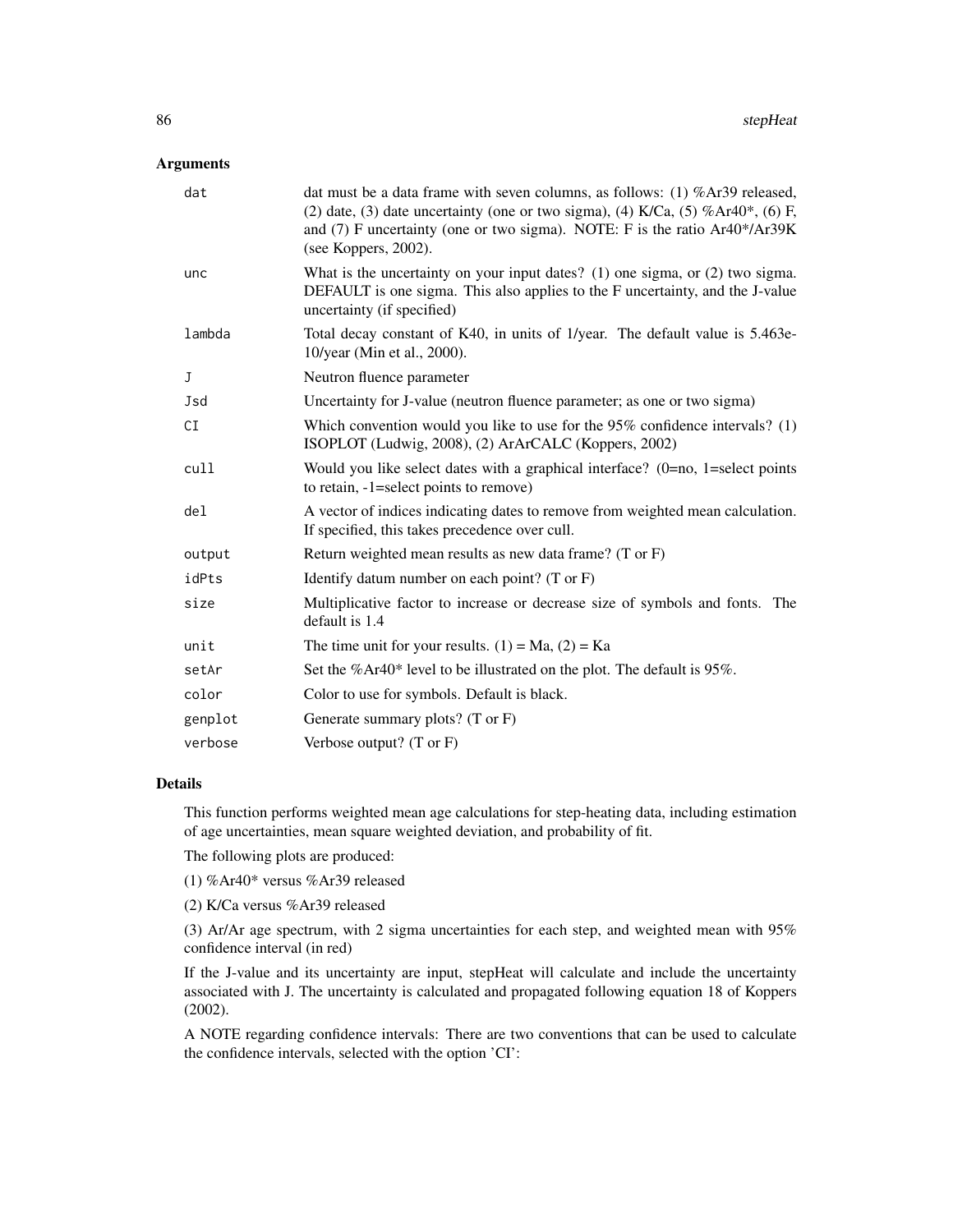### Arguments

| | |
|---|---|
| `dat` | dat must be a data frame with seven columns, as follows: (1) %Ar39 released, (2) date, (3) date uncertainty (one or two sigma), (4) K/Ca, (5) %Ar40*, (6) F, and (7) F uncertainty (one or two sigma). NOTE: F is the ratio Ar40*/Ar39K (see Koppers, 2002). |
| `unc` | What is the uncertainty on your input dates? (1) one sigma, or (2) two sigma. DEFAULT is one sigma. This also applies to the F uncertainty, and the J-value uncertainty (if specified) |
| `lambda` | Total decay constant of K40, in units of 1/year. The default value is 5.463e-10/year (Min et al., 2000). |
| `J` | Neutron fluence parameter |
| `Jsd` | Uncertainty for J-value (neutron fluence parameter; as one or two sigma) |
| `CI` | Which convention would you like to use for the 95% confidence intervals? (1) ISOPLOT (Ludwig, 2008), (2) ArArCALC (Koppers, 2002) |
| `cull` | Would you like select dates with a graphical interface? (0=no, 1=select points to retain, -1=select points to remove) |
| `del` | A vector of indices indicating dates to remove from weighted mean calculation. If specified, this takes precedence over cull. |
| `output` | Return weighted mean results as new data frame? (T or F) |
| `idPts` | Identify datum number on each point? (T or F) |
| `size` | Multiplicative factor to increase or decrease size of symbols and fonts. The default is 1.4 |
| `unit` | The time unit for your results. (1) = Ma, (2) = Ka |
| `setAr` | Set the %Ar40* level to be illustrated on the plot. The default is 95%. |
| `color` | Color to use for symbols. Default is black. |
| `genplot` | Generate summary plots? (T or F) |
| `verbose` | Verbose output? (T or F) |

### Details

This function performs weighted mean age calculations for step-heating data, including estimation of age uncertainties, mean square weighted deviation, and probability of fit.

The following plots are produced:

(1) %Ar40* versus %Ar39 released

(2) K/Ca versus %Ar39 released

(3) Ar/Ar age spectrum, with 2 sigma uncertainties for each step, and weighted mean with 95% confidence interval (in red)

If the J-value and its uncertainty are input, stepHeat will calculate and include the uncertainty associated with J. The uncertainty is calculated and propagated following equation 18 of Koppers (2002).

A NOTE regarding confidence intervals: There are two conventions that can be used to calculate the confidence intervals, selected with the option 'CI':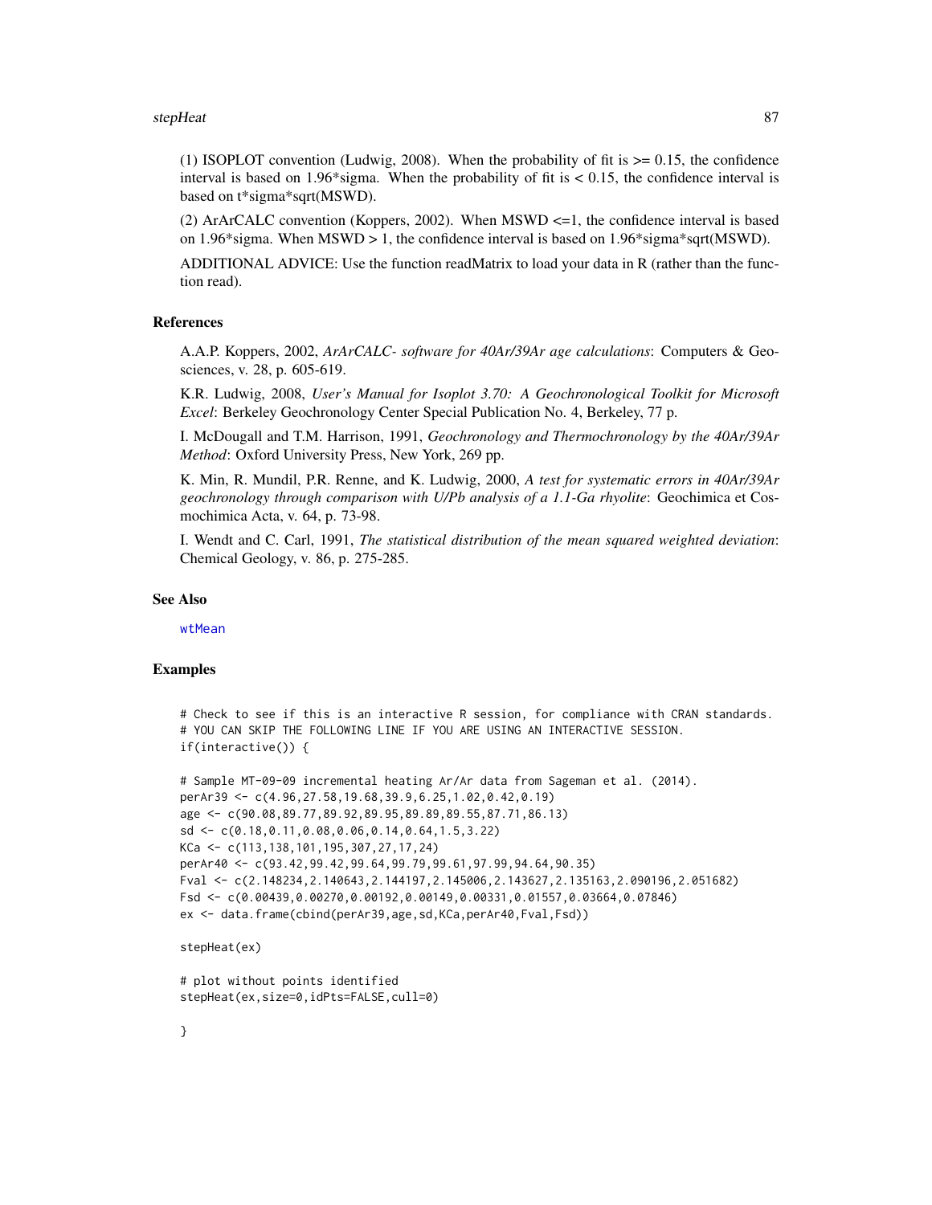(1) ISOPLOT convention (Ludwig, 2008). When the probability of fit is >= 0.15, the confidence interval is based on 1.96*sigma. When the probability of fit is < 0.15, the confidence interval is based on t*sigma*sqrt(MSWD).

(2) ArArCALC convention (Koppers, 2002). When MSWD <=1, the confidence interval is based on 1.96*sigma. When MSWD > 1, the confidence interval is based on 1.96*sigma*sqrt(MSWD).

ADDITIONAL ADVICE: Use the function readMatrix to load your data in R (rather than the function read).

## References

A.A.P. Koppers, 2002, *ArArCALC- software for 40Ar/39Ar age calculations*: Computers & Geosciences, v. 28, p. 605-619.

K.R. Ludwig, 2008, *User's Manual for Isoplot 3.70: A Geochronological Toolkit for Microsoft Excel*: Berkeley Geochronology Center Special Publication No. 4, Berkeley, 77 p.

I. McDougall and T.M. Harrison, 1991, *Geochronology and Thermochronology by the 40Ar/39Ar Method*: Oxford University Press, New York, 269 pp.

K. Min, R. Mundil, P.R. Renne, and K. Ludwig, 2000, *A test for systematic errors in 40Ar/39Ar geochronology through comparison with U/Pb analysis of a 1.1-Ga rhyolite*: Geochimica et Cosmochimica Acta, v. 64, p. 73-98.

I. Wendt and C. Carl, 1991, *The statistical distribution of the mean squared weighted deviation*: Chemical Geology, v. 86, p. 275-285.

## See Also

wtMean

## Examples

```
# Check to see if this is an interactive R session, for compliance with CRAN standards.
# YOU CAN SKIP THE FOLLOWING LINE IF YOU ARE USING AN INTERACTIVE SESSION.
if(interactive()) {

# Sample MT-09-09 incremental heating Ar/Ar data from Sageman et al. (2014).
perAr39 <- c(4.96,27.58,19.68,39.9,6.25,1.02,0.42,0.19)
age <- c(90.08,89.77,89.92,89.95,89.89,89.55,87.71,86.13)
sd <- c(0.18,0.11,0.08,0.06,0.14,0.64,1.5,3.22)
KCa <- c(113,138,101,195,307,27,17,24)
perAr40 <- c(93.42,99.42,99.64,99.79,99.61,97.99,94.64,90.35)
Fval <- c(2.148234,2.140643,2.144197,2.145006,2.143627,2.135163,2.090196,2.051682)
Fsd <- c(0.00439,0.00270,0.00192,0.00149,0.00331,0.01557,0.03664,0.07846)
ex <- data.frame(cbind(perAr39,age,sd,KCa,perAr40,Fval,Fsd))

stepHeat(ex)

# plot without points identified
stepHeat(ex,size=0,idPts=FALSE,cull=0)

}
```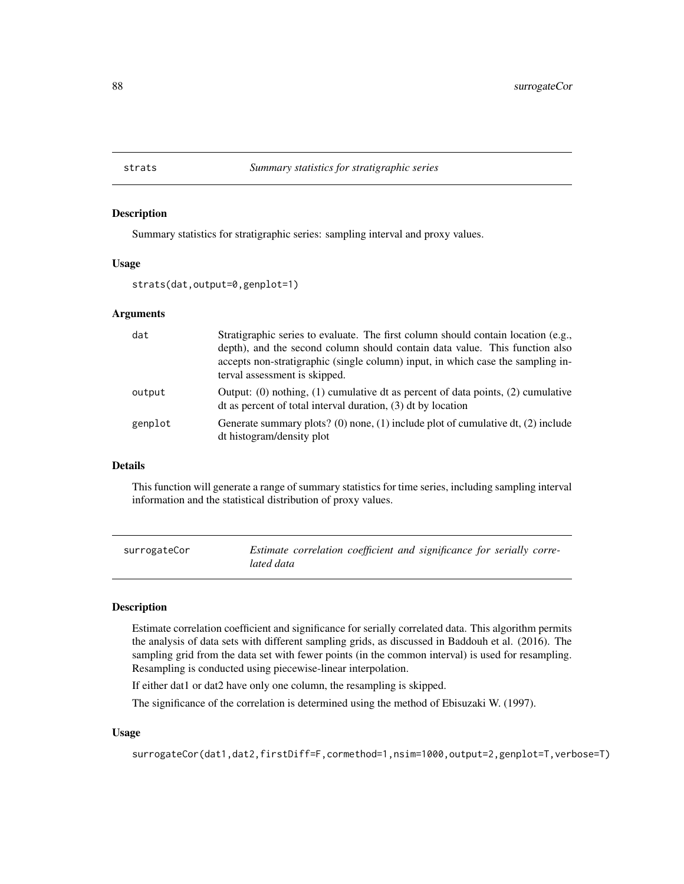## strats — *Summary statistics for stratigraphic series*

### Description

Summary statistics for stratigraphic series: sampling interval and proxy values.

### Usage

```
strats(dat,output=0,genplot=1)
```

### Arguments

| | |
|---|---|
| dat | Stratigraphic series to evaluate. The first column should contain location (e.g., depth), and the second column should contain data value. This function also accepts non-stratigraphic (single column) input, in which case the sampling interval assessment is skipped. |
| output | Output: (0) nothing, (1) cumulative dt as percent of data points, (2) cumulative dt as percent of total interval duration, (3) dt by location |
| genplot | Generate summary plots? (0) none, (1) include plot of cumulative dt, (2) include dt histogram/density plot |

### Details

This function will generate a range of summary statistics for time series, including sampling interval information and the statistical distribution of proxy values.

## surrogateCor — *Estimate correlation coefficient and significance for serially correlated data*

### Description

Estimate correlation coefficient and significance for serially correlated data. This algorithm permits the analysis of data sets with different sampling grids, as discussed in Baddouh et al. (2016). The sampling grid from the data set with fewer points (in the common interval) is used for resampling. Resampling is conducted using piecewise-linear interpolation.

If either dat1 or dat2 have only one column, the resampling is skipped.

The significance of the correlation is determined using the method of Ebisuzaki W. (1997).

### Usage

```
surrogateCor(dat1,dat2,firstDiff=F,cormethod=1,nsim=1000,output=2,genplot=T,verbose=T)
```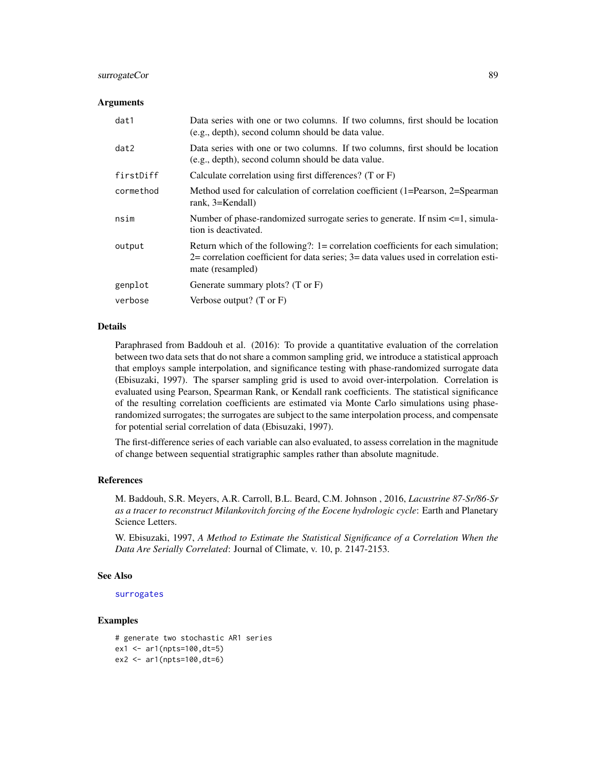## Arguments

| | |
|---|---|
| dat1 | Data series with one or two columns. If two columns, first should be location (e.g., depth), second column should be data value. |
| dat2 | Data series with one or two columns. If two columns, first should be location (e.g., depth), second column should be data value. |
| firstDiff | Calculate correlation using first differences? (T or F) |
| cormethod | Method used for calculation of correlation coefficient (1=Pearson, 2=Spearman rank, 3=Kendall) |
| nsim | Number of phase-randomized surrogate series to generate. If nsim <=1, simulation is deactivated. |
| output | Return which of the following?: 1= correlation coefficients for each simulation; 2= correlation coefficient for data series; 3= data values used in correlation estimate (resampled) |
| genplot | Generate summary plots? (T or F) |
| verbose | Verbose output? (T or F) |

## Details

Paraphrased from Baddouh et al. (2016): To provide a quantitative evaluation of the correlation between two data sets that do not share a common sampling grid, we introduce a statistical approach that employs sample interpolation, and significance testing with phase-randomized surrogate data (Ebisuzaki, 1997). The sparser sampling grid is used to avoid over-interpolation. Correlation is evaluated using Pearson, Spearman Rank, or Kendall rank coefficients. The statistical significance of the resulting correlation coefficients are estimated via Monte Carlo simulations using phase-randomized surrogates; the surrogates are subject to the same interpolation process, and compensate for potential serial correlation of data (Ebisuzaki, 1997).

The first-difference series of each variable can also evaluated, to assess correlation in the magnitude of change between sequential stratigraphic samples rather than absolute magnitude.

## References

M. Baddouh, S.R. Meyers, A.R. Carroll, B.L. Beard, C.M. Johnson , 2016, *Lacustrine 87-Sr/86-Sr as a tracer to reconstruct Milankovitch forcing of the Eocene hydrologic cycle*: Earth and Planetary Science Letters.

W. Ebisuzaki, 1997, *A Method to Estimate the Statistical Significance of a Correlation When the Data Are Serially Correlated*: Journal of Climate, v. 10, p. 2147-2153.

## See Also

surrogates

## Examples

```
# generate two stochastic AR1 series
ex1 <- ar1(npts=100,dt=5)
ex2 <- ar1(npts=100,dt=6)
```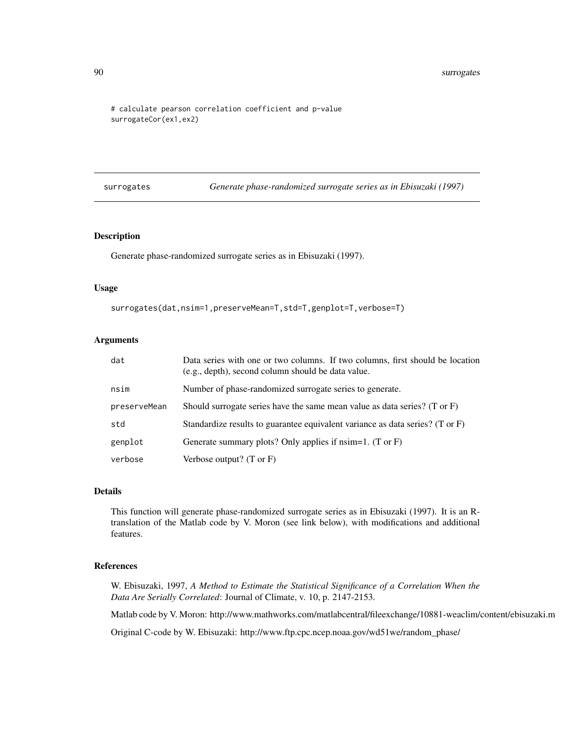```
# calculate pearson correlation coefficient and p-value
surrogateCor(ex1,ex2)
```

## surrogates — *Generate phase-randomized surrogate series as in Ebisuzaki (1997)*

### Description

Generate phase-randomized surrogate series as in Ebisuzaki (1997).

### Usage

```
surrogates(dat,nsim=1,preserveMean=T,std=T,genplot=T,verbose=T)
```

### Arguments

| | |
|---|---|
| `dat` | Data series with one or two columns. If two columns, first should be location (e.g., depth), second column should be data value. |
| `nsim` | Number of phase-randomized surrogate series to generate. |
| `preserveMean` | Should surrogate series have the same mean value as data series? (T or F) |
| `std` | Standardize results to guarantee equivalent variance as data series? (T or F) |
| `genplot` | Generate summary plots? Only applies if nsim=1. (T or F) |
| `verbose` | Verbose output? (T or F) |

### Details

This function will generate phase-randomized surrogate series as in Ebisuzaki (1997). It is an R-translation of the Matlab code by V. Moron (see link below), with modifications and additional features.

### References

W. Ebisuzaki, 1997, *A Method to Estimate the Statistical Significance of a Correlation When the Data Are Serially Correlated*: Journal of Climate, v. 10, p. 2147-2153.

Matlab code by V. Moron: http://www.mathworks.com/matlabcentral/fileexchange/10881-weaclim/content/ebisuzaki.m

Original C-code by W. Ebisuzaki: http://www.ftp.cpc.ncep.noaa.gov/wd51we/random_phase/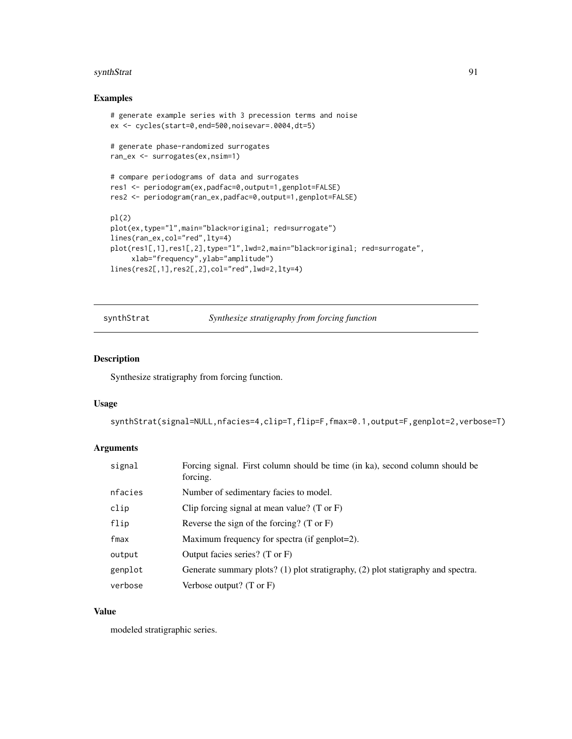## Examples

```
# generate example series with 3 precession terms and noise
ex <- cycles(start=0,end=500,noisevar=.0004,dt=5)

# generate phase-randomized surrogates
ran_ex <- surrogates(ex,nsim=1)

# compare periodograms of data and surrogates
res1 <- periodogram(ex,padfac=0,output=1,genplot=FALSE)
res2 <- periodogram(ran_ex,padfac=0,output=1,genplot=FALSE)

pl(2)
plot(ex,type="l",main="black=original; red=surrogate")
lines(ran_ex,col="red",lty=4)
plot(res1[,1],res1[,2],type="l",lwd=2,main="black=original; red=surrogate",
     xlab="frequency",ylab="amplitude")
lines(res2[,1],res2[,2],col="red",lwd=2,lty=4)
```

---

# synthStrat    *Synthesize stratigraphy from forcing function*

---

## Description

Synthesize stratigraphy from forcing function.

## Usage

```
synthStrat(signal=NULL,nfacies=4,clip=T,flip=F,fmax=0.1,output=F,genplot=2,verbose=T)
```

## Arguments

| | |
|---|---|
| signal | Forcing signal. First column should be time (in ka), second column should be forcing. |
| nfacies | Number of sedimentary facies to model. |
| clip | Clip forcing signal at mean value? (T or F) |
| flip | Reverse the sign of the forcing? (T or F) |
| fmax | Maximum frequency for spectra (if genplot=2). |
| output | Output facies series? (T or F) |
| genplot | Generate summary plots? (1) plot stratigraphy, (2) plot statigraphy and spectra. |
| verbose | Verbose output? (T or F) |

## Value

modeled stratigraphic series.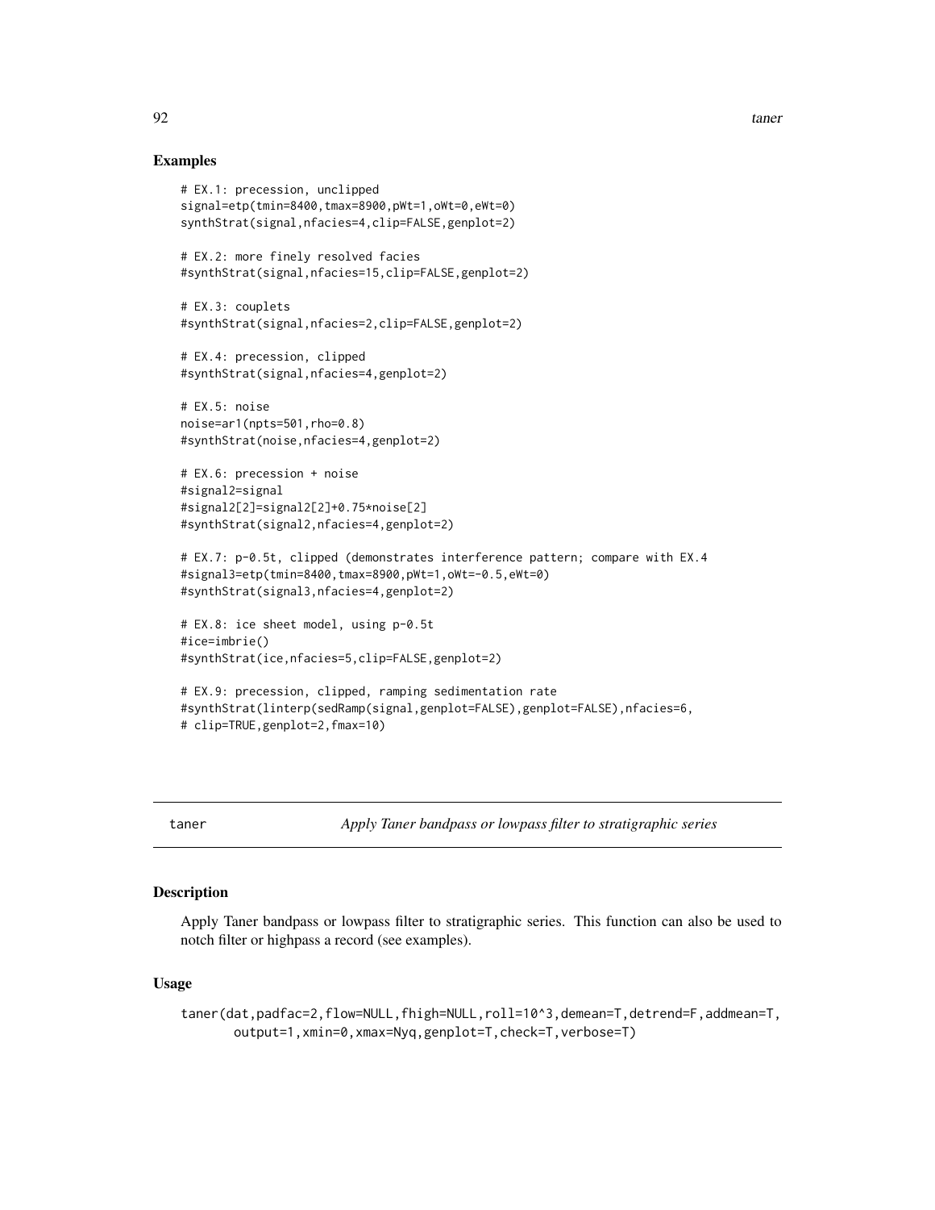## Examples

```
# EX.1: precession, unclipped
signal=etp(tmin=8400,tmax=8900,pWt=1,oWt=0,eWt=0)
synthStrat(signal,nfacies=4,clip=FALSE,genplot=2)

# EX.2: more finely resolved facies
#synthStrat(signal,nfacies=15,clip=FALSE,genplot=2)

# EX.3: couplets
#synthStrat(signal,nfacies=2,clip=FALSE,genplot=2)

# EX.4: precession, clipped
#synthStrat(signal,nfacies=4,genplot=2)

# EX.5: noise
noise=ar1(npts=501,rho=0.8)
#synthStrat(noise,nfacies=4,genplot=2)

# EX.6: precession + noise
#signal2=signal
#signal2[2]=signal2[2]+0.75*noise[2]
#synthStrat(signal2,nfacies=4,genplot=2)

# EX.7: p-0.5t, clipped (demonstrates interference pattern; compare with EX.4
#signal3=etp(tmin=8400,tmax=8900,pWt=1,oWt=-0.5,eWt=0)
#synthStrat(signal3,nfacies=4,genplot=2)

# EX.8: ice sheet model, using p-0.5t
#ice=imbrie()
#synthStrat(ice,nfacies=5,clip=FALSE,genplot=2)

# EX.9: precession, clipped, ramping sedimentation rate
#synthStrat(linterp(sedRamp(signal,genplot=FALSE),genplot=FALSE),nfacies=6,
# clip=TRUE,genplot=2,fmax=10)
```

---

taner — *Apply Taner bandpass or lowpass filter to stratigraphic series*

---

## Description

Apply Taner bandpass or lowpass filter to stratigraphic series. This function can also be used to notch filter or highpass a record (see examples).

## Usage

```
taner(dat,padfac=2,flow=NULL,fhigh=NULL,roll=10^3,demean=T,detrend=F,addmean=T,
      output=1,xmin=0,xmax=Nyq,genplot=T,check=T,verbose=T)
```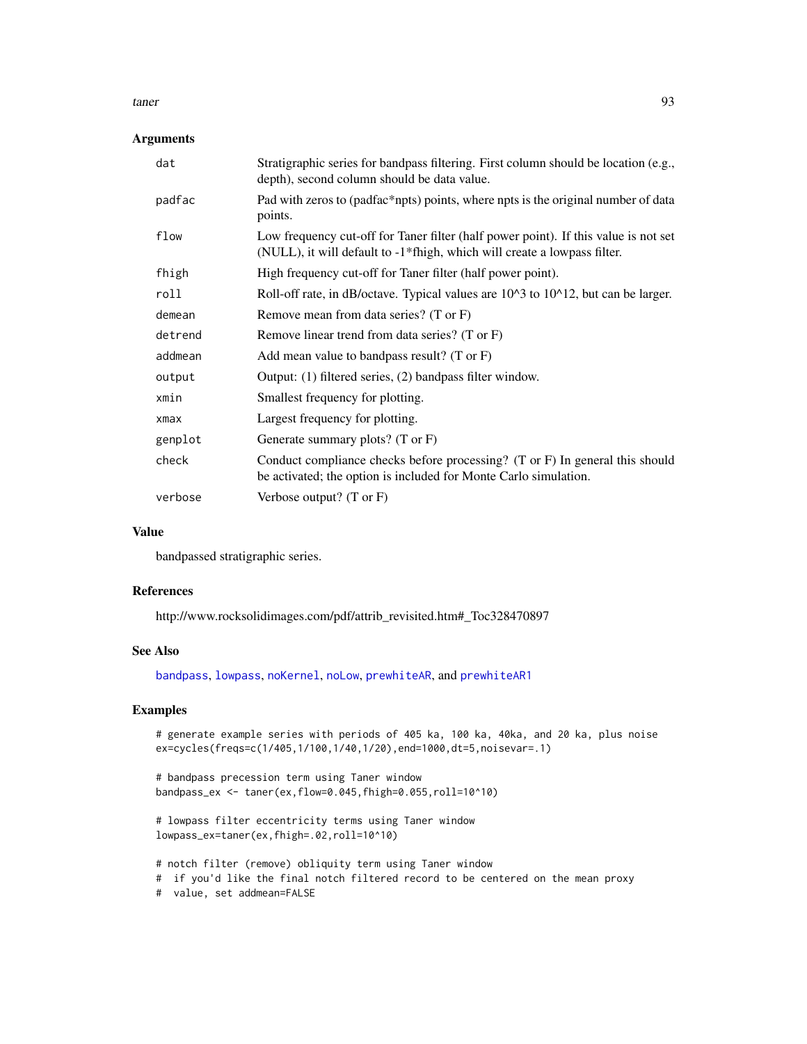## Arguments

| | |
|---|---|
| dat | Stratigraphic series for bandpass filtering. First column should be location (e.g., depth), second column should be data value. |
| padfac | Pad with zeros to (padfac*npts) points, where npts is the original number of data points. |
| flow | Low frequency cut-off for Taner filter (half power point). If this value is not set (NULL), it will default to -1*fhigh, which will create a lowpass filter. |
| fhigh | High frequency cut-off for Taner filter (half power point). |
| roll | Roll-off rate, in dB/octave. Typical values are 10^3 to 10^12, but can be larger. |
| demean | Remove mean from data series? (T or F) |
| detrend | Remove linear trend from data series? (T or F) |
| addmean | Add mean value to bandpass result? (T or F) |
| output | Output: (1) filtered series, (2) bandpass filter window. |
| xmin | Smallest frequency for plotting. |
| xmax | Largest frequency for plotting. |
| genplot | Generate summary plots? (T or F) |
| check | Conduct compliance checks before processing? (T or F) In general this should be activated; the option is included for Monte Carlo simulation. |
| verbose | Verbose output? (T or F) |

## Value

bandpassed stratigraphic series.

## References

http://www.rocksolidimages.com/pdf/attrib_revisited.htm#_Toc328470897

## See Also

bandpass, lowpass, noKernel, noLow, prewhiteAR, and prewhiteAR1

## Examples

```
# generate example series with periods of 405 ka, 100 ka, 40ka, and 20 ka, plus noise
ex=cycles(freqs=c(1/405,1/100,1/40,1/20),end=1000,dt=5,noisevar=.1)

# bandpass precession term using Taner window
bandpass_ex <- taner(ex,flow=0.045,fhigh=0.055,roll=10^10)

# lowpass filter eccentricity terms using Taner window
lowpass_ex=taner(ex,fhigh=.02,roll=10^10)

# notch filter (remove) obliquity term using Taner window
#  if you'd like the final notch filtered record to be centered on the mean proxy
#  value, set addmean=FALSE
```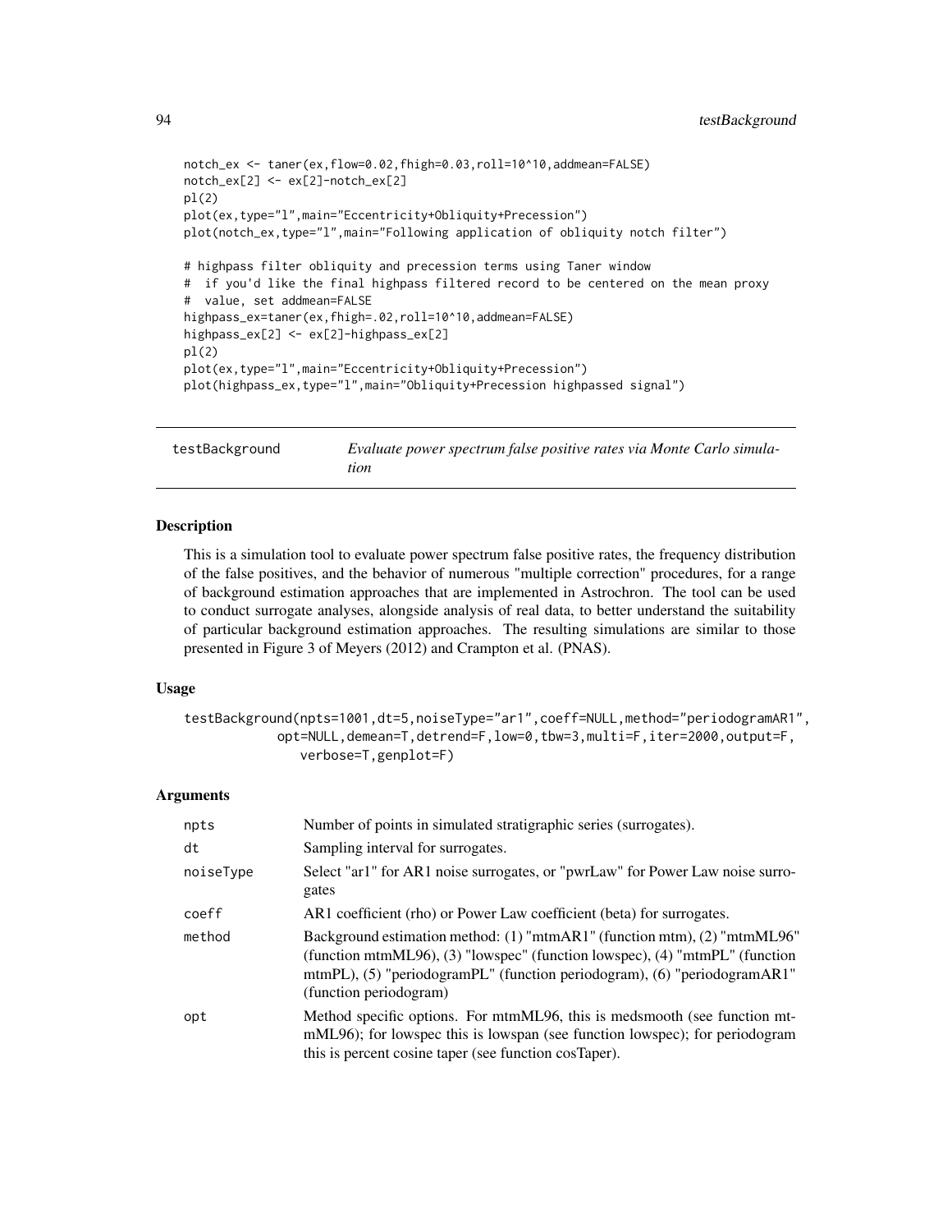```
notch_ex <- taner(ex,flow=0.02,fhigh=0.03,roll=10^10,addmean=FALSE)
notch_ex[2] <- ex[2]-notch_ex[2]
pl(2)
plot(ex,type="l",main="Eccentricity+Obliquity+Precession")
plot(notch_ex,type="l",main="Following application of obliquity notch filter")

# highpass filter obliquity and precession terms using Taner window
#  if you'd like the final highpass filtered record to be centered on the mean proxy
#  value, set addmean=FALSE
highpass_ex=taner(ex,fhigh=.02,roll=10^10,addmean=FALSE)
highpass_ex[2] <- ex[2]-highpass_ex[2]
pl(2)
plot(ex,type="l",main="Eccentricity+Obliquity+Precession")
plot(highpass_ex,type="l",main="Obliquity+Precession highpassed signal")
```

## testBackground — *Evaluate power spectrum false positive rates via Monte Carlo simulation*

### Description

This is a simulation tool to evaluate power spectrum false positive rates, the frequency distribution of the false positives, and the behavior of numerous "multiple correction" procedures, for a range of background estimation approaches that are implemented in Astrochron. The tool can be used to conduct surrogate analyses, alongside analysis of real data, to better understand the suitability of particular background estimation approaches. The resulting simulations are similar to those presented in Figure 3 of Meyers (2012) and Crampton et al. (PNAS).

### Usage

```
testBackground(npts=1001,dt=5,noiseType="ar1",coeff=NULL,method="periodogramAR1",
            opt=NULL,demean=T,detrend=F,low=0,tbw=3,multi=F,iter=2000,output=F,
               verbose=T,genplot=F)
```

### Arguments

| | |
|---|---|
| npts | Number of points in simulated stratigraphic series (surrogates). |
| dt | Sampling interval for surrogates. |
| noiseType | Select "ar1" for AR1 noise surrogates, or "pwrLaw" for Power Law noise surrogates |
| coeff | AR1 coefficient (rho) or Power Law coefficient (beta) for surrogates. |
| method | Background estimation method: (1) "mtmAR1" (function mtm), (2) "mtmML96" (function mtmML96), (3) "lowspec" (function lowspec), (4) "mtmPL" (function mtmPL), (5) "periodogramPL" (function periodogram), (6) "periodogramAR1" (function periodogram) |
| opt | Method specific options. For mtmML96, this is medsmooth (see function mtmML96); for lowspec this is lowspan (see function lowspec); for periodogram this is percent cosine taper (see function cosTaper). |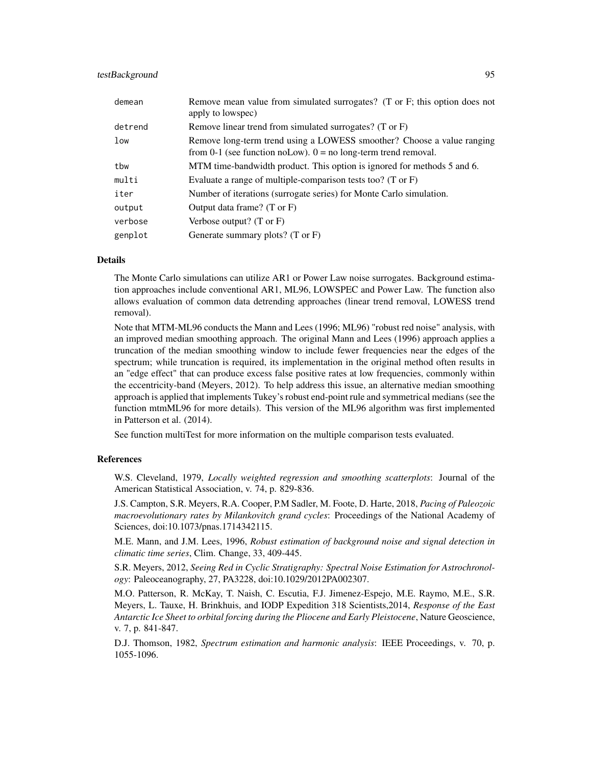| | |
|---|---|
| `demean` | Remove mean value from simulated surrogates? (T or F; this option does not apply to lowspec) |
| `detrend` | Remove linear trend from simulated surrogates? (T or F) |
| `low` | Remove long-term trend using a LOWESS smoother? Choose a value ranging from 0-1 (see function noLow). 0 = no long-term trend removal. |
| `tbw` | MTM time-bandwidth product. This option is ignored for methods 5 and 6. |
| `multi` | Evaluate a range of multiple-comparison tests too? (T or F) |
| `iter` | Number of iterations (surrogate series) for Monte Carlo simulation. |
| `output` | Output data frame? (T or F) |
| `verbose` | Verbose output? (T or F) |
| `genplot` | Generate summary plots? (T or F) |

## Details

The Monte Carlo simulations can utilize AR1 or Power Law noise surrogates. Background estimation approaches include conventional AR1, ML96, LOWSPEC and Power Law. The function also allows evaluation of common data detrending approaches (linear trend removal, LOWESS trend removal).

Note that MTM-ML96 conducts the Mann and Lees (1996; ML96) "robust red noise" analysis, with an improved median smoothing approach. The original Mann and Lees (1996) approach applies a truncation of the median smoothing window to include fewer frequencies near the edges of the spectrum; while truncation is required, its implementation in the original method often results in an "edge effect" that can produce excess false positive rates at low frequencies, commonly within the eccentricity-band (Meyers, 2012). To help address this issue, an alternative median smoothing approach is applied that implements Tukey's robust end-point rule and symmetrical medians (see the function mtmML96 for more details). This version of the ML96 algorithm was first implemented in Patterson et al. (2014).

See function multiTest for more information on the multiple comparison tests evaluated.

## References

W.S. Cleveland, 1979, *Locally weighted regression and smoothing scatterplots*: Journal of the American Statistical Association, v. 74, p. 829-836.

J.S. Campton, S.R. Meyers, R.A. Cooper, P.M Sadler, M. Foote, D. Harte, 2018, *Pacing of Paleozoic macroevolutionary rates by Milankovitch grand cycles*: Proceedings of the National Academy of Sciences, doi:10.1073/pnas.1714342115.

M.E. Mann, and J.M. Lees, 1996, *Robust estimation of background noise and signal detection in climatic time series*, Clim. Change, 33, 409-445.

S.R. Meyers, 2012, *Seeing Red in Cyclic Stratigraphy: Spectral Noise Estimation for Astrochronology*: Paleoceanography, 27, PA3228, doi:10.1029/2012PA002307.

M.O. Patterson, R. McKay, T. Naish, C. Escutia, F.J. Jimenez-Espejo, M.E. Raymo, M.E., S.R. Meyers, L. Tauxe, H. Brinkhuis, and IODP Expedition 318 Scientists,2014, *Response of the East Antarctic Ice Sheet to orbital forcing during the Pliocene and Early Pleistocene*, Nature Geoscience, v. 7, p. 841-847.

D.J. Thomson, 1982, *Spectrum estimation and harmonic analysis*: IEEE Proceedings, v. 70, p. 1055-1096.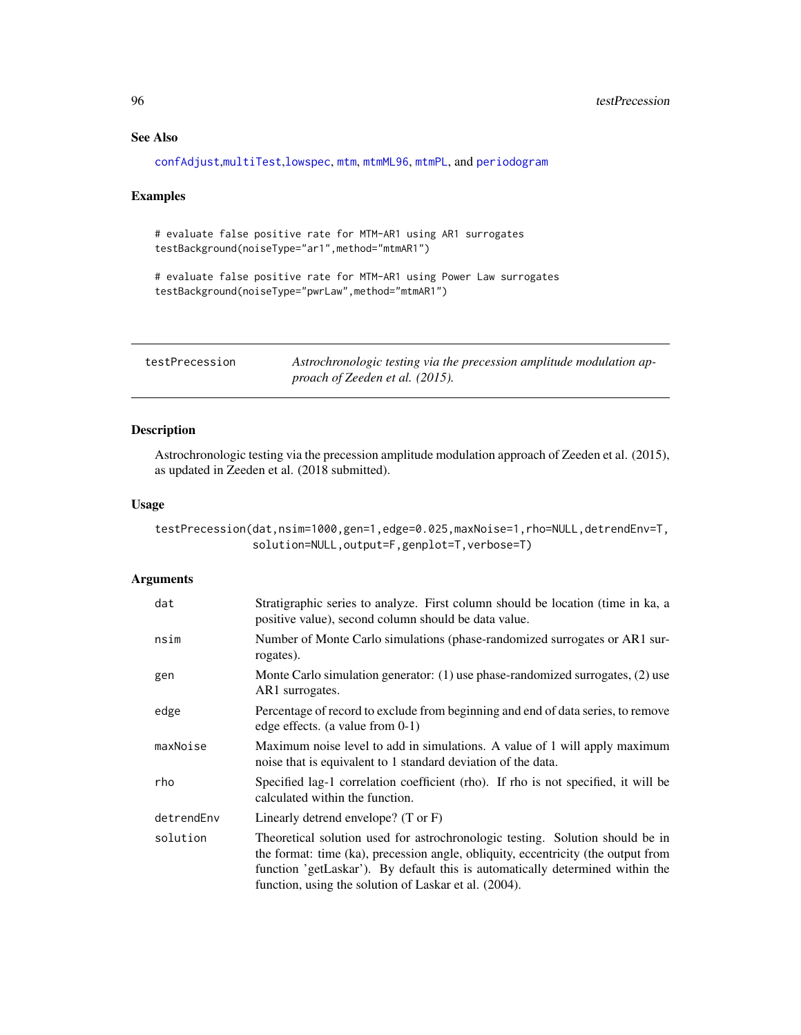## See Also

confAdjust,multiTest,lowspec, mtm, mtmML96, mtmPL, and periodogram

## Examples

```
# evaluate false positive rate for MTM-AR1 using AR1 surrogates
testBackground(noiseType="ar1",method="mtmAR1")

# evaluate false positive rate for MTM-AR1 using Power Law surrogates
testBackground(noiseType="pwrLaw",method="mtmAR1")
```

---

testPrecession *Astrochronologic testing via the precession amplitude modulation approach of Zeeden et al. (2015).*

---

## Description

Astrochronologic testing via the precession amplitude modulation approach of Zeeden et al. (2015), as updated in Zeeden et al. (2018 submitted).

## Usage

```
testPrecession(dat,nsim=1000,gen=1,edge=0.025,maxNoise=1,rho=NULL,detrendEnv=T,
               solution=NULL,output=F,genplot=T,verbose=T)
```

## Arguments

| | |
|---|---|
| dat | Stratigraphic series to analyze. First column should be location (time in ka, a positive value), second column should be data value. |
| nsim | Number of Monte Carlo simulations (phase-randomized surrogates or AR1 surrogates). |
| gen | Monte Carlo simulation generator: (1) use phase-randomized surrogates, (2) use AR1 surrogates. |
| edge | Percentage of record to exclude from beginning and end of data series, to remove edge effects. (a value from 0-1) |
| maxNoise | Maximum noise level to add in simulations. A value of 1 will apply maximum noise that is equivalent to 1 standard deviation of the data. |
| rho | Specified lag-1 correlation coefficient (rho). If rho is not specified, it will be calculated within the function. |
| detrendEnv | Linearly detrend envelope? (T or F) |
| solution | Theoretical solution used for astrochronologic testing. Solution should be in the format: time (ka), precession angle, obliquity, eccentricity (the output from function 'getLaskar'). By default this is automatically determined within the function, using the solution of Laskar et al. (2004). |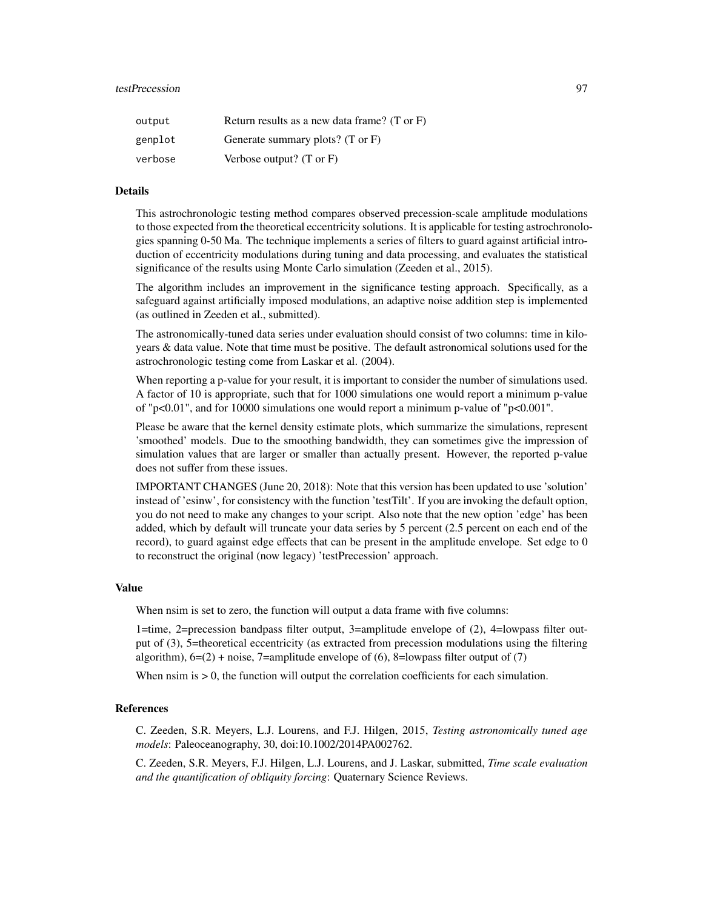| | |
|---|---|
| output | Return results as a new data frame? (T or F) |
| genplot | Generate summary plots? (T or F) |
| verbose | Verbose output? (T or F) |

### Details

This astrochronologic testing method compares observed precession-scale amplitude modulations to those expected from the theoretical eccentricity solutions. It is applicable for testing astrochronologies spanning 0-50 Ma. The technique implements a series of filters to guard against artificial introduction of eccentricity modulations during tuning and data processing, and evaluates the statistical significance of the results using Monte Carlo simulation (Zeeden et al., 2015).

The algorithm includes an improvement in the significance testing approach. Specifically, as a safeguard against artificially imposed modulations, an adaptive noise addition step is implemented (as outlined in Zeeden et al., submitted).

The astronomically-tuned data series under evaluation should consist of two columns: time in kiloyears & data value. Note that time must be positive. The default astronomical solutions used for the astrochronologic testing come from Laskar et al. (2004).

When reporting a p-value for your result, it is important to consider the number of simulations used. A factor of 10 is appropriate, such that for 1000 simulations one would report a minimum p-value of "p<0.01", and for 10000 simulations one would report a minimum p-value of "p<0.001".

Please be aware that the kernel density estimate plots, which summarize the simulations, represent 'smoothed' models. Due to the smoothing bandwidth, they can sometimes give the impression of simulation values that are larger or smaller than actually present. However, the reported p-value does not suffer from these issues.

IMPORTANT CHANGES (June 20, 2018): Note that this version has been updated to use 'solution' instead of 'esinw', for consistency with the function 'testTilt'. If you are invoking the default option, you do not need to make any changes to your script. Also note that the new option 'edge' has been added, which by default will truncate your data series by 5 percent (2.5 percent on each end of the record), to guard against edge effects that can be present in the amplitude envelope. Set edge to 0 to reconstruct the original (now legacy) 'testPrecession' approach.

### Value

When nsim is set to zero, the function will output a data frame with five columns:

1=time, 2=precession bandpass filter output, 3=amplitude envelope of (2), 4=lowpass filter output of (3), 5=theoretical eccentricity (as extracted from precession modulations using the filtering algorithm), 6=(2) + noise, 7=amplitude envelope of (6), 8=lowpass filter output of (7)

When nsim is > 0, the function will output the correlation coefficients for each simulation.

### References

C. Zeeden, S.R. Meyers, L.J. Lourens, and F.J. Hilgen, 2015, *Testing astronomically tuned age models*: Paleoceanography, 30, doi:10.1002/2014PA002762.

C. Zeeden, S.R. Meyers, F.J. Hilgen, L.J. Lourens, and J. Laskar, submitted, *Time scale evaluation and the quantification of obliquity forcing*: Quaternary Science Reviews.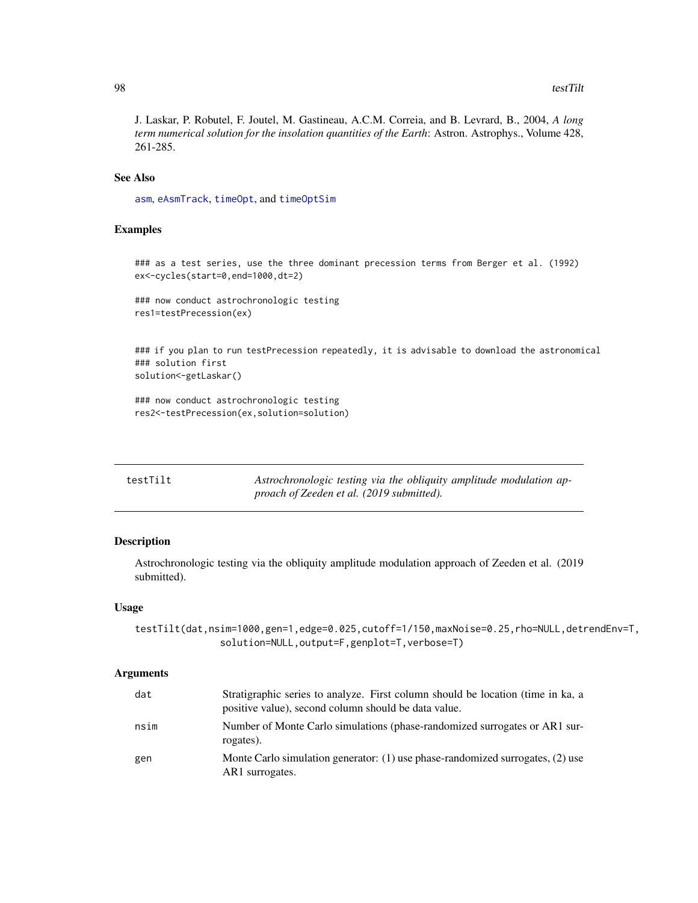J. Laskar, P. Robutel, F. Joutel, M. Gastineau, A.C.M. Correia, and B. Levrard, B., 2004, *A long term numerical solution for the insolation quantities of the Earth*: Astron. Astrophys., Volume 428, 261-285.

### See Also

asm, eAsmTrack, timeOpt, and timeOptSim

### Examples

```
### as a test series, use the three dominant precession terms from Berger et al. (1992)
ex<-cycles(start=0,end=1000,dt=2)

### now conduct astrochronologic testing
res1=testPrecession(ex)


### if you plan to run testPrecession repeatedly, it is advisable to download the astronomical
### solution first
solution<-getLaskar()

### now conduct astrochronologic testing
res2<-testPrecession(ex,solution=solution)
```

---

## testTilt — *Astrochronologic testing via the obliquity amplitude modulation approach of Zeeden et al. (2019 submitted).*

### Description

Astrochronologic testing via the obliquity amplitude modulation approach of Zeeden et al. (2019 submitted).

### Usage

```
testTilt(dat,nsim=1000,gen=1,edge=0.025,cutoff=1/150,maxNoise=0.25,rho=NULL,detrendEnv=T,
             solution=NULL,output=F,genplot=T,verbose=T)
```

### Arguments

| | |
|---|---|
| dat | Stratigraphic series to analyze. First column should be location (time in ka, a positive value), second column should be data value. |
| nsim | Number of Monte Carlo simulations (phase-randomized surrogates or AR1 surrogates). |
| gen | Monte Carlo simulation generator: (1) use phase-randomized surrogates, (2) use AR1 surrogates. |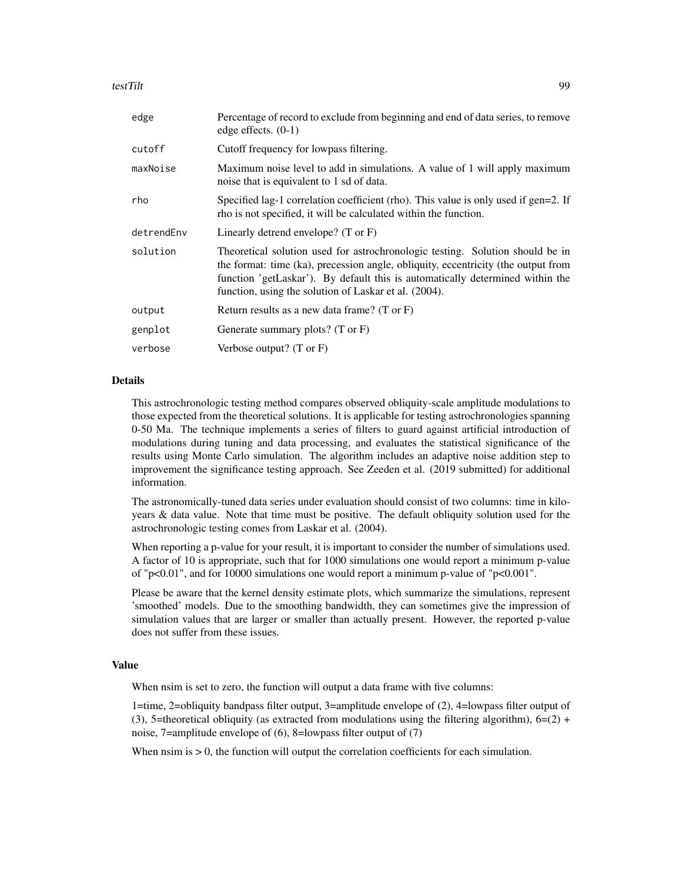| | |
|---|---|
| edge | Percentage of record to exclude from beginning and end of data series, to remove edge effects. (0-1) |
| cutoff | Cutoff frequency for lowpass filtering. |
| maxNoise | Maximum noise level to add in simulations. A value of 1 will apply maximum noise that is equivalent to 1 sd of data. |
| rho | Specified lag-1 correlation coefficient (rho). This value is only used if gen=2. If rho is not specified, it will be calculated within the function. |
| detrendEnv | Linearly detrend envelope? (T or F) |
| solution | Theoretical solution used for astrochronologic testing. Solution should be in the format: time (ka), precession angle, obliquity, eccentricity (the output from function 'getLaskar'). By default this is automatically determined within the function, using the solution of Laskar et al. (2004). |
| output | Return results as a new data frame? (T or F) |
| genplot | Generate summary plots? (T or F) |
| verbose | Verbose output? (T or F) |

## Details

This astrochronologic testing method compares observed obliquity-scale amplitude modulations to those expected from the theoretical solutions. It is applicable for testing astrochronologies spanning 0-50 Ma. The technique implements a series of filters to guard against artificial introduction of modulations during tuning and data processing, and evaluates the statistical significance of the results using Monte Carlo simulation. The algorithm includes an adaptive noise addition step to improvement the significance testing approach. See Zeeden et al. (2019 submitted) for additional information.

The astronomically-tuned data series under evaluation should consist of two columns: time in kiloyears & data value. Note that time must be positive. The default obliquity solution used for the astrochronologic testing comes from Laskar et al. (2004).

When reporting a p-value for your result, it is important to consider the number of simulations used. A factor of 10 is appropriate, such that for 1000 simulations one would report a minimum p-value of "p<0.01", and for 10000 simulations one would report a minimum p-value of "p<0.001".

Please be aware that the kernel density estimate plots, which summarize the simulations, represent 'smoothed' models. Due to the smoothing bandwidth, they can sometimes give the impression of simulation values that are larger or smaller than actually present. However, the reported p-value does not suffer from these issues.

## Value

When nsim is set to zero, the function will output a data frame with five columns:

1=time, 2=obliquity bandpass filter output, 3=amplitude envelope of (2), 4=lowpass filter output of (3), 5=theoretical obliquity (as extracted from modulations using the filtering algorithm), 6=(2) + noise, 7=amplitude envelope of (6), 8=lowpass filter output of (7)

When nsim is > 0, the function will output the correlation coefficients for each simulation.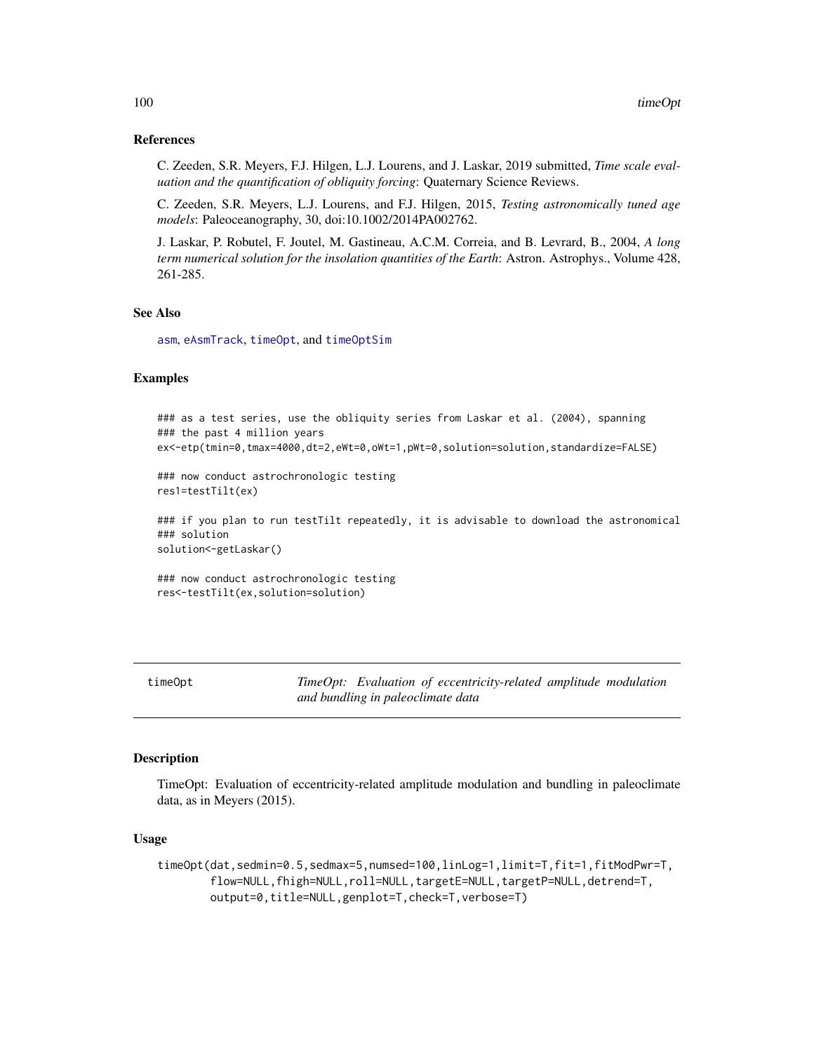## References

C. Zeeden, S.R. Meyers, F.J. Hilgen, L.J. Lourens, and J. Laskar, 2019 submitted, *Time scale evaluation and the quantification of obliquity forcing*: Quaternary Science Reviews.

C. Zeeden, S.R. Meyers, L.J. Lourens, and F.J. Hilgen, 2015, *Testing astronomically tuned age models*: Paleoceanography, 30, doi:10.1002/2014PA002762.

J. Laskar, P. Robutel, F. Joutel, M. Gastineau, A.C.M. Correia, and B. Levrard, B., 2004, *A long term numerical solution for the insolation quantities of the Earth*: Astron. Astrophys., Volume 428, 261-285.

## See Also

asm, eAsmTrack, timeOpt, and timeOptSim

## Examples

```
### as a test series, use the obliquity series from Laskar et al. (2004), spanning
### the past 4 million years
ex<-etp(tmin=0,tmax=4000,dt=2,eWt=0,oWt=1,pWt=0,solution=solution,standardize=FALSE)

### now conduct astrochronologic testing
res1=testTilt(ex)

### if you plan to run testTilt repeatedly, it is advisable to download the astronomical
### solution
solution<-getLaskar()

### now conduct astrochronologic testing
res<-testTilt(ex,solution=solution)
```

---

# timeOpt — *TimeOpt: Evaluation of eccentricity-related amplitude modulation and bundling in paleoclimate data*

## Description

TimeOpt: Evaluation of eccentricity-related amplitude modulation and bundling in paleoclimate data, as in Meyers (2015).

## Usage

```
timeOpt(dat,sedmin=0.5,sedmax=5,numsed=100,linLog=1,limit=T,fit=1,fitModPwr=T,
        flow=NULL,fhigh=NULL,roll=NULL,targetE=NULL,targetP=NULL,detrend=T,
        output=0,title=NULL,genplot=T,check=T,verbose=T)
```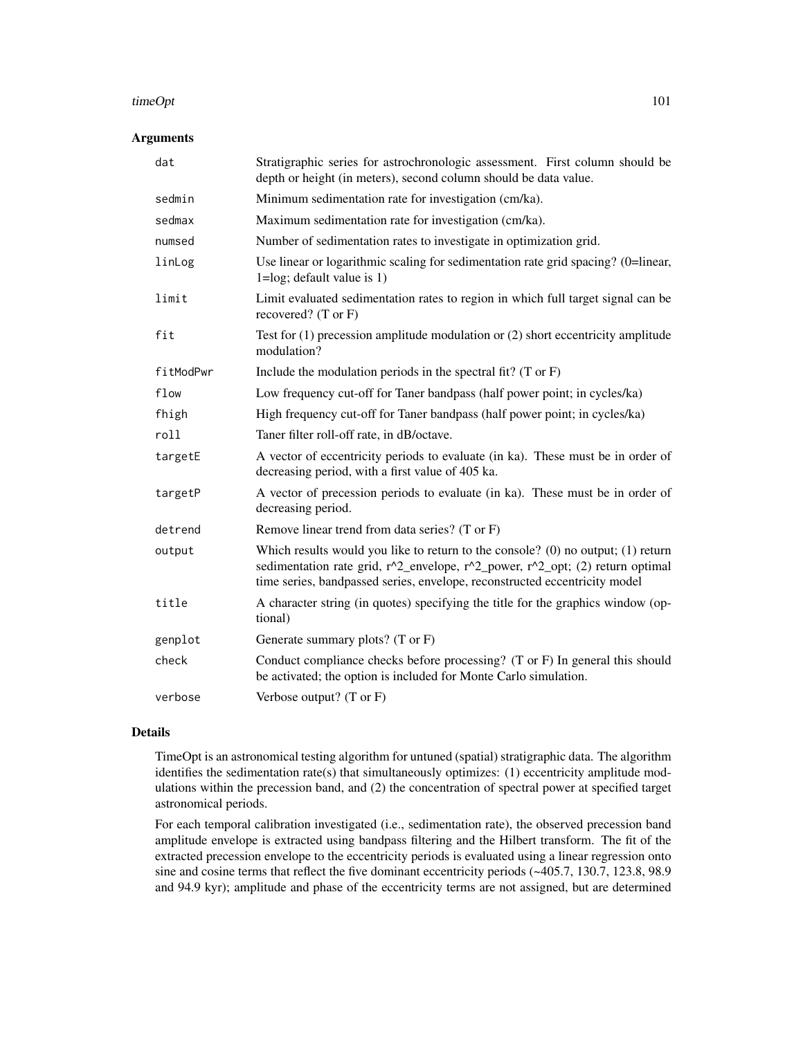## Arguments

| | |
|---|---|
| `dat` | Stratigraphic series for astrochronologic assessment. First column should be depth or height (in meters), second column should be data value. |
| `sedmin` | Minimum sedimentation rate for investigation (cm/ka). |
| `sedmax` | Maximum sedimentation rate for investigation (cm/ka). |
| `numsed` | Number of sedimentation rates to investigate in optimization grid. |
| `linLog` | Use linear or logarithmic scaling for sedimentation rate grid spacing? (0=linear, 1=log; default value is 1) |
| `limit` | Limit evaluated sedimentation rates to region in which full target signal can be recovered? (T or F) |
| `fit` | Test for (1) precession amplitude modulation or (2) short eccentricity amplitude modulation? |
| `fitModPwr` | Include the modulation periods in the spectral fit? (T or F) |
| `flow` | Low frequency cut-off for Taner bandpass (half power point; in cycles/ka) |
| `fhigh` | High frequency cut-off for Taner bandpass (half power point; in cycles/ka) |
| `roll` | Taner filter roll-off rate, in dB/octave. |
| `targetE` | A vector of eccentricity periods to evaluate (in ka). These must be in order of decreasing period, with a first value of 405 ka. |
| `targetP` | A vector of precession periods to evaluate (in ka). These must be in order of decreasing period. |
| `detrend` | Remove linear trend from data series? (T or F) |
| `output` | Which results would you like to return to the console? (0) no output; (1) return sedimentation rate grid, r^2_envelope, r^2_power, r^2_opt; (2) return optimal time series, bandpassed series, envelope, reconstructed eccentricity model |
| `title` | A character string (in quotes) specifying the title for the graphics window (optional) |
| `genplot` | Generate summary plots? (T or F) |
| `check` | Conduct compliance checks before processing? (T or F) In general this should be activated; the option is included for Monte Carlo simulation. |
| `verbose` | Verbose output? (T or F) |

## Details

TimeOpt is an astronomical testing algorithm for untuned (spatial) stratigraphic data. The algorithm identifies the sedimentation rate(s) that simultaneously optimizes: (1) eccentricity amplitude modulations within the precession band, and (2) the concentration of spectral power at specified target astronomical periods.

For each temporal calibration investigated (i.e., sedimentation rate), the observed precession band amplitude envelope is extracted using bandpass filtering and the Hilbert transform. The fit of the extracted precession envelope to the eccentricity periods is evaluated using a linear regression onto sine and cosine terms that reflect the five dominant eccentricity periods (~405.7, 130.7, 123.8, 98.9 and 94.9 kyr); amplitude and phase of the eccentricity terms are not assigned, but are determined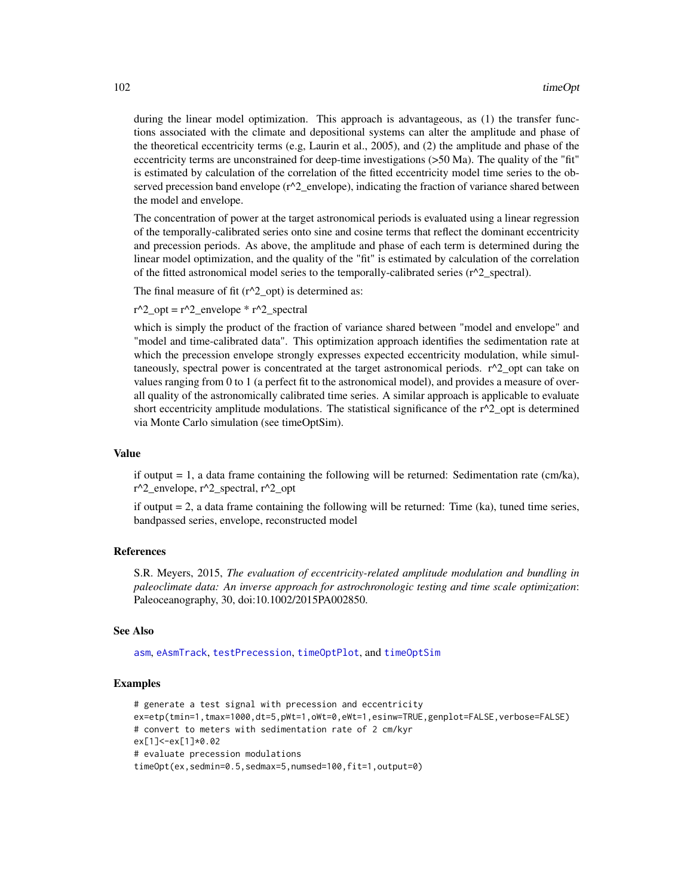during the linear model optimization. This approach is advantageous, as (1) the transfer functions associated with the climate and depositional systems can alter the amplitude and phase of the theoretical eccentricity terms (e.g, Laurin et al., 2005), and (2) the amplitude and phase of the eccentricity terms are unconstrained for deep-time investigations (>50 Ma). The quality of the "fit" is estimated by calculation of the correlation of the fitted eccentricity model time series to the observed precession band envelope (r^2_envelope), indicating the fraction of variance shared between the model and envelope.

The concentration of power at the target astronomical periods is evaluated using a linear regression of the temporally-calibrated series onto sine and cosine terms that reflect the dominant eccentricity and precession periods. As above, the amplitude and phase of each term is determined during the linear model optimization, and the quality of the "fit" is estimated by calculation of the correlation of the fitted astronomical model series to the temporally-calibrated series (r^2_spectral).

The final measure of fit (r^2_opt) is determined as:

r^2_opt = r^2_envelope * r^2_spectral

which is simply the product of the fraction of variance shared between "model and envelope" and "model and time-calibrated data". This optimization approach identifies the sedimentation rate at which the precession envelope strongly expresses expected eccentricity modulation, while simultaneously, spectral power is concentrated at the target astronomical periods. r^2_opt can take on values ranging from 0 to 1 (a perfect fit to the astronomical model), and provides a measure of overall quality of the astronomically calibrated time series. A similar approach is applicable to evaluate short eccentricity amplitude modulations. The statistical significance of the r^2_opt is determined via Monte Carlo simulation (see timeOptSim).

### Value

if output = 1, a data frame containing the following will be returned: Sedimentation rate (cm/ka), r^2_envelope, r^2_spectral, r^2_opt

if output = 2, a data frame containing the following will be returned: Time (ka), tuned time series, bandpassed series, envelope, reconstructed model

### References

S.R. Meyers, 2015, *The evaluation of eccentricity-related amplitude modulation and bundling in paleoclimate data: An inverse approach for astrochronologic testing and time scale optimization*: Paleoceanography, 30, doi:10.1002/2015PA002850.

### See Also

`asm`, `eAsmTrack`, `testPrecession`, `timeOptPlot`, and `timeOptSim`

### Examples

```
# generate a test signal with precession and eccentricity
ex=etp(tmin=1,tmax=1000,dt=5,pWt=1,oWt=0,eWt=1,esinw=TRUE,genplot=FALSE,verbose=FALSE)
# convert to meters with sedimentation rate of 2 cm/kyr
ex[1]<-ex[1]*0.02
# evaluate precession modulations
timeOpt(ex,sedmin=0.5,sedmax=5,numsed=100,fit=1,output=0)
```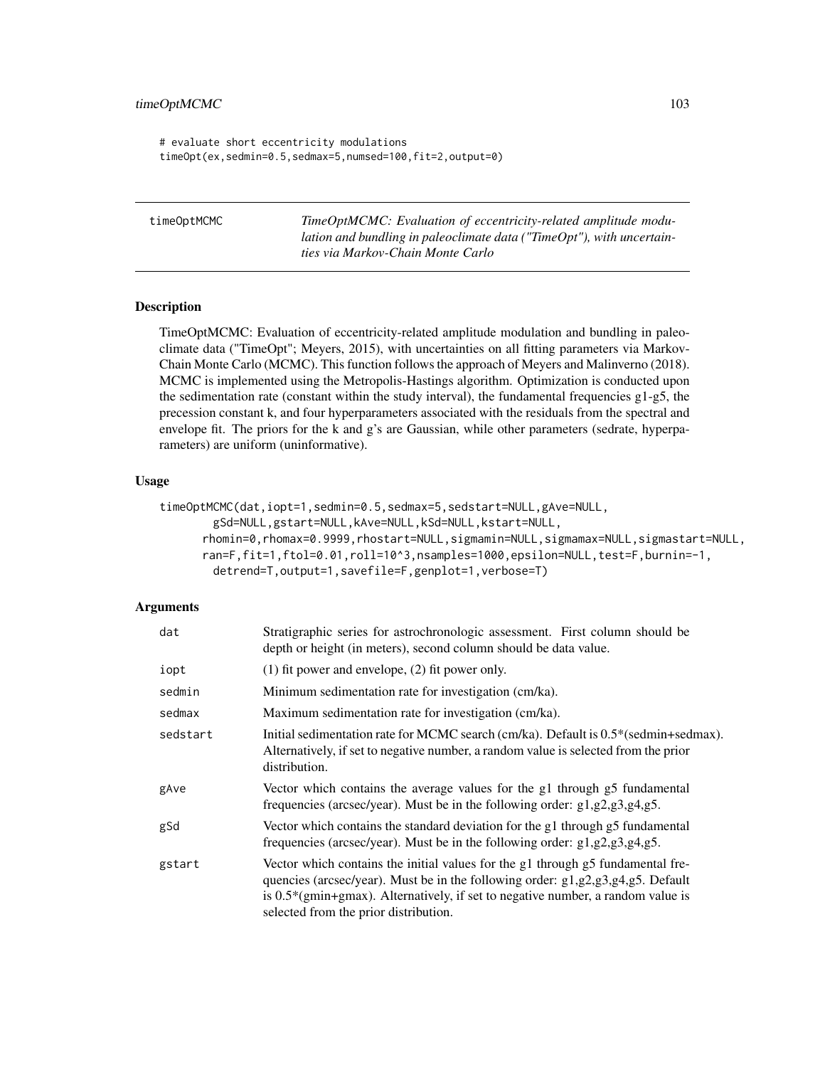```
# evaluate short eccentricity modulations
timeOpt(ex,sedmin=0.5,sedmax=5,numsed=100,fit=2,output=0)
```

---

## timeOptMCMC

*TimeOptMCMC: Evaluation of eccentricity-related amplitude modulation and bundling in paleoclimate data ("TimeOpt"), with uncertainties via Markov-Chain Monte Carlo*

---

### Description

TimeOptMCMC: Evaluation of eccentricity-related amplitude modulation and bundling in paleoclimate data ("TimeOpt"; Meyers, 2015), with uncertainties on all fitting parameters via Markov-Chain Monte Carlo (MCMC). This function follows the approach of Meyers and Malinverno (2018). MCMC is implemented using the Metropolis-Hastings algorithm. Optimization is conducted upon the sedimentation rate (constant within the study interval), the fundamental frequencies g1-g5, the precession constant k, and four hyperparameters associated with the residuals from the spectral and envelope fit. The priors for the k and g's are Gaussian, while other parameters (sedrate, hyperparameters) are uniform (uninformative).

### Usage

```
timeOptMCMC(dat,iopt=1,sedmin=0.5,sedmax=5,sedstart=NULL,gAve=NULL,
        gSd=NULL,gstart=NULL,kAve=NULL,kSd=NULL,kstart=NULL,
      rhomin=0,rhomax=0.9999,rhostart=NULL,sigmamin=NULL,sigmamax=NULL,sigmastart=NULL,
      ran=F,fit=1,ftol=0.01,roll=10^3,nsamples=1000,epsilon=NULL,test=F,burnin=-1,
        detrend=T,output=1,savefile=F,genplot=1,verbose=T)
```

### Arguments

| | |
|---|---|
| dat | Stratigraphic series for astrochronologic assessment. First column should be depth or height (in meters), second column should be data value. |
| iopt | (1) fit power and envelope, (2) fit power only. |
| sedmin | Minimum sedimentation rate for investigation (cm/ka). |
| sedmax | Maximum sedimentation rate for investigation (cm/ka). |
| sedstart | Initial sedimentation rate for MCMC search (cm/ka). Default is 0.5*(sedmin+sedmax). Alternatively, if set to negative number, a random value is selected from the prior distribution. |
| gAve | Vector which contains the average values for the g1 through g5 fundamental frequencies (arcsec/year). Must be in the following order: g1,g2,g3,g4,g5. |
| gSd | Vector which contains the standard deviation for the g1 through g5 fundamental frequencies (arcsec/year). Must be in the following order: g1,g2,g3,g4,g5. |
| gstart | Vector which contains the initial values for the g1 through g5 fundamental frequencies (arcsec/year). Must be in the following order: g1,g2,g3,g4,g5. Default is 0.5*(gmin+gmax). Alternatively, if set to negative number, a random value is selected from the prior distribution. |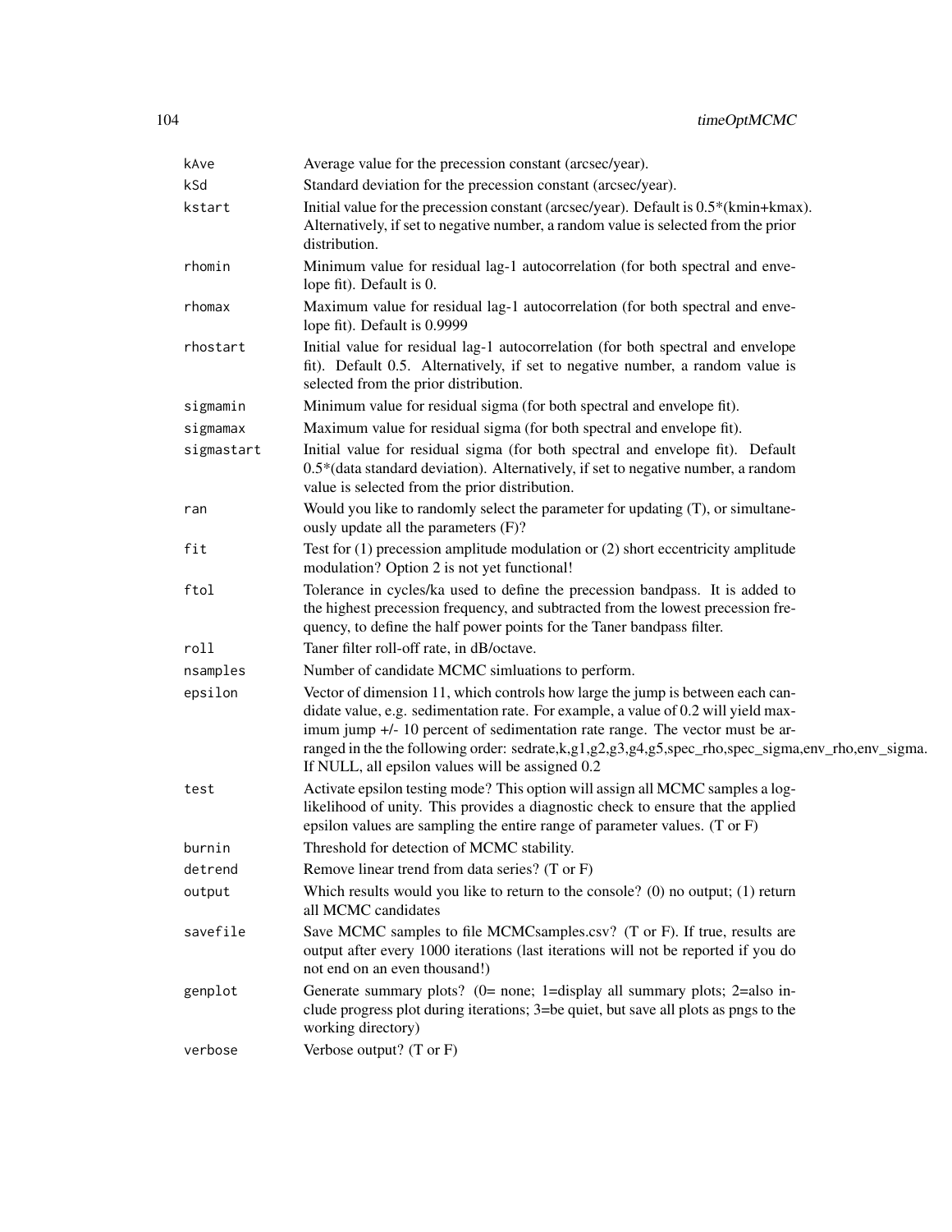| | |
|---|---|
| `kAve` | Average value for the precession constant (arcsec/year). |
| `kSd` | Standard deviation for the precession constant (arcsec/year). |
| `kstart` | Initial value for the precession constant (arcsec/year). Default is 0.5*(kmin+kmax). Alternatively, if set to negative number, a random value is selected from the prior distribution. |
| `rhomin` | Minimum value for residual lag-1 autocorrelation (for both spectral and envelope fit). Default is 0. |
| `rhomax` | Maximum value for residual lag-1 autocorrelation (for both spectral and envelope fit). Default is 0.9999 |
| `rhostart` | Initial value for residual lag-1 autocorrelation (for both spectral and envelope fit). Default 0.5. Alternatively, if set to negative number, a random value is selected from the prior distribution. |
| `sigmamin` | Minimum value for residual sigma (for both spectral and envelope fit). |
| `sigmamax` | Maximum value for residual sigma (for both spectral and envelope fit). |
| `sigmastart` | Initial value for residual sigma (for both spectral and envelope fit). Default 0.5*(data standard deviation). Alternatively, if set to negative number, a random value is selected from the prior distribution. |
| `ran` | Would you like to randomly select the parameter for updating (T), or simultaneously update all the parameters (F)? |
| `fit` | Test for (1) precession amplitude modulation or (2) short eccentricity amplitude modulation? Option 2 is not yet functional! |
| `ftol` | Tolerance in cycles/ka used to define the precession bandpass. It is added to the highest precession frequency, and subtracted from the lowest precession frequency, to define the half power points for the Taner bandpass filter. |
| `roll` | Taner filter roll-off rate, in dB/octave. |
| `nsamples` | Number of candidate MCMC simluations to perform. |
| `epsilon` | Vector of dimension 11, which controls how large the jump is between each candidate value, e.g. sedimentation rate. For example, a value of 0.2 will yield maximum jump +/- 10 percent of sedimentation rate range. The vector must be arranged in the the following order: sedrate,k,g1,g2,g3,g4,g5,spec_rho,spec_sigma,env_rho,env_sigma. If NULL, all epsilon values will be assigned 0.2 |
| `test` | Activate epsilon testing mode? This option will assign all MCMC samples a log-likelihood of unity. This provides a diagnostic check to ensure that the applied epsilon values are sampling the entire range of parameter values. (T or F) |
| `burnin` | Threshold for detection of MCMC stability. |
| `detrend` | Remove linear trend from data series? (T or F) |
| `output` | Which results would you like to return to the console? (0) no output; (1) return all MCMC candidates |
| `savefile` | Save MCMC samples to file MCMCsamples.csv? (T or F). If true, results are output after every 1000 iterations (last iterations will not be reported if you do not end on an even thousand!) |
| `genplot` | Generate summary plots? (0= none; 1=display all summary plots; 2=also include progress plot during iterations; 3=be quiet, but save all plots as pngs to the working directory) |
| `verbose` | Verbose output? (T or F) |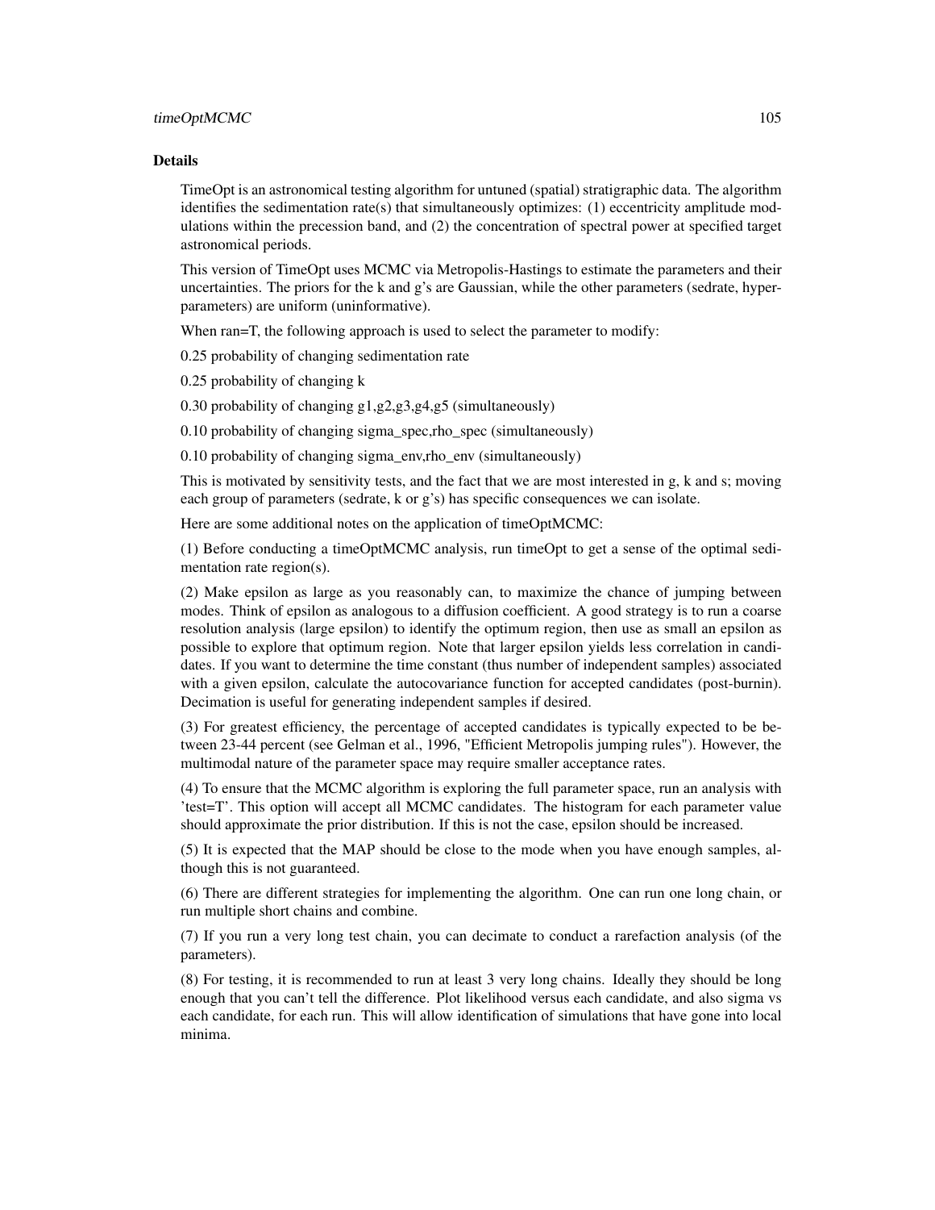## Details

TimeOpt is an astronomical testing algorithm for untuned (spatial) stratigraphic data. The algorithm identifies the sedimentation rate(s) that simultaneously optimizes: (1) eccentricity amplitude modulations within the precession band, and (2) the concentration of spectral power at specified target astronomical periods.

This version of TimeOpt uses MCMC via Metropolis-Hastings to estimate the parameters and their uncertainties. The priors for the k and g's are Gaussian, while the other parameters (sedrate, hyperparameters) are uniform (uninformative).

When ran=T, the following approach is used to select the parameter to modify:

0.25 probability of changing sedimentation rate

0.25 probability of changing k

0.30 probability of changing g1,g2,g3,g4,g5 (simultaneously)

0.10 probability of changing sigma_spec,rho_spec (simultaneously)

0.10 probability of changing sigma_env,rho_env (simultaneously)

This is motivated by sensitivity tests, and the fact that we are most interested in g, k and s; moving each group of parameters (sedrate, k or g's) has specific consequences we can isolate.

Here are some additional notes on the application of timeOptMCMC:

(1) Before conducting a timeOptMCMC analysis, run timeOpt to get a sense of the optimal sedimentation rate region(s).

(2) Make epsilon as large as you reasonably can, to maximize the chance of jumping between modes. Think of epsilon as analogous to a diffusion coefficient. A good strategy is to run a coarse resolution analysis (large epsilon) to identify the optimum region, then use as small an epsilon as possible to explore that optimum region. Note that larger epsilon yields less correlation in candidates. If you want to determine the time constant (thus number of independent samples) associated with a given epsilon, calculate the autocovariance function for accepted candidates (post-burnin). Decimation is useful for generating independent samples if desired.

(3) For greatest efficiency, the percentage of accepted candidates is typically expected to be between 23-44 percent (see Gelman et al., 1996, "Efficient Metropolis jumping rules"). However, the multimodal nature of the parameter space may require smaller acceptance rates.

(4) To ensure that the MCMC algorithm is exploring the full parameter space, run an analysis with 'test=T'. This option will accept all MCMC candidates. The histogram for each parameter value should approximate the prior distribution. If this is not the case, epsilon should be increased.

(5) It is expected that the MAP should be close to the mode when you have enough samples, although this is not guaranteed.

(6) There are different strategies for implementing the algorithm. One can run one long chain, or run multiple short chains and combine.

(7) If you run a very long test chain, you can decimate to conduct a rarefaction analysis (of the parameters).

(8) For testing, it is recommended to run at least 3 very long chains. Ideally they should be long enough that you can't tell the difference. Plot likelihood versus each candidate, and also sigma vs each candidate, for each run. This will allow identification of simulations that have gone into local minima.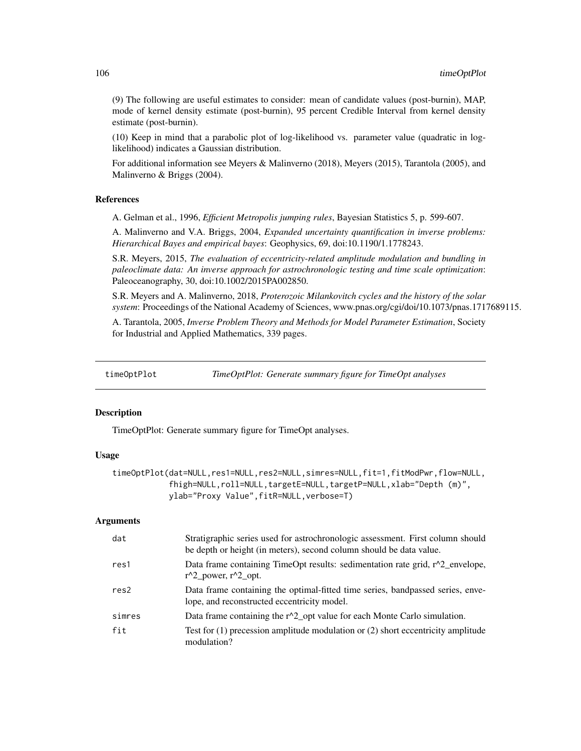(9) The following are useful estimates to consider: mean of candidate values (post-burnin), MAP, mode of kernel density estimate (post-burnin), 95 percent Credible Interval from kernel density estimate (post-burnin).

(10) Keep in mind that a parabolic plot of log-likelihood vs. parameter value (quadratic in log-likelihood) indicates a Gaussian distribution.

For additional information see Meyers & Malinverno (2018), Meyers (2015), Tarantola (2005), and Malinverno & Briggs (2004).

### References

A. Gelman et al., 1996, *Efficient Metropolis jumping rules*, Bayesian Statistics 5, p. 599-607.

A. Malinverno and V.A. Briggs, 2004, *Expanded uncertainty quantification in inverse problems: Hierarchical Bayes and empirical bayes*: Geophysics, 69, doi:10.1190/1.1778243.

S.R. Meyers, 2015, *The evaluation of eccentricity-related amplitude modulation and bundling in paleoclimate data: An inverse approach for astrochronologic testing and time scale optimization*: Paleoceanography, 30, doi:10.1002/2015PA002850.

S.R. Meyers and A. Malinverno, 2018, *Proterozoic Milankovitch cycles and the history of the solar system*: Proceedings of the National Academy of Sciences, www.pnas.org/cgi/doi/10.1073/pnas.1717689115.

A. Tarantola, 2005, *Inverse Problem Theory and Methods for Model Parameter Estimation*, Society for Industrial and Applied Mathematics, 339 pages.

---

## timeOptPlot — *TimeOptPlot: Generate summary figure for TimeOpt analyses*

### Description

TimeOptPlot: Generate summary figure for TimeOpt analyses.

### Usage

```
timeOptPlot(dat=NULL,res1=NULL,res2=NULL,simres=NULL,fit=1,fitModPwr,flow=NULL,
            fhigh=NULL,roll=NULL,targetE=NULL,targetP=NULL,xlab="Depth (m)",
            ylab="Proxy Value",fitR=NULL,verbose=T)
```

### Arguments

| | |
|---|---|
| dat | Stratigraphic series used for astrochronologic assessment. First column should be depth or height (in meters), second column should be data value. |
| res1 | Data frame containing TimeOpt results: sedimentation rate grid, r^2_envelope, r^2_power, r^2_opt. |
| res2 | Data frame containing the optimal-fitted time series, bandpassed series, envelope, and reconstructed eccentricity model. |
| simres | Data frame containing the r^2_opt value for each Monte Carlo simulation. |
| fit | Test for (1) precession amplitude modulation or (2) short eccentricity amplitude modulation? |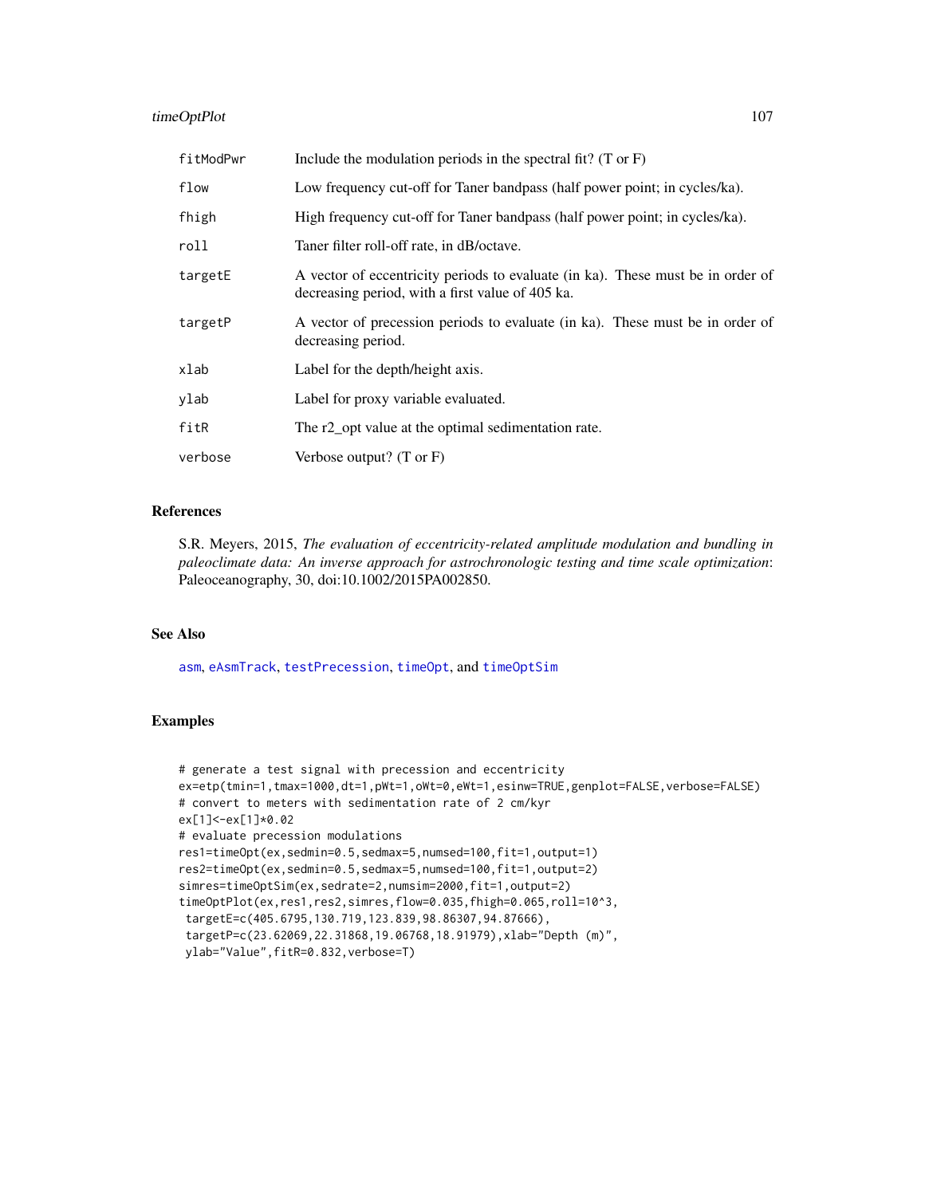| | |
|---|---|
| fitModPwr | Include the modulation periods in the spectral fit? (T or F) |
| flow | Low frequency cut-off for Taner bandpass (half power point; in cycles/ka). |
| fhigh | High frequency cut-off for Taner bandpass (half power point; in cycles/ka). |
| roll | Taner filter roll-off rate, in dB/octave. |
| targetE | A vector of eccentricity periods to evaluate (in ka). These must be in order of decreasing period, with a first value of 405 ka. |
| targetP | A vector of precession periods to evaluate (in ka). These must be in order of decreasing period. |
| xlab | Label for the depth/height axis. |
| ylab | Label for proxy variable evaluated. |
| fitR | The r2_opt value at the optimal sedimentation rate. |
| verbose | Verbose output? (T or F) |

## References

S.R. Meyers, 2015, *The evaluation of eccentricity-related amplitude modulation and bundling in paleoclimate data: An inverse approach for astrochronologic testing and time scale optimization*: Paleoceanography, 30, doi:10.1002/2015PA002850.

## See Also

asm, eAsmTrack, testPrecession, timeOpt, and timeOptSim

## Examples

```
# generate a test signal with precession and eccentricity
ex=etp(tmin=1,tmax=1000,dt=1,pWt=1,oWt=0,eWt=1,esinw=TRUE,genplot=FALSE,verbose=FALSE)
# convert to meters with sedimentation rate of 2 cm/kyr
ex[1]<-ex[1]*0.02
# evaluate precession modulations
res1=timeOpt(ex,sedmin=0.5,sedmax=5,numsed=100,fit=1,output=1)
res2=timeOpt(ex,sedmin=0.5,sedmax=5,numsed=100,fit=1,output=2)
simres=timeOptSim(ex,sedrate=2,numsim=2000,fit=1,output=2)
timeOptPlot(ex,res1,res2,simres,flow=0.035,fhigh=0.065,roll=10^3,
 targetE=c(405.6795,130.719,123.839,98.86307,94.87666),
 targetP=c(23.62069,22.31868,19.06768,18.91979),xlab="Depth (m)",
 ylab="Value",fitR=0.832,verbose=T)
```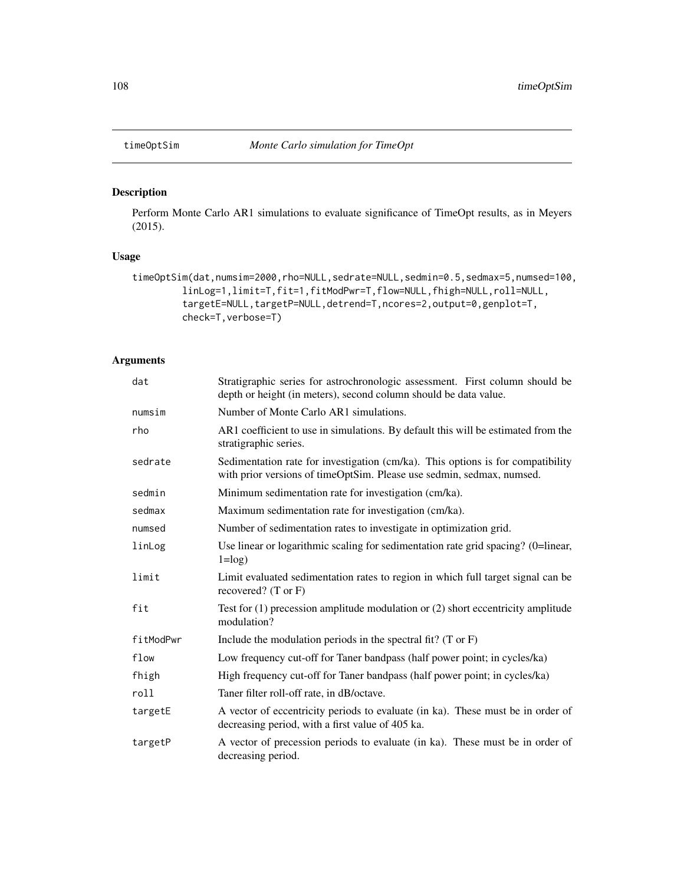# timeOptSim *Monte Carlo simulation for TimeOpt*

## Description

Perform Monte Carlo AR1 simulations to evaluate significance of TimeOpt results, as in Meyers (2015).

## Usage

```
timeOptSim(dat,numsim=2000,rho=NULL,sedrate=NULL,sedmin=0.5,sedmax=5,numsed=100,
        linLog=1,limit=T,fit=1,fitModPwr=T,flow=NULL,fhigh=NULL,roll=NULL,
        targetE=NULL,targetP=NULL,detrend=T,ncores=2,output=0,genplot=T,
        check=T,verbose=T)
```

## Arguments

| Argument | Description |
|---|---|
| `dat` | Stratigraphic series for astrochronologic assessment. First column should be depth or height (in meters), second column should be data value. |
| `numsim` | Number of Monte Carlo AR1 simulations. |
| `rho` | AR1 coefficient to use in simulations. By default this will be estimated from the stratigraphic series. |
| `sedrate` | Sedimentation rate for investigation (cm/ka). This options is for compatibility with prior versions of timeOptSim. Please use sedmin, sedmax, numsed. |
| `sedmin` | Minimum sedimentation rate for investigation (cm/ka). |
| `sedmax` | Maximum sedimentation rate for investigation (cm/ka). |
| `numsed` | Number of sedimentation rates to investigate in optimization grid. |
| `linLog` | Use linear or logarithmic scaling for sedimentation rate grid spacing? (0=linear, 1=log) |
| `limit` | Limit evaluated sedimentation rates to region in which full target signal can be recovered? (T or F) |
| `fit` | Test for (1) precession amplitude modulation or (2) short eccentricity amplitude modulation? |
| `fitModPwr` | Include the modulation periods in the spectral fit? (T or F) |
| `flow` | Low frequency cut-off for Taner bandpass (half power point; in cycles/ka) |
| `fhigh` | High frequency cut-off for Taner bandpass (half power point; in cycles/ka) |
| `roll` | Taner filter roll-off rate, in dB/octave. |
| `targetE` | A vector of eccentricity periods to evaluate (in ka). These must be in order of decreasing period, with a first value of 405 ka. |
| `targetP` | A vector of precession periods to evaluate (in ka). These must be in order of decreasing period. |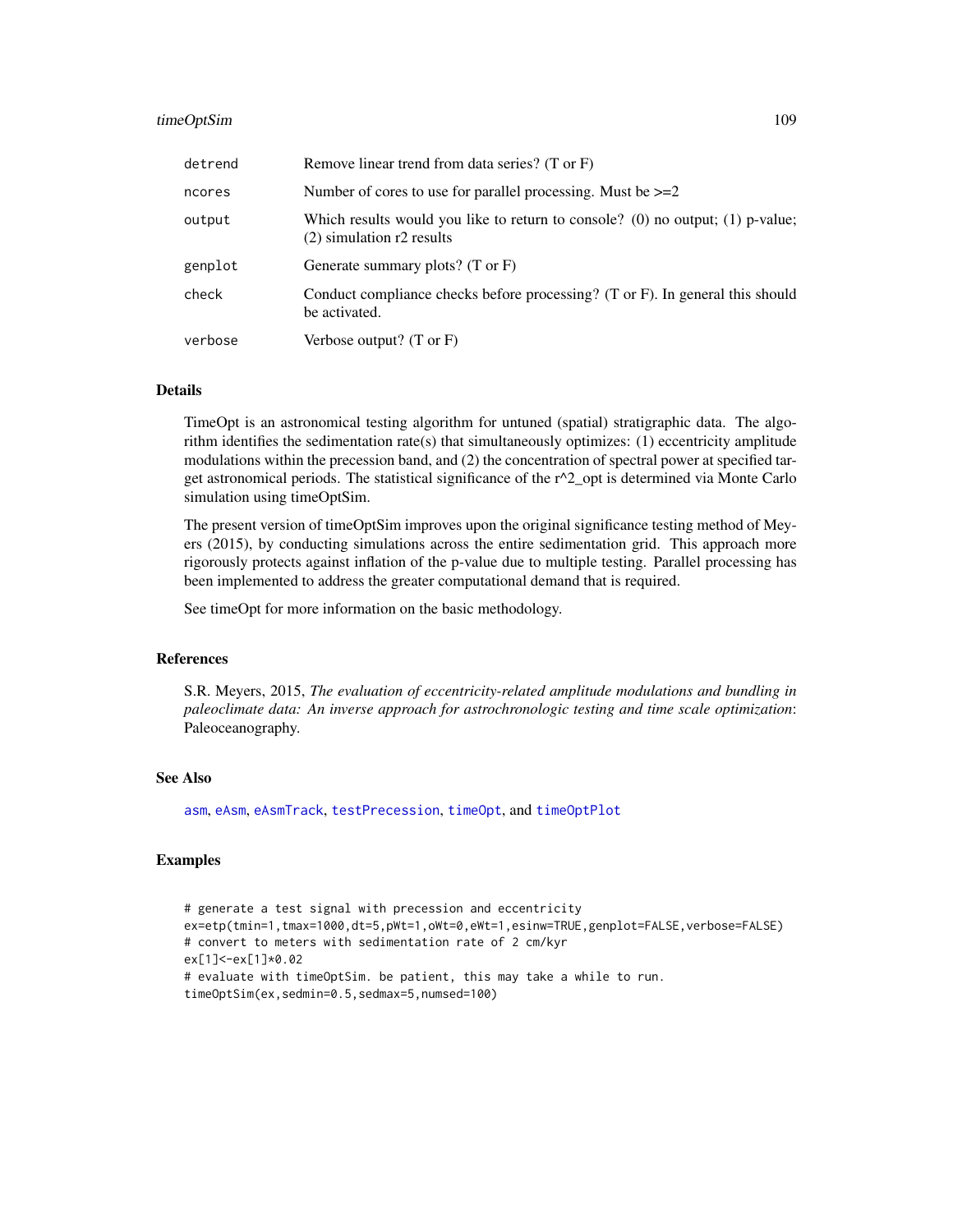| | |
|---|---|
| detrend | Remove linear trend from data series? (T or F) |
| ncores | Number of cores to use for parallel processing. Must be >=2 |
| output | Which results would you like to return to console? (0) no output; (1) p-value; (2) simulation r2 results |
| genplot | Generate summary plots? (T or F) |
| check | Conduct compliance checks before processing? (T or F). In general this should be activated. |
| verbose | Verbose output? (T or F) |

## Details

TimeOpt is an astronomical testing algorithm for untuned (spatial) stratigraphic data. The algorithm identifies the sedimentation rate(s) that simultaneously optimizes: (1) eccentricity amplitude modulations within the precession band, and (2) the concentration of spectral power at specified target astronomical periods. The statistical significance of the r^2_opt is determined via Monte Carlo simulation using timeOptSim.

The present version of timeOptSim improves upon the original significance testing method of Meyers (2015), by conducting simulations across the entire sedimentation grid. This approach more rigorously protects against inflation of the p-value due to multiple testing. Parallel processing has been implemented to address the greater computational demand that is required.

See timeOpt for more information on the basic methodology.

## References

S.R. Meyers, 2015, *The evaluation of eccentricity-related amplitude modulations and bundling in paleoclimate data: An inverse approach for astrochronologic testing and time scale optimization*: Paleoceanography.

## See Also

asm, eAsm, eAsmTrack, testPrecession, timeOpt, and timeOptPlot

## Examples

```
# generate a test signal with precession and eccentricity
ex=etp(tmin=1,tmax=1000,dt=5,pWt=1,oWt=0,eWt=1,esinw=TRUE,genplot=FALSE,verbose=FALSE)
# convert to meters with sedimentation rate of 2 cm/kyr
ex[1]<-ex[1]*0.02
# evaluate with timeOptSim. be patient, this may take a while to run.
timeOptSim(ex,sedmin=0.5,sedmax=5,numsed=100)
```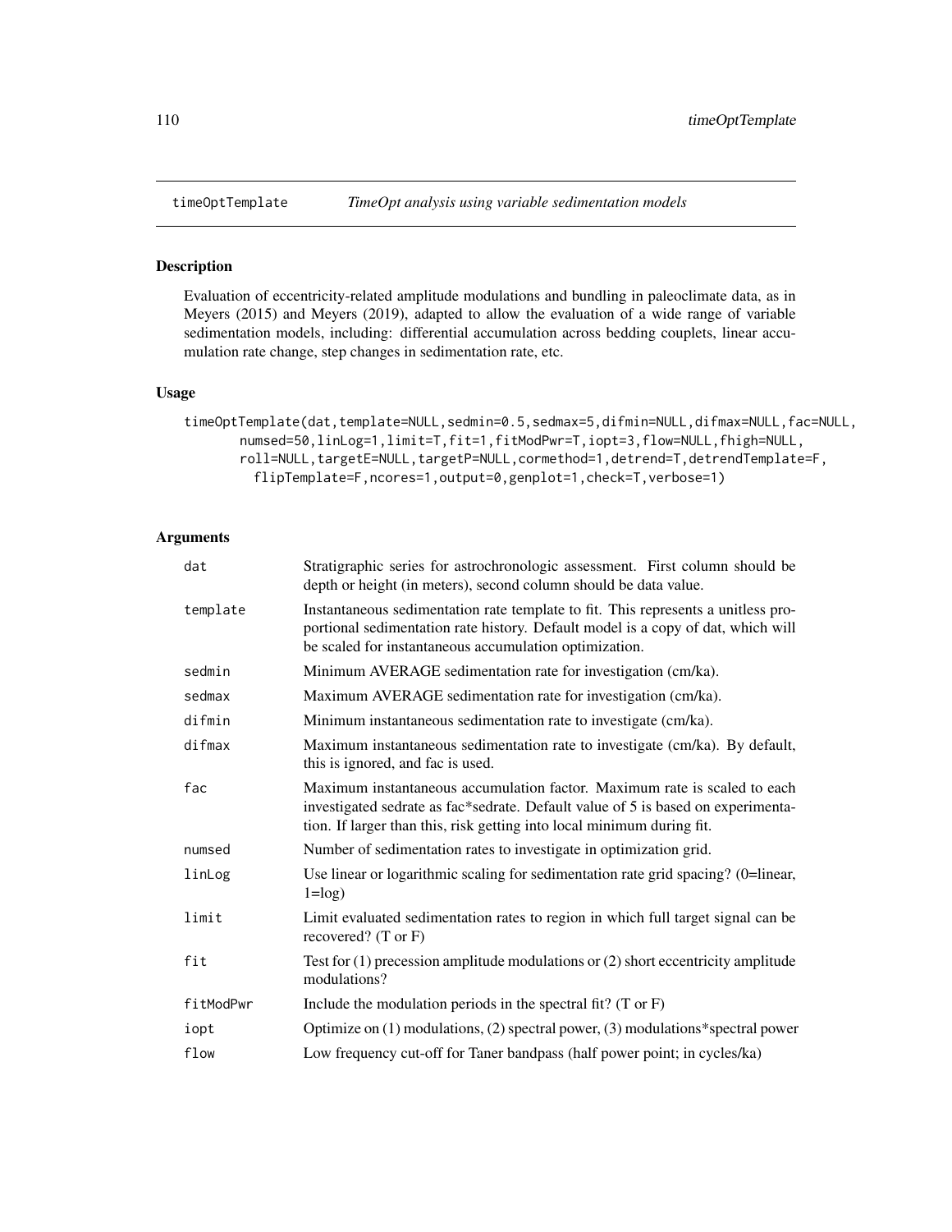# timeOptTemplate *TimeOpt analysis using variable sedimentation models*

## Description

Evaluation of eccentricity-related amplitude modulations and bundling in paleoclimate data, as in Meyers (2015) and Meyers (2019), adapted to allow the evaluation of a wide range of variable sedimentation models, including: differential accumulation across bedding couplets, linear accumulation rate change, step changes in sedimentation rate, etc.

## Usage

```
timeOptTemplate(dat,template=NULL,sedmin=0.5,sedmax=5,difmin=NULL,difmax=NULL,fac=NULL,
       numsed=50,linLog=1,limit=T,fit=1,fitModPwr=T,iopt=3,flow=NULL,fhigh=NULL,
       roll=NULL,targetE=NULL,targetP=NULL,cormethod=1,detrend=T,detrendTemplate=F,
         flipTemplate=F,ncores=1,output=0,genplot=1,check=T,verbose=1)
```

## Arguments

| | |
|---|---|
| dat | Stratigraphic series for astrochronologic assessment. First column should be depth or height (in meters), second column should be data value. |
| template | Instantaneous sedimentation rate template to fit. This represents a unitless proportional sedimentation rate history. Default model is a copy of dat, which will be scaled for instantaneous accumulation optimization. |
| sedmin | Minimum AVERAGE sedimentation rate for investigation (cm/ka). |
| sedmax | Maximum AVERAGE sedimentation rate for investigation (cm/ka). |
| difmin | Minimum instantaneous sedimentation rate to investigate (cm/ka). |
| difmax | Maximum instantaneous sedimentation rate to investigate (cm/ka). By default, this is ignored, and fac is used. |
| fac | Maximum instantaneous accumulation factor. Maximum rate is scaled to each investigated sedrate as fac*sedrate. Default value of 5 is based on experimentation. If larger than this, risk getting into local minimum during fit. |
| numsed | Number of sedimentation rates to investigate in optimization grid. |
| linLog | Use linear or logarithmic scaling for sedimentation rate grid spacing? (0=linear, 1=log) |
| limit | Limit evaluated sedimentation rates to region in which full target signal can be recovered? (T or F) |
| fit | Test for (1) precession amplitude modulations or (2) short eccentricity amplitude modulations? |
| fitModPwr | Include the modulation periods in the spectral fit? (T or F) |
| iopt | Optimize on (1) modulations, (2) spectral power, (3) modulations*spectral power |
| flow | Low frequency cut-off for Taner bandpass (half power point; in cycles/ka) |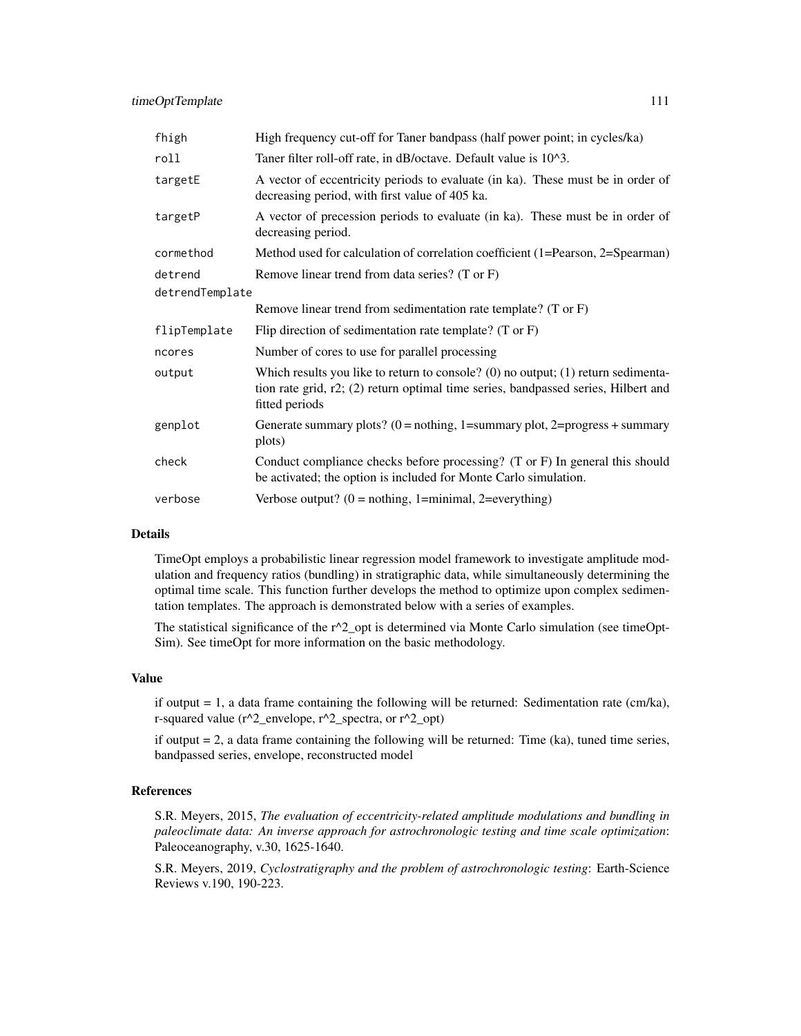| | |
|---|---|
| `fhigh` | High frequency cut-off for Taner bandpass (half power point; in cycles/ka) |
| `roll` | Taner filter roll-off rate, in dB/octave. Default value is 10^3. |
| `targetE` | A vector of eccentricity periods to evaluate (in ka). These must be in order of decreasing period, with first value of 405 ka. |
| `targetP` | A vector of precession periods to evaluate (in ka). These must be in order of decreasing period. |
| `cormethod` | Method used for calculation of correlation coefficient (1=Pearson, 2=Spearman) |
| `detrend` | Remove linear trend from data series? (T or F) |
| `detrendTemplate` | Remove linear trend from sedimentation rate template? (T or F) |
| `flipTemplate` | Flip direction of sedimentation rate template? (T or F) |
| `ncores` | Number of cores to use for parallel processing |
| `output` | Which results you like to return to console? (0) no output; (1) return sedimentation rate grid, r2; (2) return optimal time series, bandpassed series, Hilbert and fitted periods |
| `genplot` | Generate summary plots? (0 = nothing, 1=summary plot, 2=progress + summary plots) |
| `check` | Conduct compliance checks before processing? (T or F) In general this should be activated; the option is included for Monte Carlo simulation. |
| `verbose` | Verbose output? (0 = nothing, 1=minimal, 2=everything) |

## Details

TimeOpt employs a probabilistic linear regression model framework to investigate amplitude modulation and frequency ratios (bundling) in stratigraphic data, while simultaneously determining the optimal time scale. This function further develops the method to optimize upon complex sedimentation templates. The approach is demonstrated below with a series of examples.

The statistical significance of the r^2_opt is determined via Monte Carlo simulation (see timeOptSim). See timeOpt for more information on the basic methodology.

## Value

if output = 1, a data frame containing the following will be returned: Sedimentation rate (cm/ka), r-squared value (r^2_envelope, r^2_spectra, or r^2_opt)

if output = 2, a data frame containing the following will be returned: Time (ka), tuned time series, bandpassed series, envelope, reconstructed model

## References

S.R. Meyers, 2015, *The evaluation of eccentricity-related amplitude modulations and bundling in paleoclimate data: An inverse approach for astrochronologic testing and time scale optimization*: Paleoceanography, v.30, 1625-1640.

S.R. Meyers, 2019, *Cyclostratigraphy and the problem of astrochronologic testing*: Earth-Science Reviews v.190, 190-223.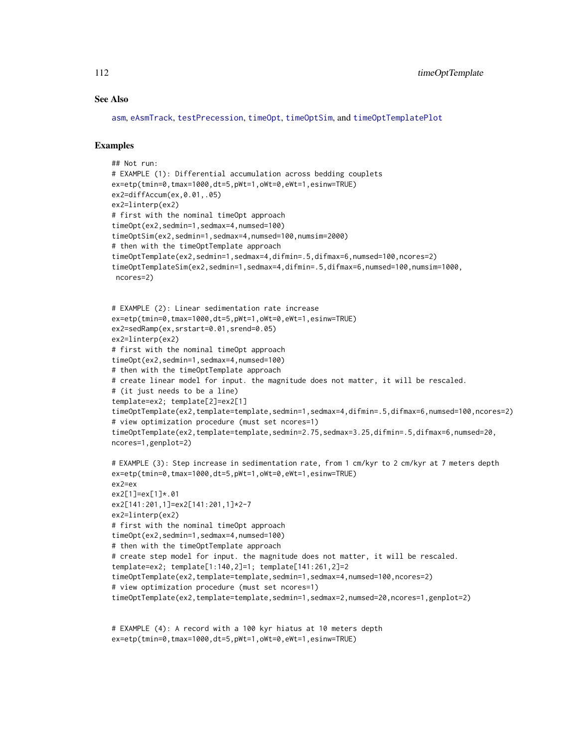## See Also

asm, eAsmTrack, testPrecession, timeOpt, timeOptSim, and timeOptTemplatePlot

## Examples

```
## Not run:
# EXAMPLE (1): Differential accumulation across bedding couplets
ex=etp(tmin=0,tmax=1000,dt=5,pWt=1,oWt=0,eWt=1,esinw=TRUE)
ex2=diffAccum(ex,0.01,.05)
ex2=linterp(ex2)
# first with the nominal timeOpt approach
timeOpt(ex2,sedmin=1,sedmax=4,numsed=100)
timeOptSim(ex2,sedmin=1,sedmax=4,numsed=100,numsim=2000)
# then with the timeOptTemplate approach
timeOptTemplate(ex2,sedmin=1,sedmax=4,difmin=.5,difmax=6,numsed=100,ncores=2)
timeOptTemplateSim(ex2,sedmin=1,sedmax=4,difmin=.5,difmax=6,numsed=100,numsim=1000,
 ncores=2)


# EXAMPLE (2): Linear sedimentation rate increase
ex=etp(tmin=0,tmax=1000,dt=5,pWt=1,oWt=0,eWt=1,esinw=TRUE)
ex2=sedRamp(ex,srstart=0.01,srend=0.05)
ex2=linterp(ex2)
# first with the nominal timeOpt approach
timeOpt(ex2,sedmin=1,sedmax=4,numsed=100)
# then with the timeOptTemplate approach
# create linear model for input. the magnitude does not matter, it will be rescaled.
# (it just needs to be a line)
template=ex2; template[2]=ex2[1]
timeOptTemplate(ex2,template=template,sedmin=1,sedmax=4,difmin=.5,difmax=6,numsed=100,ncores=2)
# view optimization procedure (must set ncores=1)
timeOptTemplate(ex2,template=template,sedmin=2.75,sedmax=3.25,difmin=.5,difmax=6,numsed=20,
ncores=1,genplot=2)

# EXAMPLE (3): Step increase in sedimentation rate, from 1 cm/kyr to 2 cm/kyr at 7 meters depth
ex=etp(tmin=0,tmax=1000,dt=5,pWt=1,oWt=0,eWt=1,esinw=TRUE)
ex2=ex
ex2[1]=ex[1]*.01
ex2[141:201,1]=ex2[141:201,1]*2-7
ex2=linterp(ex2)
# first with the nominal timeOpt approach
timeOpt(ex2,sedmin=1,sedmax=4,numsed=100)
# then with the timeOptTemplate approach
# create step model for input. the magnitude does not matter, it will be rescaled.
template=ex2; template[1:140,2]=1; template[141:261,2]=2
timeOptTemplate(ex2,template=template,sedmin=1,sedmax=4,numsed=100,ncores=2)
# view optimization procedure (must set ncores=1)
timeOptTemplate(ex2,template=template,sedmin=1,sedmax=2,numsed=20,ncores=1,genplot=2)


# EXAMPLE (4): A record with a 100 kyr hiatus at 10 meters depth
ex=etp(tmin=0,tmax=1000,dt=5,pWt=1,oWt=0,eWt=1,esinw=TRUE)
```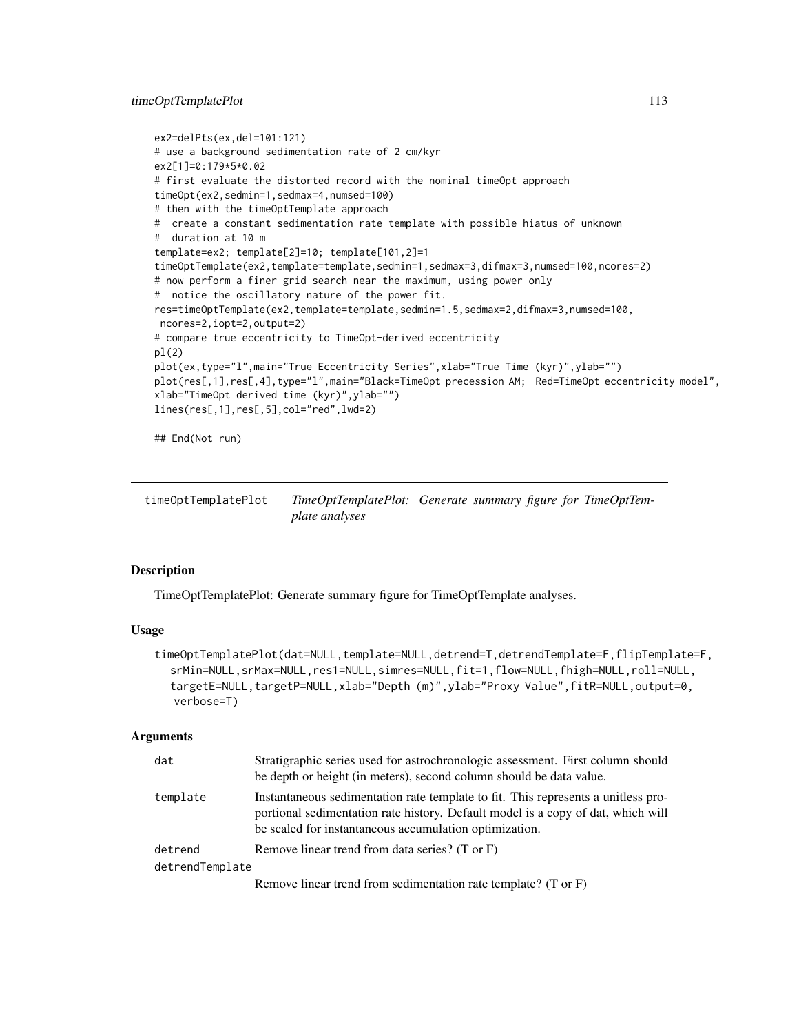```
ex2=delPts(ex,del=101:121)
# use a background sedimentation rate of 2 cm/kyr
ex2[1]=0:179*5*0.02
# first evaluate the distorted record with the nominal timeOpt approach
timeOpt(ex2,sedmin=1,sedmax=4,numsed=100)
# then with the timeOptTemplate approach
#  create a constant sedimentation rate template with possible hiatus of unknown
#  duration at 10 m
template=ex2; template[2]=10; template[101,2]=1
timeOptTemplate(ex2,template=template,sedmin=1,sedmax=3,difmax=3,numsed=100,ncores=2)
# now perform a finer grid search near the maximum, using power only
#  notice the oscillatory nature of the power fit.
res=timeOptTemplate(ex2,template=template,sedmin=1.5,sedmax=2,difmax=3,numsed=100,
 ncores=2,iopt=2,output=2)
# compare true eccentricity to TimeOpt-derived eccentricity
pl(2)
plot(ex,type="l",main="True Eccentricity Series",xlab="True Time (kyr)",ylab="")
plot(res[,1],res[,4],type="l",main="Black=TimeOpt precession AM;  Red=TimeOpt eccentricity model",
xlab="TimeOpt derived time (kyr)",ylab="")
lines(res[,1],res[,5],col="red",lwd=2)

## End(Not run)
```

---

## timeOptTemplatePlot — *TimeOptTemplatePlot: Generate summary figure for TimeOptTemplate analyses*

### Description

TimeOptTemplatePlot: Generate summary figure for TimeOptTemplate analyses.

### Usage

```
timeOptTemplatePlot(dat=NULL,template=NULL,detrend=T,detrendTemplate=F,flipTemplate=F,
   srMin=NULL,srMax=NULL,res1=NULL,simres=NULL,fit=1,flow=NULL,fhigh=NULL,roll=NULL,
   targetE=NULL,targetP=NULL,xlab="Depth (m)",ylab="Proxy Value",fitR=NULL,output=0,
   verbose=T)
```

### Arguments

| | |
|---|---|
| dat | Stratigraphic series used for astrochronologic assessment. First column should be depth or height (in meters), second column should be data value. |
| template | Instantaneous sedimentation rate template to fit. This represents a unitless proportional sedimentation rate history. Default model is a copy of dat, which will be scaled for instantaneous accumulation optimization. |
| detrend | Remove linear trend from data series? (T or F) |
| detrendTemplate | Remove linear trend from sedimentation rate template? (T or F) |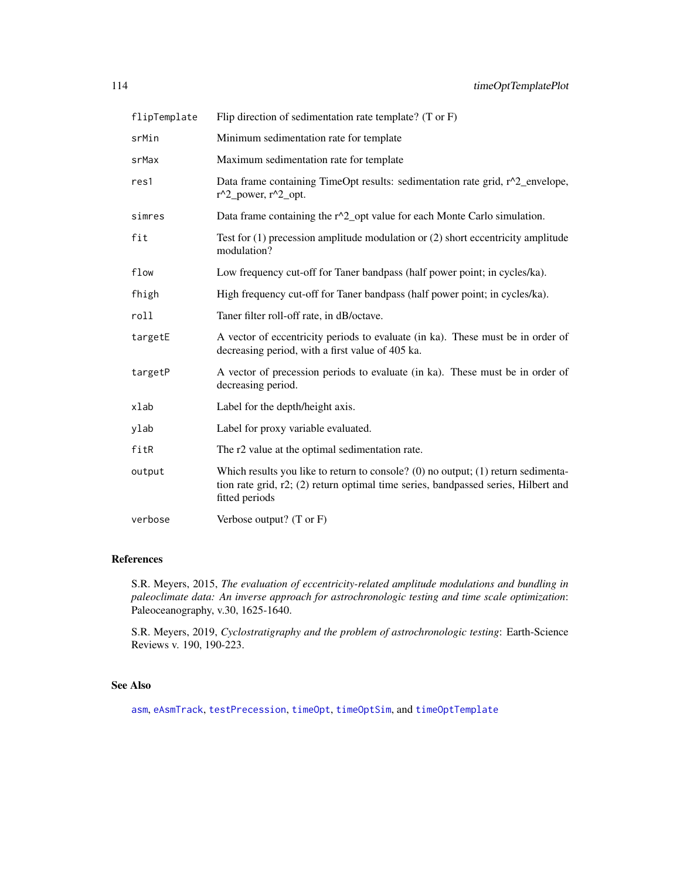| | |
|---|---|
| flipTemplate | Flip direction of sedimentation rate template? (T or F) |
| srMin | Minimum sedimentation rate for template |
| srMax | Maximum sedimentation rate for template |
| res1 | Data frame containing TimeOpt results: sedimentation rate grid, r^2_envelope, r^2_power, r^2_opt. |
| simres | Data frame containing the r^2_opt value for each Monte Carlo simulation. |
| fit | Test for (1) precession amplitude modulation or (2) short eccentricity amplitude modulation? |
| flow | Low frequency cut-off for Taner bandpass (half power point; in cycles/ka). |
| fhigh | High frequency cut-off for Taner bandpass (half power point; in cycles/ka). |
| roll | Taner filter roll-off rate, in dB/octave. |
| targetE | A vector of eccentricity periods to evaluate (in ka). These must be in order of decreasing period, with a first value of 405 ka. |
| targetP | A vector of precession periods to evaluate (in ka). These must be in order of decreasing period. |
| xlab | Label for the depth/height axis. |
| ylab | Label for proxy variable evaluated. |
| fitR | The r2 value at the optimal sedimentation rate. |
| output | Which results you like to return to console? (0) no output; (1) return sedimentation rate grid, r2; (2) return optimal time series, bandpassed series, Hilbert and fitted periods |
| verbose | Verbose output? (T or F) |

## References

S.R. Meyers, 2015, *The evaluation of eccentricity-related amplitude modulations and bundling in paleoclimate data: An inverse approach for astrochronologic testing and time scale optimization*: Paleoceanography, v.30, 1625-1640.

S.R. Meyers, 2019, *Cyclostratigraphy and the problem of astrochronologic testing*: Earth-Science Reviews v. 190, 190-223.

## See Also

asm, eAsmTrack, testPrecession, timeOpt, timeOptSim, and timeOptTemplate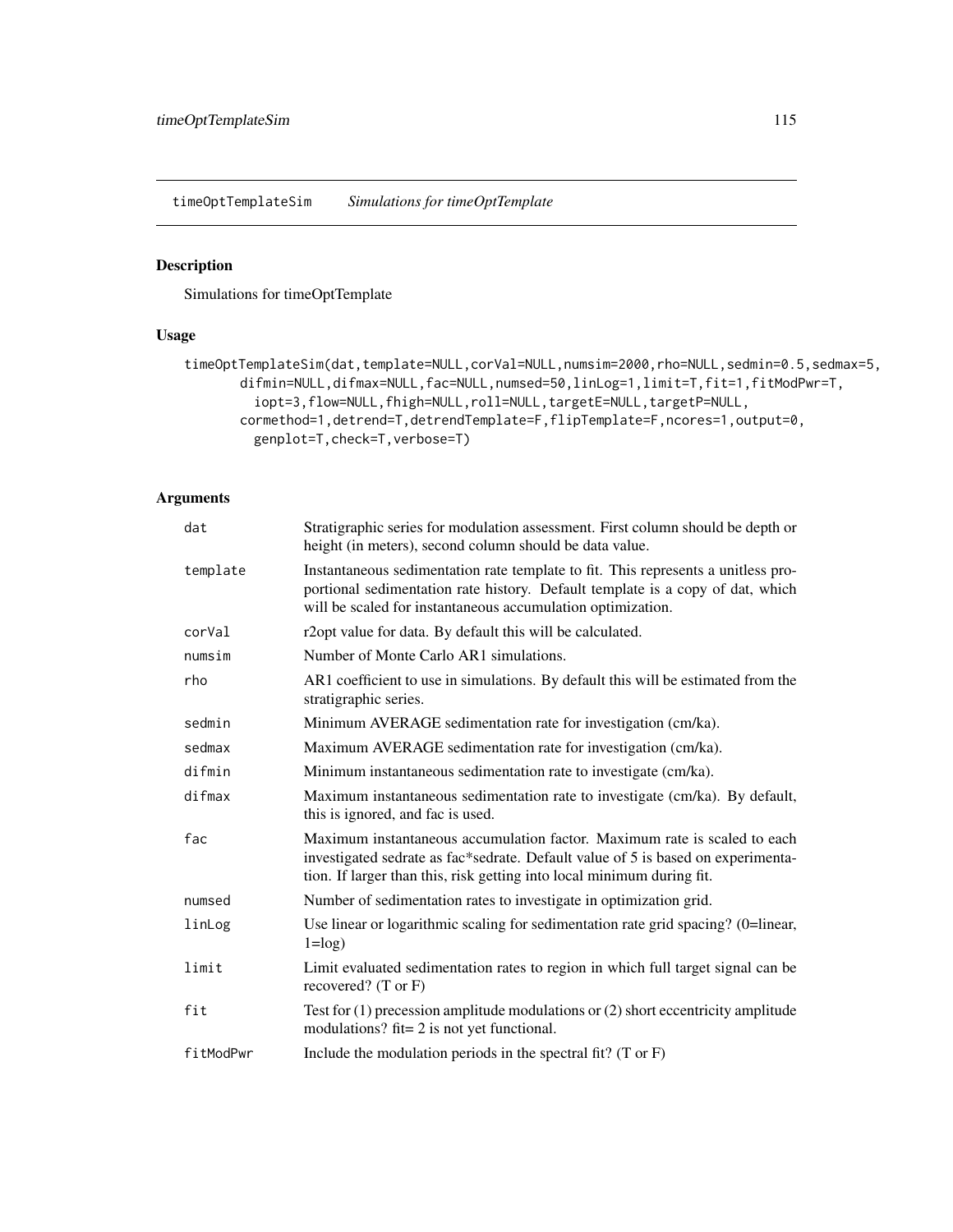## timeOptTemplateSim *Simulations for timeOptTemplate*

### Description

Simulations for timeOptTemplate

### Usage

```
timeOptTemplateSim(dat,template=NULL,corVal=NULL,numsim=2000,rho=NULL,sedmin=0.5,sedmax=5,
       difmin=NULL,difmax=NULL,fac=NULL,numsed=50,linLog=1,limit=T,fit=1,fitModPwr=T,
         iopt=3,flow=NULL,fhigh=NULL,roll=NULL,targetE=NULL,targetP=NULL,
       cormethod=1,detrend=T,detrendTemplate=F,flipTemplate=F,ncores=1,output=0,
         genplot=T,check=T,verbose=T)
```

### Arguments

| | |
|---|---|
| dat | Stratigraphic series for modulation assessment. First column should be depth or height (in meters), second column should be data value. |
| template | Instantaneous sedimentation rate template to fit. This represents a unitless proportional sedimentation rate history. Default template is a copy of dat, which will be scaled for instantaneous accumulation optimization. |
| corVal | r2opt value for data. By default this will be calculated. |
| numsim | Number of Monte Carlo AR1 simulations. |
| rho | AR1 coefficient to use in simulations. By default this will be estimated from the stratigraphic series. |
| sedmin | Minimum AVERAGE sedimentation rate for investigation (cm/ka). |
| sedmax | Maximum AVERAGE sedimentation rate for investigation (cm/ka). |
| difmin | Minimum instantaneous sedimentation rate to investigate (cm/ka). |
| difmax | Maximum instantaneous sedimentation rate to investigate (cm/ka). By default, this is ignored, and fac is used. |
| fac | Maximum instantaneous accumulation factor. Maximum rate is scaled to each investigated sedrate as fac*sedrate. Default value of 5 is based on experimentation. If larger than this, risk getting into local minimum during fit. |
| numsed | Number of sedimentation rates to investigate in optimization grid. |
| linLog | Use linear or logarithmic scaling for sedimentation rate grid spacing? (0=linear, 1=log) |
| limit | Limit evaluated sedimentation rates to region in which full target signal can be recovered? (T or F) |
| fit | Test for (1) precession amplitude modulations or (2) short eccentricity amplitude modulations? fit= 2 is not yet functional. |
| fitModPwr | Include the modulation periods in the spectral fit? (T or F) |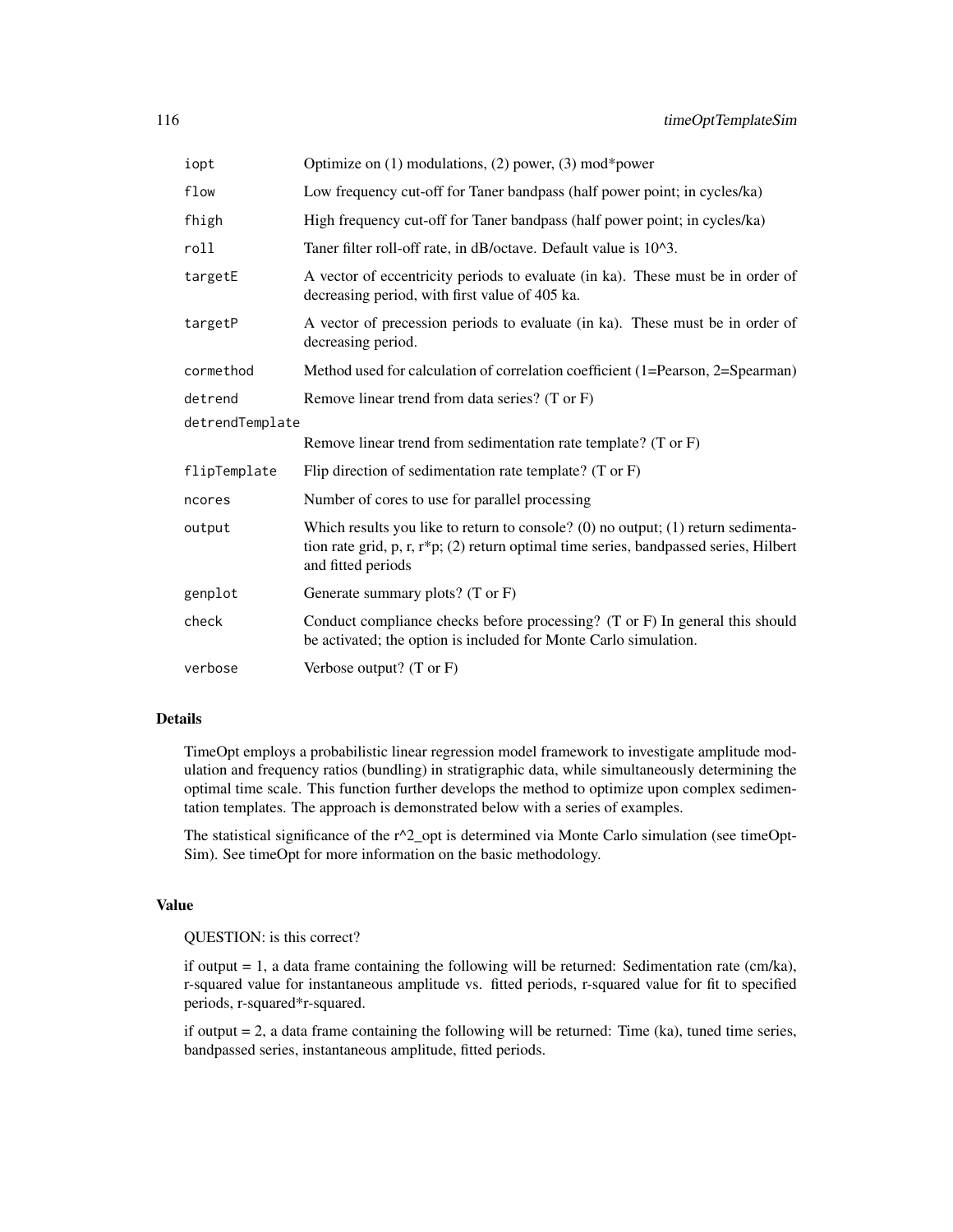| | |
|---|---|
| iopt | Optimize on (1) modulations, (2) power, (3) mod*power |
| flow | Low frequency cut-off for Taner bandpass (half power point; in cycles/ka) |
| fhigh | High frequency cut-off for Taner bandpass (half power point; in cycles/ka) |
| roll | Taner filter roll-off rate, in dB/octave. Default value is 10^3. |
| targetE | A vector of eccentricity periods to evaluate (in ka). These must be in order of decreasing period, with first value of 405 ka. |
| targetP | A vector of precession periods to evaluate (in ka). These must be in order of decreasing period. |
| cormethod | Method used for calculation of correlation coefficient (1=Pearson, 2=Spearman) |
| detrend | Remove linear trend from data series? (T or F) |
| detrendTemplate | Remove linear trend from sedimentation rate template? (T or F) |
| flipTemplate | Flip direction of sedimentation rate template? (T or F) |
| ncores | Number of cores to use for parallel processing |
| output | Which results you like to return to console? (0) no output; (1) return sedimentation rate grid, p, r, r*p; (2) return optimal time series, bandpassed series, Hilbert and fitted periods |
| genplot | Generate summary plots? (T or F) |
| check | Conduct compliance checks before processing? (T or F) In general this should be activated; the option is included for Monte Carlo simulation. |
| verbose | Verbose output? (T or F) |

## Details

TimeOpt employs a probabilistic linear regression model framework to investigate amplitude modulation and frequency ratios (bundling) in stratigraphic data, while simultaneously determining the optimal time scale. This function further develops the method to optimize upon complex sedimentation templates. The approach is demonstrated below with a series of examples.

The statistical significance of the r^2_opt is determined via Monte Carlo simulation (see timeOptSim). See timeOpt for more information on the basic methodology.

## Value

QUESTION: is this correct?

if output = 1, a data frame containing the following will be returned: Sedimentation rate (cm/ka), r-squared value for instantaneous amplitude vs. fitted periods, r-squared value for fit to specified periods, r-squared*r-squared.

if output = 2, a data frame containing the following will be returned: Time (ka), tuned time series, bandpassed series, instantaneous amplitude, fitted periods.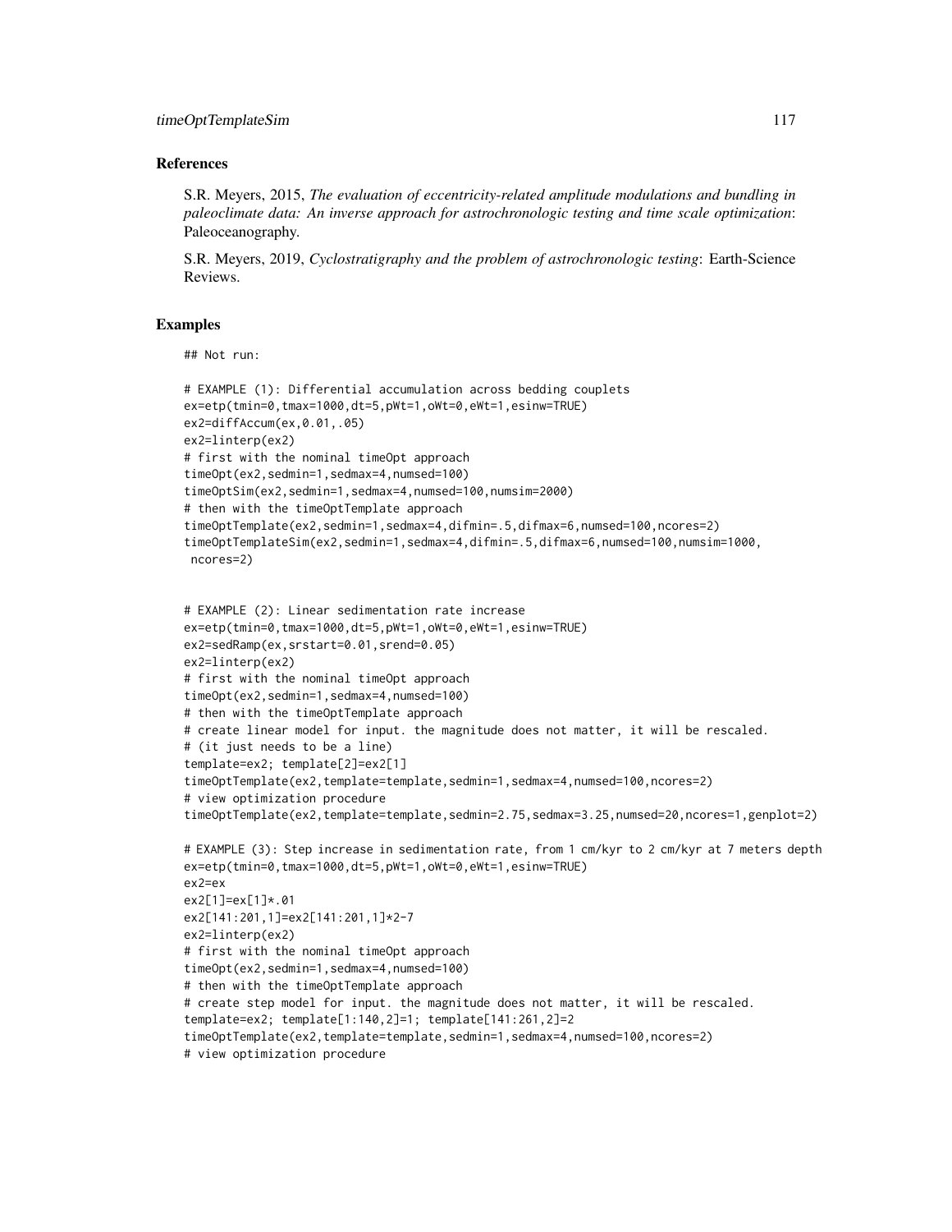## References

S.R. Meyers, 2015, *The evaluation of eccentricity-related amplitude modulations and bundling in paleoclimate data: An inverse approach for astrochronologic testing and time scale optimization*: Paleoceanography.

S.R. Meyers, 2019, *Cyclostratigraphy and the problem of astrochronologic testing*: Earth-Science Reviews.

## Examples

```
## Not run:

# EXAMPLE (1): Differential accumulation across bedding couplets
ex=etp(tmin=0,tmax=1000,dt=5,pWt=1,oWt=0,eWt=1,esinw=TRUE)
ex2=diffAccum(ex,0.01,.05)
ex2=linterp(ex2)
# first with the nominal timeOpt approach
timeOpt(ex2,sedmin=1,sedmax=4,numsed=100)
timeOptSim(ex2,sedmin=1,sedmax=4,numsed=100,numsim=2000)
# then with the timeOptTemplate approach
timeOptTemplate(ex2,sedmin=1,sedmax=4,difmin=.5,difmax=6,numsed=100,ncores=2)
timeOptTemplateSim(ex2,sedmin=1,sedmax=4,difmin=.5,difmax=6,numsed=100,numsim=1000,
 ncores=2)


# EXAMPLE (2): Linear sedimentation rate increase
ex=etp(tmin=0,tmax=1000,dt=5,pWt=1,oWt=0,eWt=1,esinw=TRUE)
ex2=sedRamp(ex,srstart=0.01,srend=0.05)
ex2=linterp(ex2)
# first with the nominal timeOpt approach
timeOpt(ex2,sedmin=1,sedmax=4,numsed=100)
# then with the timeOptTemplate approach
# create linear model for input. the magnitude does not matter, it will be rescaled.
# (it just needs to be a line)
template=ex2; template[2]=ex2[1]
timeOptTemplate(ex2,template=template,sedmin=1,sedmax=4,numsed=100,ncores=2)
# view optimization procedure
timeOptTemplate(ex2,template=template,sedmin=2.75,sedmax=3.25,numsed=20,ncores=1,genplot=2)

# EXAMPLE (3): Step increase in sedimentation rate, from 1 cm/kyr to 2 cm/kyr at 7 meters depth
ex=etp(tmin=0,tmax=1000,dt=5,pWt=1,oWt=0,eWt=1,esinw=TRUE)
ex2=ex
ex2[1]=ex[1]*.01
ex2[141:201,1]=ex2[141:201,1]*2-7
ex2=linterp(ex2)
# first with the nominal timeOpt approach
timeOpt(ex2,sedmin=1,sedmax=4,numsed=100)
# then with the timeOptTemplate approach
# create step model for input. the magnitude does not matter, it will be rescaled.
template=ex2; template[1:140,2]=1; template[141:261,2]=2
timeOptTemplate(ex2,template=template,sedmin=1,sedmax=4,numsed=100,ncores=2)
# view optimization procedure
```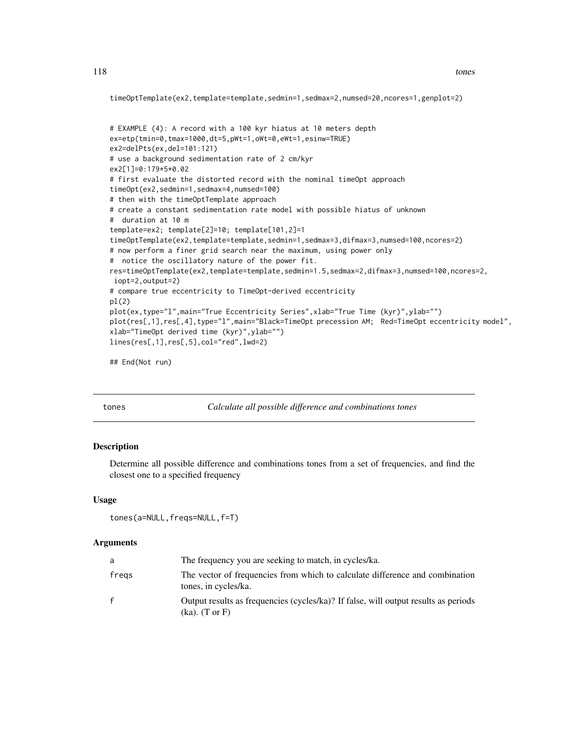```
timeOptTemplate(ex2,template=template,sedmin=1,sedmax=2,numsed=20,ncores=1,genplot=2)


# EXAMPLE (4): A record with a 100 kyr hiatus at 10 meters depth
ex=etp(tmin=0,tmax=1000,dt=5,pWt=1,oWt=0,eWt=1,esinw=TRUE)
ex2=delPts(ex,del=101:121)
# use a background sedimentation rate of 2 cm/kyr
ex2[1]=0:179*5*0.02
# first evaluate the distorted record with the nominal timeOpt approach
timeOpt(ex2,sedmin=1,sedmax=4,numsed=100)
# then with the timeOptTemplate approach
# create a constant sedimentation rate model with possible hiatus of unknown
#  duration at 10 m
template=ex2; template[2]=10; template[101,2]=1
timeOptTemplate(ex2,template=template,sedmin=1,sedmax=3,difmax=3,numsed=100,ncores=2)
# now perform a finer grid search near the maximum, using power only
#  notice the oscillatory nature of the power fit.
res=timeOptTemplate(ex2,template=template,sedmin=1.5,sedmax=2,difmax=3,numsed=100,ncores=2,
 iopt=2,output=2)
# compare true eccentricity to TimeOpt-derived eccentricity
pl(2)
plot(ex,type="l",main="True Eccentricity Series",xlab="True Time (kyr)",ylab="")
plot(res[,1],res[,4],type="l",main="Black=TimeOpt precession AM;  Red=TimeOpt eccentricity model",
xlab="TimeOpt derived time (kyr)",ylab="")
lines(res[,1],res[,5],col="red",lwd=2)

## End(Not run)
```

---

## tones — *Calculate all possible difference and combinations tones*

### Description

Determine all possible difference and combinations tones from a set of frequencies, and find the closest one to a specified frequency

### Usage

```
tones(a=NULL,freqs=NULL,f=T)
```

### Arguments

| | |
|---|---|
| a | The frequency you are seeking to match, in cycles/ka. |
| freqs | The vector of frequencies from which to calculate difference and combination tones, in cycles/ka. |
| f | Output results as frequencies (cycles/ka)? If false, will output results as periods (ka). (T or F) |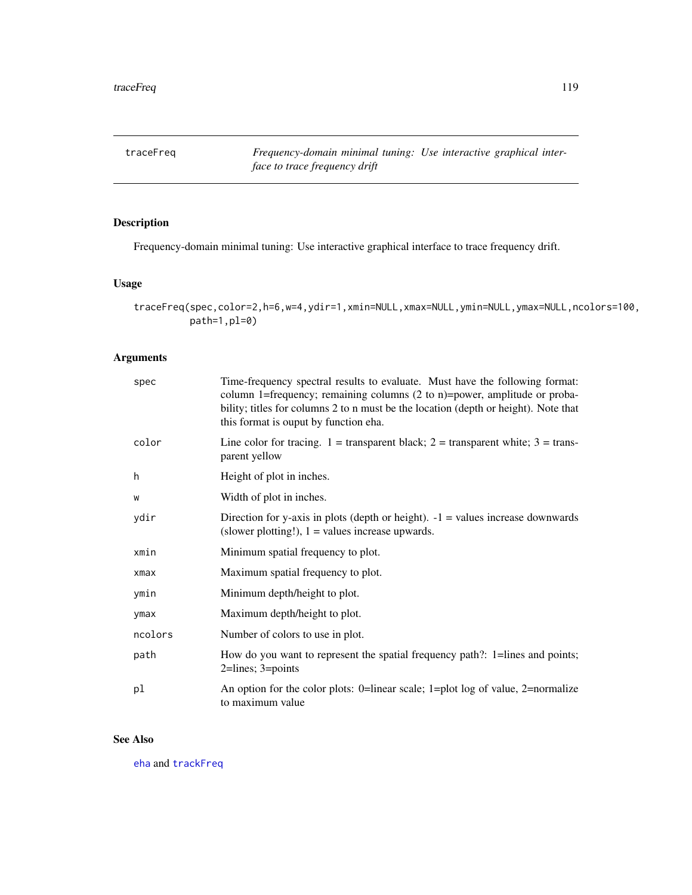# traceFreq — *Frequency-domain minimal tuning: Use interactive graphical interface to trace frequency drift*

## Description

Frequency-domain minimal tuning: Use interactive graphical interface to trace frequency drift.

## Usage

```
traceFreq(spec,color=2,h=6,w=4,ydir=1,xmin=NULL,xmax=NULL,ymin=NULL,ymax=NULL,ncolors=100,
        path=1,pl=0)
```

## Arguments

| Argument | Description |
|---|---|
| spec | Time-frequency spectral results to evaluate. Must have the following format: column 1=frequency; remaining columns (2 to n)=power, amplitude or probability; titles for columns 2 to n must be the location (depth or height). Note that this format is ouput by function eha. |
| color | Line color for tracing. 1 = transparent black; 2 = transparent white; 3 = transparent yellow |
| h | Height of plot in inches. |
| w | Width of plot in inches. |
| ydir | Direction for y-axis in plots (depth or height). -1 = values increase downwards (slower plotting!), 1 = values increase upwards. |
| xmin | Minimum spatial frequency to plot. |
| xmax | Maximum spatial frequency to plot. |
| ymin | Minimum depth/height to plot. |
| ymax | Maximum depth/height to plot. |
| ncolors | Number of colors to use in plot. |
| path | How do you want to represent the spatial frequency path?: 1=lines and points; 2=lines; 3=points |
| pl | An option for the color plots: 0=linear scale; 1=plot log of value, 2=normalize to maximum value |

## See Also

eha and trackFreq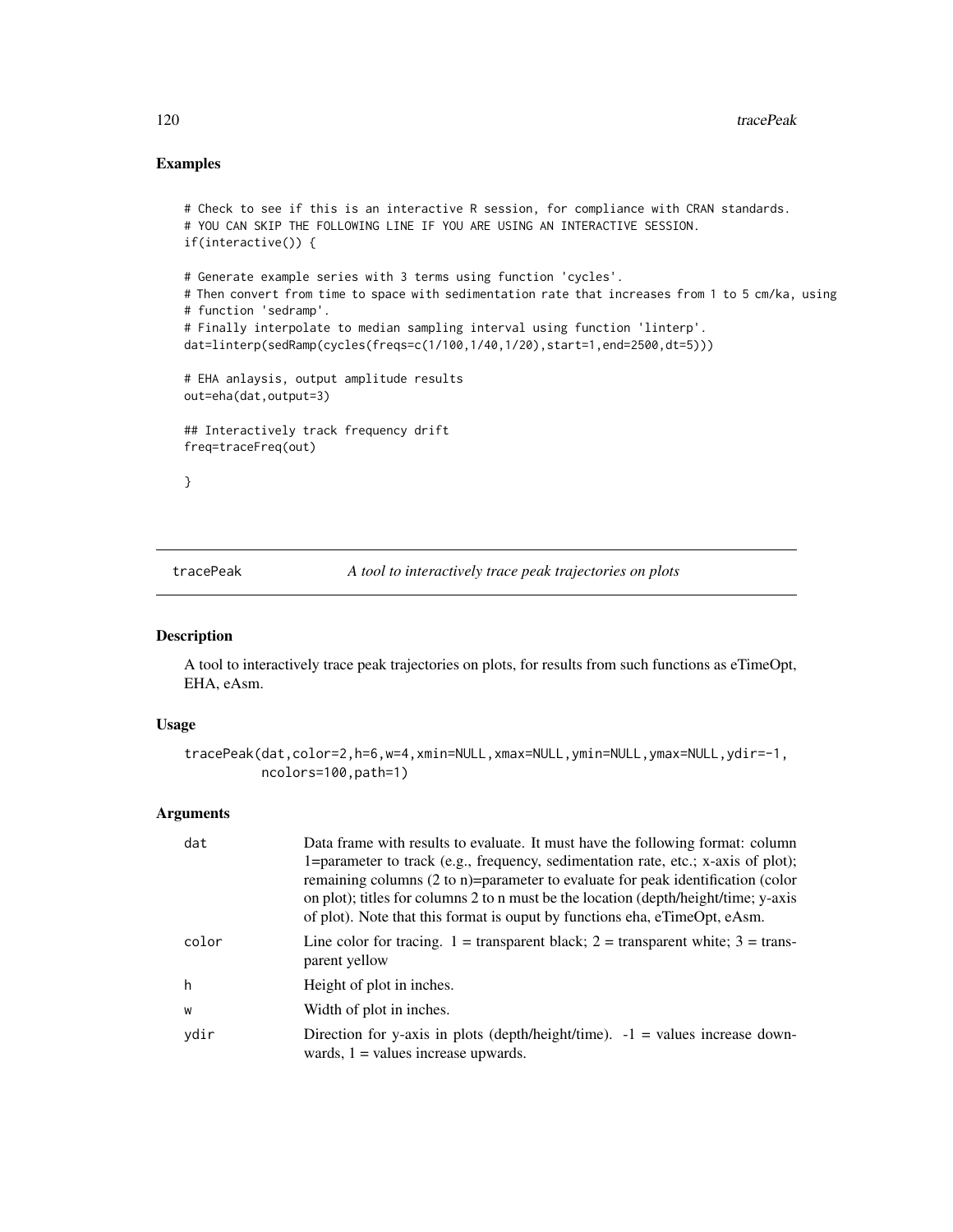## Examples

```
# Check to see if this is an interactive R session, for compliance with CRAN standards.
# YOU CAN SKIP THE FOLLOWING LINE IF YOU ARE USING AN INTERACTIVE SESSION.
if(interactive()) {

# Generate example series with 3 terms using function 'cycles'.
# Then convert from time to space with sedimentation rate that increases from 1 to 5 cm/ka, using
# function 'sedramp'.
# Finally interpolate to median sampling interval using function 'linterp'.
dat=linterp(sedRamp(cycles(freqs=c(1/100,1/40,1/20),start=1,end=2500,dt=5)))

# EHA anlaysis, output amplitude results
out=eha(dat,output=3)

## Interactively track frequency drift
freq=traceFreq(out)

}
```

---

tracePeak — *A tool to interactively trace peak trajectories on plots*

---

## Description

A tool to interactively trace peak trajectories on plots, for results from such functions as eTimeOpt, EHA, eAsm.

## Usage

```
tracePeak(dat,color=2,h=6,w=4,xmin=NULL,xmax=NULL,ymin=NULL,ymax=NULL,ydir=-1,
          ncolors=100,path=1)
```

## Arguments

| | |
|---|---|
| dat | Data frame with results to evaluate. It must have the following format: column 1=parameter to track (e.g., frequency, sedimentation rate, etc.; x-axis of plot); remaining columns (2 to n)=parameter to evaluate for peak identification (color on plot); titles for columns 2 to n must be the location (depth/height/time; y-axis of plot). Note that this format is ouput by functions eha, eTimeOpt, eAsm. |
| color | Line color for tracing. 1 = transparent black; 2 = transparent white; 3 = transparent yellow |
| h | Height of plot in inches. |
| w | Width of plot in inches. |
| ydir | Direction for y-axis in plots (depth/height/time). -1 = values increase downwards, 1 = values increase upwards. |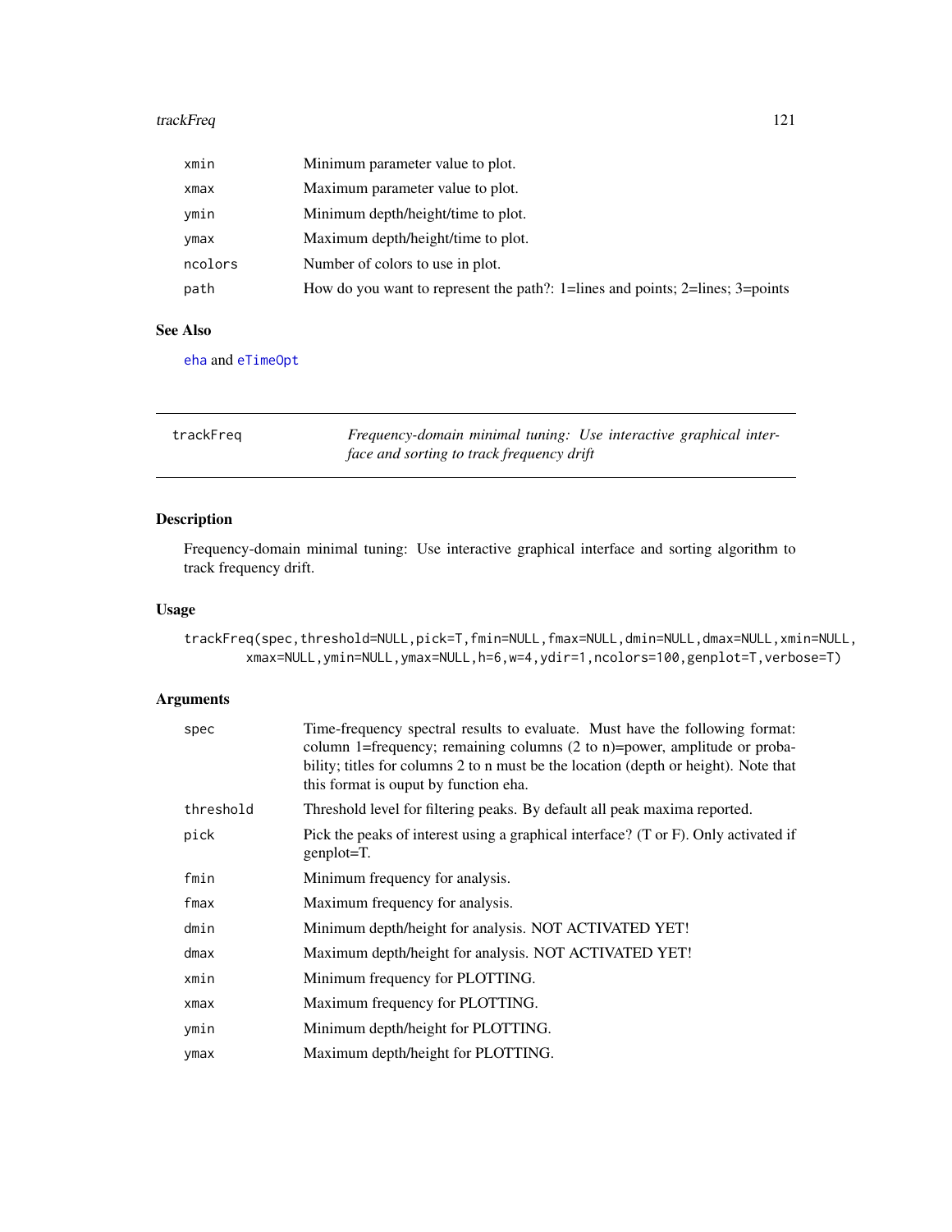| | |
|---|---|
| xmin | Minimum parameter value to plot. |
| xmax | Maximum parameter value to plot. |
| ymin | Minimum depth/height/time to plot. |
| ymax | Maximum depth/height/time to plot. |
| ncolors | Number of colors to use in plot. |
| path | How do you want to represent the path?: 1=lines and points; 2=lines; 3=points |

## See Also

eha and eTimeOpt

---

# trackFreq — *Frequency-domain minimal tuning: Use interactive graphical interface and sorting to track frequency drift*

---

## Description

Frequency-domain minimal tuning: Use interactive graphical interface and sorting algorithm to track frequency drift.

## Usage

```
trackFreq(spec,threshold=NULL,pick=T,fmin=NULL,fmax=NULL,dmin=NULL,dmax=NULL,xmin=NULL,
        xmax=NULL,ymin=NULL,ymax=NULL,h=6,w=4,ydir=1,ncolors=100,genplot=T,verbose=T)
```

## Arguments

| | |
|---|---|
| spec | Time-frequency spectral results to evaluate. Must have the following format: column 1=frequency; remaining columns (2 to n)=power, amplitude or probability; titles for columns 2 to n must be the location (depth or height). Note that this format is ouput by function eha. |
| threshold | Threshold level for filtering peaks. By default all peak maxima reported. |
| pick | Pick the peaks of interest using a graphical interface? (T or F). Only activated if genplot=T. |
| fmin | Minimum frequency for analysis. |
| fmax | Maximum frequency for analysis. |
| dmin | Minimum depth/height for analysis. NOT ACTIVATED YET! |
| dmax | Maximum depth/height for analysis. NOT ACTIVATED YET! |
| xmin | Minimum frequency for PLOTTING. |
| xmax | Maximum frequency for PLOTTING. |
| ymin | Minimum depth/height for PLOTTING. |
| ymax | Maximum depth/height for PLOTTING. |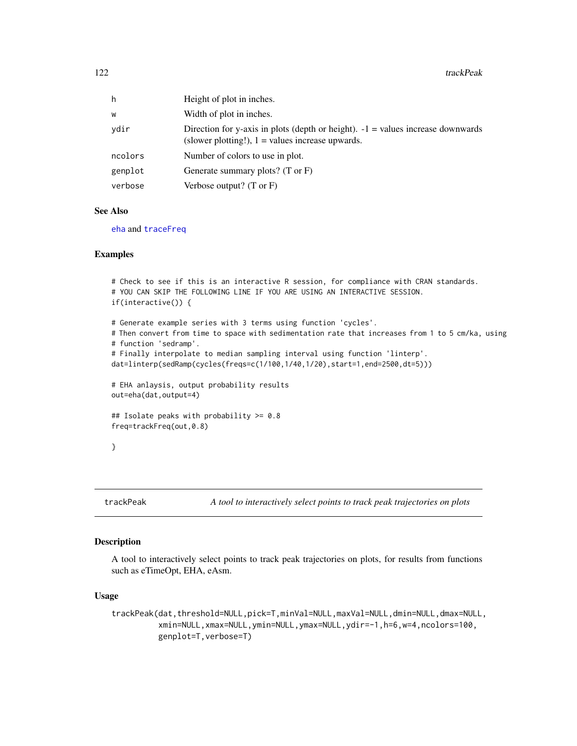| | |
|---|---|
| h | Height of plot in inches. |
| w | Width of plot in inches. |
| ydir | Direction for y-axis in plots (depth or height). -1 = values increase downwards (slower plotting!), 1 = values increase upwards. |
| ncolors | Number of colors to use in plot. |
| genplot | Generate summary plots? (T or F) |
| verbose | Verbose output? (T or F) |

### See Also

eha and traceFreq

### Examples

```
# Check to see if this is an interactive R session, for compliance with CRAN standards.
# YOU CAN SKIP THE FOLLOWING LINE IF YOU ARE USING AN INTERACTIVE SESSION.
if(interactive()) {

# Generate example series with 3 terms using function 'cycles'.
# Then convert from time to space with sedimentation rate that increases from 1 to 5 cm/ka, using
# function 'sedramp'.
# Finally interpolate to median sampling interval using function 'linterp'.
dat=linterp(sedRamp(cycles(freqs=c(1/100,1/40,1/20),start=1,end=2500,dt=5)))

# EHA anlaysis, output probability results
out=eha(dat,output=4)

## Isolate peaks with probability >= 0.8
freq=trackFreq(out,0.8)

}
```

---

## trackPeak *A tool to interactively select points to track peak trajectories on plots*

### Description

A tool to interactively select points to track peak trajectories on plots, for results from functions such as eTimeOpt, EHA, eAsm.

### Usage

```
trackPeak(dat,threshold=NULL,pick=T,minVal=NULL,maxVal=NULL,dmin=NULL,dmax=NULL,
          xmin=NULL,xmax=NULL,ymin=NULL,ymax=NULL,ydir=-1,h=6,w=4,ncolors=100,
          genplot=T,verbose=T)
```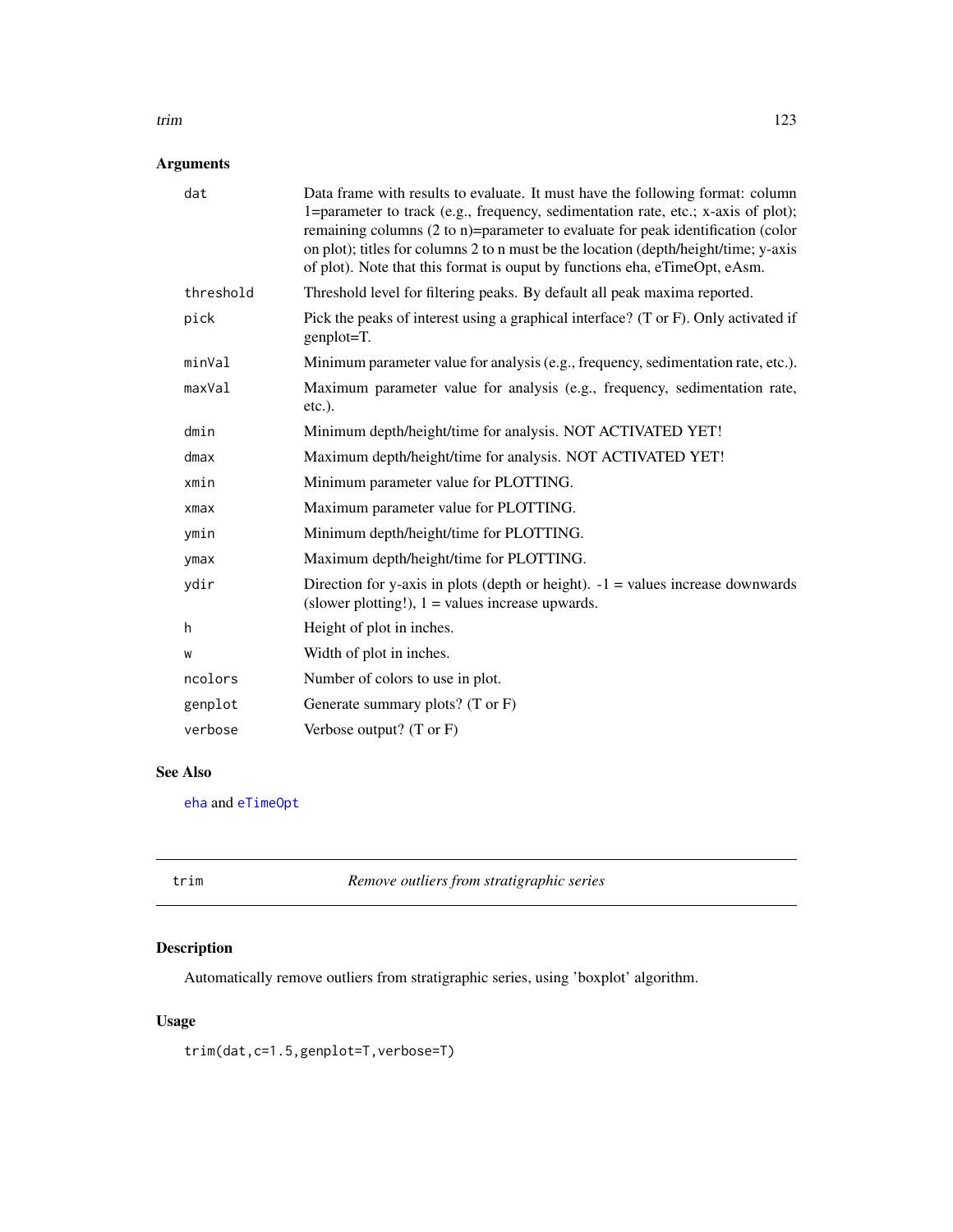## Arguments

| | |
|---|---|
| `dat` | Data frame with results to evaluate. It must have the following format: column 1=parameter to track (e.g., frequency, sedimentation rate, etc.; x-axis of plot); remaining columns (2 to n)=parameter to evaluate for peak identification (color on plot); titles for columns 2 to n must be the location (depth/height/time; y-axis of plot). Note that this format is ouput by functions eha, eTimeOpt, eAsm. |
| `threshold` | Threshold level for filtering peaks. By default all peak maxima reported. |
| `pick` | Pick the peaks of interest using a graphical interface? (T or F). Only activated if genplot=T. |
| `minVal` | Minimum parameter value for analysis (e.g., frequency, sedimentation rate, etc.). |
| `maxVal` | Maximum parameter value for analysis (e.g., frequency, sedimentation rate, etc.). |
| `dmin` | Minimum depth/height/time for analysis. NOT ACTIVATED YET! |
| `dmax` | Maximum depth/height/time for analysis. NOT ACTIVATED YET! |
| `xmin` | Minimum parameter value for PLOTTING. |
| `xmax` | Maximum parameter value for PLOTTING. |
| `ymin` | Minimum depth/height/time for PLOTTING. |
| `ymax` | Maximum depth/height/time for PLOTTING. |
| `ydir` | Direction for y-axis in plots (depth or height). -1 = values increase downwards (slower plotting!), 1 = values increase upwards. |
| `h` | Height of plot in inches. |
| `w` | Width of plot in inches. |
| `ncolors` | Number of colors to use in plot. |
| `genplot` | Generate summary plots? (T or F) |
| `verbose` | Verbose output? (T or F) |

## See Also

eha and eTimeOpt

---

# trim — *Remove outliers from stratigraphic series*

## Description

Automatically remove outliers from stratigraphic series, using 'boxplot' algorithm.

## Usage

```
trim(dat,c=1.5,genplot=T,verbose=T)
```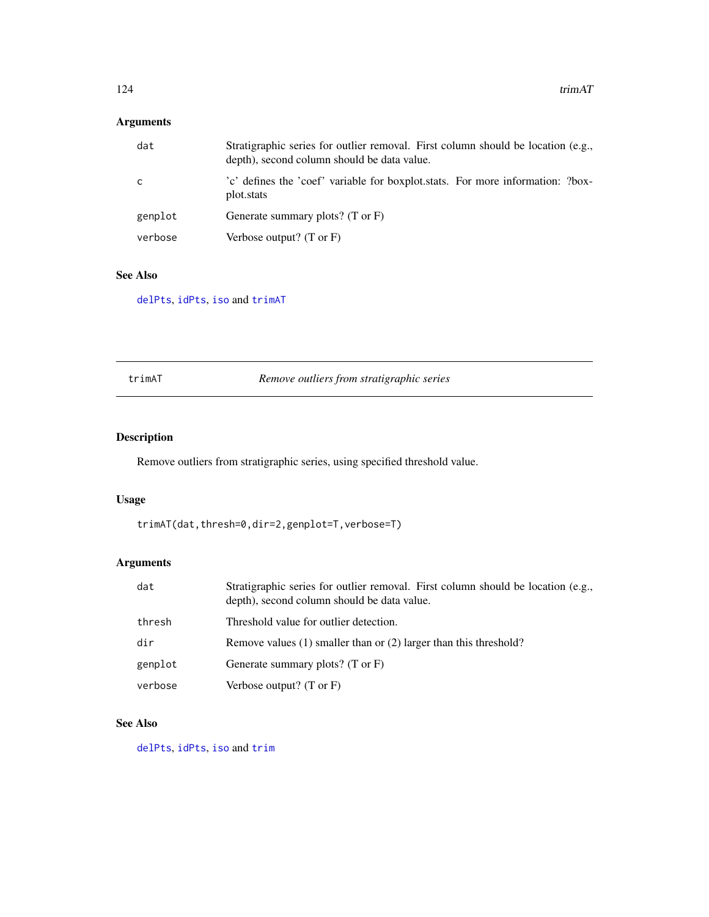## Arguments

| | |
|---|---|
| dat | Stratigraphic series for outlier removal. First column should be location (e.g., depth), second column should be data value. |
| c | 'c' defines the 'coef' variable for boxplot.stats. For more information: ?boxplot.stats |
| genplot | Generate summary plots? (T or F) |
| verbose | Verbose output? (T or F) |

## See Also

delPts, idPts, iso and trimAT

---

# trimAT *Remove outliers from stratigraphic series*

## Description

Remove outliers from stratigraphic series, using specified threshold value.

## Usage

```
trimAT(dat,thresh=0,dir=2,genplot=T,verbose=T)
```

## Arguments

| | |
|---|---|
| dat | Stratigraphic series for outlier removal. First column should be location (e.g., depth), second column should be data value. |
| thresh | Threshold value for outlier detection. |
| dir | Remove values (1) smaller than or (2) larger than this threshold? |
| genplot | Generate summary plots? (T or F) |
| verbose | Verbose output? (T or F) |

## See Also

delPts, idPts, iso and trim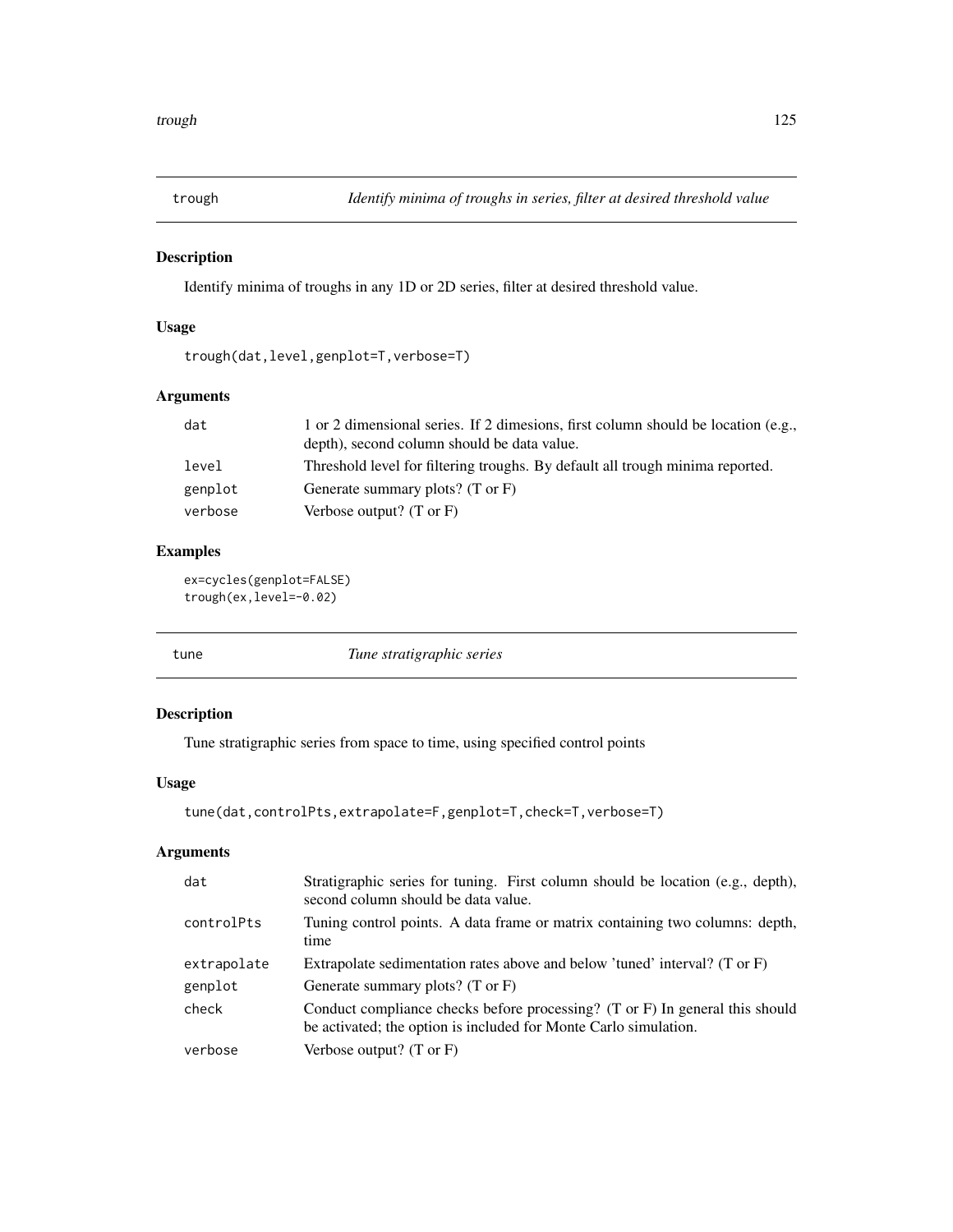## trough — *Identify minima of troughs in series, filter at desired threshold value*

### Description

Identify minima of troughs in any 1D or 2D series, filter at desired threshold value.

### Usage

```
trough(dat,level,genplot=T,verbose=T)
```

### Arguments

| | |
|---|---|
| dat | 1 or 2 dimensional series. If 2 dimesions, first column should be location (e.g., depth), second column should be data value. |
| level | Threshold level for filtering troughs. By default all trough minima reported. |
| genplot | Generate summary plots? (T or F) |
| verbose | Verbose output? (T or F) |

### Examples

```
ex=cycles(genplot=FALSE)
trough(ex,level=-0.02)
```

## tune — *Tune stratigraphic series*

### Description

Tune stratigraphic series from space to time, using specified control points

### Usage

```
tune(dat,controlPts,extrapolate=F,genplot=T,check=T,verbose=T)
```

### Arguments

| | |
|---|---|
| dat | Stratigraphic series for tuning. First column should be location (e.g., depth), second column should be data value. |
| controlPts | Tuning control points. A data frame or matrix containing two columns: depth, time |
| extrapolate | Extrapolate sedimentation rates above and below 'tuned' interval? (T or F) |
| genplot | Generate summary plots? (T or F) |
| check | Conduct compliance checks before processing? (T or F) In general this should be activated; the option is included for Monte Carlo simulation. |
| verbose | Verbose output? (T or F) |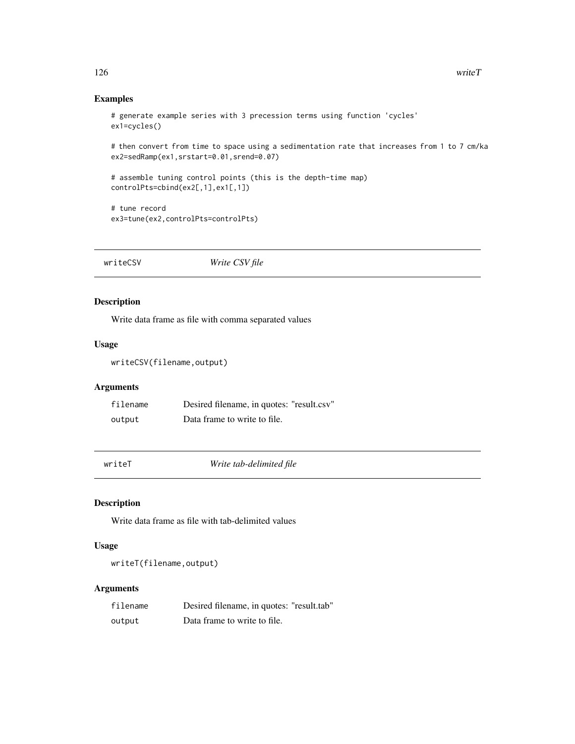## Examples

```
# generate example series with 3 precession terms using function 'cycles'
ex1=cycles()

# then convert from time to space using a sedimentation rate that increases from 1 to 7 cm/ka
ex2=sedRamp(ex1,srstart=0.01,srend=0.07)

# assemble tuning control points (this is the depth-time map)
controlPts=cbind(ex2[,1],ex1[,1])

# tune record
ex3=tune(ex2,controlPts=controlPts)
```

---

# writeCSV    *Write CSV file*

## Description

Write data frame as file with comma separated values

## Usage

```
writeCSV(filename,output)
```

## Arguments

| | |
|---|---|
| filename | Desired filename, in quotes: "result.csv" |
| output | Data frame to write to file. |

---

# writeT    *Write tab-delimited file*

## Description

Write data frame as file with tab-delimited values

## Usage

```
writeT(filename,output)
```

## Arguments

| | |
|---|---|
| filename | Desired filename, in quotes: "result.tab" |
| output | Data frame to write to file. |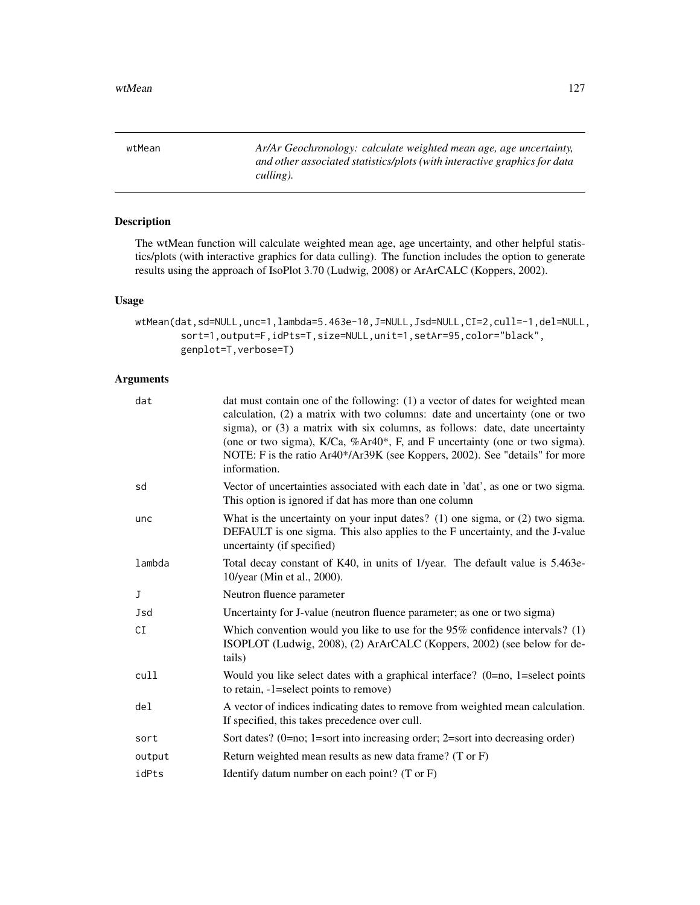wtMean — *Ar/Ar Geochronology: calculate weighted mean age, age uncertainty, and other associated statistics/plots (with interactive graphics for data culling).*

## Description

The wtMean function will calculate weighted mean age, age uncertainty, and other helpful statistics/plots (with interactive graphics for data culling). The function includes the option to generate results using the approach of IsoPlot 3.70 (Ludwig, 2008) or ArArCALC (Koppers, 2002).

## Usage

```
wtMean(dat,sd=NULL,unc=1,lambda=5.463e-10,J=NULL,Jsd=NULL,CI=2,cull=-1,del=NULL,
       sort=1,output=F,idPts=T,size=NULL,unit=1,setAr=95,color="black",
       genplot=T,verbose=T)
```

## Arguments

| | |
|---|---|
| dat | dat must contain one of the following: (1) a vector of dates for weighted mean calculation, (2) a matrix with two columns: date and uncertainty (one or two sigma), or (3) a matrix with six columns, as follows: date, date uncertainty (one or two sigma), K/Ca, %Ar40*, F, and F uncertainty (one or two sigma). NOTE: F is the ratio Ar40*/Ar39K (see Koppers, 2002). See "details" for more information. |
| sd | Vector of uncertainties associated with each date in 'dat', as one or two sigma. This option is ignored if dat has more than one column |
| unc | What is the uncertainty on your input dates? (1) one sigma, or (2) two sigma. DEFAULT is one sigma. This also applies to the F uncertainty, and the J-value uncertainty (if specified) |
| lambda | Total decay constant of K40, in units of 1/year. The default value is 5.463e-10/year (Min et al., 2000). |
| J | Neutron fluence parameter |
| Jsd | Uncertainty for J-value (neutron fluence parameter; as one or two sigma) |
| CI | Which convention would you like to use for the 95% confidence intervals? (1) ISOPLOT (Ludwig, 2008), (2) ArArCALC (Koppers, 2002) (see below for details) |
| cull | Would you like select dates with a graphical interface? (0=no, 1=select points to retain, -1=select points to remove) |
| del | A vector of indices indicating dates to remove from weighted mean calculation. If specified, this takes precedence over cull. |
| sort | Sort dates? (0=no; 1=sort into increasing order; 2=sort into decreasing order) |
| output | Return weighted mean results as new data frame? (T or F) |
| idPts | Identify datum number on each point? (T or F) |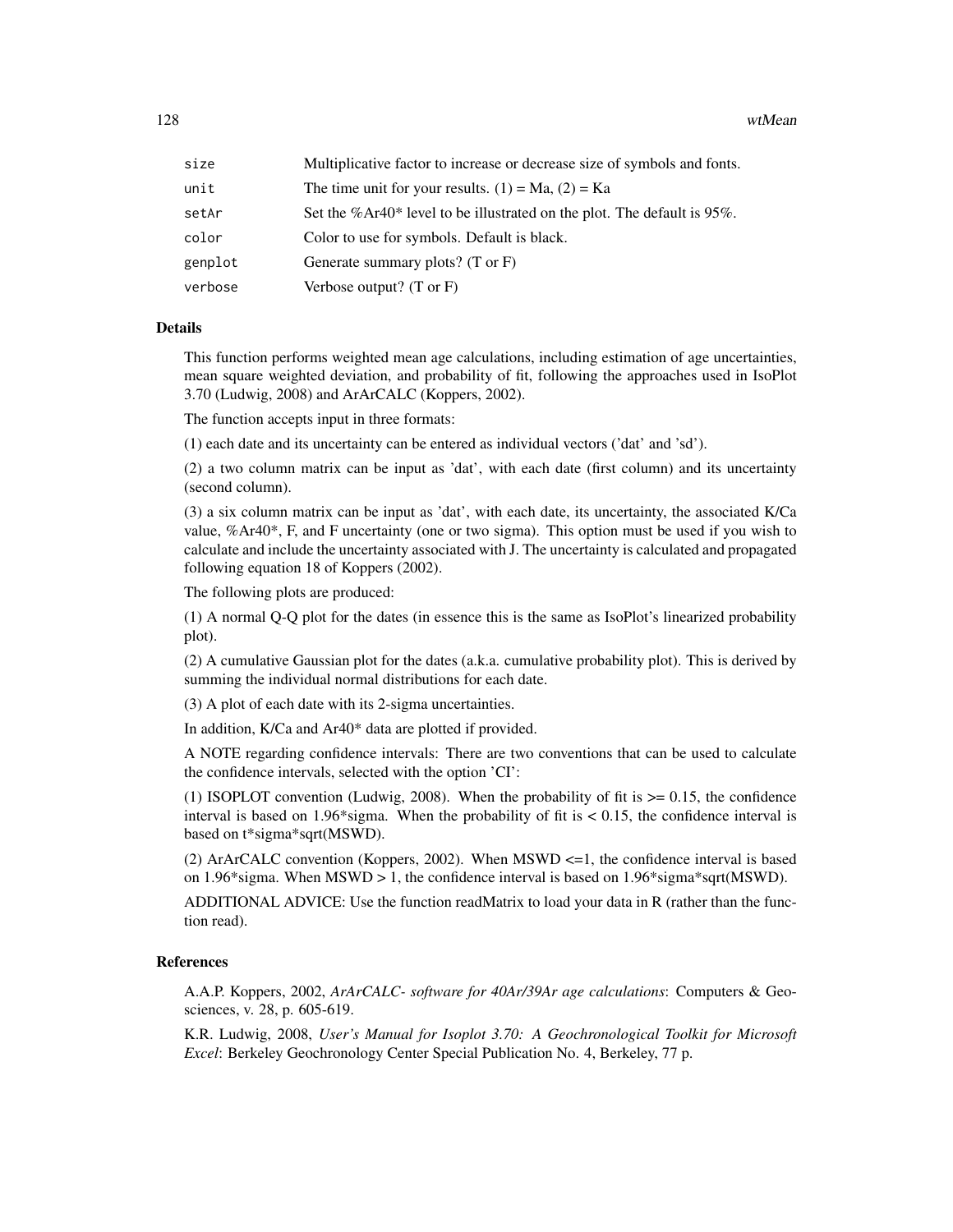| | |
|---|---|
| size | Multiplicative factor to increase or decrease size of symbols and fonts. |
| unit | The time unit for your results. (1) = Ma, (2) = Ka |
| setAr | Set the %Ar40* level to be illustrated on the plot. The default is 95%. |
| color | Color to use for symbols. Default is black. |
| genplot | Generate summary plots? (T or F) |
| verbose | Verbose output? (T or F) |

### Details

This function performs weighted mean age calculations, including estimation of age uncertainties, mean square weighted deviation, and probability of fit, following the approaches used in IsoPlot 3.70 (Ludwig, 2008) and ArArCALC (Koppers, 2002).

The function accepts input in three formats:

(1) each date and its uncertainty can be entered as individual vectors ('dat' and 'sd').

(2) a two column matrix can be input as 'dat', with each date (first column) and its uncertainty (second column).

(3) a six column matrix can be input as 'dat', with each date, its uncertainty, the associated K/Ca value, %Ar40*, F, and F uncertainty (one or two sigma). This option must be used if you wish to calculate and include the uncertainty associated with J. The uncertainty is calculated and propagated following equation 18 of Koppers (2002).

The following plots are produced:

(1) A normal Q-Q plot for the dates (in essence this is the same as IsoPlot's linearized probability plot).

(2) A cumulative Gaussian plot for the dates (a.k.a. cumulative probability plot). This is derived by summing the individual normal distributions for each date.

(3) A plot of each date with its 2-sigma uncertainties.

In addition, K/Ca and Ar40* data are plotted if provided.

A NOTE regarding confidence intervals: There are two conventions that can be used to calculate the confidence intervals, selected with the option 'CI':

(1) ISOPLOT convention (Ludwig, 2008). When the probability of fit is >= 0.15, the confidence interval is based on 1.96*sigma. When the probability of fit is < 0.15, the confidence interval is based on t*sigma*sqrt(MSWD).

(2) ArArCALC convention (Koppers, 2002). When MSWD <=1, the confidence interval is based on 1.96*sigma. When MSWD > 1, the confidence interval is based on 1.96*sigma*sqrt(MSWD).

ADDITIONAL ADVICE: Use the function readMatrix to load your data in R (rather than the function read).

### References

A.A.P. Koppers, 2002, *ArArCALC- software for 40Ar/39Ar age calculations*: Computers & Geosciences, v. 28, p. 605-619.

K.R. Ludwig, 2008, *User's Manual for Isoplot 3.70: A Geochronological Toolkit for Microsoft Excel*: Berkeley Geochronology Center Special Publication No. 4, Berkeley, 77 p.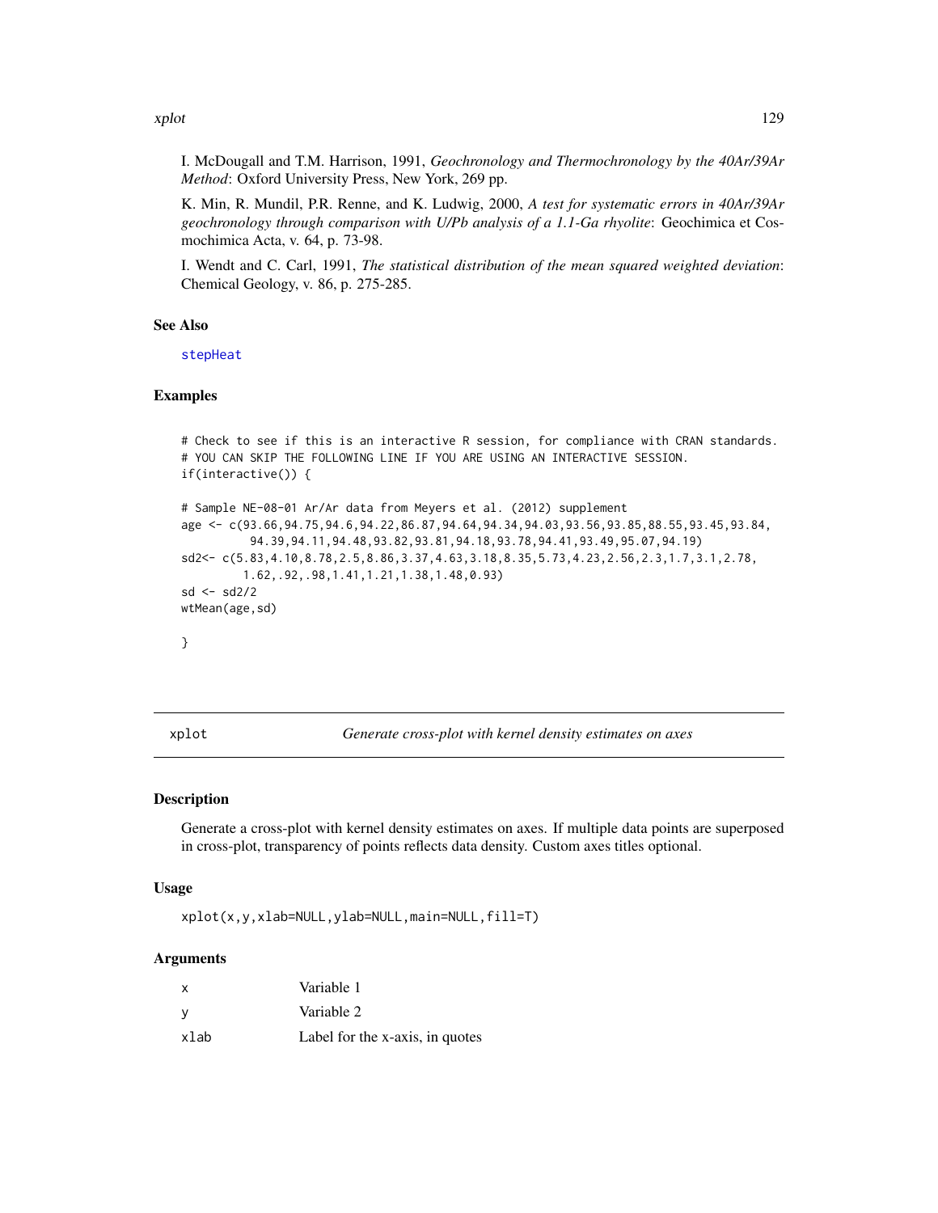I. McDougall and T.M. Harrison, 1991, *Geochronology and Thermochronology by the 40Ar/39Ar Method*: Oxford University Press, New York, 269 pp.

K. Min, R. Mundil, P.R. Renne, and K. Ludwig, 2000, *A test for systematic errors in 40Ar/39Ar geochronology through comparison with U/Pb analysis of a 1.1-Ga rhyolite*: Geochimica et Cosmochimica Acta, v. 64, p. 73-98.

I. Wendt and C. Carl, 1991, *The statistical distribution of the mean squared weighted deviation*: Chemical Geology, v. 86, p. 275-285.

### See Also

stepHeat

### Examples

```
# Check to see if this is an interactive R session, for compliance with CRAN standards.
# YOU CAN SKIP THE FOLLOWING LINE IF YOU ARE USING AN INTERACTIVE SESSION.
if(interactive()) {

# Sample NE-08-01 Ar/Ar data from Meyers et al. (2012) supplement
age <- c(93.66,94.75,94.6,94.22,86.87,94.64,94.34,94.03,93.56,93.85,88.55,93.45,93.84,
         94.39,94.11,94.48,93.82,93.81,94.18,93.78,94.41,93.49,95.07,94.19)
sd2<- c(5.83,4.10,8.78,2.5,8.86,3.37,4.63,3.18,8.35,5.73,4.23,2.56,2.3,1.7,3.1,2.78,
        1.62,.92,.98,1.41,1.21,1.38,1.48,0.93)
sd <- sd2/2
wtMean(age,sd)

}
```

## xplot — *Generate cross-plot with kernel density estimates on axes*

### Description

Generate a cross-plot with kernel density estimates on axes. If multiple data points are superposed in cross-plot, transparency of points reflects data density. Custom axes titles optional.

### Usage

```
xplot(x,y,xlab=NULL,ylab=NULL,main=NULL,fill=T)
```

### Arguments

| | |
|---|---|
| x | Variable 1 |
| y | Variable 2 |
| xlab | Label for the x-axis, in quotes |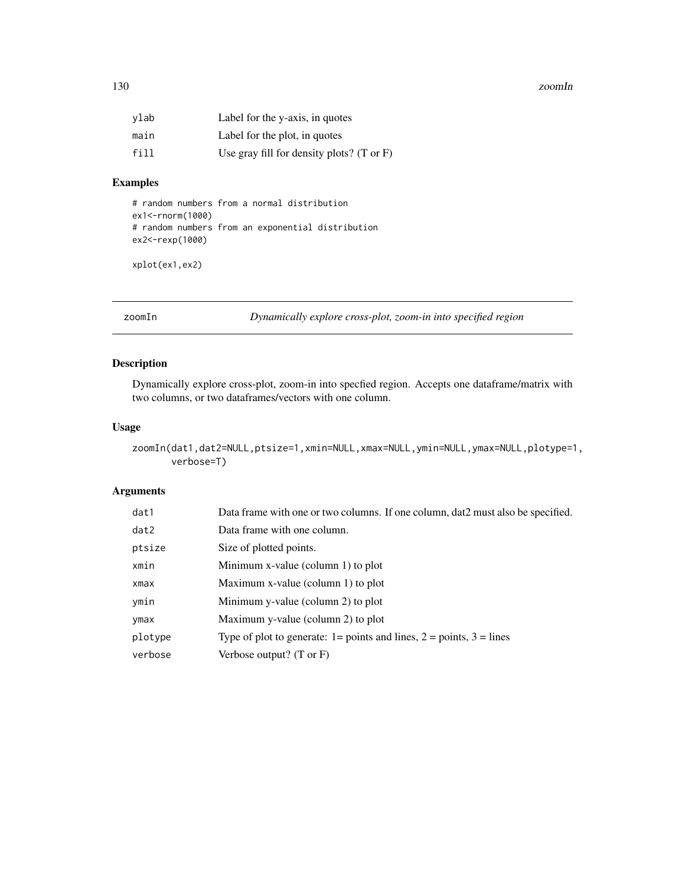| | |
|---|---|
| ylab | Label for the y-axis, in quotes |
| main | Label for the plot, in quotes |
| fill | Use gray fill for density plots? (T or F) |

## Examples

```
# random numbers from a normal distribution
ex1<-rnorm(1000)
# random numbers from an exponential distribution
ex2<-rexp(1000)

xplot(ex1,ex2)
```

---

# zoomIn *Dynamically explore cross-plot, zoom-in into specified region*

---

## Description

Dynamically explore cross-plot, zoom-in into specfied region. Accepts one dataframe/matrix with two columns, or two dataframes/vectors with one column.

## Usage

```
zoomIn(dat1,dat2=NULL,ptsize=1,xmin=NULL,xmax=NULL,ymin=NULL,ymax=NULL,plotype=1,
       verbose=T)
```

## Arguments

| | |
|---|---|
| dat1 | Data frame with one or two columns. If one column, dat2 must also be specified. |
| dat2 | Data frame with one column. |
| ptsize | Size of plotted points. |
| xmin | Minimum x-value (column 1) to plot |
| xmax | Maximum x-value (column 1) to plot |
| ymin | Minimum y-value (column 2) to plot |
| ymax | Maximum y-value (column 2) to plot |
| plotype | Type of plot to generate: 1= points and lines, 2 = points, 3 = lines |
| verbose | Verbose output? (T or F) |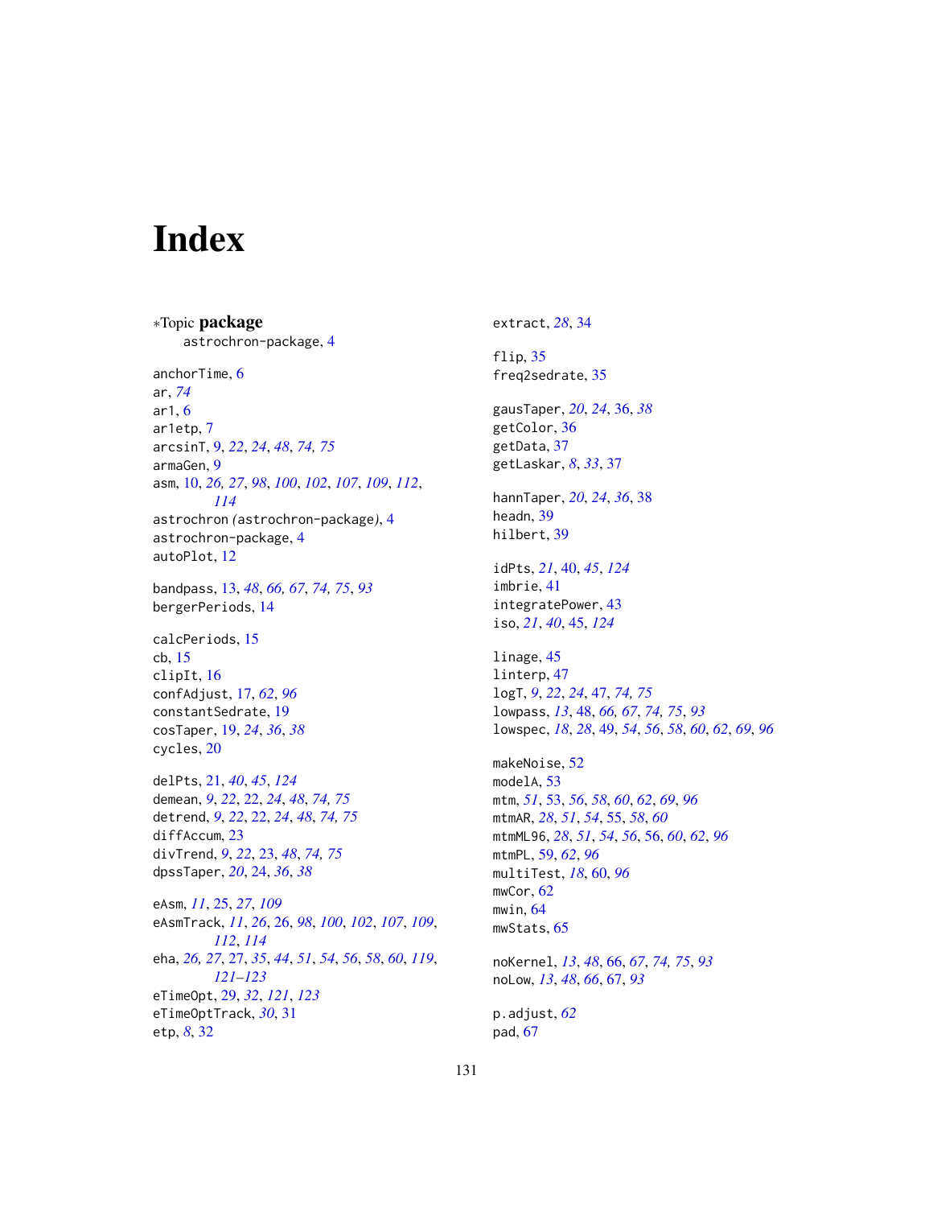# Index

∗Topic **package**

astrochron-package, 4

anchorTime, 6
ar, *74*
ar1, 6
ar1etp, 7
arcsinT, 9, *22*, *24*, *48*, *74, 75*
armaGen, 9
asm, 10, *26, 27*, *98*, *100*, *102*, *107*, *109*, *112*, *114*
astrochron (astrochron-package), 4
astrochron-package, 4
autoPlot, 12

bandpass, 13, *48*, *66, 67*, *74, 75*, *93*
bergerPeriods, 14

calcPeriods, 15
cb, 15
clipIt, 16
confAdjust, 17, *62*, *96*
constantSedrate, 19
cosTaper, 19, *24*, *36*, *38*
cycles, 20

delPts, 21, *40*, *45*, *124*
demean, *9*, *22*, 22, *24*, *48*, *74, 75*
detrend, *9*, *22*, 22, *24*, *48*, *74, 75*
diffAccum, 23
divTrend, *9*, *22*, 23, *48*, *74, 75*
dpssTaper, *20*, 24, *36*, *38*

eAsm, *11*, 25, *27*, *109*
eAsmTrack, *11*, *26*, 26, *98*, *100*, *102*, *107*, *109*, *112*, *114*
eha, *26, 27*, 27, *35*, *44*, *51*, *54*, *56*, *58*, *60*, *119*, *121–123*
eTimeOpt, 29, *32*, *121*, *123*
eTimeOptTrack, *30*, 31
etp, *8*, 32

extract, *28*, 34

flip, 35
freq2sedrate, 35

gausTaper, *20*, *24*, 36, *38*
getColor, 36
getData, 37
getLaskar, *8*, *33*, 37

hannTaper, *20*, *24*, *36*, 38
headn, 39
hilbert, 39

idPts, *21*, 40, *45*, *124*
imbrie, 41
integratePower, 43
iso, *21*, *40*, 45, *124*

linage, 45
linterp, 47
logT, *9*, *22*, *24*, 47, *74, 75*
lowpass, *13*, 48, *66, 67*, *74, 75*, *93*
lowspec, *18*, *28*, 49, *54*, *56*, *58*, *60*, *62*, *69*, *96*

makeNoise, 52
modelA, 53
mtm, *51*, 53, *56*, *58*, *60*, *62*, *69*, *96*
mtmAR, *28*, *51*, *54*, 55, *58*, *60*
mtmML96, *28*, *51*, *54*, *56*, 56, *60*, *62*, *96*
mtmPL, 59, *62*, *96*
multiTest, *18*, 60, *96*
mwCor, 62
mwin, 64
mwStats, 65

noKernel, *13*, *48*, 66, *67*, *74, 75*, *93*
noLow, *13*, *48*, *66*, 67, *93*

p.adjust, *62*
pad, 67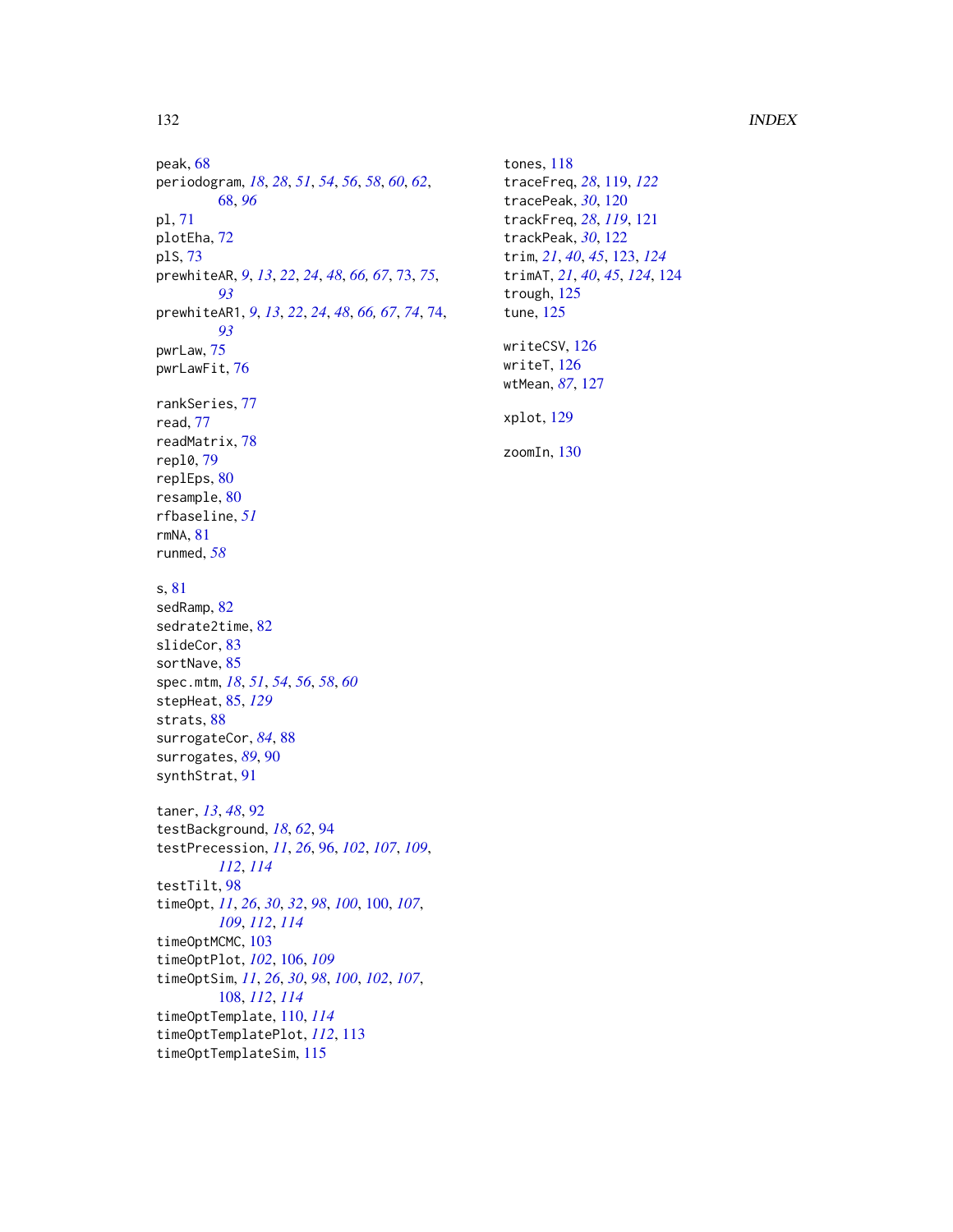peak, 68
periodogram, *18*, *28*, *51*, *54*, *56*, *58*, *60*, *62*, 68, *96*
pl, 71
plotEha, 72
plS, 73
prewhiteAR, *9*, *13*, *22*, *24*, *48*, *66, 67*, 73, *75*, *93*
prewhiteAR1, *9*, *13*, *22*, *24*, *48*, *66, 67*, *74*, 74, *93*
pwrLaw, 75
pwrLawFit, 76

rankSeries, 77
read, 77
readMatrix, 78
repl0, 79
replEps, 80
resample, 80
rfbaseline, *51*
rmNA, 81
runmed, *58*

s, 81
sedRamp, 82
sedrate2time, 82
slideCor, 83
sortNave, 85
spec.mtm, *18*, *51*, *54*, *56*, *58*, *60*
stepHeat, 85, *129*
strats, 88
surrogateCor, *84*, 88
surrogates, *89*, 90
synthStrat, 91

taner, *13*, *48*, 92
testBackground, *18*, *62*, 94
testPrecession, *11*, *26*, 96, *102*, *107*, *109*, *112*, *114*
testTilt, 98
timeOpt, *11*, *26*, *30*, *32*, *98*, *100*, 100, *107*, *109*, *112*, *114*
timeOptMCMC, 103
timeOptPlot, *102*, 106, *109*
timeOptSim, *11*, *26*, *30*, *98*, *100*, *102*, *107*, 108, *112*, *114*
timeOptTemplate, 110, *114*
timeOptTemplatePlot, *112*, 113
timeOptTemplateSim, 115
tones, 118
traceFreq, *28*, 119, *122*
tracePeak, *30*, 120
trackFreq, *28*, *119*, 121
trackPeak, *30*, 122
trim, *21*, *40*, *45*, 123, *124*
trimAT, *21*, *40*, *45*, *124*, 124
trough, 125
tune, 125

writeCSV, 126
writeT, 126
wtMean, *87*, 127

xplot, 129

zoomIn, 130